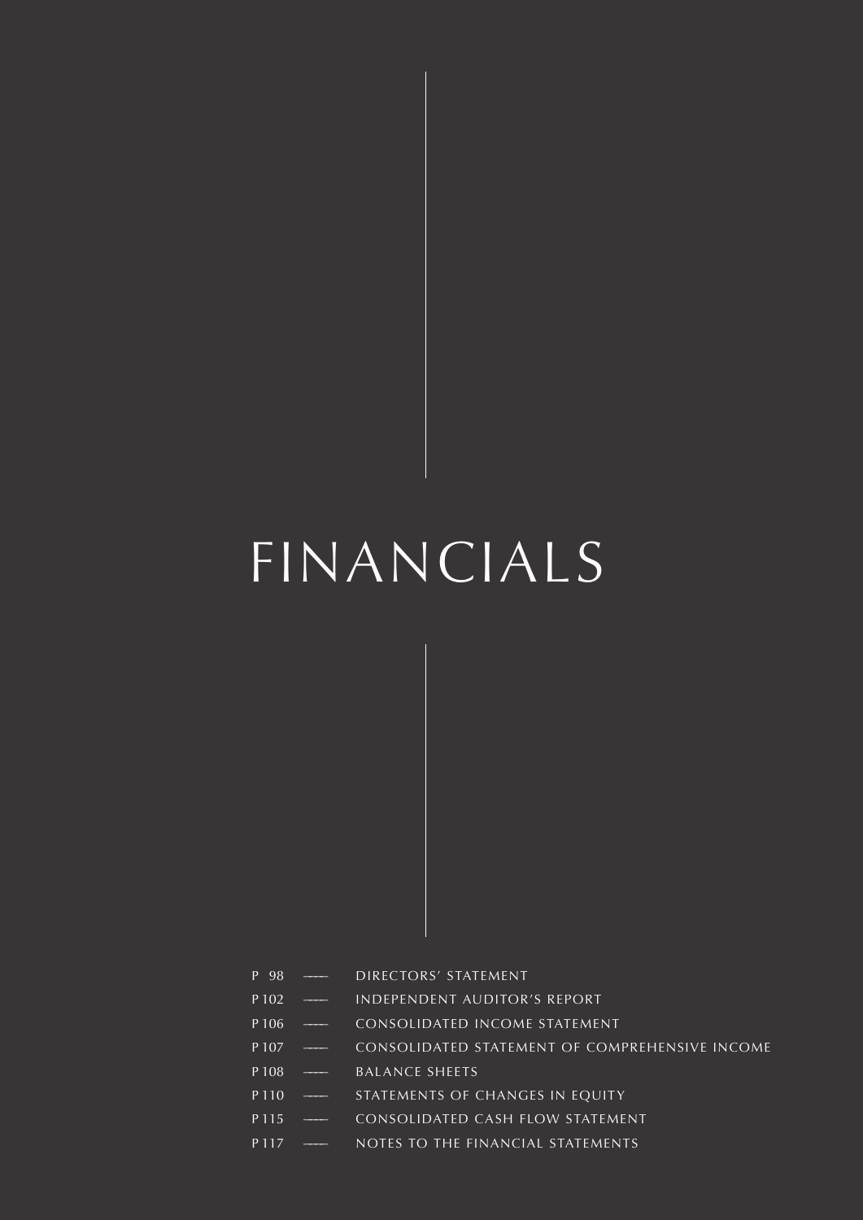# FINANCIALS

- P 98 —— DIRECTORS' STATEMENT
- P 102 —— INDEPENDENT AUDITOR'S REPORT
- P 106 —— CONSOLIDATED INCOME STATEMENT
- P 107 —— CONSOLIDATED STATEMENT OF COMPREHENSIVE INCOME
- P 108 —— BALANCE SHEETS
- P 110 —— STATEMENTS OF CHANGES IN EQUITY
- P 115 —— CONSOLIDATED CASH FLOW STATEMENT
- P 117 —— NOTES TO THE FINANCIAL STATEMENTS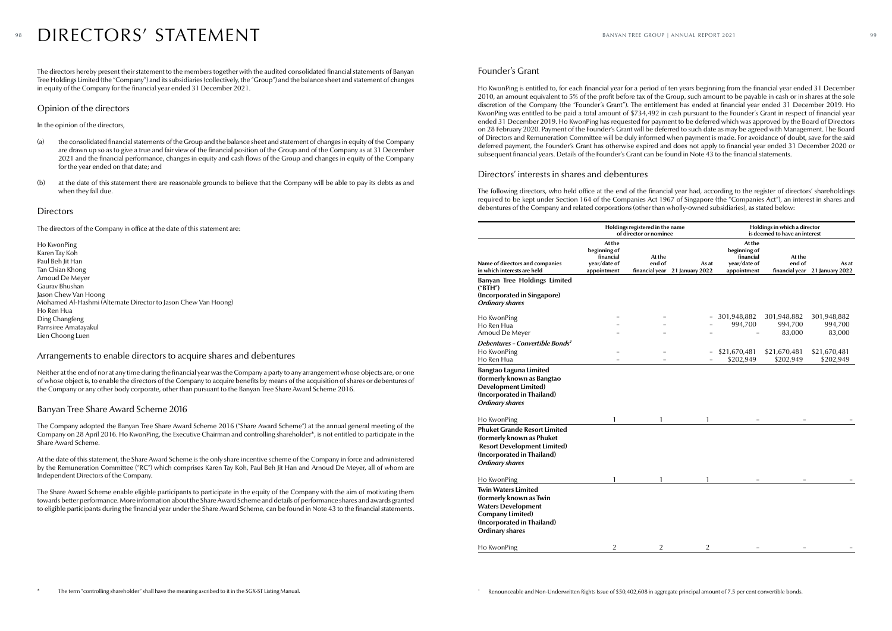# DIRECTORS' STATEMENT

The directors hereby present their statement to the members together with the audited consolidated financial statements of Banyan Tree Holdings Limited (the "Company") and its subsidiaries (collectively, the "Group") and the balance sheet and statement of changes in equity of the Company for the financial year ended 31 December 2021.

## Opinion of the directors

In the opinion of the directors,

(a) the consolidated financial statements of the Group and the balance sheet and statement of changes in equity of the Company are drawn up so as to give a true and fair view of the financial position of the Group and of the Company as at 31 December 2021 and the financial performance, changes in equity and cash flows of the Group and changes in equity of the Company for the year ended on that date; and

(b) at the date of this statement there are reasonable grounds to believe that the Company will be able to pay its debts as and when they fall due.

## Directors

The directors of the Company in office at the date of this statement are:

Ho KwonPing
Karen Tay Koh
Paul Beh Jit Han
Tan Chian Khong
Arnoud De Meyer
Gaurav Bhushan
Jason Chew Van Hoong
Mohamed Al-Hashmi (Alternate Director to Jason Chew Van Hoong)
Ho Ren Hua
Ding Changfeng
Parnsiree Amatayakul
Lien Choong Luen

## Arrangements to enable directors to acquire shares and debentures

Neither at the end of nor at any time during the financial year was the Company a party to any arrangement whose objects are, or one of whose object is, to enable the directors of the Company to acquire benefits by means of the acquisition of shares or debentures of the Company or any other body corporate, other than pursuant to the Banyan Tree Share Award Scheme 2016.

## Banyan Tree Share Award Scheme 2016

The Company adopted the Banyan Tree Share Award Scheme 2016 ("Share Award Scheme") at the annual general meeting of the Company on 28 April 2016. Ho KwonPing, the Executive Chairman and controlling shareholder*, is not entitled to participate in the Share Award Scheme.

At the date of this statement, the Share Award Scheme is the only share incentive scheme of the Company in force and administered by the Remuneration Committee ("RC") which comprises Karen Tay Koh, Paul Beh Jit Han and Arnoud De Meyer, all of whom are Independent Directors of the Company.

The Share Award Scheme enable eligible participants to participate in the equity of the Company with the aim of motivating them towards better performance. More information about the Share Award Scheme and details of performance shares and awards granted to eligible participants during the financial year under the Share Award Scheme, can be found in Note 43 to the financial statements.

\* The term "controlling shareholder" shall have the meaning ascribed to it in the SGX-ST Listing Manual.

## Founder's Grant

Ho KwonPing is entitled to, for each financial year for a period of ten years beginning from the financial year ended 31 December 2010, an amount equivalent to 5% of the profit before tax of the Group, such amount to be payable in cash or in shares at the sole discretion of the Company (the "Founder's Grant"). The entitlement has ended at financial year ended 31 December 2019. Ho KwonPing was entitled to be paid a total amount of $734,492 in cash pursuant to the Founder's Grant in respect of financial year ended 31 December 2019. Ho KwonPing has requested for payment to be deferred which was approved by the Board of Directors on 28 February 2020. Payment of the Founder's Grant will be deferred to such date as may be agreed with Management. The Board of Directors and Remuneration Committee will be duly informed when payment is made. For avoidance of doubt, save for the said deferred payment, the Founder's Grant has otherwise expired and does not apply to financial year ended 31 December 2020 or subsequent financial years. Details of the Founder's Grant can be found in Note 43 to the financial statements.

## Directors' interests in shares and debentures

The following directors, who held office at the end of the financial year had, according to the register of directors' shareholdings required to be kept under Section 164 of the Companies Act 1967 of Singapore (the "Companies Act"), an interest in shares and debentures of the Company and related corporations (other than wholly-owned subsidiaries), as stated below:

| | Holdings registered in the name of director or nominee | | | Holdings in which a director is deemed to have an interest | | |
|---|---|---|---|---|---|---|
| **Name of directors and companies in which interests are held** | **At the beginning of financial year/date of appointment** | **At the end of financial year** | **As at 21 January 2022** | **At the beginning of financial year/date of appointment** | **At the end of financial year** | **As at 21 January 2022** |
| **Banyan Tree Holdings Limited ("BTH") (Incorporated in Singapore)** ***Ordinary shares*** | | | | | | |
| Ho KwonPing | – | – | – | 301,948,882 | 301,948,882 | 301,948,882 |
| Ho Ren Hua | – | – | – | 994,700 | 994,700 | 994,700 |
| Arnoud De Meyer | – | – | – | – | 83,000 | 83,000 |
| ***Debentures – Convertible Bonds[1]*** | | | | | | |
| Ho KwonPing | – | – | – | $21,670,481 | $21,670,481 | $21,670,481 |
| Ho Ren Hua | – | – | – | $202,949 | $202,949 | $202,949 |
| **Bangtao Laguna Limited (formerly known as Bangtao Development Limited) (Incorporated in Thailand)** ***Ordinary shares*** | | | | | | |
| Ho KwonPing | 1 | 1 | 1 | – | – | – |
| **Phuket Grande Resort Limited (formerly known as Phuket Resort Development Limited) (Incorporated in Thailand)** ***Ordinary shares*** | | | | | | |
| Ho KwonPing | 1 | 1 | 1 | – | – | – |
| **Twin Waters Limited (formerly known as Twin Waters Development Company Limited) (Incorporated in Thailand) Ordinary shares** | | | | | | |
| Ho KwonPing | 2 | 2 | 2 | – | – | – |

[1] Renounceable and Non-Underwritten Rights Issue of $50,402,608 in aggregate principal amount of 7.5 per cent convertible bonds.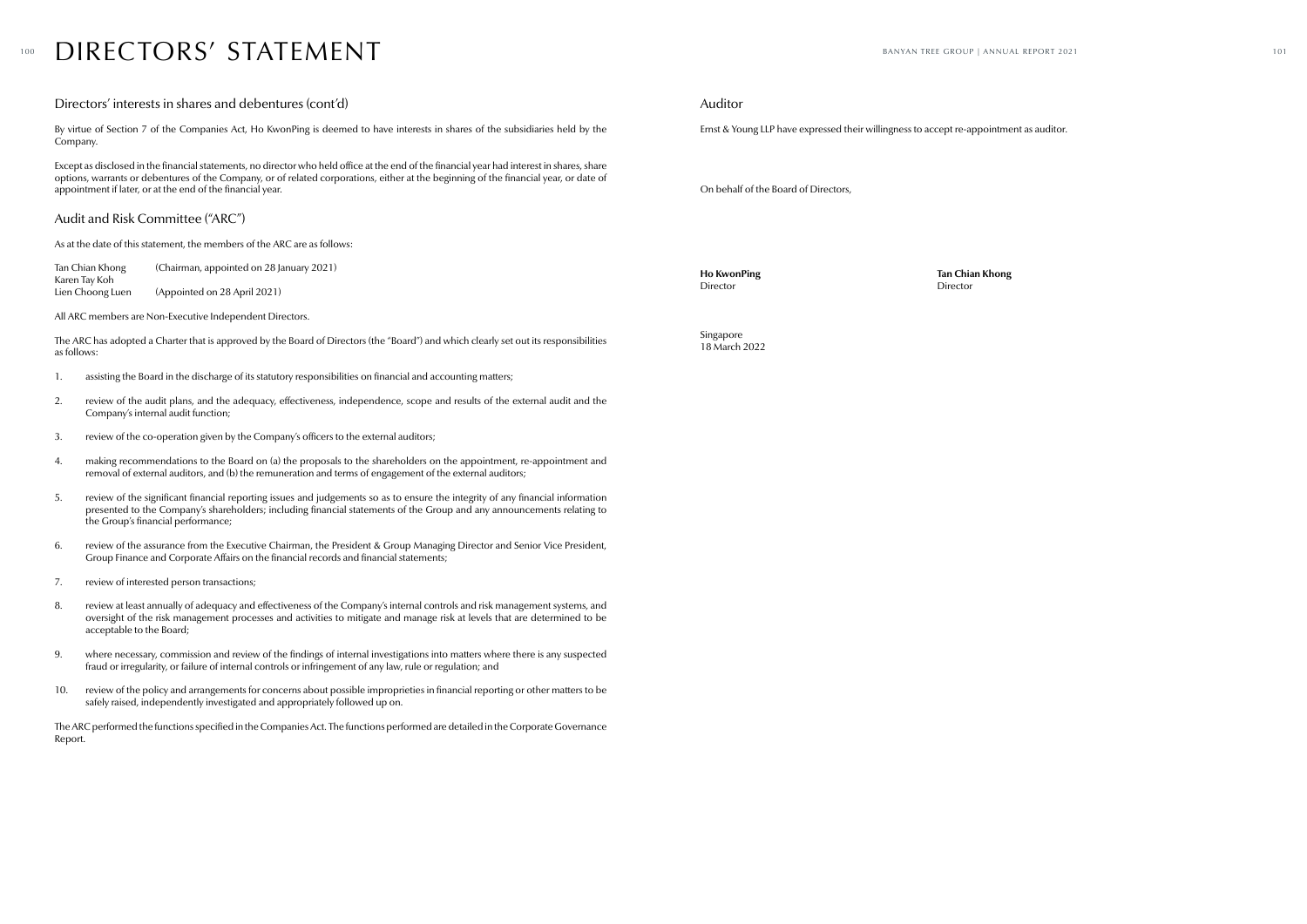# DIRECTORS' STATEMENT

## Directors' interests in shares and debentures (cont'd)

By virtue of Section 7 of the Companies Act, Ho KwonPing is deemed to have interests in shares of the subsidiaries held by the Company.

Except as disclosed in the financial statements, no director who held office at the end of the financial year had interest in shares, share options, warrants or debentures of the Company, or of related corporations, either at the beginning of the financial year, or date of appointment if later, or at the end of the financial year.

## Audit and Risk Committee ("ARC")

As at the date of this statement, the members of the ARC are as follows:

| | |
|---|---|
| Tan Chian Khong | (Chairman, appointed on 28 January 2021) |
| Karen Tay Koh | |
| Lien Choong Luen | (Appointed on 28 April 2021) |

All ARC members are Non-Executive Independent Directors.

The ARC has adopted a Charter that is approved by the Board of Directors (the "Board") and which clearly set out its responsibilities as follows:

1. assisting the Board in the discharge of its statutory responsibilities on financial and accounting matters;
2. review of the audit plans, and the adequacy, effectiveness, independence, scope and results of the external audit and the Company's internal audit function;
3. review of the co-operation given by the Company's officers to the external auditors;
4. making recommendations to the Board on (a) the proposals to the shareholders on the appointment, re-appointment and removal of external auditors, and (b) the remuneration and terms of engagement of the external auditors;
5. review of the significant financial reporting issues and judgements so as to ensure the integrity of any financial information presented to the Company's shareholders; including financial statements of the Group and any announcements relating to the Group's financial performance;
6. review of the assurance from the Executive Chairman, the President & Group Managing Director and Senior Vice President, Group Finance and Corporate Affairs on the financial records and financial statements;
7. review of interested person transactions;
8. review at least annually of adequacy and effectiveness of the Company's internal controls and risk management systems, and oversight of the risk management processes and activities to mitigate and manage risk at levels that are determined to be acceptable to the Board;
9. where necessary, commission and review of the findings of internal investigations into matters where there is any suspected fraud or irregularity, or failure of internal controls or infringement of any law, rule or regulation; and
10. review of the policy and arrangements for concerns about possible improprieties in financial reporting or other matters to be safely raised, independently investigated and appropriately followed up on.

The ARC performed the functions specified in the Companies Act. The functions performed are detailed in the Corporate Governance Report.

## Auditor

Ernst & Young LLP have expressed their willingness to accept re-appointment as auditor.

On behalf of the Board of Directors,

**Ho KwonPing**
Director

**Tan Chian Khong**
Director

Singapore
18 March 2022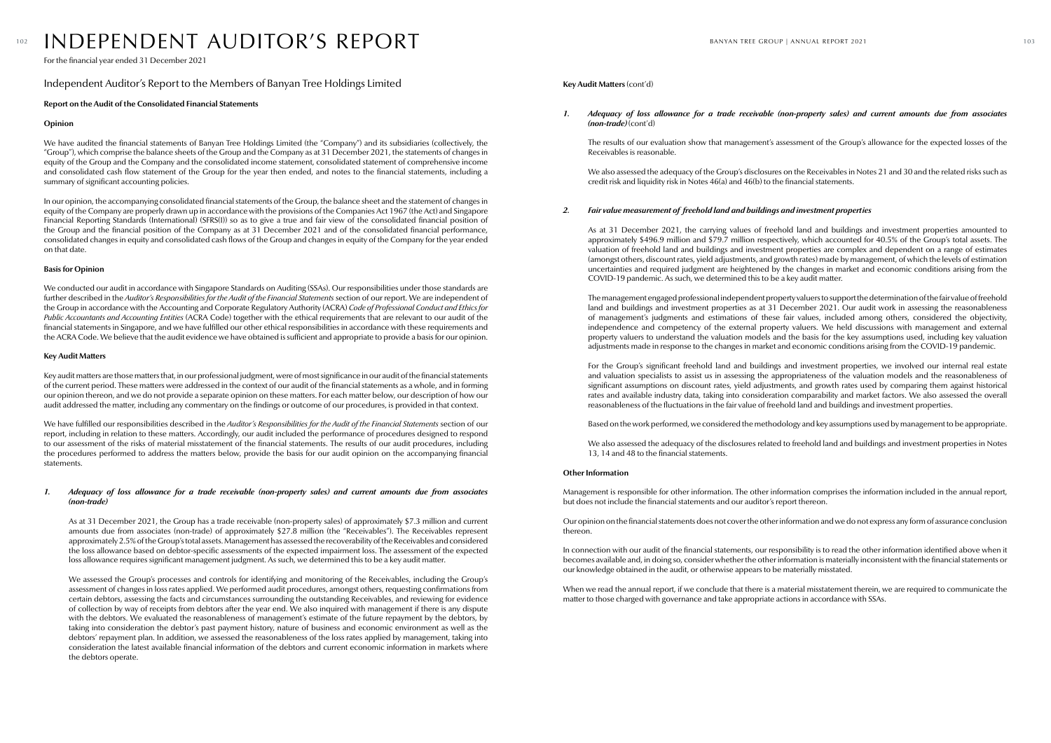# INDEPENDENT AUDITOR'S REPORT

For the financial year ended 31 December 2021

## Independent Auditor's Report to the Members of Banyan Tree Holdings Limited

### Report on the Audit of the Consolidated Financial Statements

#### Opinion

We have audited the financial statements of Banyan Tree Holdings Limited (the "Company") and its subsidiaries (collectively, the "Group"), which comprise the balance sheets of the Group and the Company as at 31 December 2021, the statements of changes in equity of the Group and the Company and the consolidated income statement, consolidated statement of comprehensive income and consolidated cash flow statement of the Group for the year then ended, and notes to the financial statements, including a summary of significant accounting policies.

In our opinion, the accompanying consolidated financial statements of the Group, the balance sheet and the statement of changes in equity of the Company are properly drawn up in accordance with the provisions of the Companies Act 1967 (the Act) and Singapore Financial Reporting Standards (International) (SFRS(I)) so as to give a true and fair view of the consolidated financial position of the Group and the financial position of the Company as at 31 December 2021 and of the consolidated financial performance, consolidated changes in equity and consolidated cash flows of the Group and changes in equity of the Company for the year ended on that date.

#### Basis for Opinion

We conducted our audit in accordance with Singapore Standards on Auditing (SSAs). Our responsibilities under those standards are further described in the *Auditor's Responsibilities for the Audit of the Financial Statements* section of our report. We are independent of the Group in accordance with the Accounting and Corporate Regulatory Authority (ACRA) *Code of Professional Conduct and Ethics for Public Accountants and Accounting Entities* (ACRA Code) together with the ethical requirements that are relevant to our audit of the financial statements in Singapore, and we have fulfilled our other ethical responsibilities in accordance with these requirements and the ACRA Code. We believe that the audit evidence we have obtained is sufficient and appropriate to provide a basis for our opinion.

#### Key Audit Matters

Key audit matters are those matters that, in our professional judgment, were of most significance in our audit of the financial statements of the current period. These matters were addressed in the context of our audit of the financial statements as a whole, and in forming our opinion thereon, and we do not provide a separate opinion on these matters. For each matter below, our description of how our audit addressed the matter, including any commentary on the findings or outcome of our procedures, is provided in that context.

We have fulfilled our responsibilities described in the *Auditor's Responsibilities for the Audit of the Financial Statements* section of our report, including in relation to these matters. Accordingly, our audit included the performance of procedures designed to respond to our assessment of the risks of material misstatement of the financial statements. The results of our audit procedures, including the procedures performed to address the matters below, provide the basis for our audit opinion on the accompanying financial statements.

***1. Adequacy of loss allowance for a trade receivable (non-property sales) and current amounts due from associates (non-trade)***

As at 31 December 2021, the Group has a trade receivable (non-property sales) of approximately $7.3 million and current amounts due from associates (non-trade) of approximately $27.8 million (the "Receivables"). The Receivables represent approximately 2.5% of the Group's total assets. Management has assessed the recoverability of the Receivables and considered the loss allowance based on debtor-specific assessments of the expected impairment loss. The assessment of the expected loss allowance requires significant management judgment. As such, we determined this to be a key audit matter.

We assessed the Group's processes and controls for identifying and monitoring of the Receivables, including the Group's assessment of changes in loss rates applied. We performed audit procedures, amongst others, requesting confirmations from certain debtors, assessing the facts and circumstances surrounding the outstanding Receivables, and reviewing for evidence of collection by way of receipts from debtors after the year end. We also inquired with management if there is any dispute with the debtors. We evaluated the reasonableness of management's estimate of the future repayment by the debtors, by taking into consideration the debtor's past payment history, nature of business and economic environment as well as the debtors' repayment plan. In addition, we assessed the reasonableness of the loss rates applied by management, taking into consideration the latest available financial information of the debtors and current economic information in markets where the debtors operate.

**Key Audit Matters** (cont'd)

***1. Adequacy of loss allowance for a trade receivable (non-property sales) and current amounts due from associates (non-trade)*** (cont'd)

The results of our evaluation show that management's assessment of the Group's allowance for the expected losses of the Receivables is reasonable.

We also assessed the adequacy of the Group's disclosures on the Receivables in Notes 21 and 30 and the related risks such as credit risk and liquidity risk in Notes 46(a) and 46(b) to the financial statements.

***2. Fair value measurement of freehold land and buildings and investment properties***

As at 31 December 2021, the carrying values of freehold land and buildings and investment properties amounted to approximately $496.9 million and $79.7 million respectively, which accounted for 40.5% of the Group's total assets. The valuation of freehold land and buildings and investment properties are complex and dependent on a range of estimates (amongst others, discount rates, yield adjustments, and growth rates) made by management, of which the levels of estimation uncertainties and required judgment are heightened by the changes in market and economic conditions arising from the COVID-19 pandemic. As such, we determined this to be a key audit matter.

The management engaged professional independent property valuers to support the determination of the fair value of freehold land and buildings and investment properties as at 31 December 2021. Our audit work in assessing the reasonableness of management's judgments and estimations of these fair values, included among others, considered the objectivity, independence and competency of the external property valuers. We held discussions with management and external property valuers to understand the valuation models and the basis for the key assumptions used, including key valuation adjustments made in response to the changes in market and economic conditions arising from the COVID-19 pandemic.

For the Group's significant freehold land and buildings and investment properties, we involved our internal real estate and valuation specialists to assist us in assessing the appropriateness of the valuation models and the reasonableness of significant assumptions on discount rates, yield adjustments, and growth rates used by comparing them against historical rates and available industry data, taking into consideration comparability and market factors. We also assessed the overall reasonableness of the fluctuations in the fair value of freehold land and buildings and investment properties.

Based on the work performed, we considered the methodology and key assumptions used by management to be appropriate.

We also assessed the adequacy of the disclosures related to freehold land and buildings and investment properties in Notes 13, 14 and 48 to the financial statements.

#### Other Information

Management is responsible for other information. The other information comprises the information included in the annual report, but does not include the financial statements and our auditor's report thereon.

Our opinion on the financial statements does not cover the other information and we do not express any form of assurance conclusion thereon.

In connection with our audit of the financial statements, our responsibility is to read the other information identified above when it becomes available and, in doing so, consider whether the other information is materially inconsistent with the financial statements or our knowledge obtained in the audit, or otherwise appears to be materially misstated.

When we read the annual report, if we conclude that there is a material misstatement therein, we are required to communicate the matter to those charged with governance and take appropriate actions in accordance with SSAs.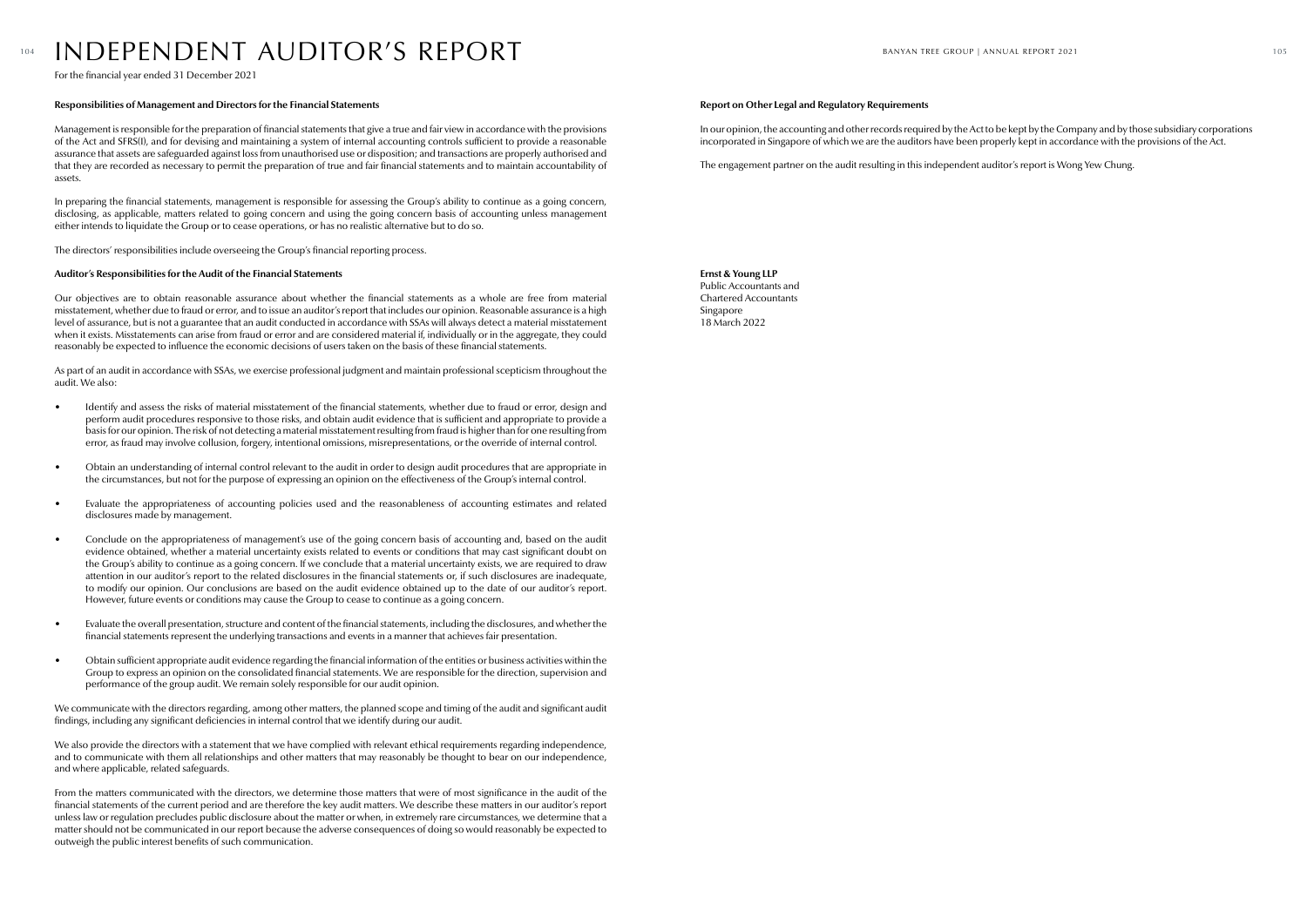# INDEPENDENT AUDITOR'S REPORT

For the financial year ended 31 December 2021

**Responsibilities of Management and Directors for the Financial Statements**

Management is responsible for the preparation of financial statements that give a true and fair view in accordance with the provisions of the Act and SFRS(I), and for devising and maintaining a system of internal accounting controls sufficient to provide a reasonable assurance that assets are safeguarded against loss from unauthorised use or disposition; and transactions are properly authorised and that they are recorded as necessary to permit the preparation of true and fair financial statements and to maintain accountability of assets.

In preparing the financial statements, management is responsible for assessing the Group's ability to continue as a going concern, disclosing, as applicable, matters related to going concern and using the going concern basis of accounting unless management either intends to liquidate the Group or to cease operations, or has no realistic alternative but to do so.

The directors' responsibilities include overseeing the Group's financial reporting process.

**Auditor's Responsibilities for the Audit of the Financial Statements**

Our objectives are to obtain reasonable assurance about whether the financial statements as a whole are free from material misstatement, whether due to fraud or error, and to issue an auditor's report that includes our opinion. Reasonable assurance is a high level of assurance, but is not a guarantee that an audit conducted in accordance with SSAs will always detect a material misstatement when it exists. Misstatements can arise from fraud or error and are considered material if, individually or in the aggregate, they could reasonably be expected to influence the economic decisions of users taken on the basis of these financial statements.

As part of an audit in accordance with SSAs, we exercise professional judgment and maintain professional scepticism throughout the audit. We also:

- Identify and assess the risks of material misstatement of the financial statements, whether due to fraud or error, design and perform audit procedures responsive to those risks, and obtain audit evidence that is sufficient and appropriate to provide a basis for our opinion. The risk of not detecting a material misstatement resulting from fraud is higher than for one resulting from error, as fraud may involve collusion, forgery, intentional omissions, misrepresentations, or the override of internal control.

- Obtain an understanding of internal control relevant to the audit in order to design audit procedures that are appropriate in the circumstances, but not for the purpose of expressing an opinion on the effectiveness of the Group's internal control.

- Evaluate the appropriateness of accounting policies used and the reasonableness of accounting estimates and related disclosures made by management.

- Conclude on the appropriateness of management's use of the going concern basis of accounting and, based on the audit evidence obtained, whether a material uncertainty exists related to events or conditions that may cast significant doubt on the Group's ability to continue as a going concern. If we conclude that a material uncertainty exists, we are required to draw attention in our auditor's report to the related disclosures in the financial statements or, if such disclosures are inadequate, to modify our opinion. Our conclusions are based on the audit evidence obtained up to the date of our auditor's report. However, future events or conditions may cause the Group to cease to continue as a going concern.

- Evaluate the overall presentation, structure and content of the financial statements, including the disclosures, and whether the financial statements represent the underlying transactions and events in a manner that achieves fair presentation.

- Obtain sufficient appropriate audit evidence regarding the financial information of the entities or business activities within the Group to express an opinion on the consolidated financial statements. We are responsible for the direction, supervision and performance of the group audit. We remain solely responsible for our audit opinion.

We communicate with the directors regarding, among other matters, the planned scope and timing of the audit and significant audit findings, including any significant deficiencies in internal control that we identify during our audit.

We also provide the directors with a statement that we have complied with relevant ethical requirements regarding independence, and to communicate with them all relationships and other matters that may reasonably be thought to bear on our independence, and where applicable, related safeguards.

From the matters communicated with the directors, we determine those matters that were of most significance in the audit of the financial statements of the current period and are therefore the key audit matters. We describe these matters in our auditor's report unless law or regulation precludes public disclosure about the matter or when, in extremely rare circumstances, we determine that a matter should not be communicated in our report because the adverse consequences of doing so would reasonably be expected to outweigh the public interest benefits of such communication.

**Report on Other Legal and Regulatory Requirements**

In our opinion, the accounting and other records required by the Act to be kept by the Company and by those subsidiary corporations incorporated in Singapore of which we are the auditors have been properly kept in accordance with the provisions of the Act.

The engagement partner on the audit resulting in this independent auditor's report is Wong Yew Chung.

**Ernst & Young LLP**
Public Accountants and
Chartered Accountants
Singapore
18 March 2022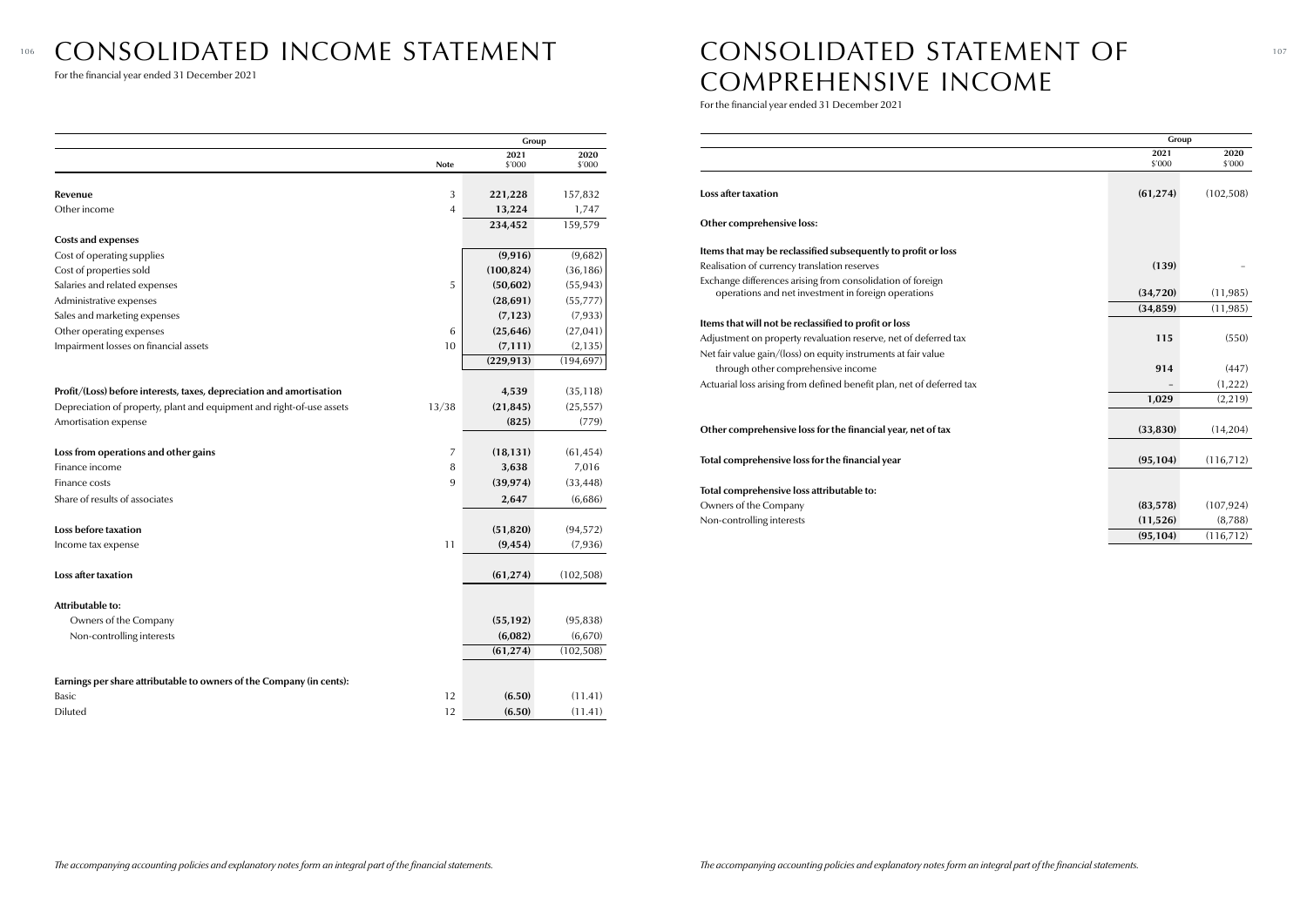# CONSOLIDATED INCOME STATEMENT

For the financial year ended 31 December 2021

| | Note | Group 2021 $'000 | Group 2020 $'000 |
|---|---|---|---|
| **Revenue** | 3 | **221,228** | 157,832 |
| Other income | 4 | **13,224** | 1,747 |
| | | **234,452** | 159,579 |
| **Costs and expenses** | | | |
| Cost of operating supplies | | **(9,916)** | (9,682) |
| Cost of properties sold | | **(100,824)** | (36,186) |
| Salaries and related expenses | 5 | **(50,602)** | (55,943) |
| Administrative expenses | | **(28,691)** | (55,777) |
| Sales and marketing expenses | | **(7,123)** | (7,933) |
| Other operating expenses | 6 | **(25,646)** | (27,041) |
| Impairment losses on financial assets | 10 | **(7,111)** | (2,135) |
| | | **(229,913)** | (194,697) |
| **Profit/(Loss) before interests, taxes, depreciation and amortisation** | | **4,539** | (35,118) |
| Depreciation of property, plant and equipment and right-of-use assets | 13/38 | **(21,845)** | (25,557) |
| Amortisation expense | | **(825)** | (779) |
| **Loss from operations and other gains** | 7 | **(18,131)** | (61,454) |
| Finance income | 8 | **3,638** | 7,016 |
| Finance costs | 9 | **(39,974)** | (33,448) |
| Share of results of associates | | **2,647** | (6,686) |
| **Loss before taxation** | | **(51,820)** | (94,572) |
| Income tax expense | 11 | **(9,454)** | (7,936) |
| **Loss after taxation** | | **(61,274)** | (102,508) |
| **Attributable to:** | | | |
| Owners of the Company | | **(55,192)** | (95,838) |
| Non-controlling interests | | **(6,082)** | (6,670) |
| | | **(61,274)** | (102,508) |
| **Earnings per share attributable to owners of the Company (in cents):** | | | |
| Basic | 12 | **(6.50)** | (11.41) |
| Diluted | 12 | **(6.50)** | (11.41) |

*The accompanying accounting policies and explanatory notes form an integral part of the financial statements.*

# CONSOLIDATED STATEMENT OF COMPREHENSIVE INCOME

For the financial year ended 31 December 2021

| | Group 2021 $'000 | Group 2020 $'000 |
|---|---|---|
| **Loss after taxation** | **(61,274)** | (102,508) |
| **Other comprehensive loss:** | | |
| **Items that may be reclassified subsequently to profit or loss** | | |
| Realisation of currency translation reserves | **(139)** | – |
| Exchange differences arising from consolidation of foreign operations and net investment in foreign operations | **(34,720)** | (11,985) |
| | **(34,859)** | (11,985) |
| **Items that will not be reclassified to profit or loss** | | |
| Adjustment on property revaluation reserve, net of deferred tax | **115** | (550) |
| Net fair value gain/(loss) on equity instruments at fair value through other comprehensive income | **914** | (447) |
| Actuarial loss arising from defined benefit plan, net of deferred tax | **–** | (1,222) |
| | **1,029** | (2,219) |
| **Other comprehensive loss for the financial year, net of tax** | **(33,830)** | (14,204) |
| **Total comprehensive loss for the financial year** | **(95,104)** | (116,712) |
| **Total comprehensive loss attributable to:** | | |
| Owners of the Company | **(83,578)** | (107,924) |
| Non-controlling interests | **(11,526)** | (8,788) |
| | **(95,104)** | (116,712) |

*The accompanying accounting policies and explanatory notes form an integral part of the financial statements.*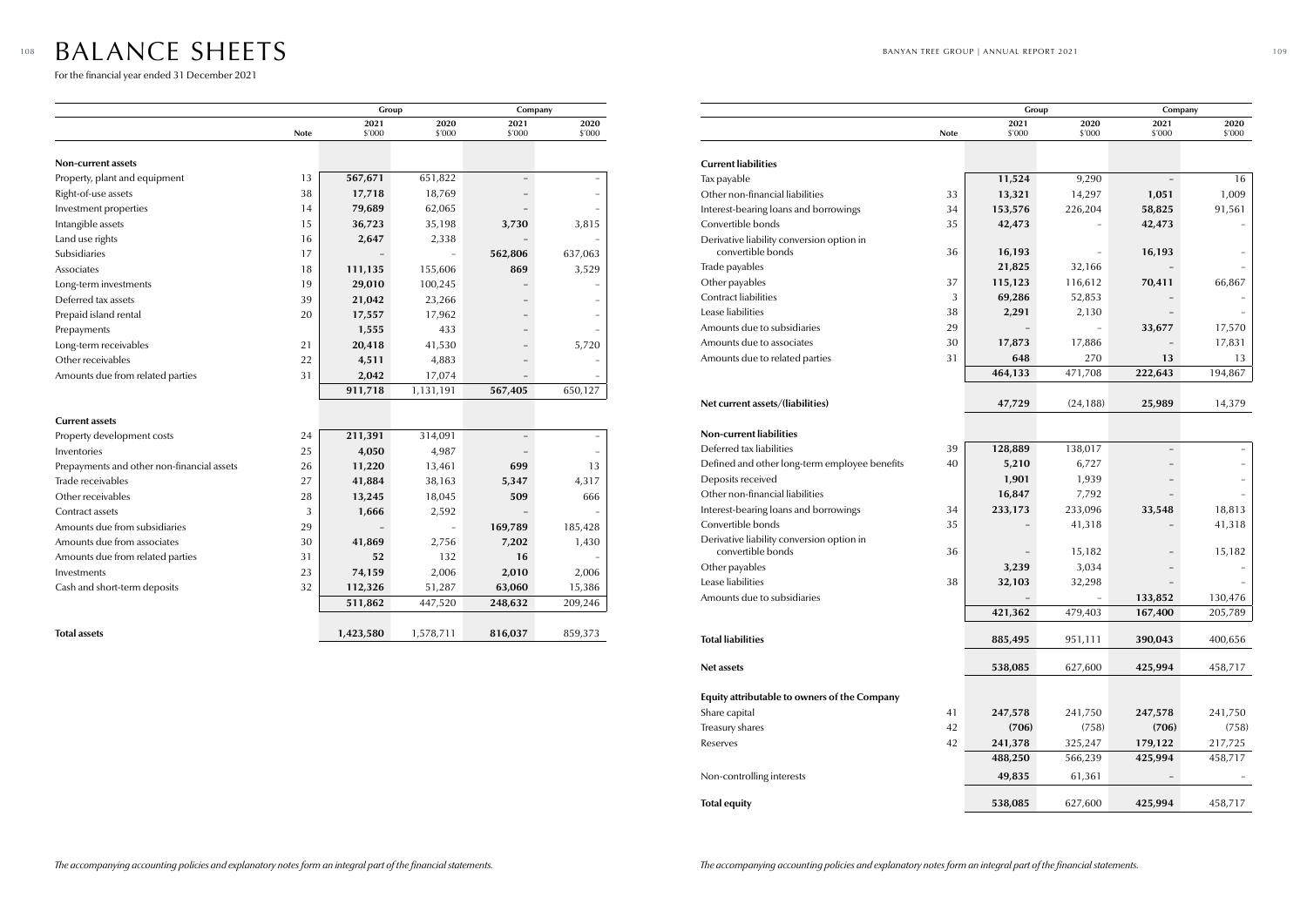# BALANCE SHEETS

For the financial year ended 31 December 2021

| | Note | Group 2021 $'000 | Group 2020 $'000 | Company 2021 $'000 | Company 2020 $'000 |
|---|---|---|---|---|---|
| **Non-current assets** | | | | | |
| Property, plant and equipment | 13 | **567,671** | 651,822 | – | – |
| Right-of-use assets | 38 | **17,718** | 18,769 | – | – |
| Investment properties | 14 | **79,689** | 62,065 | – | – |
| Intangible assets | 15 | **36,723** | 35,198 | **3,730** | 3,815 |
| Land use rights | 16 | **2,647** | 2,338 | – | – |
| Subsidiaries | 17 | – | – | **562,806** | 637,063 |
| Associates | 18 | **111,135** | 155,606 | **869** | 3,529 |
| Long-term investments | 19 | **29,010** | 100,245 | – | – |
| Deferred tax assets | 39 | **21,042** | 23,266 | – | – |
| Prepaid island rental | 20 | **17,557** | 17,962 | – | – |
| Prepayments | | **1,555** | 433 | – | – |
| Long-term receivables | 21 | **20,418** | 41,530 | – | 5,720 |
| Other receivables | 22 | **4,511** | 4,883 | – | – |
| Amounts due from related parties | 31 | **2,042** | 17,074 | – | – |
| | | **911,718** | 1,131,191 | **567,405** | 650,127 |
| **Current assets** | | | | | |
| Property development costs | 24 | **211,391** | 314,091 | – | – |
| Inventories | 25 | **4,050** | 4,987 | – | – |
| Prepayments and other non-financial assets | 26 | **11,220** | 13,461 | **699** | 13 |
| Trade receivables | 27 | **41,884** | 38,163 | **5,347** | 4,317 |
| Other receivables | 28 | **13,245** | 18,045 | **509** | 666 |
| Contract assets | 3 | **1,666** | 2,592 | – | – |
| Amounts due from subsidiaries | 29 | – | – | **169,789** | 185,428 |
| Amounts due from associates | 30 | **41,869** | 2,756 | **7,202** | 1,430 |
| Amounts due from related parties | 31 | **52** | 132 | **16** | – |
| Investments | 23 | **74,159** | 2,006 | **2,010** | 2,006 |
| Cash and short-term deposits | 32 | **112,326** | 51,287 | **63,060** | 15,386 |
| | | **511,862** | 447,520 | **248,632** | 209,246 |
| **Total assets** | | **1,423,580** | 1,578,711 | **816,037** | 859,373 |

*The accompanying accounting policies and explanatory notes form an integral part of the financial statements.*

| | Note | Group 2021 $'000 | Group 2020 $'000 | Company 2021 $'000 | Company 2020 $'000 |
|---|---|---|---|---|---|
| **Current liabilities** | | | | | |
| Tax payable | | **11,524** | 9,290 | – | 16 |
| Other non-financial liabilities | 33 | **13,321** | 14,297 | **1,051** | 1,009 |
| Interest-bearing loans and borrowings | 34 | **153,576** | 226,204 | **58,825** | 91,561 |
| Convertible bonds | 35 | **42,473** | – | **42,473** | – |
| Derivative liability conversion option in convertible bonds | 36 | **16,193** | – | **16,193** | – |
| Trade payables | | **21,825** | 32,166 | – | – |
| Other payables | 37 | **115,123** | 116,612 | **70,411** | 66,867 |
| Contract liabilities | 3 | **69,286** | 52,853 | – | – |
| Lease liabilities | 38 | **2,291** | 2,130 | – | – |
| Amounts due to subsidiaries | 29 | – | – | **33,677** | 17,570 |
| Amounts due to associates | 30 | **17,873** | 17,886 | – | 17,831 |
| Amounts due to related parties | 31 | **648** | 270 | **13** | 13 |
| | | **464,133** | 471,708 | **222,643** | 194,867 |
| **Net current assets/(liabilities)** | | **47,729** | (24,188) | **25,989** | 14,379 |
| **Non-current liabilities** | | | | | |
| Deferred tax liabilities | 39 | **128,889** | 138,017 | – | – |
| Defined and other long-term employee benefits | 40 | **5,210** | 6,727 | – | – |
| Deposits received | | **1,901** | 1,939 | – | – |
| Other non-financial liabilities | | **16,847** | 7,792 | – | – |
| Interest-bearing loans and borrowings | 34 | **233,173** | 233,096 | **33,548** | 18,813 |
| Convertible bonds | 35 | – | 41,318 | – | 41,318 |
| Derivative liability conversion option in convertible bonds | 36 | – | 15,182 | – | 15,182 |
| Other payables | | **3,239** | 3,034 | – | – |
| Lease liabilities | 38 | **32,103** | 32,298 | – | – |
| Amounts due to subsidiaries | | – | – | **133,852** | 130,476 |
| | | **421,362** | 479,403 | **167,400** | 205,789 |
| **Total liabilities** | | **885,495** | 951,111 | **390,043** | 400,656 |
| **Net assets** | | **538,085** | 627,600 | **425,994** | 458,717 |
| **Equity attributable to owners of the Company** | | | | | |
| Share capital | 41 | **247,578** | 241,750 | **247,578** | 241,750 |
| Treasury shares | 42 | **(706)** | (758) | **(706)** | (758) |
| Reserves | 42 | **241,378** | 325,247 | **179,122** | 217,725 |
| | | **488,250** | 566,239 | **425,994** | 458,717 |
| Non-controlling interests | | **49,835** | 61,361 | – | – |
| **Total equity** | | **538,085** | 627,600 | **425,994** | 458,717 |

*The accompanying accounting policies and explanatory notes form an integral part of the financial statements.*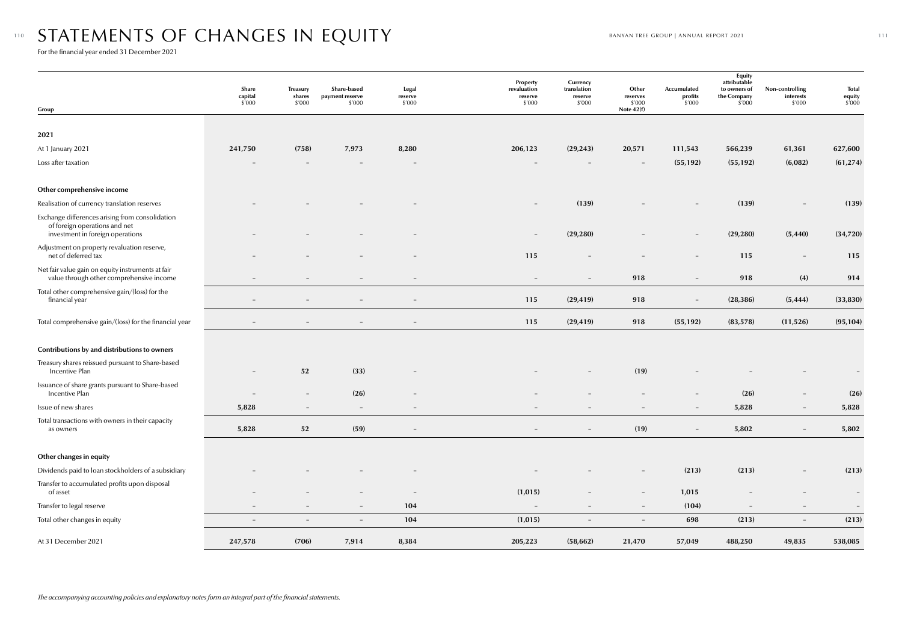# STATEMENTS OF CHANGES IN EQUITY

For the financial year ended 31 December 2021

| Group | Share capital $'000 | Treasury shares $'000 | Share-based payment reserve $'000 | Legal reserve $'000 | Property revaluation reserve $'000 | Currency translation reserve $'000 | Other reserves $'000 Note 42(f) | Accumulated profits $'000 | Equity attributable to owners of the Company $'000 | Non-controlling interests $'000 | Total equity $'000 |
|---|---|---|---|---|---|---|---|---|---|---|---|
| **2021** | | | | | | | | | | | |
| At 1 January 2021 | **241,750** | **(758)** | **7,973** | **8,280** | **206,123** | **(29,243)** | **20,571** | **111,543** | **566,239** | **61,361** | **627,600** |
| Loss after taxation | – | – | – | – | – | – | – | **(55,192)** | **(55,192)** | **(6,082)** | **(61,274)** |
| **Other comprehensive income** | | | | | | | | | | | |
| Realisation of currency translation reserves | – | – | – | – | – | **(139)** | – | – | **(139)** | – | **(139)** |
| Exchange differences arising from consolidation of foreign operations and net investment in foreign operations | – | – | – | – | – | **(29,280)** | – | – | **(29,280)** | **(5,440)** | **(34,720)** |
| Adjustment on property revaluation reserve, net of deferred tax | – | – | – | – | **115** | – | – | – | **115** | – | **115** |
| Net fair value gain on equity instruments at fair value through other comprehensive income | – | – | – | – | – | – | **918** | – | **918** | **(4)** | **914** |
| Total other comprehensive gain/(loss) for the financial year | – | – | – | – | **115** | **(29,419)** | **918** | – | **(28,386)** | **(5,444)** | **(33,830)** |
| Total comprehensive gain/(loss) for the financial year | – | – | – | – | **115** | **(29,419)** | **918** | **(55,192)** | **(83,578)** | **(11,526)** | **(95,104)** |
| **Contributions by and distributions to owners** | | | | | | | | | | | |
| Treasury shares reissued pursuant to Share-based Incentive Plan | – | **52** | **(33)** | – | – | – | **(19)** | – | – | – | – |
| Issuance of share grants pursuant to Share-based Incentive Plan | – | – | **(26)** | – | – | – | – | – | **(26)** | – | **(26)** |
| Issue of new shares | **5,828** | – | – | – | – | – | – | – | **5,828** | – | **5,828** |
| Total transactions with owners in their capacity as owners | **5,828** | **52** | **(59)** | – | – | – | **(19)** | – | **5,802** | – | **5,802** |
| **Other changes in equity** | | | | | | | | | | | |
| Dividends paid to loan stockholders of a subsidiary | – | – | – | – | – | – | – | **(213)** | **(213)** | – | **(213)** |
| Transfer to accumulated profits upon disposal of asset | – | – | – | – | **(1,015)** | – | – | **1,015** | – | – | – |
| Transfer to legal reserve | – | – | – | **104** | – | – | – | **(104)** | – | – | – |
| Total other changes in equity | – | – | – | **104** | **(1,015)** | – | – | **698** | **(213)** | – | **(213)** |
| At 31 December 2021 | **247,578** | **(706)** | **7,914** | **8,384** | **205,223** | **(58,662)** | **21,470** | **57,049** | **488,250** | **49,835** | **538,085** |

*The accompanying accounting policies and explanatory notes form an integral part of the financial statements.*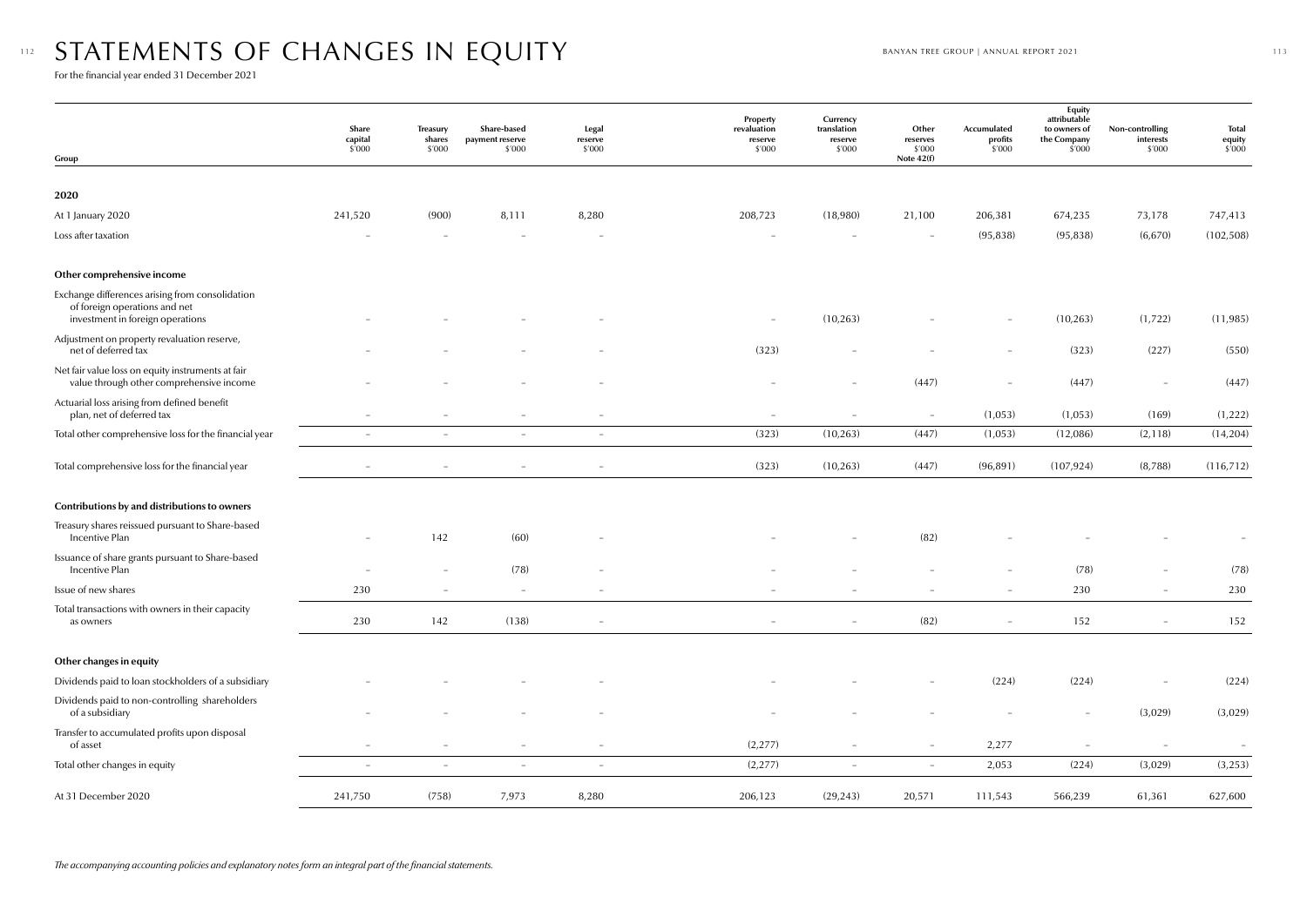# STATEMENTS OF CHANGES IN EQUITY

For the financial year ended 31 December 2021

| Group | Share capital $'000 | Treasury shares $'000 | Share-based payment reserve $'000 | Legal reserve $'000 | Property revaluation reserve $'000 | Currency translation reserve $'000 | Other reserves $'000 Note 42(f) | Accumulated profits $'000 | Equity attributable to owners of the Company $'000 | Non-controlling interests $'000 | Total equity $'000 |
|---|---|---|---|---|---|---|---|---|---|---|---|
| **2020** | | | | | | | | | | | |
| At 1 January 2020 | 241,520 | (900) | 8,111 | 8,280 | 208,723 | (18,980) | 21,100 | 206,381 | 674,235 | 73,178 | 747,413 |
| Loss after taxation | – | – | – | – | – | – | – | (95,838) | (95,838) | (6,670) | (102,508) |
| **Other comprehensive income** | | | | | | | | | | | |
| Exchange differences arising from consolidation of foreign operations and net investment in foreign operations | – | – | – | – | – | (10,263) | – | – | (10,263) | (1,722) | (11,985) |
| Adjustment on property revaluation reserve, net of deferred tax | – | – | – | – | (323) | – | – | – | (323) | (227) | (550) |
| Net fair value loss on equity instruments at fair value through other comprehensive income | – | – | – | – | – | – | (447) | – | (447) | – | (447) |
| Actuarial loss arising from defined benefit plan, net of deferred tax | – | – | – | – | – | – | – | (1,053) | (1,053) | (169) | (1,222) |
| Total other comprehensive loss for the financial year | – | – | – | – | (323) | (10,263) | (447) | (1,053) | (12,086) | (2,118) | (14,204) |
| Total comprehensive loss for the financial year | – | – | – | – | (323) | (10,263) | (447) | (96,891) | (107,924) | (8,788) | (116,712) |
| **Contributions by and distributions to owners** | | | | | | | | | | | |
| Treasury shares reissued pursuant to Share-based Incentive Plan | – | 142 | (60) | – | – | – | (82) | – | – | – | – |
| Issuance of share grants pursuant to Share-based Incentive Plan | – | – | (78) | – | – | – | – | – | (78) | – | (78) |
| Issue of new shares | 230 | – | – | – | – | – | – | – | 230 | – | 230 |
| Total transactions with owners in their capacity as owners | 230 | 142 | (138) | – | – | – | (82) | – | 152 | – | 152 |
| **Other changes in equity** | | | | | | | | | | | |
| Dividends paid to loan stockholders of a subsidiary | – | – | – | – | – | – | – | (224) | (224) | – | (224) |
| Dividends paid to non-controlling shareholders of a subsidiary | – | – | – | – | – | – | – | – | – | (3,029) | (3,029) |
| Transfer to accumulated profits upon disposal of asset | – | – | – | – | (2,277) | – | – | 2,277 | – | – | – |
| Total other changes in equity | – | – | – | – | (2,277) | – | – | 2,053 | (224) | (3,029) | (3,253) |
| At 31 December 2020 | 241,750 | (758) | 7,973 | 8,280 | 206,123 | (29,243) | 20,571 | 111,543 | 566,239 | 61,361 | 627,600 |

*The accompanying accounting policies and explanatory notes form an integral part of the financial statements.*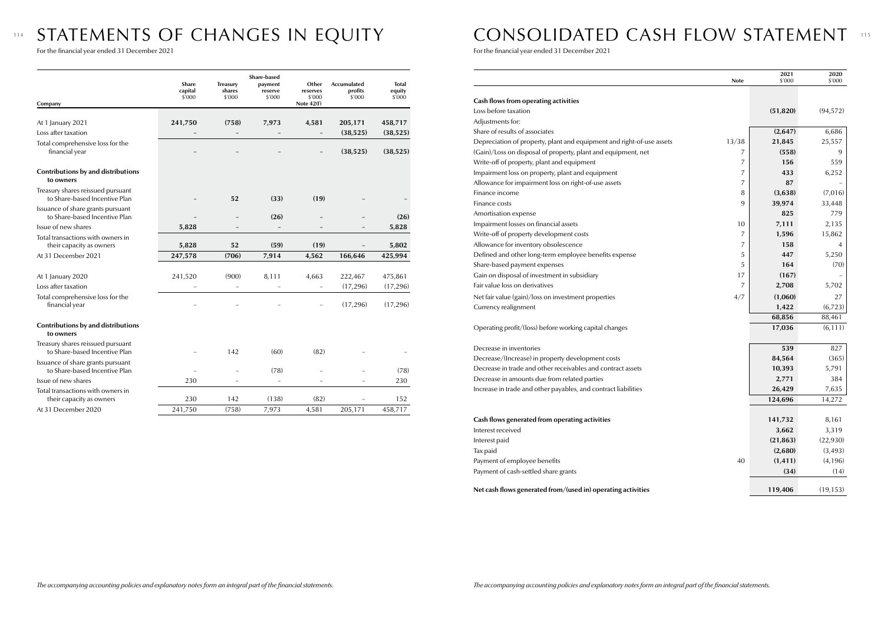# STATEMENTS OF CHANGES IN EQUITY

For the financial year ended 31 December 2021

| Company | Share capital $'000 | Treasury shares $'000 | Share-based payment reserve $'000 | Other reserves $'000 Note 42(f) | Accumulated profits $'000 | Total equity $'000 |
|---|---|---|---|---|---|---|
| At 1 January 2021 | **241,750** | **(758)** | **7,973** | **4,581** | **205,171** | **458,717** |
| Loss after taxation | – | – | – | – | **(38,525)** | **(38,525)** |
| Total comprehensive loss for the financial year | – | – | – | – | **(38,525)** | **(38,525)** |
| **Contributions by and distributions to owners** | | | | | | |
| Treasury shares reissued pursuant to Share-based Incentive Plan | – | **52** | **(33)** | **(19)** | – | – |
| Issuance of share grants pursuant to Share-based Incentive Plan | – | – | **(26)** | – | – | **(26)** |
| Issue of new shares | **5,828** | – | – | – | – | **5,828** |
| Total transactions with owners in their capacity as owners | **5,828** | **52** | **(59)** | **(19)** | – | **5,802** |
| At 31 December 2021 | **247,578** | **(706)** | **7,914** | **4,562** | **166,646** | **425,994** |
| | | | | | | |
| At 1 January 2020 | 241,520 | (900) | 8,111 | 4,663 | 222,467 | 475,861 |
| Loss after taxation | – | – | – | – | (17,296) | (17,296) |
| Total comprehensive loss for the financial year | – | – | – | – | (17,296) | (17,296) |
| **Contributions by and distributions to owners** | | | | | | |
| Treasury shares reissued pursuant to Share-based Incentive Plan | – | 142 | (60) | (82) | – | – |
| Issuance of share grants pursuant to Share-based Incentive Plan | – | – | (78) | – | – | (78) |
| Issue of new shares | 230 | – | – | – | – | 230 |
| Total transactions with owners in their capacity as owners | 230 | 142 | (138) | (82) | – | 152 |
| At 31 December 2020 | 241,750 | (758) | 7,973 | 4,581 | 205,171 | 458,717 |

*The accompanying accounting policies and explanatory notes form an integral part of the financial statements.*

# CONSOLIDATED CASH FLOW STATEMENT

For the financial year ended 31 December 2021

| | Note | 2021 $'000 | 2020 $'000 |
|---|---|---|---|
| **Cash flows from operating activities** | | | |
| Loss before taxation | | **(51,820)** | (94,572) |
| Adjustments for: | | | |
| Share of results of associates | | **(2,647)** | 6,686 |
| Depreciation of property, plant and equipment and right-of-use assets | 13/38 | **21,845** | 25,557 |
| (Gain)/Loss on disposal of property, plant and equipment, net | 7 | **(558)** | 9 |
| Write-off of property, plant and equipment | 7 | **156** | 559 |
| Impairment loss on property, plant and equipment | 7 | **433** | 6,252 |
| Allowance for impairment loss on right-of-use assets | 7 | **87** | – |
| Finance income | 8 | **(3,638)** | (7,016) |
| Finance costs | 9 | **39,974** | 33,448 |
| Amortisation expense | | **825** | 779 |
| Impairment losses on financial assets | 10 | **7,111** | 2,135 |
| Write-off of property development costs | 7 | **1,596** | 15,862 |
| Allowance for inventory obsolescence | 7 | **158** | 4 |
| Defined and other long-term employee benefits expense | 5 | **447** | 5,250 |
| Share-based payment expenses | 5 | **164** | (70) |
| Gain on disposal of investment in subsidiary | 17 | **(167)** | – |
| Fair value loss on derivatives | 7 | **2,708** | 5,702 |
| Net fair value (gain)/loss on investment properties | 4/7 | **(1,060)** | 27 |
| Currency realignment | | **1,422** | (6,723) |
| | | **68,856** | 88,461 |
| Operating profit/(loss) before working capital changes | | **17,036** | (6,111) |
| | | | |
| Decrease in inventories | | **539** | 827 |
| Decrease/(Increase) in property development costs | | **84,564** | (365) |
| Decrease in trade and other receivables and contract assets | | **10,393** | 5,791 |
| Decrease in amounts due from related parties | | **2,771** | 384 |
| Increase in trade and other payables, and contract liabilities | | **26,429** | 7,635 |
| | | **124,696** | 14,272 |
| | | | |
| **Cash flows generated from operating activities** | | **141,732** | 8,161 |
| Interest received | | **3,662** | 3,319 |
| Interest paid | | **(21,863)** | (22,930) |
| Tax paid | | **(2,680)** | (3,493) |
| Payment of employee benefits | 40 | **(1,411)** | (4,196) |
| Payment of cash-settled share grants | | **(34)** | (14) |
| | | | |
| **Net cash flows generated from/(used in) operating activities** | | **119,406** | (19,153) |

*The accompanying accounting policies and explanatory notes form an integral part of the financial statements.*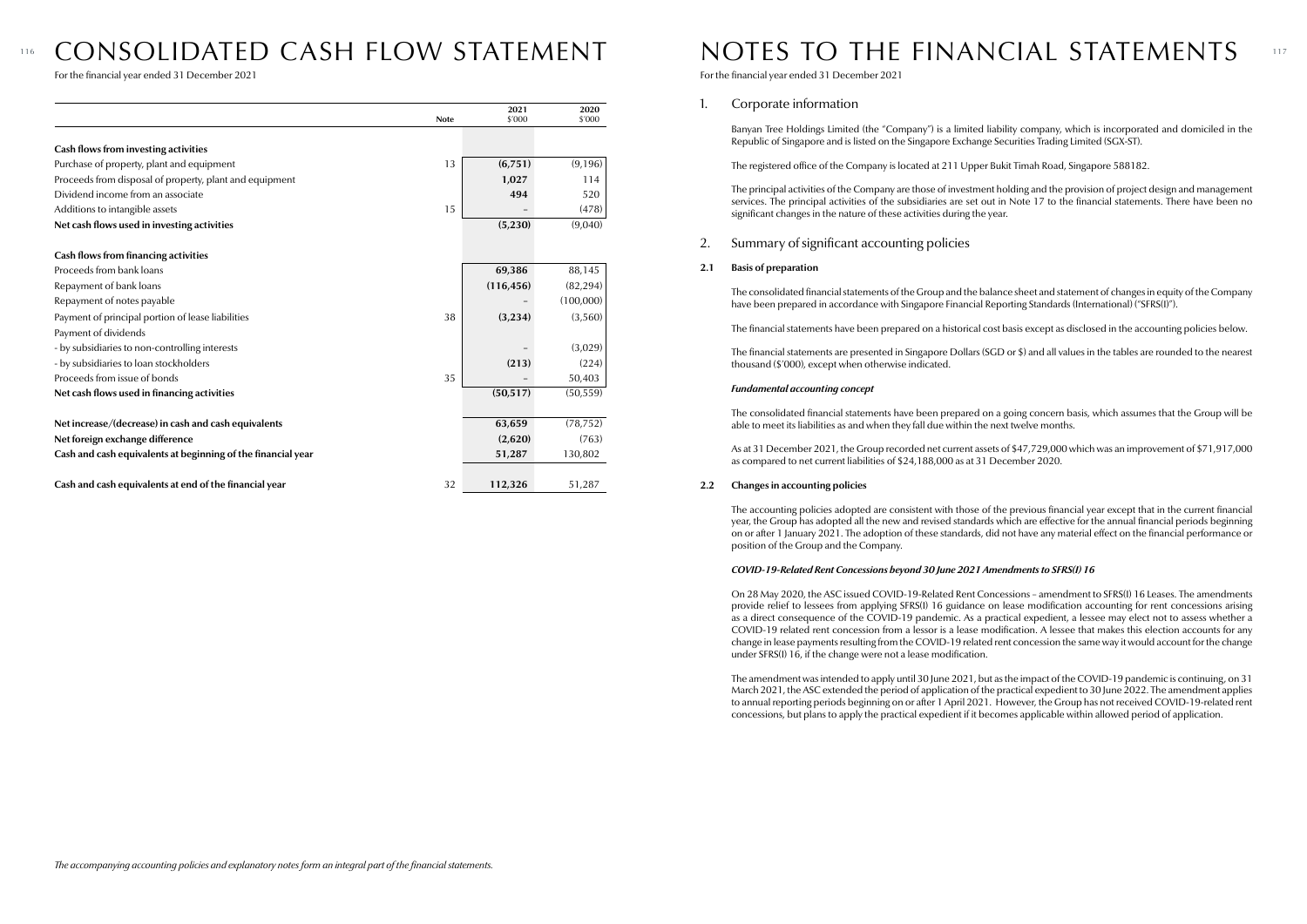# CONSOLIDATED CASH FLOW STATEMENT

For the financial year ended 31 December 2021

| | Note | 2021 $'000 | 2020 $'000 |
|---|---|---|---|
| **Cash flows from investing activities** | | | |
| Purchase of property, plant and equipment | 13 | **(6,751)** | (9,196) |
| Proceeds from disposal of property, plant and equipment | | **1,027** | 114 |
| Dividend income from an associate | | **494** | 520 |
| Additions to intangible assets | 15 | **–** | (478) |
| **Net cash flows used in investing activities** | | **(5,230)** | (9,040) |
| | | | |
| **Cash flows from financing activities** | | | |
| Proceeds from bank loans | | **69,386** | 88,145 |
| Repayment of bank loans | | **(116,456)** | (82,294) |
| Repayment of notes payable | | **–** | (100,000) |
| Payment of principal portion of lease liabilities | 38 | **(3,234)** | (3,560) |
| Payment of dividends | | | |
| - by subsidiaries to non-controlling interests | | **–** | (3,029) |
| - by subsidiaries to loan stockholders | | **(213)** | (224) |
| Proceeds from issue of bonds | 35 | **–** | 50,403 |
| **Net cash flows used in financing activities** | | **(50,517)** | (50,559) |
| | | | |
| **Net increase/(decrease) in cash and cash equivalents** | | **63,659** | (78,752) |
| **Net foreign exchange difference** | | **(2,620)** | (763) |
| **Cash and cash equivalents at beginning of the financial year** | | **51,287** | 130,802 |
| | | | |
| **Cash and cash equivalents at end of the financial year** | 32 | **112,326** | 51,287 |

*The accompanying accounting policies and explanatory notes form an integral part of the financial statements.*

# NOTES TO THE FINANCIAL STATEMENTS

For the financial year ended 31 December 2021

## 1. Corporate information

Banyan Tree Holdings Limited (the "Company") is a limited liability company, which is incorporated and domiciled in the Republic of Singapore and is listed on the Singapore Exchange Securities Trading Limited (SGX-ST).

The registered office of the Company is located at 211 Upper Bukit Timah Road, Singapore 588182.

The principal activities of the Company are those of investment holding and the provision of project design and management services. The principal activities of the subsidiaries are set out in Note 17 to the financial statements. There have been no significant changes in the nature of these activities during the year.

## 2. Summary of significant accounting policies

### 2.1 Basis of preparation

The consolidated financial statements of the Group and the balance sheet and statement of changes in equity of the Company have been prepared in accordance with Singapore Financial Reporting Standards (International) ("SFRS(I)").

The financial statements have been prepared on a historical cost basis except as disclosed in the accounting policies below.

The financial statements are presented in Singapore Dollars (SGD or $) and all values in the tables are rounded to the nearest thousand ($'000), except when otherwise indicated.

***Fundamental accounting concept***

The consolidated financial statements have been prepared on a going concern basis, which assumes that the Group will be able to meet its liabilities as and when they fall due within the next twelve months.

As at 31 December 2021, the Group recorded net current assets of $47,729,000 which was an improvement of $71,917,000 as compared to net current liabilities of $24,188,000 as at 31 December 2020.

### 2.2 Changes in accounting policies

The accounting policies adopted are consistent with those of the previous financial year except that in the current financial year, the Group has adopted all the new and revised standards which are effective for the annual financial periods beginning on or after 1 January 2021. The adoption of these standards, did not have any material effect on the financial performance or position of the Group and the Company.

***COVID-19-Related Rent Concessions beyond 30 June 2021 Amendments to SFRS(I) 16***

On 28 May 2020, the ASC issued COVID-19-Related Rent Concessions – amendment to SFRS(I) 16 Leases. The amendments provide relief to lessees from applying SFRS(I) 16 guidance on lease modification accounting for rent concessions arising as a direct consequence of the COVID-19 pandemic. As a practical expedient, a lessee may elect not to assess whether a COVID-19 related rent concession from a lessor is a lease modification. A lessee that makes this election accounts for any change in lease payments resulting from the COVID-19 related rent concession the same way it would account for the change under SFRS(I) 16, if the change were not a lease modification.

The amendment was intended to apply until 30 June 2021, but as the impact of the COVID-19 pandemic is continuing, on 31 March 2021, the ASC extended the period of application of the practical expedient to 30 June 2022. The amendment applies to annual reporting periods beginning on or after 1 April 2021. However, the Group has not received COVID-19-related rent concessions, but plans to apply the practical expedient if it becomes applicable within allowed period of application.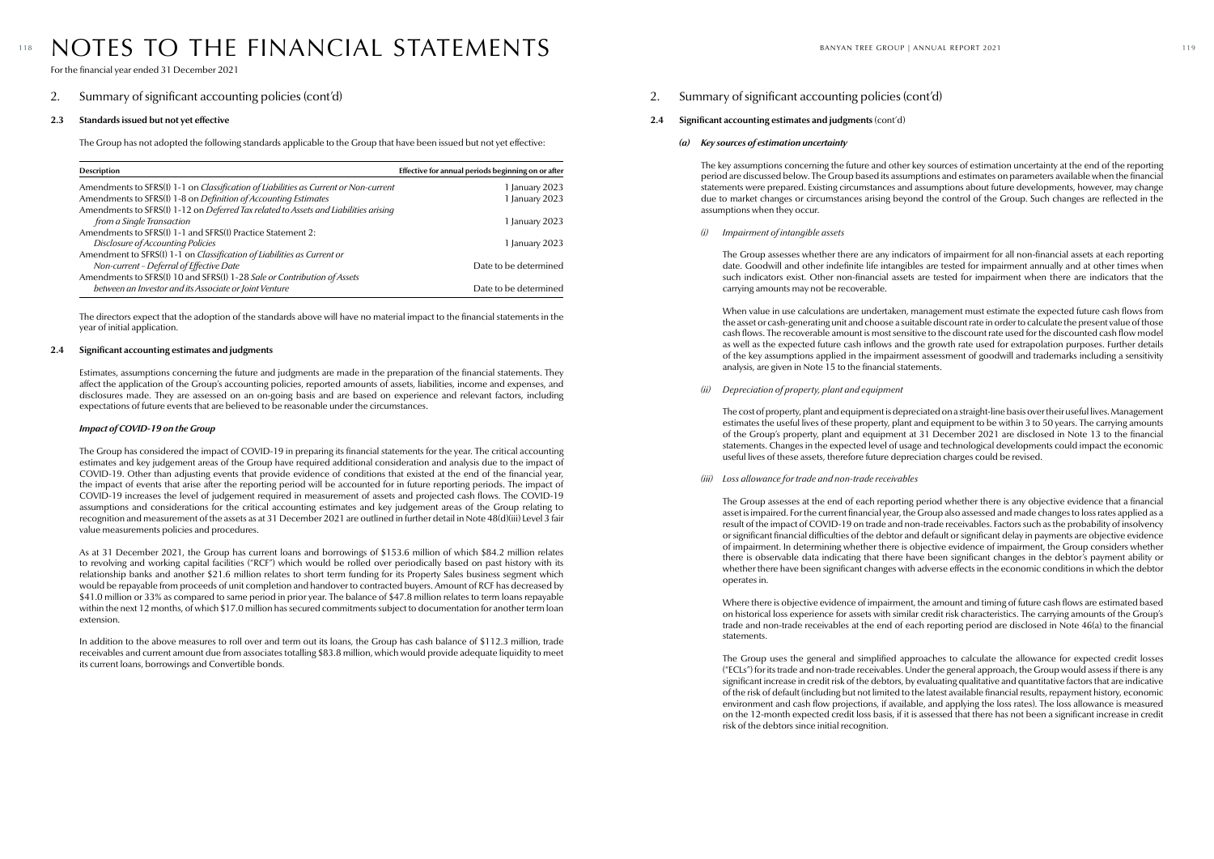# NOTES TO THE FINANCIAL STATEMENTS

For the financial year ended 31 December 2021

## 2. Summary of significant accounting policies (cont'd)

### 2.3 Standards issued but not yet effective

The Group has not adopted the following standards applicable to the Group that have been issued but not yet effective:

| Description | Effective for annual periods beginning on or after |
|---|---|
| Amendments to SFRS(I) 1-1 on *Classification of Liabilities as Current or Non-current* | 1 January 2023 |
| Amendments to SFRS(I) 1-8 on *Definition of Accounting Estimates* | 1 January 2023 |
| Amendments to SFRS(I) 1-12 on *Deferred Tax related to Assets and Liabilities arising from a Single Transaction* | 1 January 2023 |
| Amendments to SFRS(I) 1-1 and SFRS(I) Practice Statement 2: *Disclosure of Accounting Policies* | 1 January 2023 |
| Amendment to SFRS(I) 1-1 on *Classification of Liabilities as Current or Non-current – Deferral of Effective Date* | Date to be determined |
| Amendments to SFRS(I) 10 and SFRS(I) 1-28 *Sale or Contribution of Assets between an Investor and its Associate or Joint Venture* | Date to be determined |

The directors expect that the adoption of the standards above will have no material impact to the financial statements in the year of initial application.

### 2.4 Significant accounting estimates and judgments

Estimates, assumptions concerning the future and judgments are made in the preparation of the financial statements. They affect the application of the Group's accounting policies, reported amounts of assets, liabilities, income and expenses, and disclosures made. They are assessed on an on-going basis and are based on experience and relevant factors, including expectations of future events that are believed to be reasonable under the circumstances.

***Impact of COVID-19 on the Group***

The Group has considered the impact of COVID-19 in preparing its financial statements for the year. The critical accounting estimates and key judgement areas of the Group have required additional consideration and analysis due to the impact of COVID-19. Other than adjusting events that provide evidence of conditions that existed at the end of the financial year, the impact of events that arise after the reporting period will be accounted for in future reporting periods. The impact of COVID-19 increases the level of judgement required in measurement of assets and projected cash flows. The COVID-19 assumptions and considerations for the critical accounting estimates and key judgement areas of the Group relating to recognition and measurement of the assets as at 31 December 2021 are outlined in further detail in Note 48(d)(iii) Level 3 fair value measurements policies and procedures.

As at 31 December 2021, the Group has current loans and borrowings of $153.6 million of which $84.2 million relates to revolving and working capital facilities ("RCF") which would be rolled over periodically based on past history with its relationship banks and another $21.6 million relates to short term funding for its Property Sales business segment which would be repayable from proceeds of unit completion and handover to contracted buyers. Amount of RCF has decreased by $41.0 million or 33% as compared to same period in prior year. The balance of $47.8 million relates to term loans repayable within the next 12 months, of which $17.0 million has secured commitments subject to documentation for another term loan extension.

In addition to the above measures to roll over and term out its loans, the Group has cash balance of $112.3 million, trade receivables and current amount due from associates totalling $83.8 million, which would provide adequate liquidity to meet its current loans, borrowings and Convertible bonds.

## 2. Summary of significant accounting policies (cont'd)

### 2.4 Significant accounting estimates and judgments (cont'd)

***(a) Key sources of estimation uncertainty***

The key assumptions concerning the future and other key sources of estimation uncertainty at the end of the reporting period are discussed below. The Group based its assumptions and estimates on parameters available when the financial statements were prepared. Existing circumstances and assumptions about future developments, however, may change due to market changes or circumstances arising beyond the control of the Group. Such changes are reflected in the assumptions when they occur.

*(i) Impairment of intangible assets*

The Group assesses whether there are any indicators of impairment for all non-financial assets at each reporting date. Goodwill and other indefinite life intangibles are tested for impairment annually and at other times when such indicators exist. Other non-financial assets are tested for impairment when there are indicators that the carrying amounts may not be recoverable.

When value in use calculations are undertaken, management must estimate the expected future cash flows from the asset or cash-generating unit and choose a suitable discount rate in order to calculate the present value of those cash flows. The recoverable amount is most sensitive to the discount rate used for the discounted cash flow model as well as the expected future cash inflows and the growth rate used for extrapolation purposes. Further details of the key assumptions applied in the impairment assessment of goodwill and trademarks including a sensitivity analysis, are given in Note 15 to the financial statements.

*(ii) Depreciation of property, plant and equipment*

The cost of property, plant and equipment is depreciated on a straight-line basis over their useful lives. Management estimates the useful lives of these property, plant and equipment to be within 3 to 50 years. The carrying amounts of the Group's property, plant and equipment at 31 December 2021 are disclosed in Note 13 to the financial statements. Changes in the expected level of usage and technological developments could impact the economic useful lives of these assets, therefore future depreciation charges could be revised.

*(iii) Loss allowance for trade and non-trade receivables*

The Group assesses at the end of each reporting period whether there is any objective evidence that a financial asset is impaired. For the current financial year, the Group also assessed and made changes to loss rates applied as a result of the impact of COVID-19 on trade and non-trade receivables. Factors such as the probability of insolvency or significant financial difficulties of the debtor and default or significant delay in payments are objective evidence of impairment. In determining whether there is objective evidence of impairment, the Group considers whether there is observable data indicating that there have been significant changes in the debtor's payment ability or whether there have been significant changes with adverse effects in the economic conditions in which the debtor operates in.

Where there is objective evidence of impairment, the amount and timing of future cash flows are estimated based on historical loss experience for assets with similar credit risk characteristics. The carrying amounts of the Group's trade and non-trade receivables at the end of each reporting period are disclosed in Note 46(a) to the financial statements.

The Group uses the general and simplified approaches to calculate the allowance for expected credit losses ("ECLs") for its trade and non-trade receivables. Under the general approach, the Group would assess if there is any significant increase in credit risk of the debtors, by evaluating qualitative and quantitative factors that are indicative of the risk of default (including but not limited to the latest available financial results, repayment history, economic environment and cash flow projections, if available, and applying the loss rates). The loss allowance is measured on the 12-month expected credit loss basis, if it is assessed that there has not been a significant increase in credit risk of the debtors since initial recognition.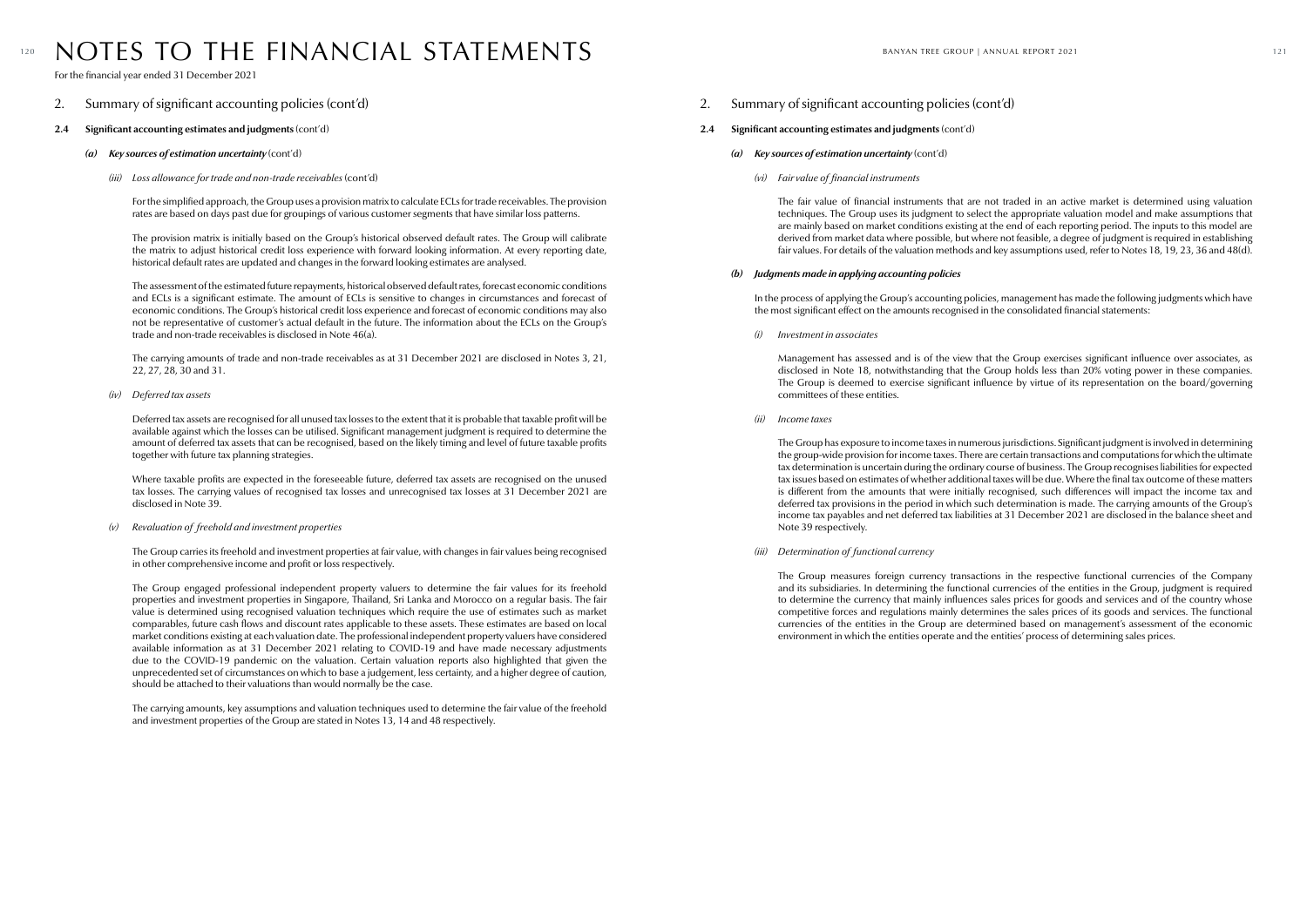# NOTES TO THE FINANCIAL STATEMENTS

For the financial year ended 31 December 2021

## 2. Summary of significant accounting policies (cont'd)

### 2.4 Significant accounting estimates and judgments (cont'd)

#### *(a) Key sources of estimation uncertainty* (cont'd)

*(iii) Loss allowance for trade and non-trade receivables* (cont'd)

For the simplified approach, the Group uses a provision matrix to calculate ECLs for trade receivables. The provision rates are based on days past due for groupings of various customer segments that have similar loss patterns.

The provision matrix is initially based on the Group's historical observed default rates. The Group will calibrate the matrix to adjust historical credit loss experience with forward looking information. At every reporting date, historical default rates are updated and changes in the forward looking estimates are analysed.

The assessment of the estimated future repayments, historical observed default rates, forecast economic conditions and ECLs is a significant estimate. The amount of ECLs is sensitive to changes in circumstances and forecast of economic conditions. The Group's historical credit loss experience and forecast of economic conditions may also not be representative of customer's actual default in the future. The information about the ECLs on the Group's trade and non-trade receivables is disclosed in Note 46(a).

The carrying amounts of trade and non-trade receivables as at 31 December 2021 are disclosed in Notes 3, 21, 22, 27, 28, 30 and 31.

*(iv) Deferred tax assets*

Deferred tax assets are recognised for all unused tax losses to the extent that it is probable that taxable profit will be available against which the losses can be utilised. Significant management judgment is required to determine the amount of deferred tax assets that can be recognised, based on the likely timing and level of future taxable profits together with future tax planning strategies.

Where taxable profits are expected in the foreseeable future, deferred tax assets are recognised on the unused tax losses. The carrying values of recognised tax losses and unrecognised tax losses at 31 December 2021 are disclosed in Note 39.

*(v) Revaluation of freehold and investment properties*

The Group carries its freehold and investment properties at fair value, with changes in fair values being recognised in other comprehensive income and profit or loss respectively.

The Group engaged professional independent property valuers to determine the fair values for its freehold properties and investment properties in Singapore, Thailand, Sri Lanka and Morocco on a regular basis. The fair value is determined using recognised valuation techniques which require the use of estimates such as market comparables, future cash flows and discount rates applicable to these assets. These estimates are based on local market conditions existing at each valuation date. The professional independent property valuers have considered available information as at 31 December 2021 relating to COVID-19 and have made necessary adjustments due to the COVID-19 pandemic on the valuation. Certain valuation reports also highlighted that given the unprecedented set of circumstances on which to base a judgement, less certainty, and a higher degree of caution, should be attached to their valuations than would normally be the case.

The carrying amounts, key assumptions and valuation techniques used to determine the fair value of the freehold and investment properties of the Group are stated in Notes 13, 14 and 48 respectively.

*(vi) Fair value of financial instruments*

The fair value of financial instruments that are not traded in an active market is determined using valuation techniques. The Group uses its judgment to select the appropriate valuation model and make assumptions that are mainly based on market conditions existing at the end of each reporting period. The inputs to this model are derived from market data where possible, but where not feasible, a degree of judgment is required in establishing fair values. For details of the valuation methods and key assumptions used, refer to Notes 18, 19, 23, 36 and 48(d).

#### *(b) Judgments made in applying accounting policies*

In the process of applying the Group's accounting policies, management has made the following judgments which have the most significant effect on the amounts recognised in the consolidated financial statements:

*(i) Investment in associates*

Management has assessed and is of the view that the Group exercises significant influence over associates, as disclosed in Note 18, notwithstanding that the Group holds less than 20% voting power in these companies. The Group is deemed to exercise significant influence by virtue of its representation on the board/governing committees of these entities.

*(ii) Income taxes*

The Group has exposure to income taxes in numerous jurisdictions. Significant judgment is involved in determining the group-wide provision for income taxes. There are certain transactions and computations for which the ultimate tax determination is uncertain during the ordinary course of business. The Group recognises liabilities for expected tax issues based on estimates of whether additional taxes will be due. Where the final tax outcome of these matters is different from the amounts that were initially recognised, such differences will impact the income tax and deferred tax provisions in the period in which such determination is made. The carrying amounts of the Group's income tax payables and net deferred tax liabilities at 31 December 2021 are disclosed in the balance sheet and Note 39 respectively.

*(iii) Determination of functional currency*

The Group measures foreign currency transactions in the respective functional currencies of the Company and its subsidiaries. In determining the functional currencies of the entities in the Group, judgment is required to determine the currency that mainly influences sales prices for goods and services and of the country whose competitive forces and regulations mainly determines the sales prices of its goods and services. The functional currencies of the entities in the Group are determined based on management's assessment of the economic environment in which the entities operate and the entities' process of determining sales prices.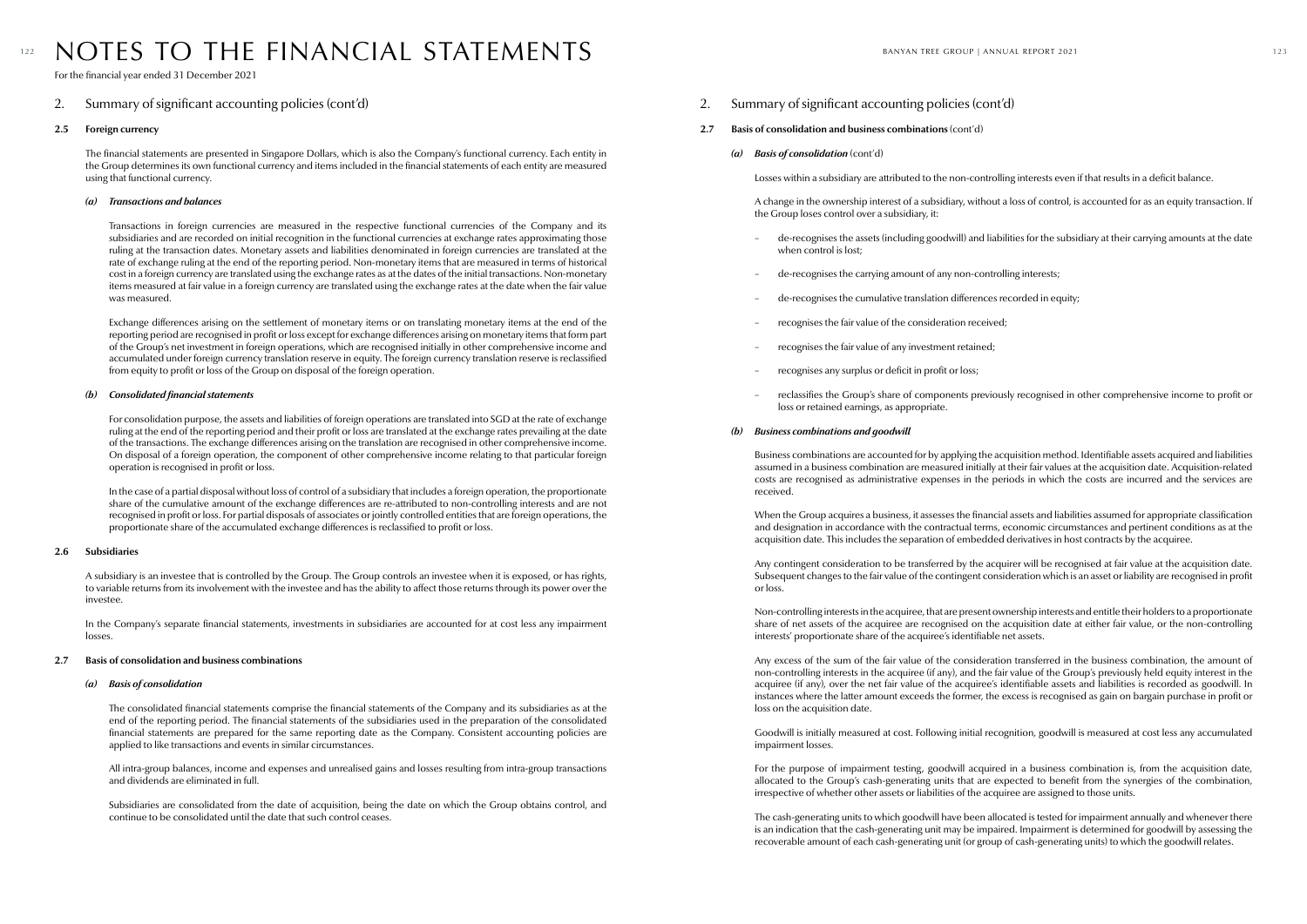# NOTES TO THE FINANCIAL STATEMENTS

For the financial year ended 31 December 2021

## 2. Summary of significant accounting policies (cont'd)

### 2.5 Foreign currency

The financial statements are presented in Singapore Dollars, which is also the Company's functional currency. Each entity in the Group determines its own functional currency and items included in the financial statements of each entity are measured using that functional currency.

#### *(a) Transactions and balances*

Transactions in foreign currencies are measured in the respective functional currencies of the Company and its subsidiaries and are recorded on initial recognition in the functional currencies at exchange rates approximating those ruling at the transaction dates. Monetary assets and liabilities denominated in foreign currencies are translated at the rate of exchange ruling at the end of the reporting period. Non-monetary items that are measured in terms of historical cost in a foreign currency are translated using the exchange rates as at the dates of the initial transactions. Non-monetary items measured at fair value in a foreign currency are translated using the exchange rates at the date when the fair value was measured.

Exchange differences arising on the settlement of monetary items or on translating monetary items at the end of the reporting period are recognised in profit or loss except for exchange differences arising on monetary items that form part of the Group's net investment in foreign operations, which are recognised initially in other comprehensive income and accumulated under foreign currency translation reserve in equity. The foreign currency translation reserve is reclassified from equity to profit or loss of the Group on disposal of the foreign operation.

#### *(b) Consolidated financial statements*

For consolidation purpose, the assets and liabilities of foreign operations are translated into SGD at the rate of exchange ruling at the end of the reporting period and their profit or loss are translated at the exchange rates prevailing at the date of the transactions. The exchange differences arising on the translation are recognised in other comprehensive income. On disposal of a foreign operation, the component of other comprehensive income relating to that particular foreign operation is recognised in profit or loss.

In the case of a partial disposal without loss of control of a subsidiary that includes a foreign operation, the proportionate share of the cumulative amount of the exchange differences are re-attributed to non-controlling interests and are not recognised in profit or loss. For partial disposals of associates or jointly controlled entities that are foreign operations, the proportionate share of the accumulated exchange differences is reclassified to profit or loss.

### 2.6 Subsidiaries

A subsidiary is an investee that is controlled by the Group. The Group controls an investee when it is exposed, or has rights, to variable returns from its involvement with the investee and has the ability to affect those returns through its power over the investee.

In the Company's separate financial statements, investments in subsidiaries are accounted for at cost less any impairment losses.

### 2.7 Basis of consolidation and business combinations

#### *(a) Basis of consolidation*

The consolidated financial statements comprise the financial statements of the Company and its subsidiaries as at the end of the reporting period. The financial statements of the subsidiaries used in the preparation of the consolidated financial statements are prepared for the same reporting date as the Company. Consistent accounting policies are applied to like transactions and events in similar circumstances.

All intra-group balances, income and expenses and unrealised gains and losses resulting from intra-group transactions and dividends are eliminated in full.

Subsidiaries are consolidated from the date of acquisition, being the date on which the Group obtains control, and continue to be consolidated until the date that such control ceases.

## 2. Summary of significant accounting policies (cont'd)

### 2.7 Basis of consolidation and business combinations (cont'd)

#### *(a) Basis of consolidation (cont'd)*

Losses within a subsidiary are attributed to the non-controlling interests even if that results in a deficit balance.

A change in the ownership interest of a subsidiary, without a loss of control, is accounted for as an equity transaction. If the Group loses control over a subsidiary, it:

- de-recognises the assets (including goodwill) and liabilities for the subsidiary at their carrying amounts at the date when control is lost;
- de-recognises the carrying amount of any non-controlling interests;
- de-recognises the cumulative translation differences recorded in equity;
- recognises the fair value of the consideration received;
- recognises the fair value of any investment retained;
- recognises any surplus or deficit in profit or loss;
- reclassifies the Group's share of components previously recognised in other comprehensive income to profit or loss or retained earnings, as appropriate.

#### *(b) Business combinations and goodwill*

Business combinations are accounted for by applying the acquisition method. Identifiable assets acquired and liabilities assumed in a business combination are measured initially at their fair values at the acquisition date. Acquisition-related costs are recognised as administrative expenses in the periods in which the costs are incurred and the services are received.

When the Group acquires a business, it assesses the financial assets and liabilities assumed for appropriate classification and designation in accordance with the contractual terms, economic circumstances and pertinent conditions as at the acquisition date. This includes the separation of embedded derivatives in host contracts by the acquiree.

Any contingent consideration to be transferred by the acquirer will be recognised at fair value at the acquisition date. Subsequent changes to the fair value of the contingent consideration which is an asset or liability are recognised in profit or loss.

Non-controlling interests in the acquiree, that are present ownership interests and entitle their holders to a proportionate share of net assets of the acquiree are recognised on the acquisition date at either fair value, or the non-controlling interests' proportionate share of the acquiree's identifiable net assets.

Any excess of the sum of the fair value of the consideration transferred in the business combination, the amount of non-controlling interests in the acquiree (if any), and the fair value of the Group's previously held equity interest in the acquiree (if any), over the net fair value of the acquiree's identifiable assets and liabilities is recorded as goodwill. In instances where the latter amount exceeds the former, the excess is recognised as gain on bargain purchase in profit or loss on the acquisition date.

Goodwill is initially measured at cost. Following initial recognition, goodwill is measured at cost less any accumulated impairment losses.

For the purpose of impairment testing, goodwill acquired in a business combination is, from the acquisition date, allocated to the Group's cash-generating units that are expected to benefit from the synergies of the combination, irrespective of whether other assets or liabilities of the acquiree are assigned to those units.

The cash-generating units to which goodwill have been allocated is tested for impairment annually and whenever there is an indication that the cash-generating unit may be impaired. Impairment is determined for goodwill by assessing the recoverable amount of each cash-generating unit (or group of cash-generating units) to which the goodwill relates.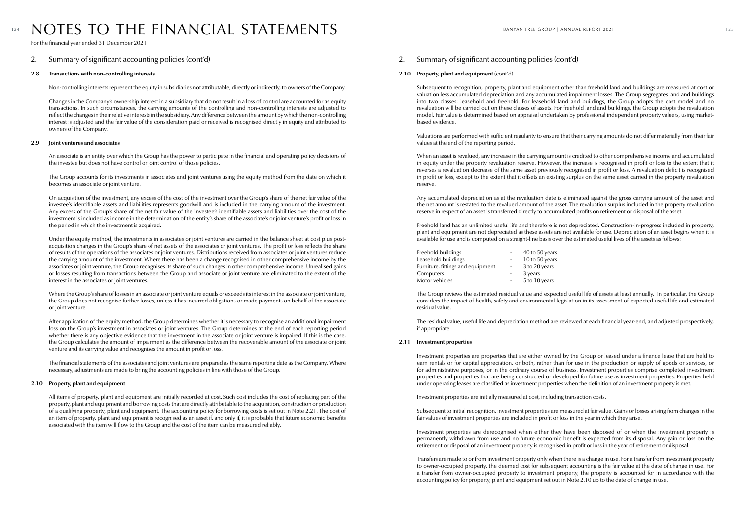# NOTES TO THE FINANCIAL STATEMENTS

For the financial year ended 31 December 2021

## 2. Summary of significant accounting policies (cont'd)

### 2.8 Transactions with non-controlling interests

Non-controlling interests represent the equity in subsidiaries not attributable, directly or indirectly, to owners of the Company.

Changes in the Company's ownership interest in a subsidiary that do not result in a loss of control are accounted for as equity transactions. In such circumstances, the carrying amounts of the controlling and non-controlling interests are adjusted to reflect the changes in their relative interests in the subsidiary. Any difference between the amount by which the non-controlling interest is adjusted and the fair value of the consideration paid or received is recognised directly in equity and attributed to owners of the Company.

### 2.9 Joint ventures and associates

An associate is an entity over which the Group has the power to participate in the financial and operating policy decisions of the investee but does not have control or joint control of those policies.

The Group accounts for its investments in associates and joint ventures using the equity method from the date on which it becomes an associate or joint venture.

On acquisition of the investment, any excess of the cost of the investment over the Group's share of the net fair value of the investee's identifiable assets and liabilities represents goodwill and is included in the carrying amount of the investment. Any excess of the Group's share of the net fair value of the investee's identifiable assets and liabilities over the cost of the investment is included as income in the determination of the entity's share of the associate's or joint venture's profit or loss in the period in which the investment is acquired.

Under the equity method, the investments in associates or joint ventures are carried in the balance sheet at cost plus post-acquisition changes in the Group's share of net assets of the associates or joint ventures. The profit or loss reflects the share of results of the operations of the associates or joint ventures. Distributions received from associates or joint ventures reduce the carrying amount of the investment. Where there has been a change recognised in other comprehensive income by the associates or joint venture, the Group recognises its share of such changes in other comprehensive income. Unrealised gains or losses resulting from transactions between the Group and associate or joint venture are eliminated to the extent of the interest in the associates or joint ventures.

Where the Group's share of losses in an associate or joint venture equals or exceeds its interest in the associate or joint venture, the Group does not recognise further losses, unless it has incurred obligations or made payments on behalf of the associate or joint venture.

After application of the equity method, the Group determines whether it is necessary to recognise an additional impairment loss on the Group's investment in associates or joint ventures. The Group determines at the end of each reporting period whether there is any objective evidence that the investment in the associate or joint venture is impaired. If this is the case, the Group calculates the amount of impairment as the difference between the recoverable amount of the associate or joint venture and its carrying value and recognises the amount in profit or loss.

The financial statements of the associates and joint ventures are prepared as the same reporting date as the Company. Where necessary, adjustments are made to bring the accounting policies in line with those of the Group.

### 2.10 Property, plant and equipment

All items of property, plant and equipment are initially recorded at cost. Such cost includes the cost of replacing part of the property, plant and equipment and borrowing costs that are directly attributable to the acquisition, construction or production of a qualifying property, plant and equipment. The accounting policy for borrowing costs is set out in Note 2.21. The cost of an item of property, plant and equipment is recognised as an asset if, and only if, it is probable that future economic benefits associated with the item will flow to the Group and the cost of the item can be measured reliably.

## 2. Summary of significant accounting policies (cont'd)

### 2.10 Property, plant and equipment (cont'd)

Subsequent to recognition, property, plant and equipment other than freehold land and buildings are measured at cost or valuation less accumulated depreciation and any accumulated impairment losses. The Group segregates land and buildings into two classes: leasehold and freehold. For leasehold land and buildings, the Group adopts the cost model and no revaluation will be carried out on these classes of assets. For freehold land and buildings, the Group adopts the revaluation model. Fair value is determined based on appraisal undertaken by professional independent property valuers, using market-based evidence.

Valuations are performed with sufficient regularity to ensure that their carrying amounts do not differ materially from their fair values at the end of the reporting period.

When an asset is revalued, any increase in the carrying amount is credited to other comprehensive income and accumulated in equity under the property revaluation reserve. However, the increase is recognised in profit or loss to the extent that it reverses a revaluation decrease of the same asset previously recognised in profit or loss. A revaluation deficit is recognised in profit or loss, except to the extent that it offsets an existing surplus on the same asset carried in the property revaluation reserve.

Any accumulated depreciation as at the revaluation date is eliminated against the gross carrying amount of the asset and the net amount is restated to the revalued amount of the asset. The revaluation surplus included in the property revaluation reserve in respect of an asset is transferred directly to accumulated profits on retirement or disposal of the asset.

Freehold land has an unlimited useful life and therefore is not depreciated. Construction-in-progress included in property, plant and equipment are not depreciated as these assets are not available for use. Depreciation of an asset begins when it is available for use and is computed on a straight-line basis over the estimated useful lives of the assets as follows:

| | | |
|---|---|---|
| Freehold buildings | - | 40 to 50 years |
| Leasehold buildings | - | 10 to 50 years |
| Furniture, fittings and equipment | - | 3 to 20 years |
| Computers | - | 3 years |
| Motor vehicles | - | 5 to 10 years |

The Group reviews the estimated residual value and expected useful life of assets at least annually. In particular, the Group considers the impact of health, safety and environmental legislation in its assessment of expected useful life and estimated residual value.

The residual value, useful life and depreciation method are reviewed at each financial year-end, and adjusted prospectively, if appropriate.

### 2.11 Investment properties

Investment properties are properties that are either owned by the Group or leased under a finance lease that are held to earn rentals or for capital appreciation, or both, rather than for use in the production or supply of goods or services, or for administrative purposes, or in the ordinary course of business. Investment properties comprise completed investment properties and properties that are being constructed or developed for future use as investment properties. Properties held under operating leases are classified as investment properties when the definition of an investment property is met.

Investment properties are initially measured at cost, including transaction costs.

Subsequent to initial recognition, investment properties are measured at fair value. Gains or losses arising from changes in the fair values of investment properties are included in profit or loss in the year in which they arise.

Investment properties are derecognised when either they have been disposed of or when the investment property is permanently withdrawn from use and no future economic benefit is expected from its disposal. Any gain or loss on the retirement or disposal of an investment property is recognised in profit or loss in the year of retirement or disposal.

Transfers are made to or from investment property only when there is a change in use. For a transfer from investment property to owner-occupied property, the deemed cost for subsequent accounting is the fair value at the date of change in use. For a transfer from owner-occupied property to investment property, the property is accounted for in accordance with the accounting policy for property, plant and equipment set out in Note 2.10 up to the date of change in use.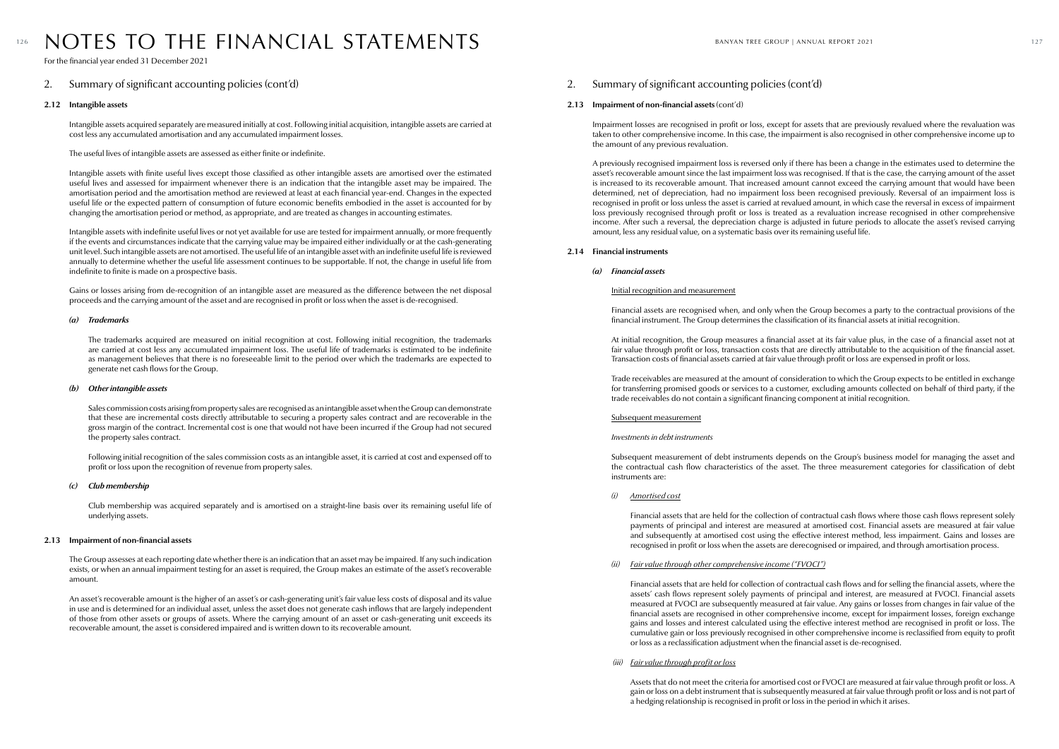# NOTES TO THE FINANCIAL STATEMENTS

For the financial year ended 31 December 2021

## 2. Summary of significant accounting policies (cont'd)

### 2.12 Intangible assets

Intangible assets acquired separately are measured initially at cost. Following initial acquisition, intangible assets are carried at cost less any accumulated amortisation and any accumulated impairment losses.

The useful lives of intangible assets are assessed as either finite or indefinite.

Intangible assets with finite useful lives except those classified as other intangible assets are amortised over the estimated useful lives and assessed for impairment whenever there is an indication that the intangible asset may be impaired. The amortisation period and the amortisation method are reviewed at least at each financial year-end. Changes in the expected useful life or the expected pattern of consumption of future economic benefits embodied in the asset is accounted for by changing the amortisation period or method, as appropriate, and are treated as changes in accounting estimates.

Intangible assets with indefinite useful lives or not yet available for use are tested for impairment annually, or more frequently if the events and circumstances indicate that the carrying value may be impaired either individually or at the cash-generating unit level. Such intangible assets are not amortised. The useful life of an intangible asset with an indefinite useful life is reviewed annually to determine whether the useful life assessment continues to be supportable. If not, the change in useful life from indefinite to finite is made on a prospective basis.

Gains or losses arising from de-recognition of an intangible asset are measured as the difference between the net disposal proceeds and the carrying amount of the asset and are recognised in profit or loss when the asset is de-recognised.

#### *(a) Trademarks*

The trademarks acquired are measured on initial recognition at cost. Following initial recognition, the trademarks are carried at cost less any accumulated impairment loss. The useful life of trademarks is estimated to be indefinite as management believes that there is no foreseeable limit to the period over which the trademarks are expected to generate net cash flows for the Group.

#### *(b) Other intangible assets*

Sales commission costs arising from property sales are recognised as an intangible asset when the Group can demonstrate that these are incremental costs directly attributable to securing a property sales contract and are recoverable in the gross margin of the contract. Incremental cost is one that would not have been incurred if the Group had not secured the property sales contract.

Following initial recognition of the sales commission costs as an intangible asset, it is carried at cost and expensed off to profit or loss upon the recognition of revenue from property sales.

#### *(c) Club membership*

Club membership was acquired separately and is amortised on a straight-line basis over its remaining useful life of underlying assets.

### 2.13 Impairment of non-financial assets

The Group assesses at each reporting date whether there is an indication that an asset may be impaired. If any such indication exists, or when an annual impairment testing for an asset is required, the Group makes an estimate of the asset's recoverable amount.

An asset's recoverable amount is the higher of an asset's or cash-generating unit's fair value less costs of disposal and its value in use and is determined for an individual asset, unless the asset does not generate cash inflows that are largely independent of those from other assets or groups of assets. Where the carrying amount of an asset or cash-generating unit exceeds its recoverable amount, the asset is considered impaired and is written down to its recoverable amount.

## 2. Summary of significant accounting policies (cont'd)

### 2.13 Impairment of non-financial assets (cont'd)

Impairment losses are recognised in profit or loss, except for assets that are previously revalued where the revaluation was taken to other comprehensive income. In this case, the impairment is also recognised in other comprehensive income up to the amount of any previous revaluation.

A previously recognised impairment loss is reversed only if there has been a change in the estimates used to determine the asset's recoverable amount since the last impairment loss was recognised. If that is the case, the carrying amount of the asset is increased to its recoverable amount. That increased amount cannot exceed the carrying amount that would have been determined, net of depreciation, had no impairment loss been recognised previously. Reversal of an impairment loss is recognised in profit or loss unless the asset is carried at revalued amount, in which case the reversal in excess of impairment loss previously recognised through profit or loss is treated as a revaluation increase recognised in other comprehensive income. After such a reversal, the depreciation charge is adjusted in future periods to allocate the asset's revised carrying amount, less any residual value, on a systematic basis over its remaining useful life.

### 2.14 Financial instruments

#### *(a) Financial assets*

Initial recognition and measurement

Financial assets are recognised when, and only when the Group becomes a party to the contractual provisions of the financial instrument. The Group determines the classification of its financial assets at initial recognition.

At initial recognition, the Group measures a financial asset at its fair value plus, in the case of a financial asset not at fair value through profit or loss, transaction costs that are directly attributable to the acquisition of the financial asset. Transaction costs of financial assets carried at fair value through profit or loss are expensed in profit or loss.

Trade receivables are measured at the amount of consideration to which the Group expects to be entitled in exchange for transferring promised goods or services to a customer, excluding amounts collected on behalf of third party, if the trade receivables do not contain a significant financing component at initial recognition.

Subsequent measurement

*Investments in debt instruments*

Subsequent measurement of debt instruments depends on the Group's business model for managing the asset and the contractual cash flow characteristics of the asset. The three measurement categories for classification of debt instruments are:

*(i)* Amortised cost

Financial assets that are held for the collection of contractual cash flows where those cash flows represent solely payments of principal and interest are measured at amortised cost. Financial assets are measured at fair value and subsequently at amortised cost using the effective interest method, less impairment. Gains and losses are recognised in profit or loss when the assets are derecognised or impaired, and through amortisation process.

*(ii)* Fair value through other comprehensive income ("FVOCI")

Financial assets that are held for collection of contractual cash flows and for selling the financial assets, where the assets' cash flows represent solely payments of principal and interest, are measured at FVOCI. Financial assets measured at FVOCI are subsequently measured at fair value. Any gains or losses from changes in fair value of the financial assets are recognised in other comprehensive income, except for impairment losses, foreign exchange gains and losses and interest calculated using the effective interest method are recognised in profit or loss. The cumulative gain or loss previously recognised in other comprehensive income is reclassified from equity to profit or loss as a reclassification adjustment when the financial asset is de-recognised.

*(iii)* Fair value through profit or loss

Assets that do not meet the criteria for amortised cost or FVOCI are measured at fair value through profit or loss. A gain or loss on a debt instrument that is subsequently measured at fair value through profit or loss and is not part of a hedging relationship is recognised in profit or loss in the period in which it arises.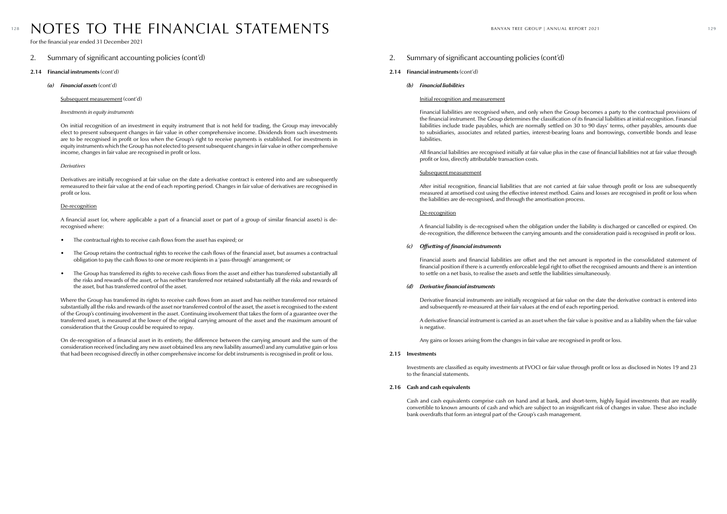# NOTES TO THE FINANCIAL STATEMENTS

For the financial year ended 31 December 2021

## 2. Summary of significant accounting policies (cont'd)

### 2.14 Financial instruments (cont'd)

#### *(a) Financial assets* (cont'd)

Subsequent measurement (cont'd)

*Investments in equity instruments*

On initial recognition of an investment in equity instrument that is not held for trading, the Group may irrevocably elect to present subsequent changes in fair value in other comprehensive income. Dividends from such investments are to be recognised in profit or loss when the Group's right to receive payments is established. For investments in equity instruments which the Group has not elected to present subsequent changes in fair value in other comprehensive income, changes in fair value are recognised in profit or loss.

*Derivatives*

Derivatives are initially recognised at fair value on the date a derivative contract is entered into and are subsequently remeasured to their fair value at the end of each reporting period. Changes in fair value of derivatives are recognised in profit or loss.

De-recognition

A financial asset (or, where applicable a part of a financial asset or part of a group of similar financial assets) is de-recognised where:

- The contractual rights to receive cash flows from the asset has expired; or
- The Group retains the contractual rights to receive the cash flows of the financial asset, but assumes a contractual obligation to pay the cash flows to one or more recipients in a 'pass-through' arrangement; or
- The Group has transferred its rights to receive cash flows from the asset and either has transferred substantially all the risks and rewards of the asset, or has neither transferred nor retained substantially all the risks and rewards of the asset, but has transferred control of the asset.

Where the Group has transferred its rights to receive cash flows from an asset and has neither transferred nor retained substantially all the risks and rewards of the asset nor transferred control of the asset, the asset is recognised to the extent of the Group's continuing involvement in the asset. Continuing involvement that takes the form of a guarantee over the transferred asset, is measured at the lower of the original carrying amount of the asset and the maximum amount of consideration that the Group could be required to repay.

On de-recognition of a financial asset in its entirety, the difference between the carrying amount and the sum of the consideration received (including any new asset obtained less any new liability assumed) and any cumulative gain or loss that had been recognised directly in other comprehensive income for debt instruments is recognised in profit or loss.

## 2. Summary of significant accounting policies (cont'd)

### 2.14 Financial instruments (cont'd)

#### *(b) Financial liabilities*

Initial recognition and measurement

Financial liabilities are recognised when, and only when the Group becomes a party to the contractual provisions of the financial instrument. The Group determines the classification of its financial liabilities at initial recognition. Financial liabilities include trade payables, which are normally settled on 30 to 90 days' terms, other payables, amounts due to subsidiaries, associates and related parties, interest-bearing loans and borrowings, convertible bonds and lease liabilities.

All financial liabilities are recognised initially at fair value plus in the case of financial liabilities not at fair value through profit or loss, directly attributable transaction costs.

Subsequent measurement

After initial recognition, financial liabilities that are not carried at fair value through profit or loss are subsequently measured at amortised cost using the effective interest method. Gains and losses are recognised in profit or loss when the liabilities are de-recognised, and through the amortisation process.

De-recognition

A financial liability is de-recognised when the obligation under the liability is discharged or cancelled or expired. On de-recognition, the difference between the carrying amounts and the consideration paid is recognised in profit or loss.

#### *(c) Offsetting of financial instruments*

Financial assets and financial liabilities are offset and the net amount is reported in the consolidated statement of financial position if there is a currently enforceable legal right to offset the recognised amounts and there is an intention to settle on a net basis, to realise the assets and settle the liabilities simultaneously.

#### *(d) Derivative financial instruments*

Derivative financial instruments are initially recognised at fair value on the date the derivative contract is entered into and subsequently re-measured at their fair values at the end of each reporting period.

A derivative financial instrument is carried as an asset when the fair value is positive and as a liability when the fair value is negative.

Any gains or losses arising from the changes in fair value are recognised in profit or loss.

### 2.15 Investments

Investments are classified as equity investments at FVOCI or fair value through profit or loss as disclosed in Notes 19 and 23 to the financial statements.

### 2.16 Cash and cash equivalents

Cash and cash equivalents comprise cash on hand and at bank, and short-term, highly liquid investments that are readily convertible to known amounts of cash and which are subject to an insignificant risk of changes in value. These also include bank overdrafts that form an integral part of the Group's cash management.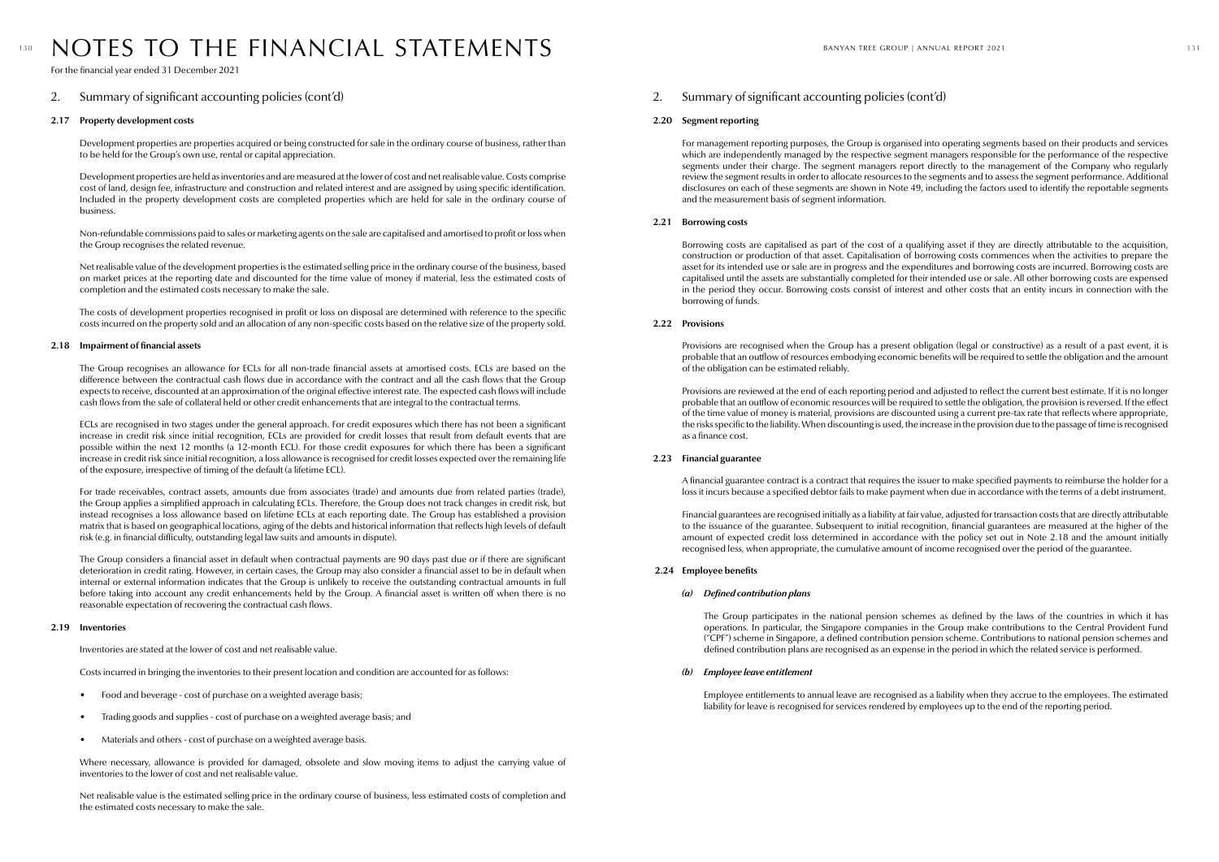# NOTES TO THE FINANCIAL STATEMENTS

For the financial year ended 31 December 2021

## 2. Summary of significant accounting policies (cont'd)

### 2.17 Property development costs

Development properties are properties acquired or being constructed for sale in the ordinary course of business, rather than to be held for the Group's own use, rental or capital appreciation.

Development properties are held as inventories and are measured at the lower of cost and net realisable value. Costs comprise cost of land, design fee, infrastructure and construction and related interest and are assigned by using specific identification. Included in the property development costs are completed properties which are held for sale in the ordinary course of business.

Non-refundable commissions paid to sales or marketing agents on the sale are capitalised and amortised to profit or loss when the Group recognises the related revenue.

Net realisable value of the development properties is the estimated selling price in the ordinary course of the business, based on market prices at the reporting date and discounted for the time value of money if material, less the estimated costs of completion and the estimated costs necessary to make the sale.

The costs of development properties recognised in profit or loss on disposal are determined with reference to the specific costs incurred on the property sold and an allocation of any non-specific costs based on the relative size of the property sold.

### 2.18 Impairment of financial assets

The Group recognises an allowance for ECLs for all non-trade financial assets at amortised costs. ECLs are based on the difference between the contractual cash flows due in accordance with the contract and all the cash flows that the Group expects to receive, discounted at an approximation of the original effective interest rate. The expected cash flows will include cash flows from the sale of collateral held or other credit enhancements that are integral to the contractual terms.

ECLs are recognised in two stages under the general approach. For credit exposures which there has not been a significant increase in credit risk since initial recognition, ECLs are provided for credit losses that result from default events that are possible within the next 12 months (a 12-month ECL). For those credit exposures for which there has been a significant increase in credit risk since initial recognition, a loss allowance is recognised for credit losses expected over the remaining life of the exposure, irrespective of timing of the default (a lifetime ECL).

For trade receivables, contract assets, amounts due from associates (trade) and amounts due from related parties (trade), the Group applies a simplified approach in calculating ECLs. Therefore, the Group does not track changes in credit risk, but instead recognises a loss allowance based on lifetime ECLs at each reporting date. The Group has established a provision matrix that is based on geographical locations, aging of the debts and historical information that reflects high levels of default risk (e.g. in financial difficulty, outstanding legal law suits and amounts in dispute).

The Group considers a financial asset in default when contractual payments are 90 days past due or if there are significant deterioration in credit rating. However, in certain cases, the Group may also consider a financial asset to be in default when internal or external information indicates that the Group is unlikely to receive the outstanding contractual amounts in full before taking into account any credit enhancements held by the Group. A financial asset is written off when there is no reasonable expectation of recovering the contractual cash flows.

### 2.19 Inventories

Inventories are stated at the lower of cost and net realisable value.

Costs incurred in bringing the inventories to their present location and condition are accounted for as follows:

- Food and beverage - cost of purchase on a weighted average basis;
- Trading goods and supplies - cost of purchase on a weighted average basis; and
- Materials and others - cost of purchase on a weighted average basis.

Where necessary, allowance is provided for damaged, obsolete and slow moving items to adjust the carrying value of inventories to the lower of cost and net realisable value.

Net realisable value is the estimated selling price in the ordinary course of business, less estimated costs of completion and the estimated costs necessary to make the sale.

## 2. Summary of significant accounting policies (cont'd)

### 2.20 Segment reporting

For management reporting purposes, the Group is organised into operating segments based on their products and services which are independently managed by the respective segment managers responsible for the performance of the respective segments under their charge. The segment managers report directly to the management of the Company who regularly review the segment results in order to allocate resources to the segments and to assess the segment performance. Additional disclosures on each of these segments are shown in Note 49, including the factors used to identify the reportable segments and the measurement basis of segment information.

### 2.21 Borrowing costs

Borrowing costs are capitalised as part of the cost of a qualifying asset if they are directly attributable to the acquisition, construction or production of that asset. Capitalisation of borrowing costs commences when the activities to prepare the asset for its intended use or sale are in progress and the expenditures and borrowing costs are incurred. Borrowing costs are capitalised until the assets are substantially completed for their intended use or sale. All other borrowing costs are expensed in the period they occur. Borrowing costs consist of interest and other costs that an entity incurs in connection with the borrowing of funds.

### 2.22 Provisions

Provisions are recognised when the Group has a present obligation (legal or constructive) as a result of a past event, it is probable that an outflow of resources embodying economic benefits will be required to settle the obligation and the amount of the obligation can be estimated reliably.

Provisions are reviewed at the end of each reporting period and adjusted to reflect the current best estimate. If it is no longer probable that an outflow of economic resources will be required to settle the obligation, the provision is reversed. If the effect of the time value of money is material, provisions are discounted using a current pre-tax rate that reflects where appropriate, the risks specific to the liability. When discounting is used, the increase in the provision due to the passage of time is recognised as a finance cost.

### 2.23 Financial guarantee

A financial guarantee contract is a contract that requires the issuer to make specified payments to reimburse the holder for a loss it incurs because a specified debtor fails to make payment when due in accordance with the terms of a debt instrument.

Financial guarantees are recognised initially as a liability at fair value, adjusted for transaction costs that are directly attributable to the issuance of the guarantee. Subsequent to initial recognition, financial guarantees are measured at the higher of the amount of expected credit loss determined in accordance with the policy set out in Note 2.18 and the amount initially recognised less, when appropriate, the cumulative amount of income recognised over the period of the guarantee.

### 2.24 Employee benefits

#### *(a) Defined contribution plans*

The Group participates in the national pension schemes as defined by the laws of the countries in which it has operations. In particular, the Singapore companies in the Group make contributions to the Central Provident Fund ("CPF") scheme in Singapore, a defined contribution pension scheme. Contributions to national pension schemes and defined contribution plans are recognised as an expense in the period in which the related service is performed.

#### *(b) Employee leave entitlement*

Employee entitlements to annual leave are recognised as a liability when they accrue to the employees. The estimated liability for leave is recognised for services rendered by employees up to the end of the reporting period.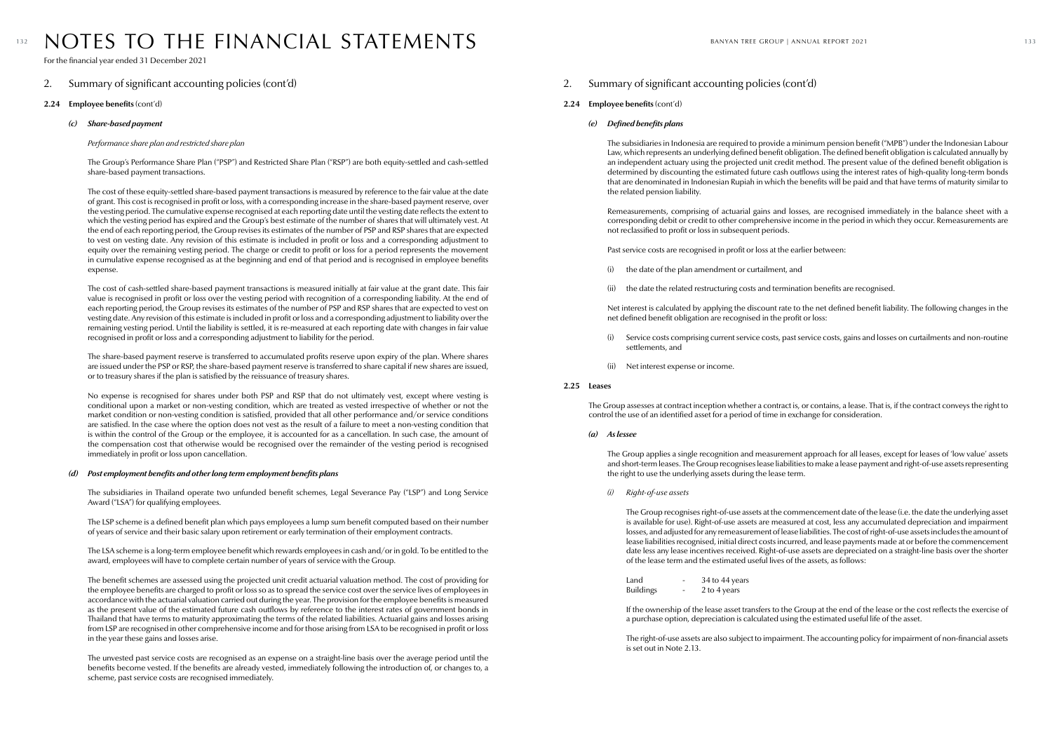# NOTES TO THE FINANCIAL STATEMENTS

For the financial year ended 31 December 2021

## 2. Summary of significant accounting policies (cont'd)

### 2.24 Employee benefits (cont'd)

#### *(c) Share-based payment*

*Performance share plan and restricted share plan*

The Group's Performance Share Plan ("PSP") and Restricted Share Plan ("RSP") are both equity-settled and cash-settled share-based payment transactions.

The cost of these equity-settled share-based payment transactions is measured by reference to the fair value at the date of grant. This cost is recognised in profit or loss, with a corresponding increase in the share-based payment reserve, over the vesting period. The cumulative expense recognised at each reporting date until the vesting date reflects the extent to which the vesting period has expired and the Group's best estimate of the number of shares that will ultimately vest. At the end of each reporting period, the Group revises its estimates of the number of PSP and RSP shares that are expected to vest on vesting date. Any revision of this estimate is included in profit or loss and a corresponding adjustment to equity over the remaining vesting period. The charge or credit to profit or loss for a period represents the movement in cumulative expense recognised as at the beginning and end of that period and is recognised in employee benefits expense.

The cost of cash-settled share-based payment transactions is measured initially at fair value at the grant date. This fair value is recognised in profit or loss over the vesting period with recognition of a corresponding liability. At the end of each reporting period, the Group revises its estimates of the number of PSP and RSP shares that are expected to vest on vesting date. Any revision of this estimate is included in profit or loss and a corresponding adjustment to liability over the remaining vesting period. Until the liability is settled, it is re-measured at each reporting date with changes in fair value recognised in profit or loss and a corresponding adjustment to liability for the period.

The share-based payment reserve is transferred to accumulated profits reserve upon expiry of the plan. Where shares are issued under the PSP or RSP, the share-based payment reserve is transferred to share capital if new shares are issued, or to treasury shares if the plan is satisfied by the reissuance of treasury shares.

No expense is recognised for shares under both PSP and RSP that do not ultimately vest, except where vesting is conditional upon a market or non-vesting condition, which are treated as vested irrespective of whether or not the market condition or non-vesting condition is satisfied, provided that all other performance and/or service conditions are satisfied. In the case where the option does not vest as the result of a failure to meet a non-vesting condition that is within the control of the Group or the employee, it is accounted for as a cancellation. In such case, the amount of the compensation cost that otherwise would be recognised over the remainder of the vesting period is recognised immediately in profit or loss upon cancellation.

#### *(d) Post employment benefits and other long term employment benefits plans*

The subsidiaries in Thailand operate two unfunded benefit schemes, Legal Severance Pay ("LSP") and Long Service Award ("LSA") for qualifying employees.

The LSP scheme is a defined benefit plan which pays employees a lump sum benefit computed based on their number of years of service and their basic salary upon retirement or early termination of their employment contracts.

The LSA scheme is a long-term employee benefit which rewards employees in cash and/or in gold. To be entitled to the award, employees will have to complete certain number of years of service with the Group.

The benefit schemes are assessed using the projected unit credit actuarial valuation method. The cost of providing for the employee benefits are charged to profit or loss so as to spread the service cost over the service lives of employees in accordance with the actuarial valuation carried out during the year. The provision for the employee benefits is measured as the present value of the estimated future cash outflows by reference to the interest rates of government bonds in Thailand that have terms to maturity approximating the terms of the related liabilities. Actuarial gains and losses arising from LSP are recognised in other comprehensive income and for those arising from LSA to be recognised in profit or loss in the year these gains and losses arise.

The unvested past service costs are recognised as an expense on a straight-line basis over the average period until the benefits become vested. If the benefits are already vested, immediately following the introduction of, or changes to, a scheme, past service costs are recognised immediately.

## 2. Summary of significant accounting policies (cont'd)

### 2.24 Employee benefits (cont'd)

#### *(e) Defined benefits plans*

The subsidiaries in Indonesia are required to provide a minimum pension benefit ("MPB") under the Indonesian Labour Law, which represents an underlying defined benefit obligation. The defined benefit obligation is calculated annually by an independent actuary using the projected unit credit method. The present value of the defined benefit obligation is determined by discounting the estimated future cash outflows using the interest rates of high-quality long-term bonds that are denominated in Indonesian Rupiah in which the benefits will be paid and that have terms of maturity similar to the related pension liability.

Remeasurements, comprising of actuarial gains and losses, are recognised immediately in the balance sheet with a corresponding debit or credit to other comprehensive income in the period in which they occur. Remeasurements are not reclassified to profit or loss in subsequent periods.

Past service costs are recognised in profit or loss at the earlier between:

(i) the date of the plan amendment or curtailment, and

(ii) the date the related restructuring costs and termination benefits are recognised.

Net interest is calculated by applying the discount rate to the net defined benefit liability. The following changes in the net defined benefit obligation are recognised in the profit or loss:

(i) Service costs comprising current service costs, past service costs, gains and losses on curtailments and non-routine settlements, and

(ii) Net interest expense or income.

### 2.25 Leases

The Group assesses at contract inception whether a contract is, or contains, a lease. That is, if the contract conveys the right to control the use of an identified asset for a period of time in exchange for consideration.

#### *(a) As lessee*

The Group applies a single recognition and measurement approach for all leases, except for leases of 'low value' assets and short-term leases. The Group recognises lease liabilities to make a lease payment and right-of-use assets representing the right to use the underlying assets during the lease term.

##### *(i) Right-of-use assets*

The Group recognises right-of-use assets at the commencement date of the lease (i.e. the date the underlying asset is available for use). Right-of-use assets are measured at cost, less any accumulated depreciation and impairment losses, and adjusted for any remeasurement of lease liabilities. The cost of right-of-use assets includes the amount of lease liabilities recognised, initial direct costs incurred, and lease payments made at or before the commencement date less any lease incentives received. Right-of-use assets are depreciated on a straight-line basis over the shorter of the lease term and the estimated useful lives of the assets, as follows:

| | | |
|---|---|---|
| Land | - | 34 to 44 years |
| Buildings | - | 2 to 4 years |

If the ownership of the lease asset transfers to the Group at the end of the lease or the cost reflects the exercise of a purchase option, depreciation is calculated using the estimated useful life of the asset.

The right-of-use assets are also subject to impairment. The accounting policy for impairment of non-financial assets is set out in Note 2.13.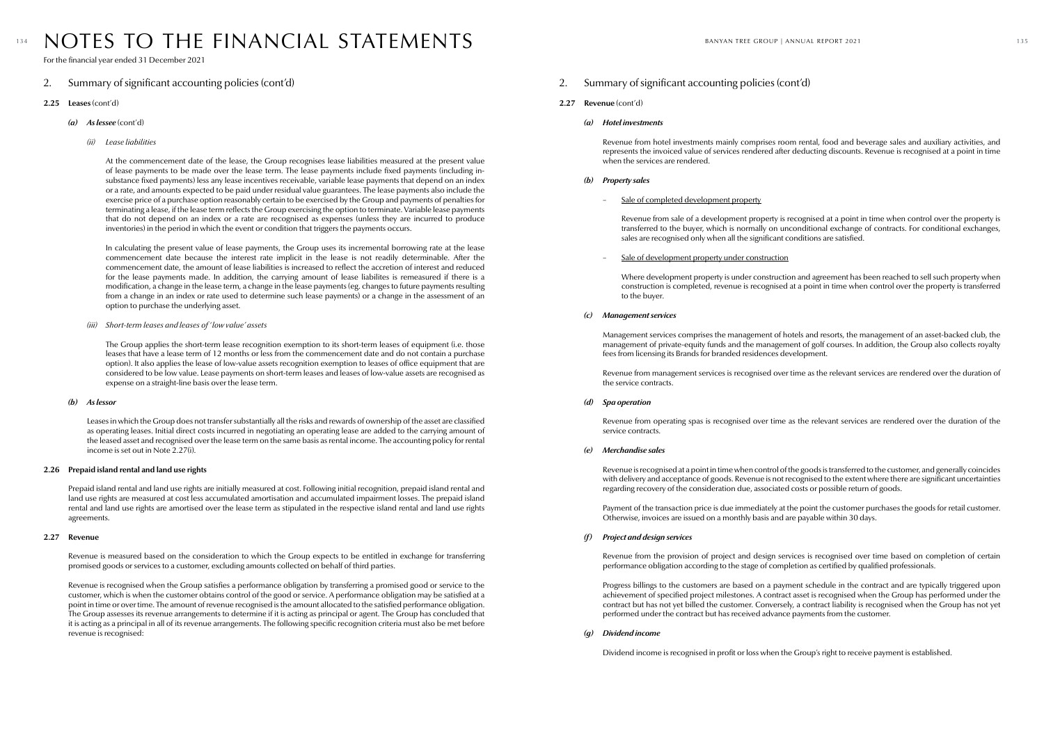# NOTES TO THE FINANCIAL STATEMENTS

For the financial year ended 31 December 2021

## 2. Summary of significant accounting policies (cont'd)

### 2.25 Leases (cont'd)

#### *(a) As lessee (cont'd)*

*(ii) Lease liabilities*

At the commencement date of the lease, the Group recognises lease liabilities measured at the present value of lease payments to be made over the lease term. The lease payments include fixed payments (including in-substance fixed payments) less any lease incentives receivable, variable lease payments that depend on an index or a rate, and amounts expected to be paid under residual value guarantees. The lease payments also include the exercise price of a purchase option reasonably certain to be exercised by the Group and payments of penalties for terminating a lease, if the lease term reflects the Group exercising the option to terminate. Variable lease payments that do not depend on an index or a rate are recognised as expenses (unless they are incurred to produce inventories) in the period in which the event or condition that triggers the payments occurs.

In calculating the present value of lease payments, the Group uses its incremental borrowing rate at the lease commencement date because the interest rate implicit in the lease is not readily determinable. After the commencement date, the amount of lease liabilities is increased to reflect the accretion of interest and reduced for the lease payments made. In addition, the carrying amount of lease liabilites is remeasured if there is a modification, a change in the lease term, a change in the lease payments (eg. changes to future payments resulting from a change in an index or rate used to determine such lease payments) or a change in the assessment of an option to purchase the underlying asset.

*(iii) Short-term leases and leases of 'low value' assets*

The Group applies the short-term lease recognition exemption to its short-term leases of equipment (i.e. those leases that have a lease term of 12 months or less from the commencement date and do not contain a purchase option). It also applies the lease of low-value assets recognition exemption to leases of office equipment that are considered to be low value. Lease payments on short-term leases and leases of low-value assets are recognised as expense on a straight-line basis over the lease term.

#### *(b) As lessor*

Leases in which the Group does not transfer substantially all the risks and rewards of ownership of the asset are classified as operating leases. Initial direct costs incurred in negotiating an operating lease are added to the carrying amount of the leased asset and recognised over the lease term on the same basis as rental income. The accounting policy for rental income is set out in Note 2.27(i).

### 2.26 Prepaid island rental and land use rights

Prepaid island rental and land use rights are initially measured at cost. Following initial recognition, prepaid island rental and land use rights are measured at cost less accumulated amortisation and accumulated impairment losses. The prepaid island rental and land use rights are amortised over the lease term as stipulated in the respective island rental and land use rights agreements.

### 2.27 Revenue

Revenue is measured based on the consideration to which the Group expects to be entitled in exchange for transferring promised goods or services to a customer, excluding amounts collected on behalf of third parties.

Revenue is recognised when the Group satisfies a performance obligation by transferring a promised good or service to the customer, which is when the customer obtains control of the good or service. A performance obligation may be satisfied at a point in time or over time. The amount of revenue recognised is the amount allocated to the satisfied performance obligation. The Group assesses its revenue arrangements to determine if it is acting as principal or agent. The Group has concluded that it is acting as a principal in all of its revenue arrangements. The following specific recognition criteria must also be met before revenue is recognised:

## 2. Summary of significant accounting policies (cont'd)

### 2.27 Revenue (cont'd)

#### *(a) Hotel investments*

Revenue from hotel investments mainly comprises room rental, food and beverage sales and auxiliary activities, and represents the invoiced value of services rendered after deducting discounts. Revenue is recognised at a point in time when the services are rendered.

#### *(b) Property sales*

- Sale of completed development property

  Revenue from sale of a development property is recognised at a point in time when control over the property is transferred to the buyer, which is normally on unconditional exchange of contracts. For conditional exchanges, sales are recognised only when all the significant conditions are satisfied.

- Sale of development property under construction

  Where development property is under construction and agreement has been reached to sell such property when construction is completed, revenue is recognised at a point in time when control over the property is transferred to the buyer.

#### *(c) Management services*

Management services comprises the management of hotels and resorts, the management of an asset-backed club, the management of private-equity funds and the management of golf courses. In addition, the Group also collects royalty fees from licensing its Brands for branded residences development.

Revenue from management services is recognised over time as the relevant services are rendered over the duration of the service contracts.

#### *(d) Spa operation*

Revenue from operating spas is recognised over time as the relevant services are rendered over the duration of the service contracts.

#### *(e) Merchandise sales*

Revenue is recognised at a point in time when control of the goods is transferred to the customer, and generally coincides with delivery and acceptance of goods. Revenue is not recognised to the extent where there are significant uncertainties regarding recovery of the consideration due, associated costs or possible return of goods.

Payment of the transaction price is due immediately at the point the customer purchases the goods for retail customer. Otherwise, invoices are issued on a monthly basis and are payable within 30 days.

#### *(f) Project and design services*

Revenue from the provision of project and design services is recognised over time based on completion of certain performance obligation according to the stage of completion as certified by qualified professionals.

Progress billings to the customers are based on a payment schedule in the contract and are typically triggered upon achievement of specified project milestones. A contract asset is recognised when the Group has performed under the contract but has not yet billed the customer. Conversely, a contract liability is recognised when the Group has not yet performed under the contract but has received advance payments from the customer.

#### *(g) Dividend income*

Dividend income is recognised in profit or loss when the Group's right to receive payment is established.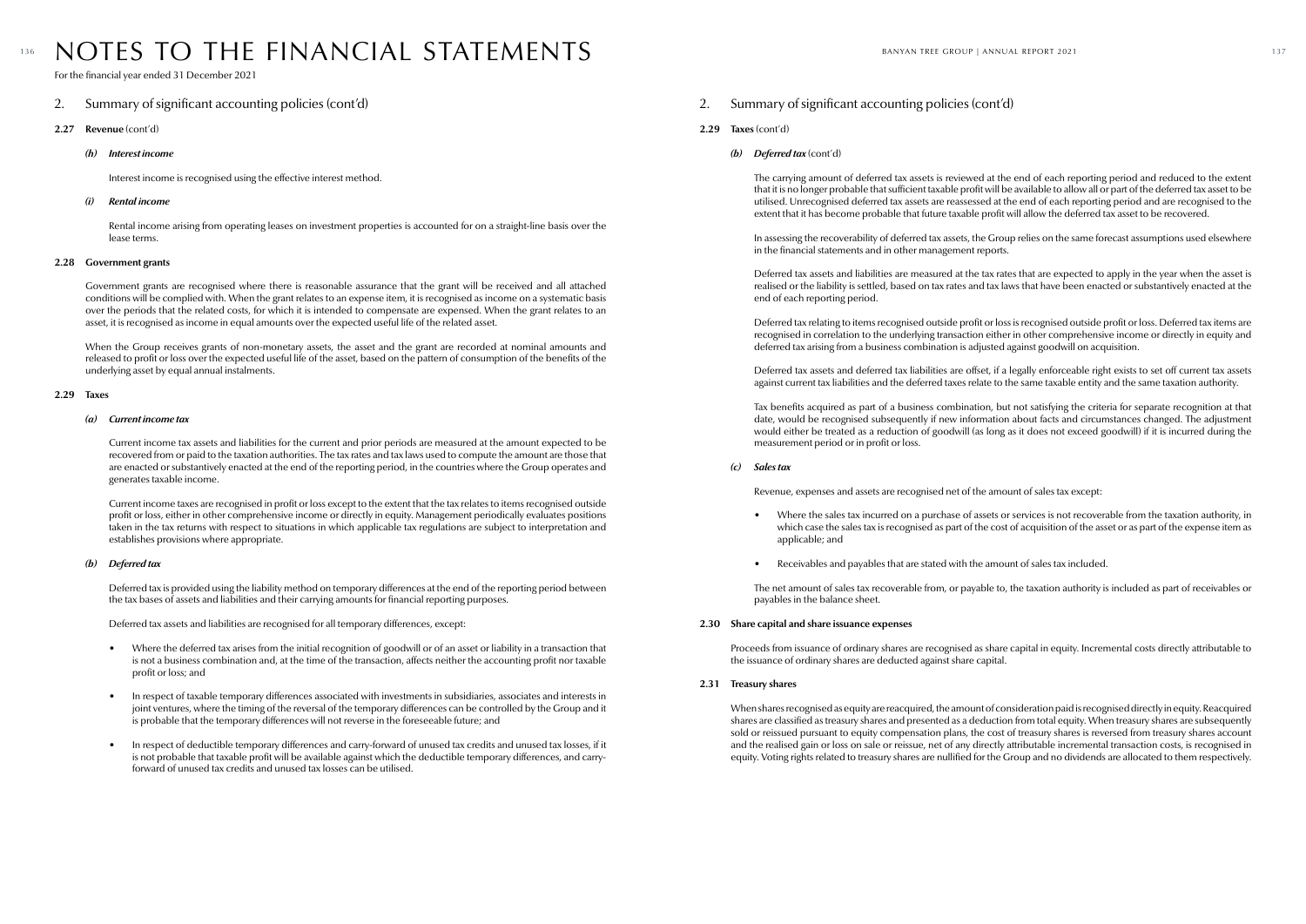# NOTES TO THE FINANCIAL STATEMENTS

For the financial year ended 31 December 2021

## 2. Summary of significant accounting policies (cont'd)

### 2.27 Revenue (cont'd)

#### *(h) Interest income*

Interest income is recognised using the effective interest method.

#### *(i) Rental income*

Rental income arising from operating leases on investment properties is accounted for on a straight-line basis over the lease terms.

### 2.28 Government grants

Government grants are recognised where there is reasonable assurance that the grant will be received and all attached conditions will be complied with. When the grant relates to an expense item, it is recognised as income on a systematic basis over the periods that the related costs, for which it is intended to compensate are expensed. When the grant relates to an asset, it is recognised as income in equal amounts over the expected useful life of the related asset.

When the Group receives grants of non-monetary assets, the asset and the grant are recorded at nominal amounts and released to profit or loss over the expected useful life of the asset, based on the pattern of consumption of the benefits of the underlying asset by equal annual instalments.

### 2.29 Taxes

#### *(a) Current income tax*

Current income tax assets and liabilities for the current and prior periods are measured at the amount expected to be recovered from or paid to the taxation authorities. The tax rates and tax laws used to compute the amount are those that are enacted or substantively enacted at the end of the reporting period, in the countries where the Group operates and generates taxable income.

Current income taxes are recognised in profit or loss except to the extent that the tax relates to items recognised outside profit or loss, either in other comprehensive income or directly in equity. Management periodically evaluates positions taken in the tax returns with respect to situations in which applicable tax regulations are subject to interpretation and establishes provisions where appropriate.

#### *(b) Deferred tax*

Deferred tax is provided using the liability method on temporary differences at the end of the reporting period between the tax bases of assets and liabilities and their carrying amounts for financial reporting purposes.

Deferred tax assets and liabilities are recognised for all temporary differences, except:

- Where the deferred tax arises from the initial recognition of goodwill or of an asset or liability in a transaction that is not a business combination and, at the time of the transaction, affects neither the accounting profit nor taxable profit or loss; and

- In respect of taxable temporary differences associated with investments in subsidiaries, associates and interests in joint ventures, where the timing of the reversal of the temporary differences can be controlled by the Group and it is probable that the temporary differences will not reverse in the foreseeable future; and

- In respect of deductible temporary differences and carry-forward of unused tax credits and unused tax losses, if it is not probable that taxable profit will be available against which the deductible temporary differences, and carry-forward of unused tax credits and unused tax losses can be utilised.

## 2. Summary of significant accounting policies (cont'd)

### 2.29 Taxes (cont'd)

#### *(b) Deferred tax (cont'd)*

The carrying amount of deferred tax assets is reviewed at the end of each reporting period and reduced to the extent that it is no longer probable that sufficient taxable profit will be available to allow all or part of the deferred tax asset to be utilised. Unrecognised deferred tax assets are reassessed at the end of each reporting period and are recognised to the extent that it has become probable that future taxable profit will allow the deferred tax asset to be recovered.

In assessing the recoverability of deferred tax assets, the Group relies on the same forecast assumptions used elsewhere in the financial statements and in other management reports.

Deferred tax assets and liabilities are measured at the tax rates that are expected to apply in the year when the asset is realised or the liability is settled, based on tax rates and tax laws that have been enacted or substantively enacted at the end of each reporting period.

Deferred tax relating to items recognised outside profit or loss is recognised outside profit or loss. Deferred tax items are recognised in correlation to the underlying transaction either in other comprehensive income or directly in equity and deferred tax arising from a business combination is adjusted against goodwill on acquisition.

Deferred tax assets and deferred tax liabilities are offset, if a legally enforceable right exists to set off current tax assets against current tax liabilities and the deferred taxes relate to the same taxable entity and the same taxation authority.

Tax benefits acquired as part of a business combination, but not satisfying the criteria for separate recognition at that date, would be recognised subsequently if new information about facts and circumstances changed. The adjustment would either be treated as a reduction of goodwill (as long as it does not exceed goodwill) if it is incurred during the measurement period or in profit or loss.

#### *(c) Sales tax*

Revenue, expenses and assets are recognised net of the amount of sales tax except:

- Where the sales tax incurred on a purchase of assets or services is not recoverable from the taxation authority, in which case the sales tax is recognised as part of the cost of acquisition of the asset or as part of the expense item as applicable; and

- Receivables and payables that are stated with the amount of sales tax included.

The net amount of sales tax recoverable from, or payable to, the taxation authority is included as part of receivables or payables in the balance sheet.

### 2.30 Share capital and share issuance expenses

Proceeds from issuance of ordinary shares are recognised as share capital in equity. Incremental costs directly attributable to the issuance of ordinary shares are deducted against share capital.

### 2.31 Treasury shares

When shares recognised as equity are reacquired, the amount of consideration paid is recognised directly in equity. Reacquired shares are classified as treasury shares and presented as a deduction from total equity. When treasury shares are subsequently sold or reissued pursuant to equity compensation plans, the cost of treasury shares is reversed from treasury shares account and the realised gain or loss on sale or reissue, net of any directly attributable incremental transaction costs, is recognised in equity. Voting rights related to treasury shares are nullified for the Group and no dividends are allocated to them respectively.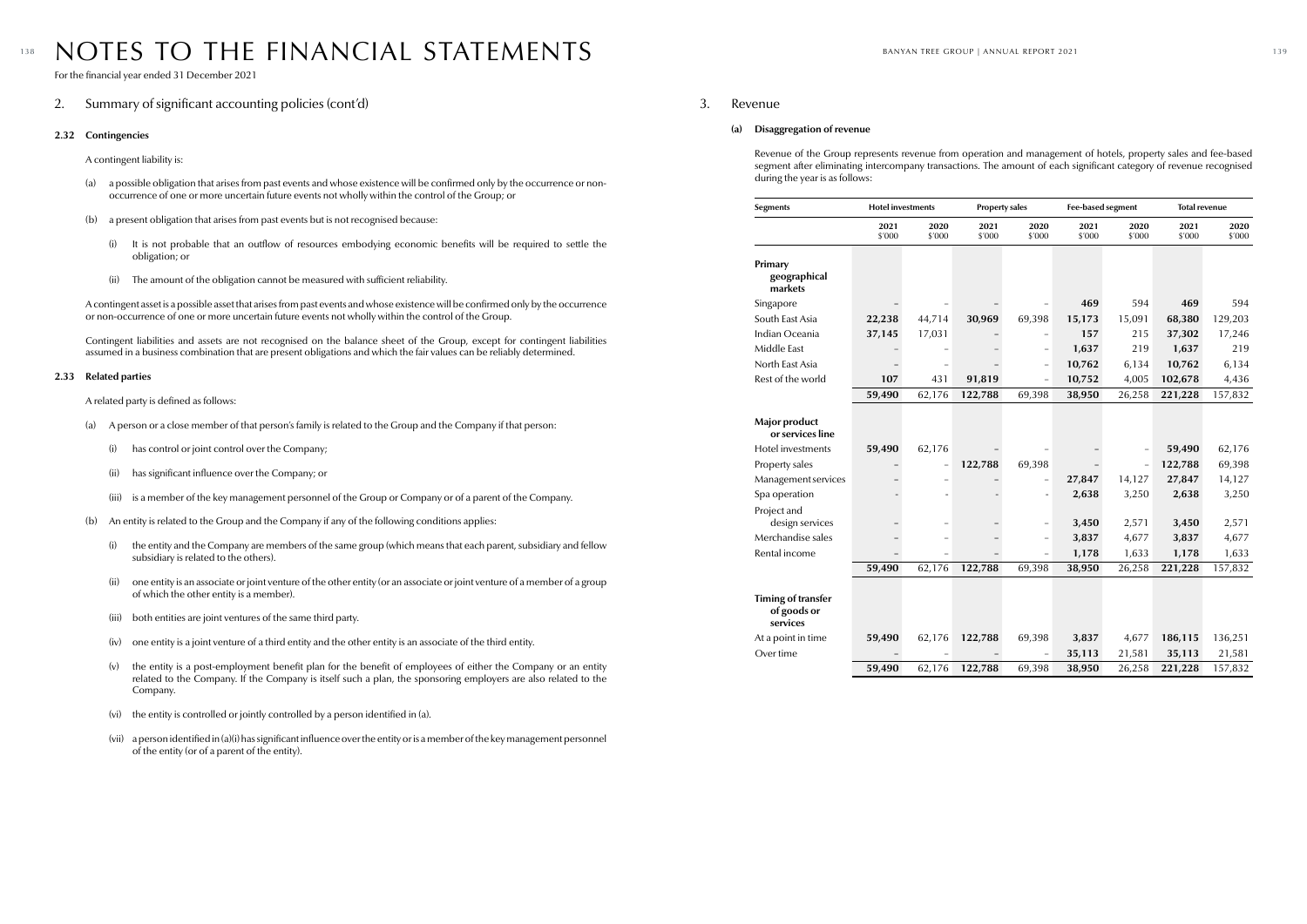# NOTES TO THE FINANCIAL STATEMENTS

For the financial year ended 31 December 2021

## 2. Summary of significant accounting policies (cont'd)

### 2.32 Contingencies

A contingent liability is:

(a) a possible obligation that arises from past events and whose existence will be confirmed only by the occurrence or non-occurrence of one or more uncertain future events not wholly within the control of the Group; or

(b) a present obligation that arises from past events but is not recognised because:

(i) It is not probable that an outflow of resources embodying economic benefits will be required to settle the obligation; or

(ii) The amount of the obligation cannot be measured with sufficient reliability.

A contingent asset is a possible asset that arises from past events and whose existence will be confirmed only by the occurrence or non-occurrence of one or more uncertain future events not wholly within the control of the Group.

Contingent liabilities and assets are not recognised on the balance sheet of the Group, except for contingent liabilities assumed in a business combination that are present obligations and which the fair values can be reliably determined.

### 2.33 Related parties

A related party is defined as follows:

(a) A person or a close member of that person's family is related to the Group and the Company if that person:

(i) has control or joint control over the Company;

(ii) has significant influence over the Company; or

(iii) is a member of the key management personnel of the Group or Company or of a parent of the Company.

(b) An entity is related to the Group and the Company if any of the following conditions applies:

(i) the entity and the Company are members of the same group (which means that each parent, subsidiary and fellow subsidiary is related to the others).

(ii) one entity is an associate or joint venture of the other entity (or an associate or joint venture of a member of a group of which the other entity is a member).

(iii) both entities are joint ventures of the same third party.

(iv) one entity is a joint venture of a third entity and the other entity is an associate of the third entity.

(v) the entity is a post-employment benefit plan for the benefit of employees of either the Company or an entity related to the Company. If the Company is itself such a plan, the sponsoring employers are also related to the Company.

(vi) the entity is controlled or jointly controlled by a person identified in (a).

(vii) a person identified in (a)(i) has significant influence over the entity or is a member of the key management personnel of the entity (or of a parent of the entity).

## 3. Revenue

### (a) Disaggregation of revenue

Revenue of the Group represents revenue from operation and management of hotels, property sales and fee-based segment after eliminating intercompany transactions. The amount of each significant category of revenue recognised during the year is as follows:

| Segments | Hotel investments | | Property sales | | Fee-based segment | | Total revenue | |
|---|---|---|---|---|---|---|---|---|
| | 2021 $'000 | 2020 $'000 | 2021 $'000 | 2020 $'000 | 2021 $'000 | 2020 $'000 | 2021 $'000 | 2020 $'000 |
| **Primary geographical markets** | | | | | | | | |
| Singapore | – | – | – | – | **469** | 594 | **469** | 594 |
| South East Asia | **22,238** | 44,714 | **30,969** | 69,398 | **15,173** | 15,091 | **68,380** | 129,203 |
| Indian Oceania | **37,145** | 17,031 | – | – | **157** | 215 | **37,302** | 17,246 |
| Middle East | – | – | – | – | **1,637** | 219 | **1,637** | 219 |
| North East Asia | – | – | – | – | **10,762** | 6,134 | **10,762** | 6,134 |
| Rest of the world | **107** | 431 | **91,819** | – | **10,752** | 4,005 | **102,678** | 4,436 |
| | **59,490** | 62,176 | **122,788** | 69,398 | **38,950** | 26,258 | **221,228** | 157,832 |
| **Major product or services line** | | | | | | | | |
| Hotel investments | **59,490** | 62,176 | – | – | – | – | **59,490** | 62,176 |
| Property sales | – | – | **122,788** | 69,398 | – | – | **122,788** | 69,398 |
| Management services | – | – | – | – | **27,847** | 14,127 | **27,847** | 14,127 |
| Spa operation | – | – | – | – | **2,638** | 3,250 | **2,638** | 3,250 |
| Project and design services | – | – | – | – | **3,450** | 2,571 | **3,450** | 2,571 |
| Merchandise sales | – | – | – | – | **3,837** | 4,677 | **3,837** | 4,677 |
| Rental income | – | – | – | – | **1,178** | 1,633 | **1,178** | 1,633 |
| | **59,490** | 62,176 | **122,788** | 69,398 | **38,950** | 26,258 | **221,228** | 157,832 |
| **Timing of transfer of goods or services** | | | | | | | | |
| At a point in time | **59,490** | 62,176 | **122,788** | 69,398 | **3,837** | 4,677 | **186,115** | 136,251 |
| Over time | – | – | – | – | **35,113** | 21,581 | **35,113** | 21,581 |
| | **59,490** | 62,176 | **122,788** | 69,398 | **38,950** | 26,258 | **221,228** | 157,832 |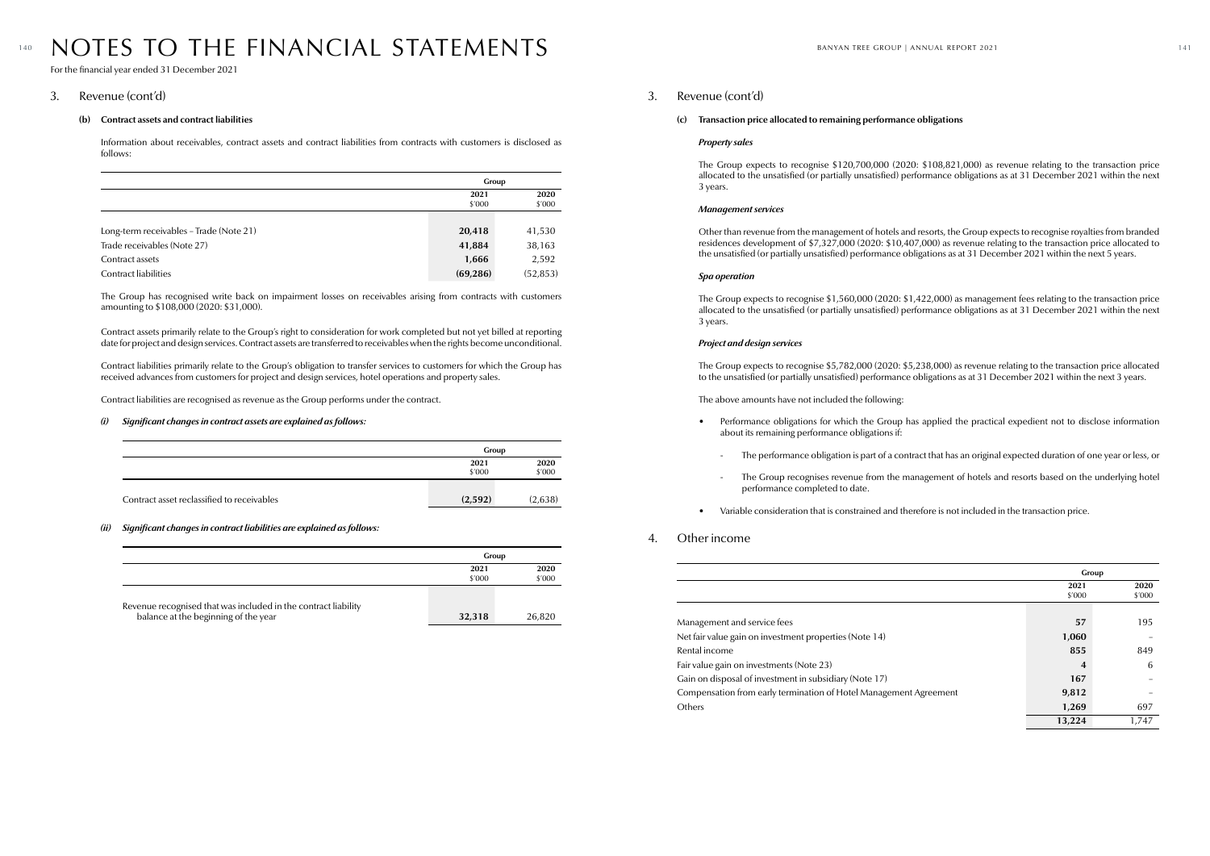# NOTES TO THE FINANCIAL STATEMENTS

For the financial year ended 31 December 2021

## 3. Revenue (cont'd)

### (b) Contract assets and contract liabilities

Information about receivables, contract assets and contract liabilities from contracts with customers is disclosed as follows:

| | Group | |
|---|---|---|
| | 2021<br>$'000 | 2020<br>$'000 |
| Long-term receivables – Trade (Note 21) | **20,418** | 41,530 |
| Trade receivables (Note 27) | **41,884** | 38,163 |
| Contract assets | **1,666** | 2,592 |
| Contract liabilities | **(69,286)** | (52,853) |

The Group has recognised write back on impairment losses on receivables arising from contracts with customers amounting to $108,000 (2020: $31,000).

Contract assets primarily relate to the Group's right to consideration for work completed but not yet billed at reporting date for project and design services. Contract assets are transferred to receivables when the rights become unconditional.

Contract liabilities primarily relate to the Group's obligation to transfer services to customers for which the Group has received advances from customers for project and design services, hotel operations and property sales.

Contract liabilities are recognised as revenue as the Group performs under the contract.

*(i) Significant changes in contract assets are explained as follows:*

| | Group | |
|---|---|---|
| | 2021<br>$'000 | 2020<br>$'000 |
| Contract asset reclassified to receivables | **(2,592)** | (2,638) |

*(ii) Significant changes in contract liabilities are explained as follows:*

| | Group | |
|---|---|---|
| | 2021<br>$'000 | 2020<br>$'000 |
| Revenue recognised that was included in the contract liability balance at the beginning of the year | **32,318** | 26,820 |

## 3. Revenue (cont'd)

### (c) Transaction price allocated to remaining performance obligations

***Property sales***

The Group expects to recognise $120,700,000 (2020: $108,821,000) as revenue relating to the transaction price allocated to the unsatisfied (or partially unsatisfied) performance obligations as at 31 December 2021 within the next 3 years.

***Management services***

Other than revenue from the management of hotels and resorts, the Group expects to recognise royalties from branded residences development of $7,327,000 (2020: $10,407,000) as revenue relating to the transaction price allocated to the unsatisfied (or partially unsatisfied) performance obligations as at 31 December 2021 within the next 5 years.

***Spa operation***

The Group expects to recognise $1,560,000 (2020: $1,422,000) as management fees relating to the transaction price allocated to the unsatisfied (or partially unsatisfied) performance obligations as at 31 December 2021 within the next 3 years.

***Project and design services***

The Group expects to recognise $5,782,000 (2020: $5,238,000) as revenue relating to the transaction price allocated to the unsatisfied (or partially unsatisfied) performance obligations as at 31 December 2021 within the next 3 years.

The above amounts have not included the following:

- Performance obligations for which the Group has applied the practical expedient not to disclose information about its remaining performance obligations if:
  - The performance obligation is part of a contract that has an original expected duration of one year or less, or
  - The Group recognises revenue from the management of hotels and resorts based on the underlying hotel performance completed to date.
- Variable consideration that is constrained and therefore is not included in the transaction price.

## 4. Other income

| | Group | |
|---|---|---|
| | 2021<br>$'000 | 2020<br>$'000 |
| Management and service fees | **57** | 195 |
| Net fair value gain on investment properties (Note 14) | **1,060** | – |
| Rental income | **855** | 849 |
| Fair value gain on investments (Note 23) | **4** | 6 |
| Gain on disposal of investment in subsidiary (Note 17) | **167** | – |
| Compensation from early termination of Hotel Management Agreement | **9,812** | – |
| Others | **1,269** | 697 |
| | **13,224** | 1,747 |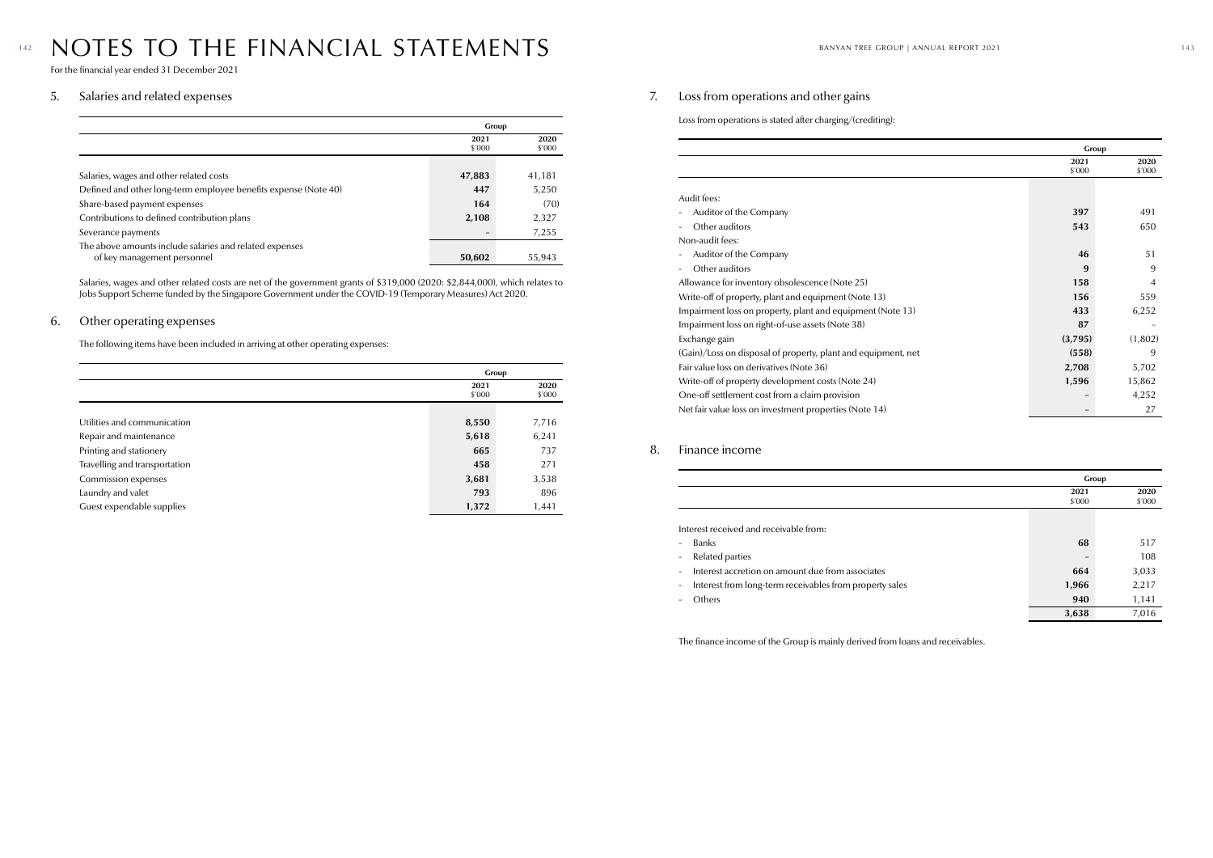# NOTES TO THE FINANCIAL STATEMENTS

For the financial year ended 31 December 2021

## 5. Salaries and related expenses

| | Group | |
|---|---|---|
| | **2021** $'000 | **2020** $'000 |
| Salaries, wages and other related costs | **47,883** | 41,181 |
| Defined and other long-term employee benefits expense (Note 40) | **447** | 5,250 |
| Share-based payment expenses | **164** | (70) |
| Contributions to defined contribution plans | **2,108** | 2,327 |
| Severance payments | **–** | 7,255 |
| The above amounts include salaries and related expenses of key management personnel | **50,602** | 55,943 |

Salaries, wages and other related costs are net of the government grants of $319,000 (2020: $2,844,000), which relates to Jobs Support Scheme funded by the Singapore Government under the COVID-19 (Temporary Measures) Act 2020.

## 6. Other operating expenses

The following items have been included in arriving at other operating expenses:

| | Group | |
|---|---|---|
| | **2021** $'000 | **2020** $'000 |
| Utilities and communication | **8,550** | 7,716 |
| Repair and maintenance | **5,618** | 6,241 |
| Printing and stationery | **665** | 737 |
| Travelling and transportation | **458** | 271 |
| Commission expenses | **3,681** | 3,538 |
| Laundry and valet | **793** | 896 |
| Guest expendable supplies | **1,372** | 1,441 |

## 7. Loss from operations and other gains

Loss from operations is stated after charging/(crediting):

| | Group | |
|---|---|---|
| | **2021** $'000 | **2020** $'000 |
| Audit fees: | | |
| - Auditor of the Company | **397** | 491 |
| - Other auditors | **543** | 650 |
| Non-audit fees: | | |
| - Auditor of the Company | **46** | 51 |
| - Other auditors | **9** | 9 |
| Allowance for inventory obsolescence (Note 25) | **158** | 4 |
| Write-off of property, plant and equipment (Note 13) | **156** | 559 |
| Impairment loss on property, plant and equipment (Note 13) | **433** | 6,252 |
| Impairment loss on right-of-use assets (Note 38) | **87** | – |
| Exchange gain | **(3,795)** | (1,802) |
| (Gain)/Loss on disposal of property, plant and equipment, net | **(558)** | 9 |
| Fair value loss on derivatives (Note 36) | **2,708** | 5,702 |
| Write-off of property development costs (Note 24) | **1,596** | 15,862 |
| One-off settlement cost from a claim provision | **–** | 4,252 |
| Net fair value loss on investment properties (Note 14) | **–** | 27 |

## 8. Finance income

| | Group | |
|---|---|---|
| | **2021** $'000 | **2020** $'000 |
| Interest received and receivable from: | | |
| - Banks | **68** | 517 |
| - Related parties | **–** | 108 |
| - Interest accretion on amount due from associates | **664** | 3,033 |
| - Interest from long-term receivables from property sales | **1,966** | 2,217 |
| - Others | **940** | 1,141 |
| | **3,638** | 7,016 |

The finance income of the Group is mainly derived from loans and receivables.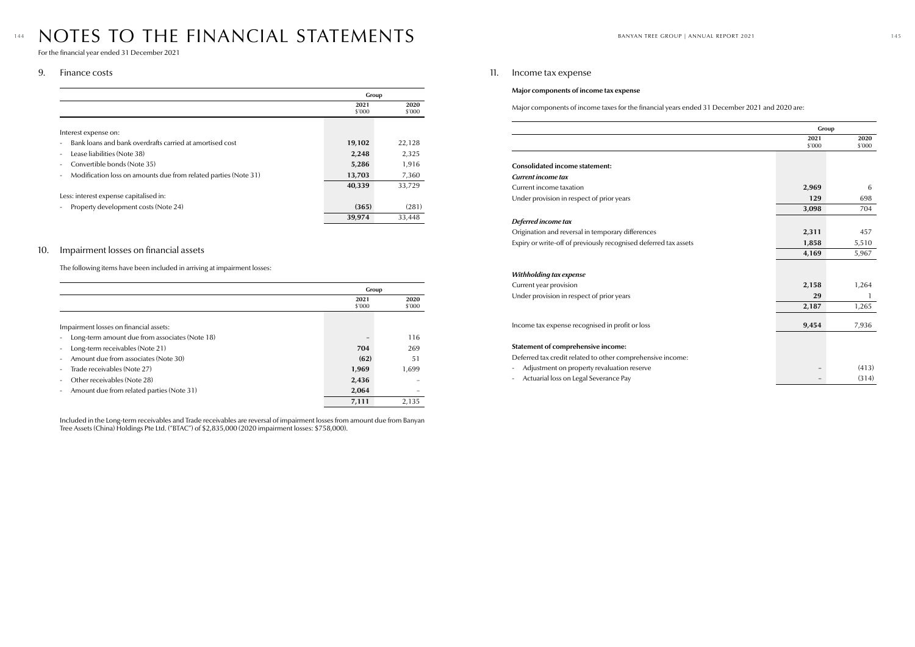# NOTES TO THE FINANCIAL STATEMENTS

For the financial year ended 31 December 2021

## 9. Finance costs

| | Group | |
|---|---|---|
| | 2021<br>$'000 | 2020<br>$'000 |
| Interest expense on: | | |
| - Bank loans and bank overdrafts carried at amortised cost | **19,102** | 22,128 |
| - Lease liabilities (Note 38) | **2,248** | 2,325 |
| - Convertible bonds (Note 35) | **5,286** | 1,916 |
| - Modification loss on amounts due from related parties (Note 31) | **13,703** | 7,360 |
| | **40,339** | 33,729 |
| Less: interest expense capitalised in: | | |
| - Property development costs (Note 24) | **(365)** | (281) |
| | **39,974** | 33,448 |

## 10. Impairment losses on financial assets

The following items have been included in arriving at impairment losses:

| | Group | |
|---|---|---|
| | 2021<br>$'000 | 2020<br>$'000 |
| Impairment losses on financial assets: | | |
| - Long-term amount due from associates (Note 18) | – | 116 |
| - Long-term receivables (Note 21) | **704** | 269 |
| - Amount due from associates (Note 30) | **(62)** | 51 |
| - Trade receivables (Note 27) | **1,969** | 1,699 |
| - Other receivables (Note 28) | **2,436** | – |
| - Amount due from related parties (Note 31) | **2,064** | – |
| | **7,111** | 2,135 |

Included in the Long-term receivables and Trade receivables are reversal of impairment losses from amount due from Banyan Tree Assets (China) Holdings Pte Ltd. ("BTAC") of $2,835,000 (2020 impairment losses: $758,000).

## 11. Income tax expense

**Major components of income tax expense**

Major components of income taxes for the financial years ended 31 December 2021 and 2020 are:

| | Group | |
|---|---|---|
| | 2021<br>$'000 | 2020<br>$'000 |
| **Consolidated income statement:** | | |
| ***Current income tax*** | | |
| Current income taxation | **2,969** | 6 |
| Under provision in respect of prior years | **129** | 698 |
| | **3,098** | 704 |
| ***Deferred income tax*** | | |
| Origination and reversal in temporary differences | **2,311** | 457 |
| Expiry or write-off of previously recognised deferred tax assets | **1,858** | 5,510 |
| | **4,169** | 5,967 |
| ***Withholding tax expense*** | | |
| Current year provision | **2,158** | 1,264 |
| Under provision in respect of prior years | **29** | 1 |
| | **2,187** | 1,265 |
| Income tax expense recognised in profit or loss | **9,454** | 7,936 |
| **Statement of comprehensive income:** | | |
| Deferred tax credit related to other comprehensive income: | | |
| - Adjustment on property revaluation reserve | – | (413) |
| - Actuarial loss on Legal Severance Pay | – | (314) |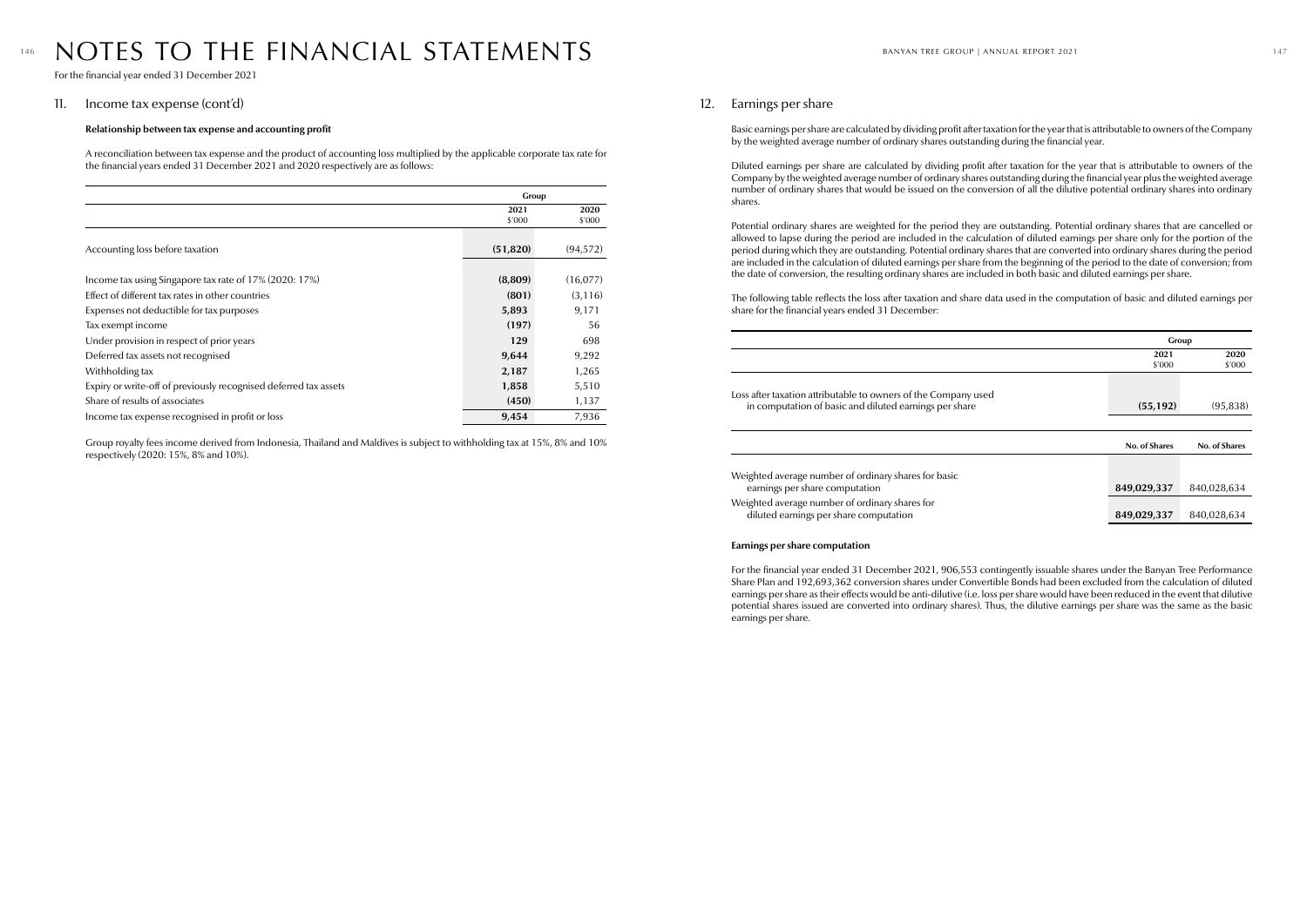# NOTES TO THE FINANCIAL STATEMENTS

For the financial year ended 31 December 2021

## 11. Income tax expense (cont'd)

**Relationship between tax expense and accounting profit**

A reconciliation between tax expense and the product of accounting loss multiplied by the applicable corporate tax rate for the financial years ended 31 December 2021 and 2020 respectively are as follows:

| | Group | |
|---|---|---|
| | **2021**<br>$'000 | **2020**<br>$'000 |
| Accounting loss before taxation | **(51,820)** | (94,572) |
| Income tax using Singapore tax rate of 17% (2020: 17%) | **(8,809)** | (16,077) |
| Effect of different tax rates in other countries | **(801)** | (3,116) |
| Expenses not deductible for tax purposes | **5,893** | 9,171 |
| Tax exempt income | **(197)** | 56 |
| Under provision in respect of prior years | **129** | 698 |
| Deferred tax assets not recognised | **9,644** | 9,292 |
| Withholding tax | **2,187** | 1,265 |
| Expiry or write-off of previously recognised deferred tax assets | **1,858** | 5,510 |
| Share of results of associates | **(450)** | 1,137 |
| Income tax expense recognised in profit or loss | **9,454** | 7,936 |

Group royalty fees income derived from Indonesia, Thailand and Maldives is subject to withholding tax at 15%, 8% and 10% respectively (2020: 15%, 8% and 10%).

## 12. Earnings per share

Basic earnings per share are calculated by dividing profit after taxation for the year that is attributable to owners of the Company by the weighted average number of ordinary shares outstanding during the financial year.

Diluted earnings per share are calculated by dividing profit after taxation for the year that is attributable to owners of the Company by the weighted average number of ordinary shares outstanding during the financial year plus the weighted average number of ordinary shares that would be issued on the conversion of all the dilutive potential ordinary shares into ordinary shares.

Potential ordinary shares are weighted for the period they are outstanding. Potential ordinary shares that are cancelled or allowed to lapse during the period are included in the calculation of diluted earnings per share only for the portion of the period during which they are outstanding. Potential ordinary shares that are converted into ordinary shares during the period are included in the calculation of diluted earnings per share from the beginning of the period to the date of conversion; from the date of conversion, the resulting ordinary shares are included in both basic and diluted earnings per share.

The following table reflects the loss after taxation and share data used in the computation of basic and diluted earnings per share for the financial years ended 31 December:

| | Group | |
|---|---|---|
| | **2021**<br>$'000 | **2020**<br>$'000 |
| Loss after taxation attributable to owners of the Company used in computation of basic and diluted earnings per share | **(55,192)** | (95,838) |
| | **No. of Shares** | **No. of Shares** |
| Weighted average number of ordinary shares for basic earnings per share computation | **849,029,337** | 840,028,634 |
| Weighted average number of ordinary shares for diluted earnings per share computation | **849,029,337** | 840,028,634 |

**Earnings per share computation**

For the financial year ended 31 December 2021, 906,553 contingently issuable shares under the Banyan Tree Performance Share Plan and 192,693,362 conversion shares under Convertible Bonds had been excluded from the calculation of diluted earnings per share as their effects would be anti-dilutive (i.e. loss per share would have been reduced in the event that dilutive potential shares issued are converted into ordinary shares). Thus, the dilutive earnings per share was the same as the basic earnings per share.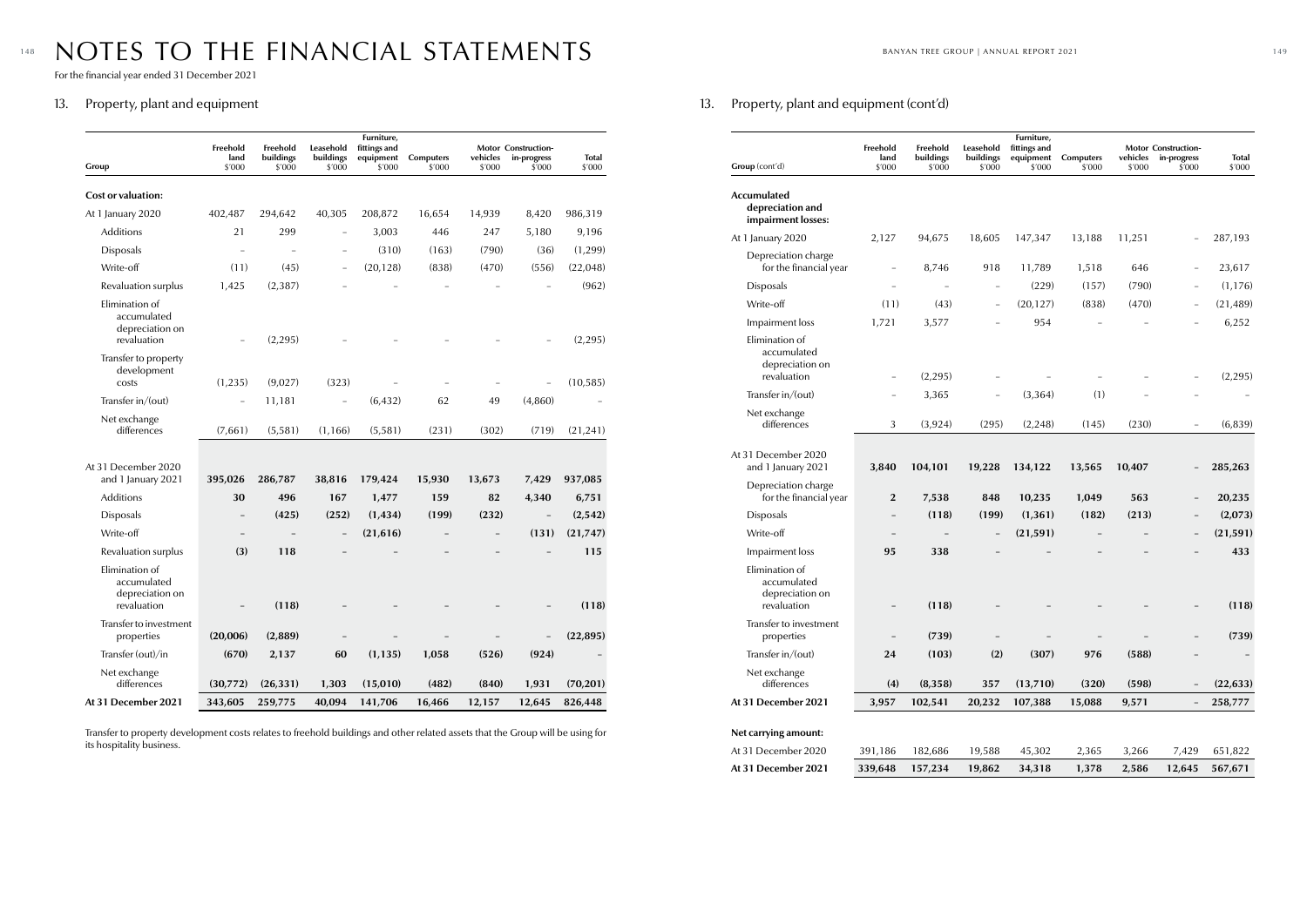# NOTES TO THE FINANCIAL STATEMENTS

For the financial year ended 31 December 2021

## 13. Property, plant and equipment

| Group | Freehold land $'000 | Freehold buildings $'000 | Leasehold buildings $'000 | Furniture, fittings and equipment $'000 | Computers $'000 | Motor vehicles $'000 | Construction-in-progress $'000 | Total $'000 |
|---|---|---|---|---|---|---|---|---|
| **Cost or valuation:** | | | | | | | | |
| At 1 January 2020 | 402,487 | 294,642 | 40,305 | 208,872 | 16,654 | 14,939 | 8,420 | 986,319 |
| Additions | 21 | 299 | – | 3,003 | 446 | 247 | 5,180 | 9,196 |
| Disposals | – | – | – | (310) | (163) | (790) | (36) | (1,299) |
| Write-off | (11) | (45) | – | (20,128) | (838) | (470) | (556) | (22,048) |
| Revaluation surplus | 1,425 | (2,387) | – | – | – | – | – | (962) |
| Elimination of accumulated depreciation on revaluation | – | (2,295) | – | – | – | – | – | (2,295) |
| Transfer to property development costs | (1,235) | (9,027) | (323) | – | – | – | – | (10,585) |
| Transfer in/(out) | – | 11,181 | – | (6,432) | 62 | 49 | (4,860) | – |
| Net exchange differences | (7,661) | (5,581) | (1,166) | (5,581) | (231) | (302) | (719) | (21,241) |
| At 31 December 2020 and 1 January 2021 | **395,026** | **286,787** | **38,816** | **179,424** | **15,930** | **13,673** | **7,429** | **937,085** |
| Additions | **30** | **496** | **167** | **1,477** | **159** | **82** | **4,340** | **6,751** |
| Disposals | **–** | **(425)** | **(252)** | **(1,434)** | **(199)** | **(232)** | **–** | **(2,542)** |
| Write-off | **–** | **–** | **–** | **(21,616)** | **–** | **–** | **(131)** | **(21,747)** |
| Revaluation surplus | **(3)** | **118** | **–** | **–** | **–** | **–** | **–** | **115** |
| Elimination of accumulated depreciation on revaluation | **–** | **(118)** | **–** | **–** | **–** | **–** | **–** | **(118)** |
| Transfer to investment properties | **(20,006)** | **(2,889)** | **–** | **–** | **–** | **–** | **–** | **(22,895)** |
| Transfer (out)/in | **(670)** | **2,137** | **60** | **(1,135)** | **1,058** | **(526)** | **(924)** | **–** |
| Net exchange differences | **(30,772)** | **(26,331)** | **1,303** | **(15,010)** | **(482)** | **(840)** | **1,931** | **(70,201)** |
| **At 31 December 2021** | **343,605** | **259,775** | **40,094** | **141,706** | **16,466** | **12,157** | **12,645** | **826,448** |

Transfer to property development costs relates to freehold buildings and other related assets that the Group will be using for its hospitality business.

## 13. Property, plant and equipment (cont'd)

| Group (cont'd) | Freehold land $'000 | Freehold buildings $'000 | Leasehold buildings $'000 | Furniture, fittings and equipment $'000 | Computers $'000 | Motor vehicles $'000 | Construction-in-progress $'000 | Total $'000 |
|---|---|---|---|---|---|---|---|---|
| **Accumulated depreciation and impairment losses:** | | | | | | | | |
| At 1 January 2020 | 2,127 | 94,675 | 18,605 | 147,347 | 13,188 | 11,251 | – | 287,193 |
| Depreciation charge for the financial year | – | 8,746 | 918 | 11,789 | 1,518 | 646 | – | 23,617 |
| Disposals | – | – | – | (229) | (157) | (790) | – | (1,176) |
| Write-off | (11) | (43) | – | (20,127) | (838) | (470) | – | (21,489) |
| Impairment loss | 1,721 | 3,577 | – | 954 | – | – | – | 6,252 |
| Elimination of accumulated depreciation on revaluation | – | (2,295) | – | – | – | – | – | (2,295) |
| Transfer in/(out) | – | 3,365 | – | (3,364) | (1) | – | – | – |
| Net exchange differences | 3 | (3,924) | (295) | (2,248) | (145) | (230) | – | (6,839) |
| At 31 December 2020 and 1 January 2021 | **3,840** | **104,101** | **19,228** | **134,122** | **13,565** | **10,407** | **–** | **285,263** |
| Depreciation charge for the financial year | **2** | **7,538** | **848** | **10,235** | **1,049** | **563** | **–** | **20,235** |
| Disposals | **–** | **(118)** | **(199)** | **(1,361)** | **(182)** | **(213)** | **–** | **(2,073)** |
| Write-off | **–** | **–** | **–** | **(21,591)** | **–** | **–** | **–** | **(21,591)** |
| Impairment loss | **95** | **338** | **–** | **–** | **–** | **–** | **–** | **433** |
| Elimination of accumulated depreciation on revaluation | **–** | **(118)** | **–** | **–** | **–** | **–** | **–** | **(118)** |
| Transfer to investment properties | **–** | **(739)** | **–** | **–** | **–** | **–** | **–** | **(739)** |
| Transfer in/(out) | **24** | **(103)** | **(2)** | **(307)** | **976** | **(588)** | **–** | **–** |
| Net exchange differences | **(4)** | **(8,358)** | **357** | **(13,710)** | **(320)** | **(598)** | **–** | **(22,633)** |
| **At 31 December 2021** | **3,957** | **102,541** | **20,232** | **107,388** | **15,088** | **9,571** | **–** | **258,777** |
| **Net carrying amount:** | | | | | | | | |
| At 31 December 2020 | 391,186 | 182,686 | 19,588 | 45,302 | 2,365 | 3,266 | 7,429 | 651,822 |
| **At 31 December 2021** | **339,648** | **157,234** | **19,862** | **34,318** | **1,378** | **2,586** | **12,645** | **567,671** |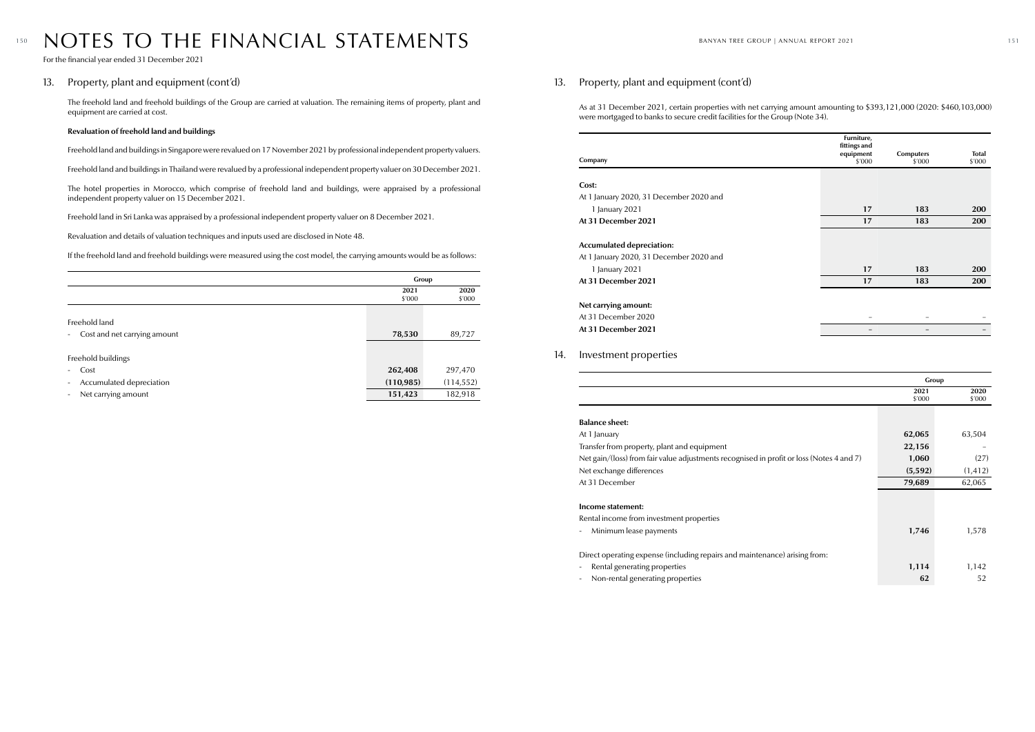# NOTES TO THE FINANCIAL STATEMENTS

For the financial year ended 31 December 2021

## 13. Property, plant and equipment (cont'd)

The freehold land and freehold buildings of the Group are carried at valuation. The remaining items of property, plant and equipment are carried at cost.

**Revaluation of freehold land and buildings**

Freehold land and buildings in Singapore were revalued on 17 November 2021 by professional independent property valuers.

Freehold land and buildings in Thailand were revalued by a professional independent property valuer on 30 December 2021.

The hotel properties in Morocco, which comprise of freehold land and buildings, were appraised by a professional independent property valuer on 15 December 2021.

Freehold land in Sri Lanka was appraised by a professional independent property valuer on 8 December 2021.

Revaluation and details of valuation techniques and inputs used are disclosed in Note 48.

If the freehold land and freehold buildings were measured using the cost model, the carrying amounts would be as follows:

| | Group | |
|---|---|---|
| | **2021** $'000 | **2020** $'000 |
| Freehold land | | |
| - Cost and net carrying amount | **78,530** | 89,727 |
| Freehold buildings | | |
| - Cost | **262,408** | 297,470 |
| - Accumulated depreciation | **(110,985)** | (114,552) |
| - Net carrying amount | **151,423** | 182,918 |

## 13. Property, plant and equipment (cont'd)

As at 31 December 2021, certain properties with net carrying amount amounting to $393,121,000 (2020: $460,103,000) were mortgaged to banks to secure credit facilities for the Group (Note 34).

| Company | Furniture, fittings and equipment $'000 | Computers $'000 | Total $'000 |
|---|---|---|---|
| **Cost:** | | | |
| At 1 January 2020, 31 December 2020 and 1 January 2021 | **17** | **183** | **200** |
| **At 31 December 2021** | **17** | **183** | **200** |
| **Accumulated depreciation:** | | | |
| At 1 January 2020, 31 December 2020 and 1 January 2021 | **17** | **183** | **200** |
| **At 31 December 2021** | **17** | **183** | **200** |
| **Net carrying amount:** | | | |
| At 31 December 2020 | – | – | – |
| **At 31 December 2021** | – | – | – |

## 14. Investment properties

| | Group | |
|---|---|---|
| | **2021** $'000 | **2020** $'000 |
| **Balance sheet:** | | |
| At 1 January | **62,065** | 63,504 |
| Transfer from property, plant and equipment | **22,156** | – |
| Net gain/(loss) from fair value adjustments recognised in profit or loss (Notes 4 and 7) | **1,060** | (27) |
| Net exchange differences | **(5,592)** | (1,412) |
| At 31 December | **79,689** | 62,065 |
| **Income statement:** | | |
| Rental income from investment properties | | |
| - Minimum lease payments | **1,746** | 1,578 |
| Direct operating expense (including repairs and maintenance) arising from: | | |
| - Rental generating properties | **1,114** | 1,142 |
| - Non-rental generating properties | **62** | 52 |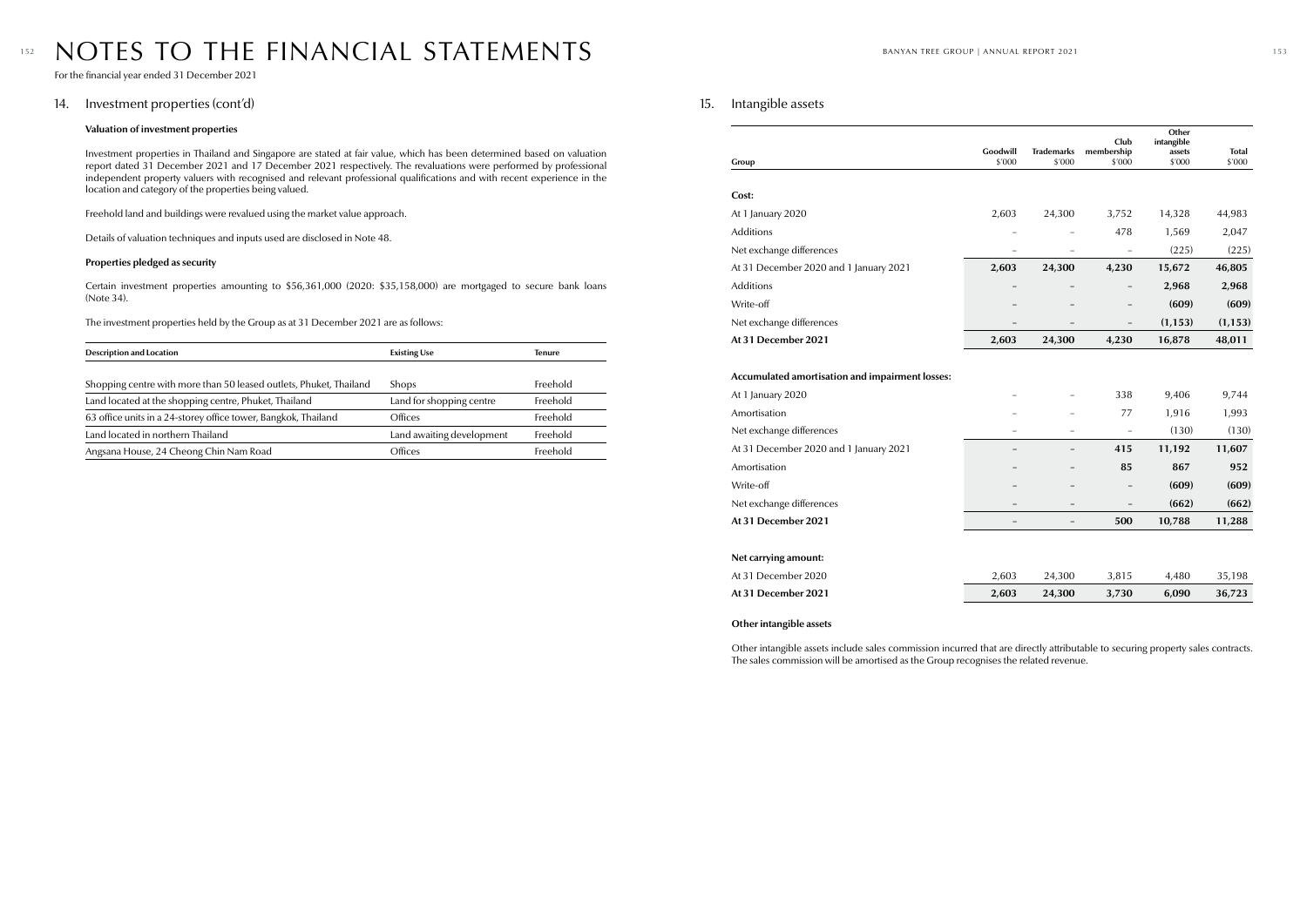# NOTES TO THE FINANCIAL STATEMENTS

For the financial year ended 31 December 2021

## 14. Investment properties (cont'd)

### Valuation of investment properties

Investment properties in Thailand and Singapore are stated at fair value, which has been determined based on valuation report dated 31 December 2021 and 17 December 2021 respectively. The revaluations were performed by professional independent property valuers with recognised and relevant professional qualifications and with recent experience in the location and category of the properties being valued.

Freehold land and buildings were revalued using the market value approach.

Details of valuation techniques and inputs used are disclosed in Note 48.

### Properties pledged as security

Certain investment properties amounting to $56,361,000 (2020: $35,158,000) are mortgaged to secure bank loans (Note 34).

The investment properties held by the Group as at 31 December 2021 are as follows:

| Description and Location | Existing Use | Tenure |
|---|---|---|
| Shopping centre with more than 50 leased outlets, Phuket, Thailand | Shops | Freehold |
| Land located at the shopping centre, Phuket, Thailand | Land for shopping centre | Freehold |
| 63 office units in a 24-storey office tower, Bangkok, Thailand | Offices | Freehold |
| Land located in northern Thailand | Land awaiting development | Freehold |
| Angsana House, 24 Cheong Chin Nam Road | Offices | Freehold |

## 15. Intangible assets

| Group | Goodwill $'000 | Trademarks $'000 | Club membership $'000 | Other intangible assets $'000 | Total $'000 |
|---|---|---|---|---|---|
| **Cost:** | | | | | |
| At 1 January 2020 | 2,603 | 24,300 | 3,752 | 14,328 | 44,983 |
| Additions | – | – | 478 | 1,569 | 2,047 |
| Net exchange differences | – | – | – | (225) | (225) |
| At 31 December 2020 and 1 January 2021 | **2,603** | **24,300** | **4,230** | **15,672** | **46,805** |
| Additions | – | – | – | **2,968** | **2,968** |
| Write-off | – | – | – | **(609)** | **(609)** |
| Net exchange differences | – | – | – | **(1,153)** | **(1,153)** |
| **At 31 December 2021** | **2,603** | **24,300** | **4,230** | **16,878** | **48,011** |
| **Accumulated amortisation and impairment losses:** | | | | | |
| At 1 January 2020 | – | – | 338 | 9,406 | 9,744 |
| Amortisation | – | – | 77 | 1,916 | 1,993 |
| Net exchange differences | – | – | – | (130) | (130) |
| At 31 December 2020 and 1 January 2021 | – | – | **415** | **11,192** | **11,607** |
| Amortisation | – | – | **85** | **867** | **952** |
| Write-off | – | – | – | **(609)** | **(609)** |
| Net exchange differences | – | – | – | **(662)** | **(662)** |
| **At 31 December 2021** | – | – | **500** | **10,788** | **11,288** |
| **Net carrying amount:** | | | | | |
| At 31 December 2020 | 2,603 | 24,300 | 3,815 | 4,480 | 35,198 |
| **At 31 December 2021** | **2,603** | **24,300** | **3,730** | **6,090** | **36,723** |

### Other intangible assets

Other intangible assets include sales commission incurred that are directly attributable to securing property sales contracts. The sales commission will be amortised as the Group recognises the related revenue.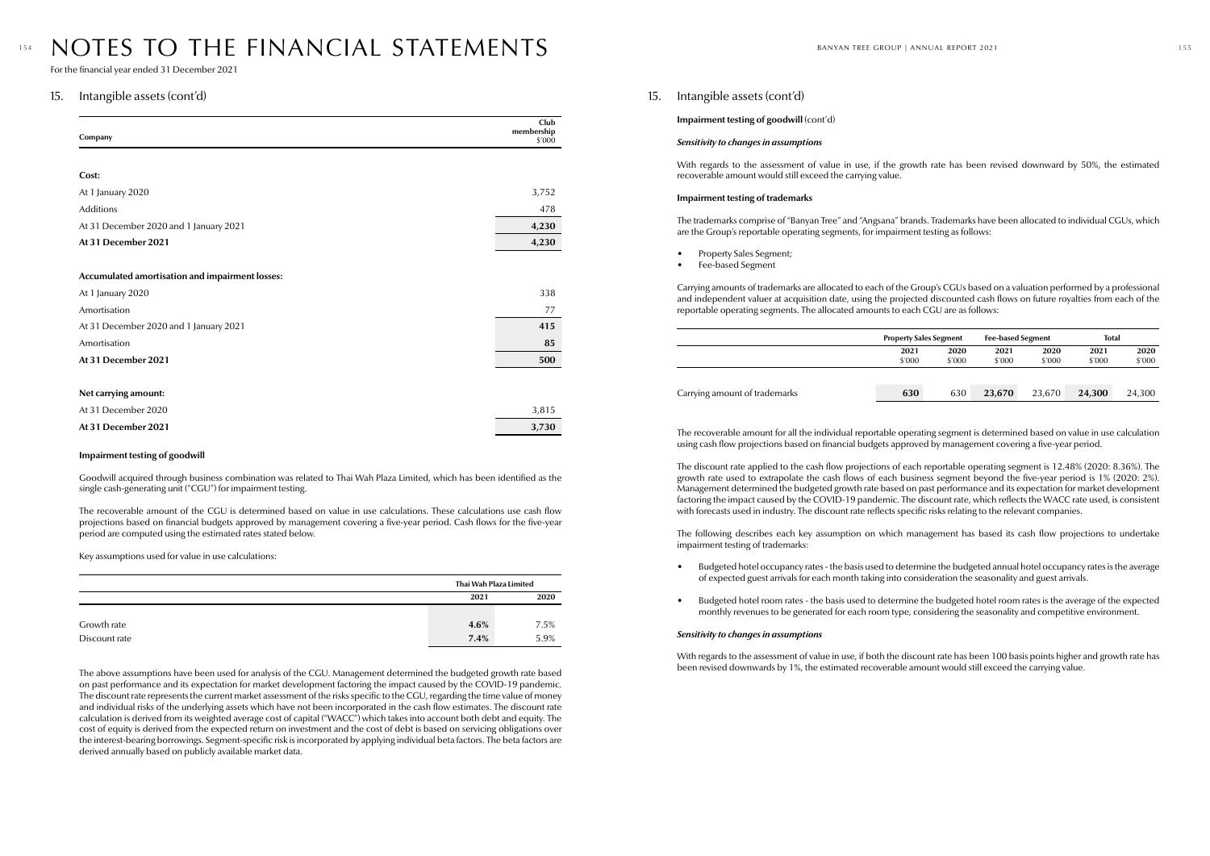# NOTES TO THE FINANCIAL STATEMENTS

For the financial year ended 31 December 2021

## 15. Intangible assets (cont'd)

| Company | Club membership $'000 |
|---|---|
| **Cost:** | |
| At 1 January 2020 | 3,752 |
| Additions | 478 |
| At 31 December 2020 and 1 January 2021 | **4,230** |
| **At 31 December 2021** | **4,230** |
| **Accumulated amortisation and impairment losses:** | |
| At 1 January 2020 | 338 |
| Amortisation | 77 |
| At 31 December 2020 and 1 January 2021 | **415** |
| Amortisation | **85** |
| **At 31 December 2021** | **500** |
| **Net carrying amount:** | |
| At 31 December 2020 | 3,815 |
| **At 31 December 2021** | **3,730** |

**Impairment testing of goodwill**

Goodwill acquired through business combination was related to Thai Wah Plaza Limited, which has been identified as the single cash-generating unit ("CGU") for impairment testing.

The recoverable amount of the CGU is determined based on value in use calculations. These calculations use cash flow projections based on financial budgets approved by management covering a five-year period. Cash flows for the five-year period are computed using the estimated rates stated below.

Key assumptions used for value in use calculations:

| | Thai Wah Plaza Limited | |
|---|---|---|
| | **2021** | **2020** |
| Growth rate | **4.6%** | 7.5% |
| Discount rate | **7.4%** | 5.9% |

The above assumptions have been used for analysis of the CGU. Management determined the budgeted growth rate based on past performance and its expectation for market development factoring the impact caused by the COVID-19 pandemic. The discount rate represents the current market assessment of the risks specific to the CGU, regarding the time value of money and individual risks of the underlying assets which have not been incorporated in the cash flow estimates. The discount rate calculation is derived from its weighted average cost of capital ("WACC") which takes into account both debt and equity. The cost of equity is derived from the expected return on investment and the cost of debt is based on servicing obligations over the interest-bearing borrowings. Segment-specific risk is incorporated by applying individual beta factors. The beta factors are derived annually based on publicly available market data.

## 15. Intangible assets (cont'd)

**Impairment testing of goodwill** (cont'd)

***Sensitivity to changes in assumptions***

With regards to the assessment of value in use, if the growth rate has been revised downward by 50%, the estimated recoverable amount would still exceed the carrying value.

**Impairment testing of trademarks**

The trademarks comprise of "Banyan Tree" and "Angsana" brands. Trademarks have been allocated to individual CGUs, which are the Group's reportable operating segments, for impairment testing as follows:

- Property Sales Segment;
- Fee-based Segment

Carrying amounts of trademarks are allocated to each of the Group's CGUs based on a valuation performed by a professional and independent valuer at acquisition date, using the projected discounted cash flows on future royalties from each of the reportable operating segments. The allocated amounts to each CGU are as follows:

| | Property Sales Segment | | Fee-based Segment | | Total | |
|---|---|---|---|---|---|---|
| | **2021** $'000 | **2020** $'000 | **2021** $'000 | **2020** $'000 | **2021** $'000 | **2020** $'000 |
| Carrying amount of trademarks | **630** | 630 | **23,670** | 23,670 | **24,300** | 24,300 |

The recoverable amount for all the individual reportable operating segment is determined based on value in use calculation using cash flow projections based on financial budgets approved by management covering a five-year period.

The discount rate applied to the cash flow projections of each reportable operating segment is 12.48% (2020: 8.36%). The growth rate used to extrapolate the cash flows of each business segment beyond the five-year period is 1% (2020: 2%). Management determined the budgeted growth rate based on past performance and its expectation for market development factoring the impact caused by the COVID-19 pandemic. The discount rate, which reflects the WACC rate used, is consistent with forecasts used in industry. The discount rate reflects specific risks relating to the relevant companies.

The following describes each key assumption on which management has based its cash flow projections to undertake impairment testing of trademarks:

- Budgeted hotel occupancy rates - the basis used to determine the budgeted annual hotel occupancy rates is the average of expected guest arrivals for each month taking into consideration the seasonality and guest arrivals.
- Budgeted hotel room rates - the basis used to determine the budgeted hotel room rates is the average of the expected monthly revenues to be generated for each room type, considering the seasonality and competitive environment.

***Sensitivity to changes in assumptions***

With regards to the assessment of value in use, if both the discount rate has been 100 basis points higher and growth rate has been revised downwards by 1%, the estimated recoverable amount would still exceed the carrying value.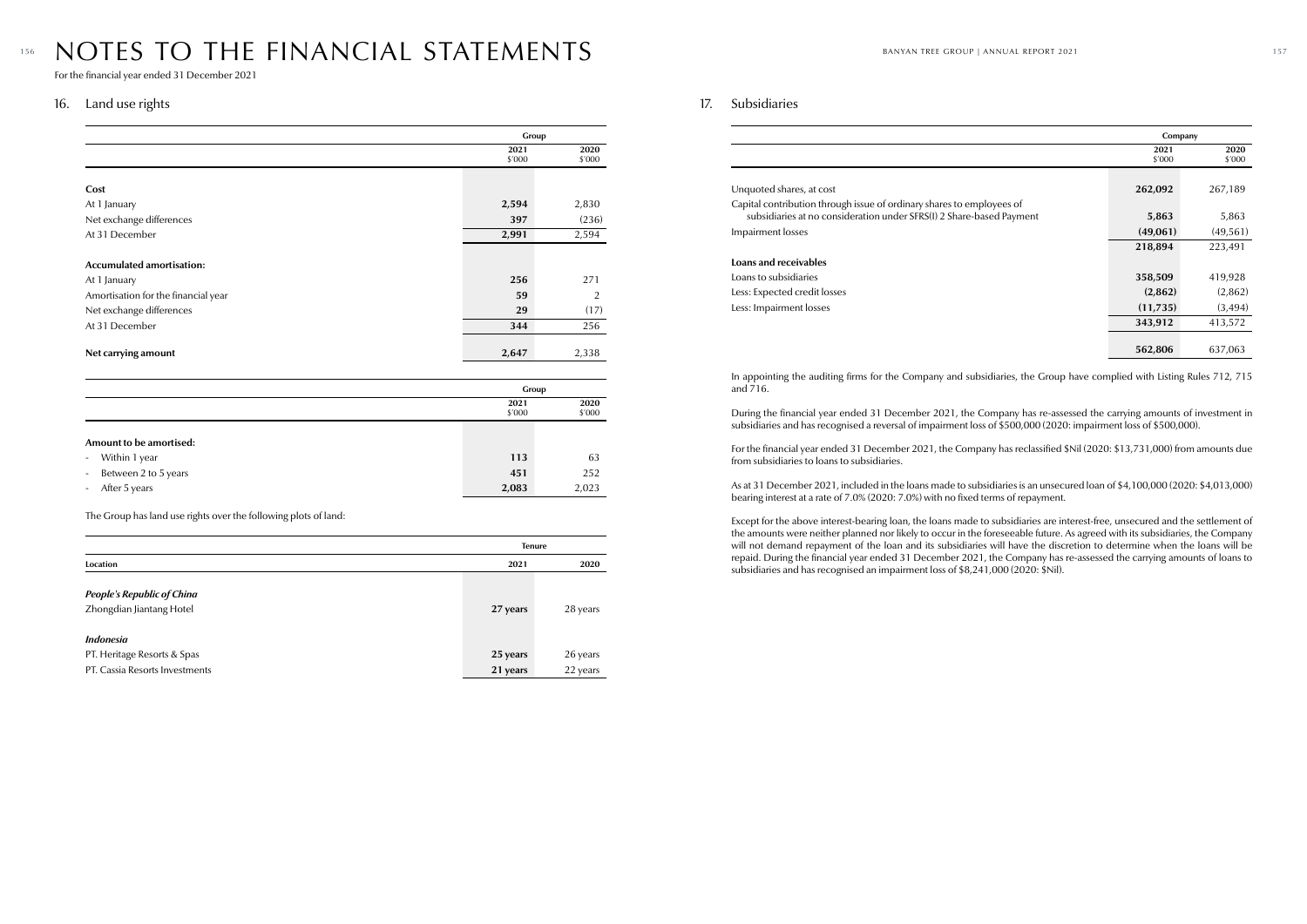# NOTES TO THE FINANCIAL STATEMENTS

For the financial year ended 31 December 2021

## 16. Land use rights

| | Group | |
|---|---|---|
| | 2021<br>$'000 | 2020<br>$'000 |
| **Cost** | | |
| At 1 January | **2,594** | 2,830 |
| Net exchange differences | **397** | (236) |
| At 31 December | **2,991** | 2,594 |
| **Accumulated amortisation:** | | |
| At 1 January | **256** | 271 |
| Amortisation for the financial year | **59** | 2 |
| Net exchange differences | **29** | (17) |
| At 31 December | **344** | 256 |
| **Net carrying amount** | **2,647** | 2,338 |

| | Group | |
|---|---|---|
| | 2021<br>$'000 | 2020<br>$'000 |
| **Amount to be amortised:** | | |
| - Within 1 year | **113** | 63 |
| - Between 2 to 5 years | **451** | 252 |
| - After 5 years | **2,083** | 2,023 |

The Group has land use rights over the following plots of land:

| | Tenure | |
|---|---|---|
| **Location** | **2021** | **2020** |
| ***People's Republic of China*** | | |
| Zhongdian Jiantang Hotel | **27 years** | 28 years |
| ***Indonesia*** | | |
| PT. Heritage Resorts & Spas | **25 years** | 26 years |
| PT. Cassia Resorts Investments | **21 years** | 22 years |

## 17. Subsidiaries

| | Company | |
|---|---|---|
| | 2021<br>$'000 | 2020<br>$'000 |
| Unquoted shares, at cost | **262,092** | 267,189 |
| Capital contribution through issue of ordinary shares to employees of subsidiaries at no consideration under SFRS(I) 2 Share-based Payment | **5,863** | 5,863 |
| Impairment losses | **(49,061)** | (49,561) |
| | **218,894** | 223,491 |
| **Loans and receivables** | | |
| Loans to subsidiaries | **358,509** | 419,928 |
| Less: Expected credit losses | **(2,862)** | (2,862) |
| Less: Impairment losses | **(11,735)** | (3,494) |
| | **343,912** | 413,572 |
| | **562,806** | 637,063 |

In appointing the auditing firms for the Company and subsidiaries, the Group have complied with Listing Rules 712, 715 and 716.

During the financial year ended 31 December 2021, the Company has re-assessed the carrying amounts of investment in subsidiaries and has recognised a reversal of impairment loss of $500,000 (2020: impairment loss of $500,000).

For the financial year ended 31 December 2021, the Company has reclassified $Nil (2020: $13,731,000) from amounts due from subsidiaries to loans to subsidiaries.

As at 31 December 2021, included in the loans made to subsidiaries is an unsecured loan of $4,100,000 (2020: $4,013,000) bearing interest at a rate of 7.0% (2020: 7.0%) with no fixed terms of repayment.

Except for the above interest-bearing loan, the loans made to subsidiaries are interest-free, unsecured and the settlement of the amounts were neither planned nor likely to occur in the foreseeable future. As agreed with its subsidiaries, the Company will not demand repayment of the loan and its subsidiaries will have the discretion to determine when the loans will be repaid. During the financial year ended 31 December 2021, the Company has re-assessed the carrying amounts of loans to subsidiaries and has recognised an impairment loss of $8,241,000 (2020: $Nil).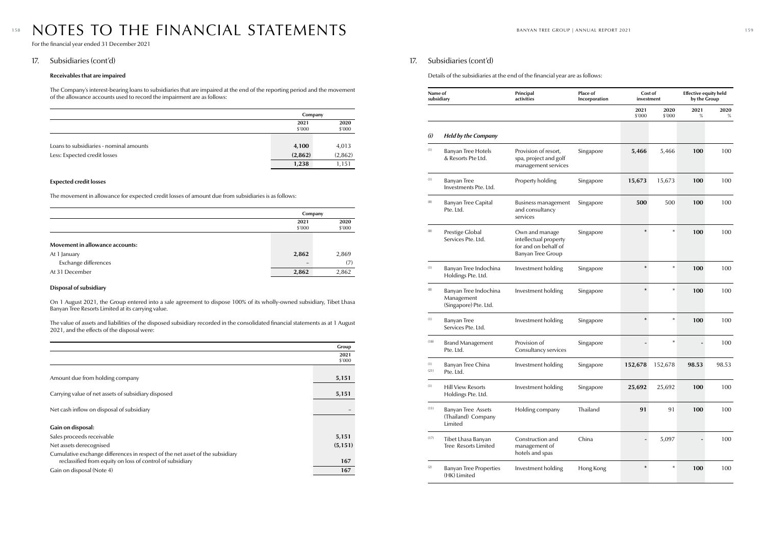# NOTES TO THE FINANCIAL STATEMENTS

For the financial year ended 31 December 2021

## 17. Subsidiaries (cont'd)

### Receivables that are impaired

The Company's interest-bearing loans to subsidiaries that are impaired at the end of the reporting period and the movement of the allowance accounts used to record the impairment are as follows:

| | Company | |
|---|---|---|
| | 2021 $'000 | 2020 $'000 |
| Loans to subsidiaries - nominal amounts | **4,100** | 4,013 |
| Less: Expected credit losses | **(2,862)** | (2,862) |
| | **1,238** | 1,151 |

### Expected credit losses

The movement in allowance for expected credit losses of amount due from subsidiaries is as follows:

| | Company | |
|---|---|---|
| | 2021 $'000 | 2020 $'000 |
| **Movement in allowance accounts:** | | |
| At 1 January | **2,862** | 2,869 |
| Exchange differences | **–** | (7) |
| At 31 December | **2,862** | 2,862 |

### Disposal of subsidiary

On 1 August 2021, the Group entered into a sale agreement to dispose 100% of its wholly-owned subsidiary, Tibet Lhasa Banyan Tree Resorts Limited at its carrying value.

The value of assets and liabilities of the disposed subsidiary recorded in the consolidated financial statements as at 1 August 2021, and the effects of the disposal were:

| | Group |
|---|---|
| | 2021 $'000 |
| Amount due from holding company | **5,151** |
| Carrying value of net assets of subsidiary disposed | **5,151** |
| Net cash inflow on disposal of subsidiary | **–** |
| **Gain on disposal:** | |
| Sales proceeds receivable | **5,151** |
| Net assets derecognised | **(5,151)** |
| Cumulative exchange differences in respect of the net asset of the subsidiary reclassified from equity on loss of control of subsidiary | **167** |
| Gain on disposal (Note 4) | **167** |

## 17. Subsidiaries (cont'd)

Details of the subsidiaries at the end of the financial year are as follows:

| | Name of subsidiary | Principal activities | Place of Incorporation | Cost of investment | | Effective equity held by the Group | |
|---|---|---|---|---|---|---|---|
| | | | | 2021 $'000 | 2020 $'000 | 2021 % | 2020 % |
| *(i)* | ***Held by the Company*** | | | | | | |
| (1) | Banyan Tree Hotels & Resorts Pte Ltd. | Provision of resort, spa, project and golf management services | Singapore | **5,466** | 5,466 | **100** | 100 |
| (1) | Banyan Tree Investments Pte. Ltd. | Property holding | Singapore | **15,673** | 15,673 | **100** | 100 |
| (8) | Banyan Tree Capital Pte. Ltd. | Business management and consultancy services | Singapore | **500** | 500 | **100** | 100 |
| (8) | Prestige Global Services Pte. Ltd. | Own and manage intellectual property for and on behalf of Banyan Tree Group | Singapore | * | * | **100** | 100 |
| (1) | Banyan Tree Indochina Holdings Pte. Ltd. | Investment holding | Singapore | * | * | **100** | 100 |
| (8) | Banyan Tree Indochina Management (Singapore) Pte. Ltd. | Investment holding | Singapore | * | * | **100** | 100 |
| (1) | Banyan Tree Services Pte. Ltd. | Investment holding | Singapore | * | * | **100** | 100 |
| (18) | Brand Management Pte. Ltd. | Provision of Consultancy services | Singapore | - | * | - | 100 |
| (1) (21) | Banyan Tree China Pte. Ltd. | Investment holding | Singapore | **152,678** | 152,678 | **98.53** | 98.53 |
| (1) | Hill View Resorts Holdings Pte. Ltd. | Investment holding | Singapore | **25,692** | 25,692 | **100** | 100 |
| (11) | Banyan Tree Assets (Thailand) Company Limited | Holding company | Thailand | **91** | 91 | **100** | 100 |
| (17) | Tibet Lhasa Banyan Tree Resorts Limited | Construction and management of hotels and spas | China | - | 5,097 | - | 100 |
| (2) | Banyan Tree Properties (HK) Limited | Investment holding | Hong Kong | * | * | **100** | 100 |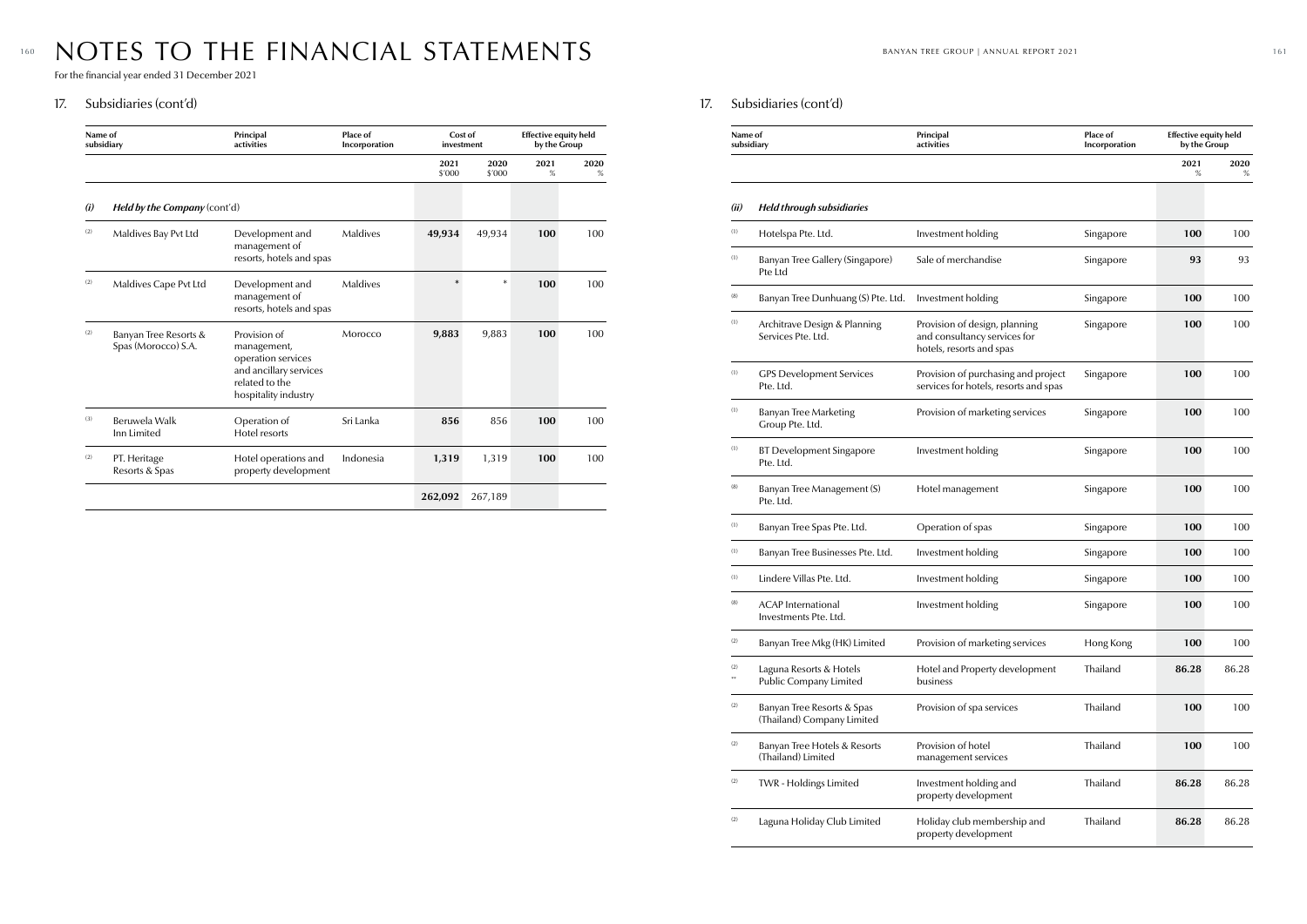# NOTES TO THE FINANCIAL STATEMENTS

For the financial year ended 31 December 2021

## 17. Subsidiaries (cont'd)

| | Name of subsidiary | Principal activities | Place of Incorporation | Cost of investment | | Effective equity held by the Group | |
|---|---|---|---|---|---|---|---|
| | | | | 2021 $'000 | 2020 $'000 | 2021 % | 2020 % |
| ***(i)*** | ***Held by the Company*** (cont'd) | | | | | | |
| (2) | Maldives Bay Pvt Ltd | Development and management of resorts, hotels and spas | Maldives | **49,934** | 49,934 | **100** | 100 |
| (2) | Maldives Cape Pvt Ltd | Development and management of resorts, hotels and spas | Maldives | * | * | **100** | 100 |
| (2) | Banyan Tree Resorts & Spas (Morocco) S.A. | Provision of management, operation services and ancillary services related to the hospitality industry | Morocco | **9,883** | 9,883 | **100** | 100 |
| (3) | Beruwela Walk Inn Limited | Operation of Hotel resorts | Sri Lanka | **856** | 856 | **100** | 100 |
| (2) | PT. Heritage Resorts & Spas | Hotel operations and property development | Indonesia | **1,319** | 1,319 | **100** | 100 |
| | | | | **262,092** | 267,189 | | |

## 17. Subsidiaries (cont'd)

| | Name of subsidiary | Principal activities | Place of Incorporation | Effective equity held by the Group | |
|---|---|---|---|---|---|
| | | | | 2021 % | 2020 % |
| ***(ii)*** | ***Held through subsidiaries*** | | | | |
| (1) | Hotelspa Pte. Ltd. | Investment holding | Singapore | **100** | 100 |
| (1) | Banyan Tree Gallery (Singapore) Pte Ltd | Sale of merchandise | Singapore | **93** | 93 |
| (8) | Banyan Tree Dunhuang (S) Pte. Ltd. | Investment holding | Singapore | **100** | 100 |
| (1) | Architrave Design & Planning Services Pte. Ltd. | Provision of design, planning and consultancy services for hotels, resorts and spas | Singapore | **100** | 100 |
| (1) | GPS Development Services Pte. Ltd. | Provision of purchasing and project services for hotels, resorts and spas | Singapore | **100** | 100 |
| (1) | Banyan Tree Marketing Group Pte. Ltd. | Provision of marketing services | Singapore | **100** | 100 |
| (1) | BT Development Singapore Pte. Ltd. | Investment holding | Singapore | **100** | 100 |
| (8) | Banyan Tree Management (S) Pte. Ltd. | Hotel management | Singapore | **100** | 100 |
| (1) | Banyan Tree Spas Pte. Ltd. | Operation of spas | Singapore | **100** | 100 |
| (1) | Banyan Tree Businesses Pte. Ltd. | Investment holding | Singapore | **100** | 100 |
| (1) | Lindere Villas Pte. Ltd. | Investment holding | Singapore | **100** | 100 |
| (8) | ACAP International Investments Pte. Ltd. | Investment holding | Singapore | **100** | 100 |
| (2) | Banyan Tree Mkg (HK) Limited | Provision of marketing services | Hong Kong | **100** | 100 |
| (2) ** | Laguna Resorts & Hotels Public Company Limited | Hotel and Property development business | Thailand | **86.28** | 86.28 |
| (2) | Banyan Tree Resorts & Spas (Thailand) Company Limited | Provision of spa services | Thailand | **100** | 100 |
| (2) | Banyan Tree Hotels & Resorts (Thailand) Limited | Provision of hotel management services | Thailand | **100** | 100 |
| (2) | TWR - Holdings Limited | Investment holding and property development | Thailand | **86.28** | 86.28 |
| (2) | Laguna Holiday Club Limited | Holiday club membership and property development | Thailand | **86.28** | 86.28 |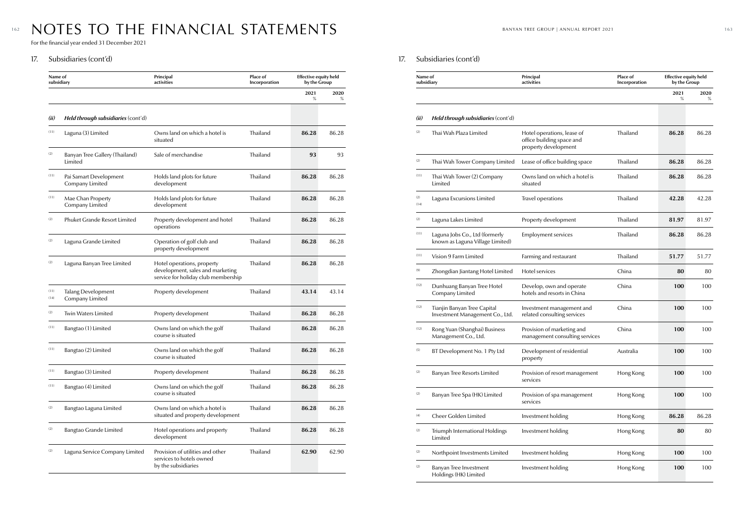# NOTES TO THE FINANCIAL STATEMENTS

For the financial year ended 31 December 2021

## 17. Subsidiaries (cont'd)

| | Name of subsidiary | Principal activities | Place of Incorporation | Effective equity held by the Group | |
|---|---|---|---|---|---|
| | | | | 2021 % | 2020 % |
| ***(ii)*** | ***Held through subsidiaries*** (cont'd) | | | | |
| (11) | Laguna (3) Limited | Owns land on which a hotel is situated | Thailand | **86.28** | 86.28 |
| (2) | Banyan Tree Gallery (Thailand) Limited | Sale of merchandise | Thailand | **93** | 93 |
| (11) | Pai Samart Development Company Limited | Holds land plots for future development | Thailand | **86.28** | 86.28 |
| (11) | Mae Chan Property Company Limited | Holds land plots for future development | Thailand | **86.28** | 86.28 |
| (2) | Phuket Grande Resort Limited | Property development and hotel operations | Thailand | **86.28** | 86.28 |
| (2) | Laguna Grande Limited | Operation of golf club and property development | Thailand | **86.28** | 86.28 |
| (2) | Laguna Banyan Tree Limited | Hotel operations, property development, sales and marketing service for holiday club membership | Thailand | **86.28** | 86.28 |
| (11) (14) | Talang Development Company Limited | Property development | Thailand | **43.14** | 43.14 |
| (2) | Twin Waters Limited | Property development | Thailand | **86.28** | 86.28 |
| (11) | Bangtao (1) Limited | Owns land on which the golf course is situated | Thailand | **86.28** | 86.28 |
| (11) | Bangtao (2) Limited | Owns land on which the golf course is situated | Thailand | **86.28** | 86.28 |
| (11) | Bangtao (3) Limited | Property development | Thailand | **86.28** | 86.28 |
| (11) | Bangtao (4) Limited | Owns land on which the golf course is situated | Thailand | **86.28** | 86.28 |
| (2) | Bangtao Laguna Limited | Owns land on which a hotel is situated and property development | Thailand | **86.28** | 86.28 |
| (2) | Bangtao Grande Limited | Hotel operations and property development | Thailand | **86.28** | 86.28 |
| (2) | Laguna Service Company Limited | Provision of utilities and other services to hotels owned by the subsidiaries | Thailand | **62.90** | 62.90 |

## 17. Subsidiaries (cont'd)

| | Name of subsidiary | Principal activities | Place of Incorporation | Effective equity held by the Group | |
|---|---|---|---|---|---|
| | | | | 2021 % | 2020 % |
| ***(ii)*** | ***Held through subsidiaries*** (cont'd) | | | | |
| (2) | Thai Wah Plaza Limited | Hotel operations, lease of office building space and property development | Thailand | **86.28** | 86.28 |
| (2) | Thai Wah Tower Company Limited | Lease of office building space | Thailand | **86.28** | 86.28 |
| (11) | Thai Wah Tower (2) Company Limited | Owns land on which a hotel is situated | Thailand | **86.28** | 86.28 |
| (2) (14) | Laguna Excursions Limited | Travel operations | Thailand | **42.28** | 42.28 |
| (2) | Laguna Lakes Limited | Property development | Thailand | **81.97** | 81.97 |
| (11) | Laguna Jobs Co., Ltd (formerly known as Laguna Village Limited) | Employment services | Thailand | **86.28** | 86.28 |
| (11) | Vision 9 Farm Limited | Farming and restaurant | Thailand | **51.77** | 51.77 |
| (9) | Zhongdian Jiantang Hotel Limited | Hotel services | China | **80** | 80 |
| (12) | Dunhuang Banyan Tree Hotel Company Limited | Develop, own and operate hotels and resorts in China | China | **100** | 100 |
| (12) | Tianjin Banyan Tree Capital Investment Management Co., Ltd. | Investment management and related consulting services | China | **100** | 100 |
| (12) | Rong Yuan (Shanghai) Business Management Co., Ltd. | Provision of marketing and management consulting services | China | **100** | 100 |
| (5) | BT Development No. 1 Pty Ltd | Development of residential property | Australia | **100** | 100 |
| (2) | Banyan Tree Resorts Limited | Provision of resort management services | Hong Kong | **100** | 100 |
| (2) | Banyan Tree Spa (HK) Limited | Provision of spa management services | Hong Kong | **100** | 100 |
| (4) | Cheer Golden Limited | Investment holding | Hong Kong | **86.28** | 86.28 |
| (2) | Triumph International Holdings Limited | Investment holding | Hong Kong | **80** | 80 |
| (2) | Northpoint Investments Limited | Investment holding | Hong Kong | **100** | 100 |
| (2) | Banyan Tree Investment Holdings (HK) Limited | Investment holding | Hong Kong | **100** | 100 |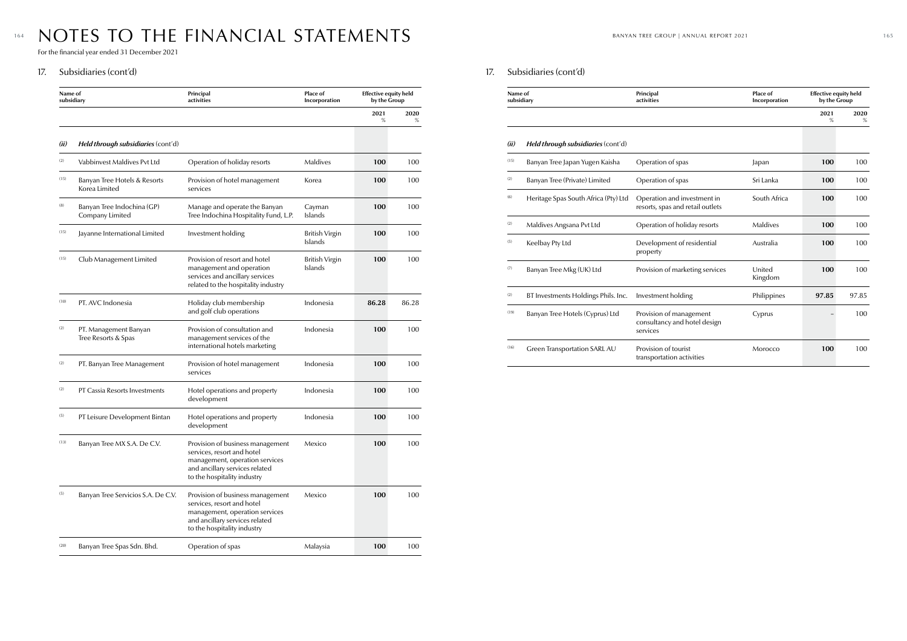# NOTES TO THE FINANCIAL STATEMENTS

For the financial year ended 31 December 2021

## 17. Subsidiaries (cont'd)

| | Name of subsidiary | Principal activities | Place of Incorporation | Effective equity held by the Group | |
|---|---|---|---|---|---|
| | | | | 2021 % | 2020 % |
| ***(ii)*** | ***Held through subsidiaries*** (cont'd) | | | | |
| (2) | Vabbinvest Maldives Pvt Ltd | Operation of holiday resorts | Maldives | **100** | 100 |
| (15) | Banyan Tree Hotels & Resorts Korea Limited | Provision of hotel management services | Korea | **100** | 100 |
| (8) | Banyan Tree Indochina (GP) Company Limited | Manage and operate the Banyan Tree Indochina Hospitality Fund, L.P. | Cayman Islands | **100** | 100 |
| (15) | Jayanne International Limited | Investment holding | British Virgin Islands | **100** | 100 |
| (15) | Club Management Limited | Provision of resort and hotel management and operation services and ancillary services related to the hospitality industry | British Virgin Islands | **100** | 100 |
| (10) | PT. AVC Indonesia | Holiday club membership and golf club operations | Indonesia | **86.28** | 86.28 |
| (2) | PT. Management Banyan Tree Resorts & Spas | Provision of consultation and management services of the international hotels marketing | Indonesia | **100** | 100 |
| (2) | PT. Banyan Tree Management | Provision of hotel management services | Indonesia | **100** | 100 |
| (2) | PT Cassia Resorts Investments | Hotel operations and property development | Indonesia | **100** | 100 |
| (5) | PT Leisure Development Bintan | Hotel operations and property development | Indonesia | **100** | 100 |
| (13) | Banyan Tree MX S.A. De C.V. | Provision of business management services, resort and hotel management, operation services and ancillary services related to the hospitality industry | Mexico | **100** | 100 |
| (5) | Banyan Tree Servicios S.A. De C.V. | Provision of business management services, resort and hotel management, operation services and ancillary services related to the hospitality industry | Mexico | **100** | 100 |
| (20) | Banyan Tree Spas Sdn. Bhd. | Operation of spas | Malaysia | **100** | 100 |

## 17. Subsidiaries (cont'd)

| | Name of subsidiary | Principal activities | Place of Incorporation | Effective equity held by the Group | |
|---|---|---|---|---|---|
| | | | | 2021 % | 2020 % |
| ***(ii)*** | ***Held through subsidiaries*** (cont'd) | | | | |
| (15) | Banyan Tree Japan Yugen Kaisha | Operation of spas | Japan | **100** | 100 |
| (2) | Banyan Tree (Private) Limited | Operation of spas | Sri Lanka | **100** | 100 |
| (6) | Heritage Spas South Africa (Pty) Ltd | Operation and investment in resorts, spas and retail outlets | South Africa | **100** | 100 |
| (2) | Maldives Angsana Pvt Ltd | Operation of holiday resorts | Maldives | **100** | 100 |
| (5) | Keelbay Pty Ltd | Development of residential property | Australia | **100** | 100 |
| (7) | Banyan Tree Mkg (UK) Ltd | Provision of marketing services | United Kingdom | **100** | 100 |
| (2) | BT Investments Holdings Phils. Inc. | Investment holding | Philippines | **97.85** | 97.85 |
| (19) | Banyan Tree Hotels (Cyprus) Ltd | Provision of management consultancy and hotel design services | Cyprus | – | 100 |
| (16) | Green Transportation SARL AU | Provision of tourist transportation activities | Morocco | **100** | 100 |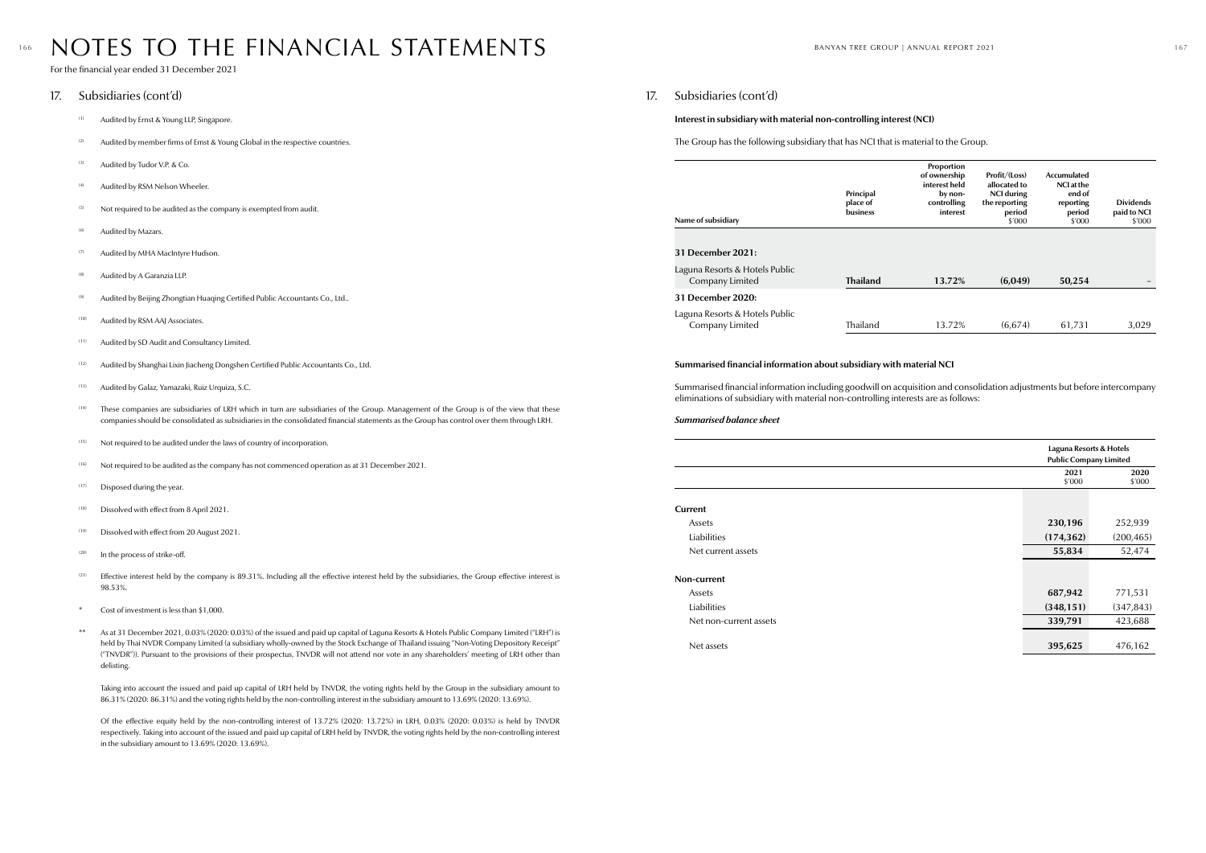# NOTES TO THE FINANCIAL STATEMENTS

For the financial year ended 31 December 2021

## 17. Subsidiaries (cont'd)

(1) Audited by Ernst & Young LLP, Singapore.

(2) Audited by member firms of Ernst & Young Global in the respective countries.

(3) Audited by Tudor V.P. & Co.

(4) Audited by RSM Nelson Wheeler.

(5) Not required to be audited as the company is exempted from audit.

(6) Audited by Mazars.

(7) Audited by MHA MacIntyre Hudson.

(8) Audited by A Garanzia LLP.

(9) Audited by Beijing Zhongtian Huaqing Certified Public Accountants Co., Ltd..

(10) Audited by RSM AAJ Associates.

(11) Audited by SD Audit and Consultancy Limited.

(12) Audited by Shanghai Lixin Jiacheng Dongshen Certified Public Accountants Co., Ltd.

(13) Audited by Galaz, Yamazaki, Ruiz Urquiza, S.C.

(14) These companies are subsidiaries of LRH which in turn are subsidiaries of the Group. Management of the Group is of the view that these companies should be consolidated as subsidiaries in the consolidated financial statements as the Group has control over them through LRH.

(15) Not required to be audited under the laws of country of incorporation.

(16) Not required to be audited as the company has not commenced operation as at 31 December 2021.

(17) Disposed during the year.

(18) Dissolved with effect from 8 April 2021.

(19) Dissolved with effect from 20 August 2021.

(20) In the process of strike-off.

(21) Effective interest held by the company is 89.31%. Including all the effective interest held by the subsidiaries, the Group effective interest is 98.53%.

\* Cost of investment is less than $1,000.

\*\* As at 31 December 2021, 0.03% (2020: 0.03%) of the issued and paid up capital of Laguna Resorts & Hotels Public Company Limited ("LRH") is held by Thai NVDR Company Limited (a subsidiary wholly-owned by the Stock Exchange of Thailand issuing "Non-Voting Depository Receipt" ("TNVDR")). Pursuant to the provisions of their prospectus, TNVDR will not attend nor vote in any shareholders' meeting of LRH other than delisting.

Taking into account the issued and paid up capital of LRH held by TNVDR, the voting rights held by the Group in the subsidiary amount to 86.31% (2020: 86.31%) and the voting rights held by the non-controlling interest in the subsidiary amount to 13.69% (2020: 13.69%).

Of the effective equity held by the non-controlling interest of 13.72% (2020: 13.72%) in LRH, 0.03% (2020: 0.03%) is held by TNVDR respectively. Taking into account of the issued and paid up capital of LRH held by TNVDR, the voting rights held by the non-controlling interest in the subsidiary amount to 13.69% (2020: 13.69%).

## 17. Subsidiaries (cont'd)

### Interest in subsidiary with material non-controlling interest (NCI)

The Group has the following subsidiary that has NCI that is material to the Group.

| Name of subsidiary | Principal place of business | Proportion of ownership interest held by non-controlling interest | Profit/(Loss) allocated to NCI during the reporting period $'000 | Accumulated NCI at the end of reporting period $'000 | Dividends paid to NCI $'000 |
|---|---|---|---|---|---|
| **31 December 2021:** | | | | | |
| Laguna Resorts & Hotels Public Company Limited | **Thailand** | **13.72%** | **(6,049)** | **50,254** | – |
| **31 December 2020:** | | | | | |
| Laguna Resorts & Hotels Public Company Limited | Thailand | 13.72% | (6,674) | 61,731 | 3,029 |

### Summarised financial information about subsidiary with material NCI

Summarised financial information including goodwill on acquisition and consolidation adjustments but before intercompany eliminations of subsidiary with material non-controlling interests are as follows:

***Summarised balance sheet***

| | Laguna Resorts & Hotels Public Company Limited | |
|---|---|---|
| | **2021** $'000 | **2020** $'000 |
| **Current** | | |
| Assets | **230,196** | 252,939 |
| Liabilities | **(174,362)** | (200,465) |
| Net current assets | **55,834** | 52,474 |
| **Non-current** | | |
| Assets | **687,942** | 771,531 |
| Liabilities | **(348,151)** | (347,843) |
| Net non-current assets | **339,791** | 423,688 |
| Net assets | **395,625** | 476,162 |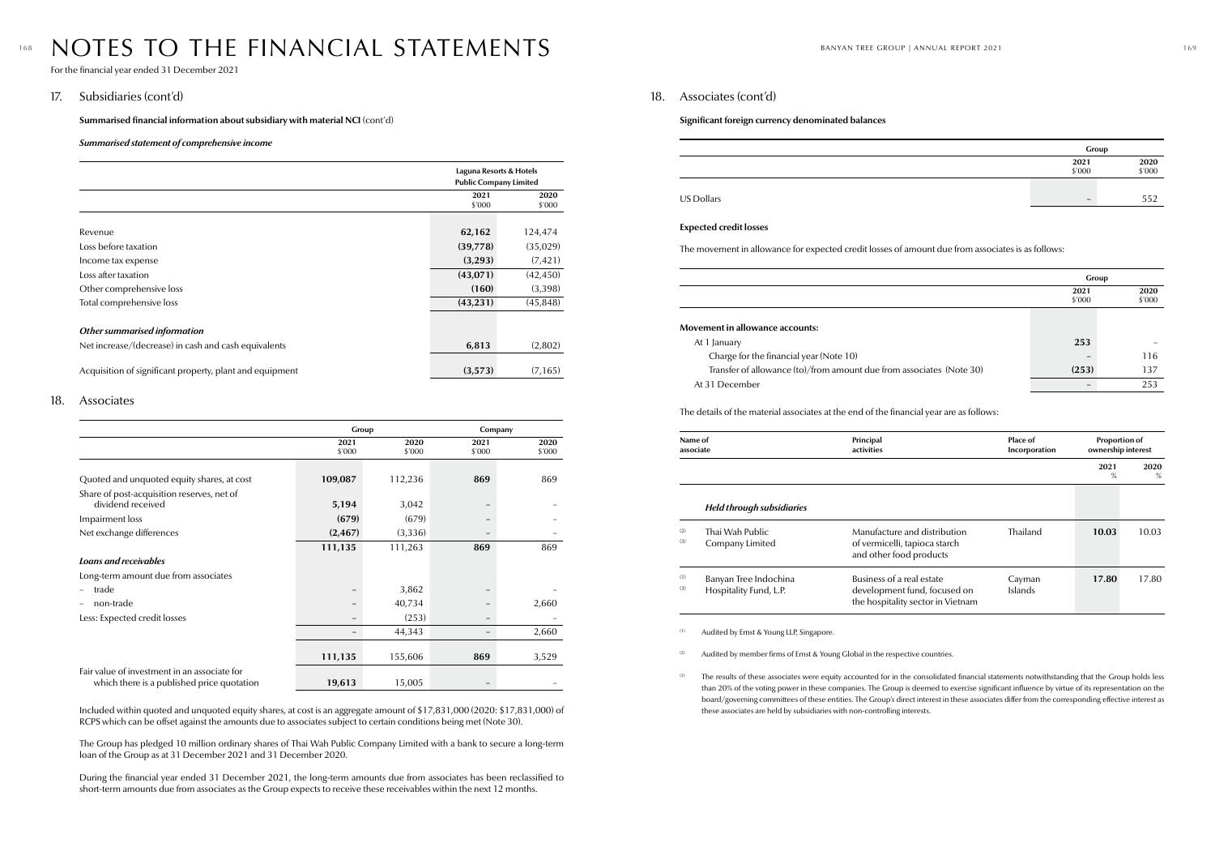# NOTES TO THE FINANCIAL STATEMENTS

For the financial year ended 31 December 2021

## 17. Subsidiaries (cont'd)

**Summarised financial information about subsidiary with material NCI** (cont'd)

***Summarised statement of comprehensive income***

| | Laguna Resorts & Hotels Public Company Limited | |
|---|---|---|
| | 2021 $'000 | 2020 $'000 |
| Revenue | **62,162** | 124,474 |
| Loss before taxation | **(39,778)** | (35,029) |
| Income tax expense | **(3,293)** | (7,421) |
| Loss after taxation | **(43,071)** | (42,450) |
| Other comprehensive loss | **(160)** | (3,398) |
| Total comprehensive loss | **(43,231)** | (45,848) |
| ***Other summarised information*** | | |
| Net increase/(decrease) in cash and cash equivalents | **6,813** | (2,802) |
| Acquisition of significant property, plant and equipment | **(3,573)** | (7,165) |

## 18. Associates

| | Group | | Company | |
|---|---|---|---|---|
| | 2021 $'000 | 2020 $'000 | 2021 $'000 | 2020 $'000 |
| Quoted and unquoted equity shares, at cost | **109,087** | 112,236 | **869** | 869 |
| Share of post-acquisition reserves, net of dividend received | **5,194** | 3,042 | **–** | – |
| Impairment loss | **(679)** | (679) | **–** | – |
| Net exchange differences | **(2,467)** | (3,336) | **–** | – |
| | **111,135** | 111,263 | **869** | 869 |
| ***Loans and receivables*** | | | | |
| Long-term amount due from associates | | | | |
| – trade | **–** | 3,862 | **–** | – |
| – non-trade | **–** | 40,734 | **–** | 2,660 |
| Less: Expected credit losses | **–** | (253) | **–** | – |
| | **–** | 44,343 | **–** | 2,660 |
| | **111,135** | 155,606 | **869** | 3,529 |
| Fair value of investment in an associate for which there is a published price quotation | **19,613** | 15,005 | **–** | – |

Included within quoted and unquoted equity shares, at cost is an aggregate amount of $17,831,000 (2020: $17,831,000) of RCPS which can be offset against the amounts due to associates subject to certain conditions being met (Note 30).

The Group has pledged 10 million ordinary shares of Thai Wah Public Company Limited with a bank to secure a long-term loan of the Group as at 31 December 2021 and 31 December 2020.

During the financial year ended 31 December 2021, the long-term amounts due from associates has been reclassified to short-term amounts due from associates as the Group expects to receive these receivables within the next 12 months.

## 18. Associates (cont'd)

**Significant foreign currency denominated balances**

| | Group | |
|---|---|---|
| | 2021 $'000 | 2020 $'000 |
| US Dollars | **–** | 552 |

**Expected credit losses**

The movement in allowance for expected credit losses of amount due from associates is as follows:

| | Group | |
|---|---|---|
| | 2021 $'000 | 2020 $'000 |
| **Movement in allowance accounts:** | | |
| At 1 January | **253** | – |
| Charge for the financial year (Note 10) | **–** | 116 |
| Transfer of allowance (to)/from amount due from associates (Note 30) | **(253)** | 137 |
| At 31 December | **–** | 253 |

The details of the material associates at the end of the financial year are as follows:

| Name of associate | Principal activities | Place of Incorporation | Proportion of ownership interest | |
|---|---|---|---|---|
| | | | 2021 % | 2020 % |
| ***Held through subsidiaries*** | | | | |
| [2] [3] Thai Wah Public Company Limited | Manufacture and distribution of vermicelli, tapioca starch and other food products | Thailand | **10.03** | 10.03 |
| [1] [3] Banyan Tree Indochina Hospitality Fund, L.P. | Business of a real estate development fund, focused on the hospitality sector in Vietnam | Cayman Islands | **17.80** | 17.80 |

[1] Audited by Ernst & Young LLP, Singapore.

[2] Audited by member firms of Ernst & Young Global in the respective countries.

[3] The results of these associates were equity accounted for in the consolidated financial statements notwithstanding that the Group holds less than 20% of the voting power in these companies. The Group is deemed to exercise significant influence by virtue of its representation on the board/governing committees of these entities. The Group's direct interest in these associates differ from the corresponding effective interest as these associates are held by subsidiaries with non-controlling interests.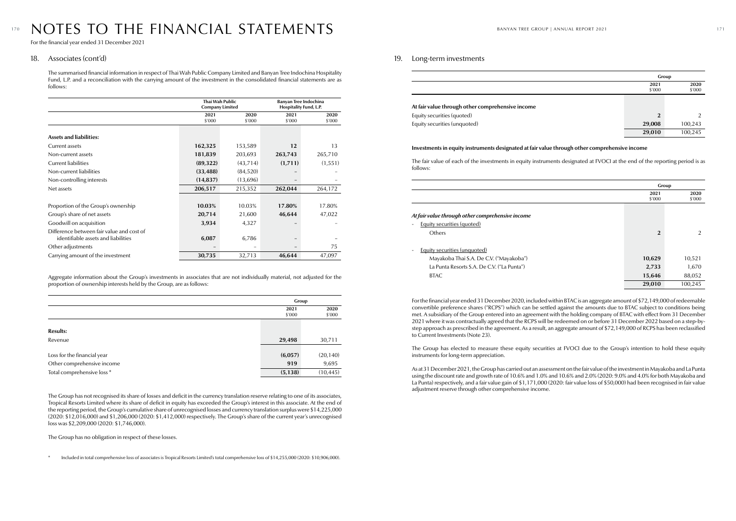# NOTES TO THE FINANCIAL STATEMENTS

For the financial year ended 31 December 2021

## 18. Associates (cont'd)

The summarised financial information in respect of Thai Wah Public Company Limited and Banyan Tree Indochina Hospitality Fund, L.P. and a reconciliation with the carrying amount of the investment in the consolidated financial statements are as follows:

| | Thai Wah Public Company Limited | | Banyan Tree Indochina Hospitality Fund, L.P. | |
|---|---|---|---|---|
| | 2021 $'000 | 2020 $'000 | 2021 $'000 | 2020 $'000 |
| **Assets and liabilities:** | | | | |
| Current assets | **162,325** | 153,589 | **12** | 13 |
| Non-current assets | **181,839** | 203,693 | **263,743** | 265,710 |
| Current liabilities | **(89,322)** | (43,714) | **(1,711)** | (1,551) |
| Non-current liabilities | **(33,488)** | (84,520) | – | – |
| Non-controlling interests | **(14,837)** | (13,696) | – | – |
| Net assets | **206,517** | 215,352 | **262,044** | 264,172 |
| | | | | |
| Proportion of the Group's ownership | **10.03%** | 10.03% | **17.80%** | 17.80% |
| Group's share of net assets | **20,714** | 21,600 | **46,644** | 47,022 |
| Goodwill on acquisition | **3,934** | 4,327 | – | – |
| Difference between fair value and cost of identifiable assets and liabilities | **6,087** | 6,786 | – | – |
| Other adjustments | – | – | – | 75 |
| Carrying amount of the investment | **30,735** | 32,713 | **46,644** | 47,097 |

Aggregate information about the Group's investments in associates that are not individually material, not adjusted for the proportion of ownership interests held by the Group, are as follows:

| | Group | |
|---|---|---|
| | 2021 $'000 | 2020 $'000 |
| **Results:** | | |
| Revenue | **29,498** | 30,711 |
| | | |
| Loss for the financial year | **(6,057)** | (20,140) |
| Other comprehensive income | **919** | 9,695 |
| Total comprehensive loss * | **(5,138)** | (10,445) |

The Group has not recognised its share of losses and deficit in the currency translation reserve relating to one of its associates, Tropical Resorts Limited where its share of deficit in equity has exceeded the Group's interest in this associate. At the end of the reporting period, the Group's cumulative share of unrecognised losses and currency translation surplus were $14,225,000 (2020: $12,016,000) and $1,206,000 (2020: $1,412,000) respectively. The Group's share of the current year's unrecognised loss was $2,209,000 (2020: $1,746,000).

The Group has no obligation in respect of these losses.

\* Included in total comprehensive loss of associates is Tropical Resorts Limited's total comprehensive loss of $14,255,000 (2020: $10,906,000).

## 19. Long-term investments

| | Group | |
|---|---|---|
| | 2021 $'000 | 2020 $'000 |
| **At fair value through other comprehensive income** | | |
| Equity securities (quoted) | **2** | 2 |
| Equity securities (unquoted) | **29,008** | 100,243 |
| | **29,010** | 100,245 |

**Investments in equity instruments designated at fair value through other comprehensive income**

The fair value of each of the investments in equity instruments designated at FVOCI at the end of the reporting period is as follows:

| | Group | |
|---|---|---|
| | 2021 $'000 | 2020 $'000 |
| ***At fair value through other comprehensive income*** | | |
| - Equity securities (quoted) | | |
| Others | **2** | 2 |
| | | |
| - Equity securities (unquoted) | | |
| Mayakoba Thai S.A. De C.V. ("Mayakoba") | **10,629** | 10,521 |
| La Punta Resorts S.A. De C.V. ("La Punta") | **2,733** | 1,670 |
| BTAC | **15,646** | 88,052 |
| | **29,010** | 100,245 |

For the financial year ended 31 December 2020, included within BTAC is an aggregate amount of $72,149,000 of redeemable convertible preference shares ("RCPS") which can be settled against the amounts due to BTAC subject to conditions being met. A subsidiary of the Group entered into an agreement with the holding company of BTAC with effect from 31 December 2021 where it was contractually agreed that the RCPS will be redeemed on or before 31 December 2022 based on a step-by-step approach as prescribed in the agreement. As a result, an aggregate amount of $72,149,000 of RCPS has been reclassified to Current Investments (Note 23).

The Group has elected to measure these equity securities at FVOCI due to the Group's intention to hold these equity instruments for long-term appreciation.

As at 31 December 2021, the Group has carried out an assessment on the fair value of the investment in Mayakoba and La Punta using the discount rate and growth rate of 10.6% and 1.0% and 10.6% and 2.0% (2020: 9.0% and 4.0% for both Mayakoba and La Punta) respectively, and a fair value gain of $1,171,000 (2020: fair value loss of $50,000) had been recognised in fair value adjustment reserve through other comprehensive income.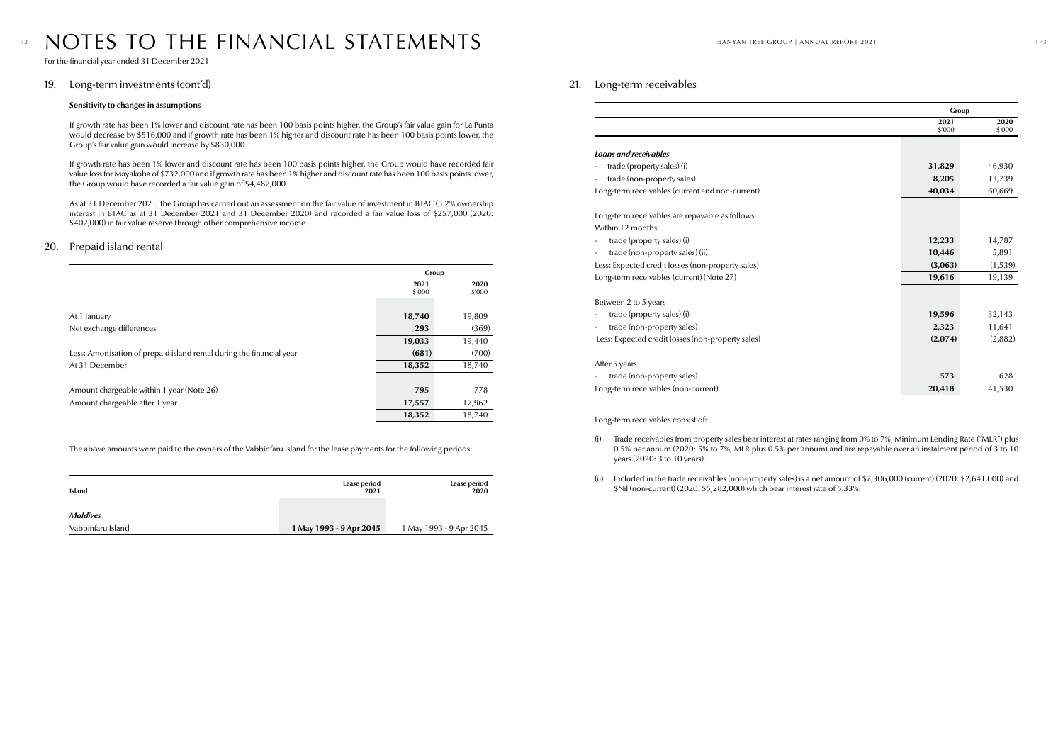# NOTES TO THE FINANCIAL STATEMENTS

For the financial year ended 31 December 2021

## 19. Long-term investments (cont'd)

**Sensitivity to changes in assumptions**

If growth rate has been 1% lower and discount rate has been 100 basis points higher, the Group's fair value gain for La Punta would decrease by $516,000 and if growth rate has been 1% higher and discount rate has been 100 basis points lower, the Group's fair value gain would increase by $830,000.

If growth rate has been 1% lower and discount rate has been 100 basis points higher, the Group would have recorded fair value loss for Mayakoba of $732,000 and if growth rate has been 1% higher and discount rate has been 100 basis points lower, the Group would have recorded a fair value gain of $4,487,000.

As at 31 December 2021, the Group has carried out an assessment on the fair value of investment in BTAC (5.2% ownership interest in BTAC as at 31 December 2021 and 31 December 2020) and recorded a fair value loss of $257,000 (2020: $402,000) in fair value reserve through other comprehensive income.

## 20. Prepaid island rental

| | Group | |
|---|---|---|
| | 2021 $'000 | 2020 $'000 |
| At 1 January | **18,740** | 19,809 |
| Net exchange differences | **293** | (369) |
| | **19,033** | 19,440 |
| Less: Amortisation of prepaid island rental during the financial year | **(681)** | (700) |
| At 31 December | **18,352** | 18,740 |
| | | |
| Amount chargeable within 1 year (Note 26) | **795** | 778 |
| Amount chargeable after 1 year | **17,557** | 17,962 |
| | **18,352** | 18,740 |

The above amounts were paid to the owners of the Vabbinfaru Island for the lease payments for the following periods:

| Island | Lease period 2021 | Lease period 2020 |
|---|---|---|
| ***Maldives*** | | |
| Vabbinfaru Island | **1 May 1993 - 9 Apr 2045** | 1 May 1993 - 9 Apr 2045 |

## 21. Long-term receivables

| | Group | |
|---|---|---|
| | 2021 $'000 | 2020 $'000 |
| ***Loans and receivables*** | | |
| - trade (property sales) (i) | **31,829** | 46,930 |
| - trade (non-property sales) | **8,205** | 13,739 |
| Long-term receivables (current and non-current) | **40,034** | 60,669 |
| | | |
| Long-term receivables are repayable as follows: | | |
| Within 12 months | | |
| - trade (property sales) (i) | **12,233** | 14,787 |
| - trade (non-property sales) (ii) | **10,446** | 5,891 |
| Less: Expected credit losses (non-property sales) | **(3,063)** | (1,539) |
| Long-term receivables (current) (Note 27) | **19,616** | 19,139 |
| | | |
| Between 2 to 5 years | | |
| - trade (property sales) (i) | **19,596** | 32,143 |
| - trade (non-property sales) | **2,323** | 11,641 |
| Less: Expected credit losses (non-property sales) | **(2,074)** | (2,882) |
| | | |
| After 5 years | | |
| - trade (non-property sales) | **573** | 628 |
| Long-term receivables (non-current) | **20,418** | 41,530 |

Long-term receivables consist of:

(i) Trade receivables from property sales bear interest at rates ranging from 0% to 7%, Minimum Lending Rate ("MLR") plus 0.5% per annum (2020: 5% to 7%, MLR plus 0.5% per annum) and are repayable over an instalment period of 3 to 10 years (2020: 3 to 10 years).

(ii) Included in the trade receivables (non-property sales) is a net amount of $7,306,000 (current) (2020: $2,641,000) and $Nil (non-current) (2020: $5,282,000) which bear interest rate of 5.33%.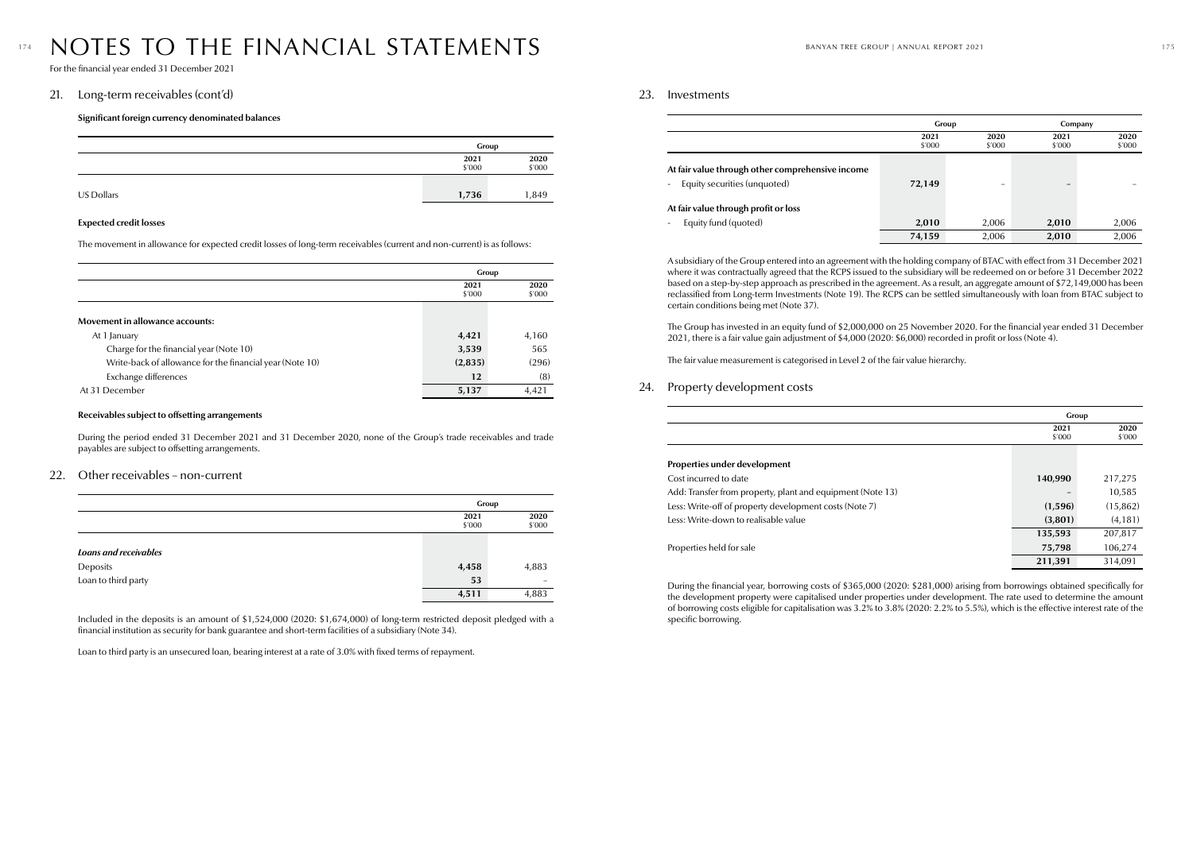# NOTES TO THE FINANCIAL STATEMENTS

For the financial year ended 31 December 2021

## 21. Long-term receivables (cont'd)

**Significant foreign currency denominated balances**

| | Group | |
|---|---|---|
| | 2021 $'000 | 2020 $'000 |
| US Dollars | **1,736** | 1,849 |

**Expected credit losses**

The movement in allowance for expected credit losses of long-term receivables (current and non-current) is as follows:

| | Group | |
|---|---|---|
| | 2021 $'000 | 2020 $'000 |
| **Movement in allowance accounts:** | | |
| At 1 January | **4,421** | 4,160 |
| Charge for the financial year (Note 10) | **3,539** | 565 |
| Write-back of allowance for the financial year (Note 10) | **(2,835)** | (296) |
| Exchange differences | **12** | (8) |
| At 31 December | **5,137** | 4,421 |

**Receivables subject to offsetting arrangements**

During the period ended 31 December 2021 and 31 December 2020, none of the Group's trade receivables and trade payables are subject to offsetting arrangements.

## 22. Other receivables – non-current

| | Group | |
|---|---|---|
| | 2021 $'000 | 2020 $'000 |
| ***Loans and receivables*** | | |
| Deposits | **4,458** | 4,883 |
| Loan to third party | **53** | – |
| | **4,511** | 4,883 |

Included in the deposits is an amount of $1,524,000 (2020: $1,674,000) of long-term restricted deposit pledged with a financial institution as security for bank guarantee and short-term facilities of a subsidiary (Note 34).

Loan to third party is an unsecured loan, bearing interest at a rate of 3.0% with fixed terms of repayment.

## 23. Investments

| | Group | | Company | |
|---|---|---|---|---|
| | 2021 $'000 | 2020 $'000 | 2021 $'000 | 2020 $'000 |
| **At fair value through other comprehensive income** | | | | |
| - Equity securities (unquoted) | **72,149** | – | – | – |
| **At fair value through profit or loss** | | | | |
| - Equity fund (quoted) | **2,010** | 2,006 | **2,010** | 2,006 |
| | **74,159** | 2,006 | **2,010** | 2,006 |

A subsidiary of the Group entered into an agreement with the holding company of BTAC with effect from 31 December 2021 where it was contractually agreed that the RCPS issued to the subsidiary will be redeemed on or before 31 December 2022 based on a step-by-step approach as prescribed in the agreement. As a result, an aggregate amount of $72,149,000 has been reclassified from Long-term Investments (Note 19). The RCPS can be settled simultaneously with loan from BTAC subject to certain conditions being met (Note 37).

The Group has invested in an equity fund of $2,000,000 on 25 November 2020. For the financial year ended 31 December 2021, there is a fair value gain adjustment of $4,000 (2020: $6,000) recorded in profit or loss (Note 4).

The fair value measurement is categorised in Level 2 of the fair value hierarchy.

## 24. Property development costs

| | Group | |
|---|---|---|
| | 2021 $'000 | 2020 $'000 |
| **Properties under development** | | |
| Cost incurred to date | **140,990** | 217,275 |
| Add: Transfer from property, plant and equipment (Note 13) | – | 10,585 |
| Less: Write-off of property development costs (Note 7) | **(1,596)** | (15,862) |
| Less: Write-down to realisable value | **(3,801)** | (4,181) |
| | **135,593** | 207,817 |
| Properties held for sale | **75,798** | 106,274 |
| | **211,391** | 314,091 |

During the financial year, borrowing costs of $365,000 (2020: $281,000) arising from borrowings obtained specifically for the development property were capitalised under properties under development. The rate used to determine the amount of borrowing costs eligible for capitalisation was 3.2% to 3.8% (2020: 2.2% to 5.5%), which is the effective interest rate of the specific borrowing.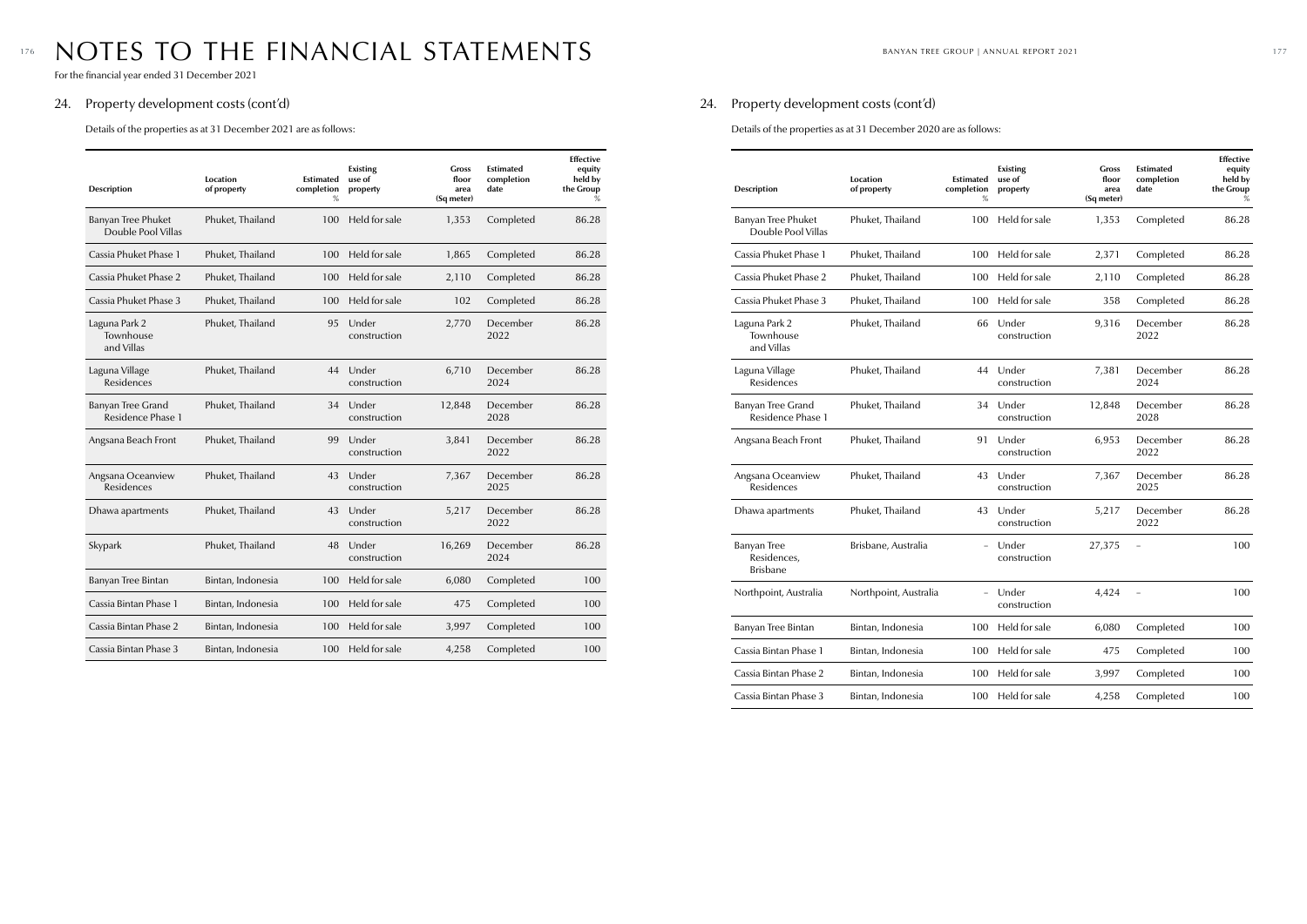# NOTES TO THE FINANCIAL STATEMENTS

For the financial year ended 31 December 2021

## 24. Property development costs (cont'd)

Details of the properties as at 31 December 2021 are as follows:

| Description | Location of property | Estimated completion % | Existing use of property | Gross floor area (Sq meter) | Estimated completion date | Effective equity held by the Group % |
|---|---|---|---|---|---|---|
| Banyan Tree Phuket Double Pool Villas | Phuket, Thailand | 100 | Held for sale | 1,353 | Completed | 86.28 |
| Cassia Phuket Phase 1 | Phuket, Thailand | 100 | Held for sale | 1,865 | Completed | 86.28 |
| Cassia Phuket Phase 2 | Phuket, Thailand | 100 | Held for sale | 2,110 | Completed | 86.28 |
| Cassia Phuket Phase 3 | Phuket, Thailand | 100 | Held for sale | 102 | Completed | 86.28 |
| Laguna Park 2 Townhouse and Villas | Phuket, Thailand | 95 | Under construction | 2,770 | December 2022 | 86.28 |
| Laguna Village Residences | Phuket, Thailand | 44 | Under construction | 6,710 | December 2024 | 86.28 |
| Banyan Tree Grand Residence Phase 1 | Phuket, Thailand | 34 | Under construction | 12,848 | December 2028 | 86.28 |
| Angsana Beach Front | Phuket, Thailand | 99 | Under construction | 3,841 | December 2022 | 86.28 |
| Angsana Oceanview Residences | Phuket, Thailand | 43 | Under construction | 7,367 | December 2025 | 86.28 |
| Dhawa apartments | Phuket, Thailand | 43 | Under construction | 5,217 | December 2022 | 86.28 |
| Skypark | Phuket, Thailand | 48 | Under construction | 16,269 | December 2024 | 86.28 |
| Banyan Tree Bintan | Bintan, Indonesia | 100 | Held for sale | 6,080 | Completed | 100 |
| Cassia Bintan Phase 1 | Bintan, Indonesia | 100 | Held for sale | 475 | Completed | 100 |
| Cassia Bintan Phase 2 | Bintan, Indonesia | 100 | Held for sale | 3,997 | Completed | 100 |
| Cassia Bintan Phase 3 | Bintan, Indonesia | 100 | Held for sale | 4,258 | Completed | 100 |

## 24. Property development costs (cont'd)

Details of the properties as at 31 December 2020 are as follows:

| Description | Location of property | Estimated completion % | Existing use of property | Gross floor area (Sq meter) | Estimated completion date | Effective equity held by the Group % |
|---|---|---|---|---|---|---|
| Banyan Tree Phuket Double Pool Villas | Phuket, Thailand | 100 | Held for sale | 1,353 | Completed | 86.28 |
| Cassia Phuket Phase 1 | Phuket, Thailand | 100 | Held for sale | 2,371 | Completed | 86.28 |
| Cassia Phuket Phase 2 | Phuket, Thailand | 100 | Held for sale | 2,110 | Completed | 86.28 |
| Cassia Phuket Phase 3 | Phuket, Thailand | 100 | Held for sale | 358 | Completed | 86.28 |
| Laguna Park 2 Townhouse and Villas | Phuket, Thailand | 66 | Under construction | 9,316 | December 2022 | 86.28 |
| Laguna Village Residences | Phuket, Thailand | 44 | Under construction | 7,381 | December 2024 | 86.28 |
| Banyan Tree Grand Residence Phase 1 | Phuket, Thailand | 34 | Under construction | 12,848 | December 2028 | 86.28 |
| Angsana Beach Front | Phuket, Thailand | 91 | Under construction | 6,953 | December 2022 | 86.28 |
| Angsana Oceanview Residences | Phuket, Thailand | 43 | Under construction | 7,367 | December 2025 | 86.28 |
| Dhawa apartments | Phuket, Thailand | 43 | Under construction | 5,217 | December 2022 | 86.28 |
| Banyan Tree Residences, Brisbane | Brisbane, Australia | – | Under construction | 27,375 | – | 100 |
| Northpoint, Australia | Northpoint, Australia | – | Under construction | 4,424 | – | 100 |
| Banyan Tree Bintan | Bintan, Indonesia | 100 | Held for sale | 6,080 | Completed | 100 |
| Cassia Bintan Phase 1 | Bintan, Indonesia | 100 | Held for sale | 475 | Completed | 100 |
| Cassia Bintan Phase 2 | Bintan, Indonesia | 100 | Held for sale | 3,997 | Completed | 100 |
| Cassia Bintan Phase 3 | Bintan, Indonesia | 100 | Held for sale | 4,258 | Completed | 100 |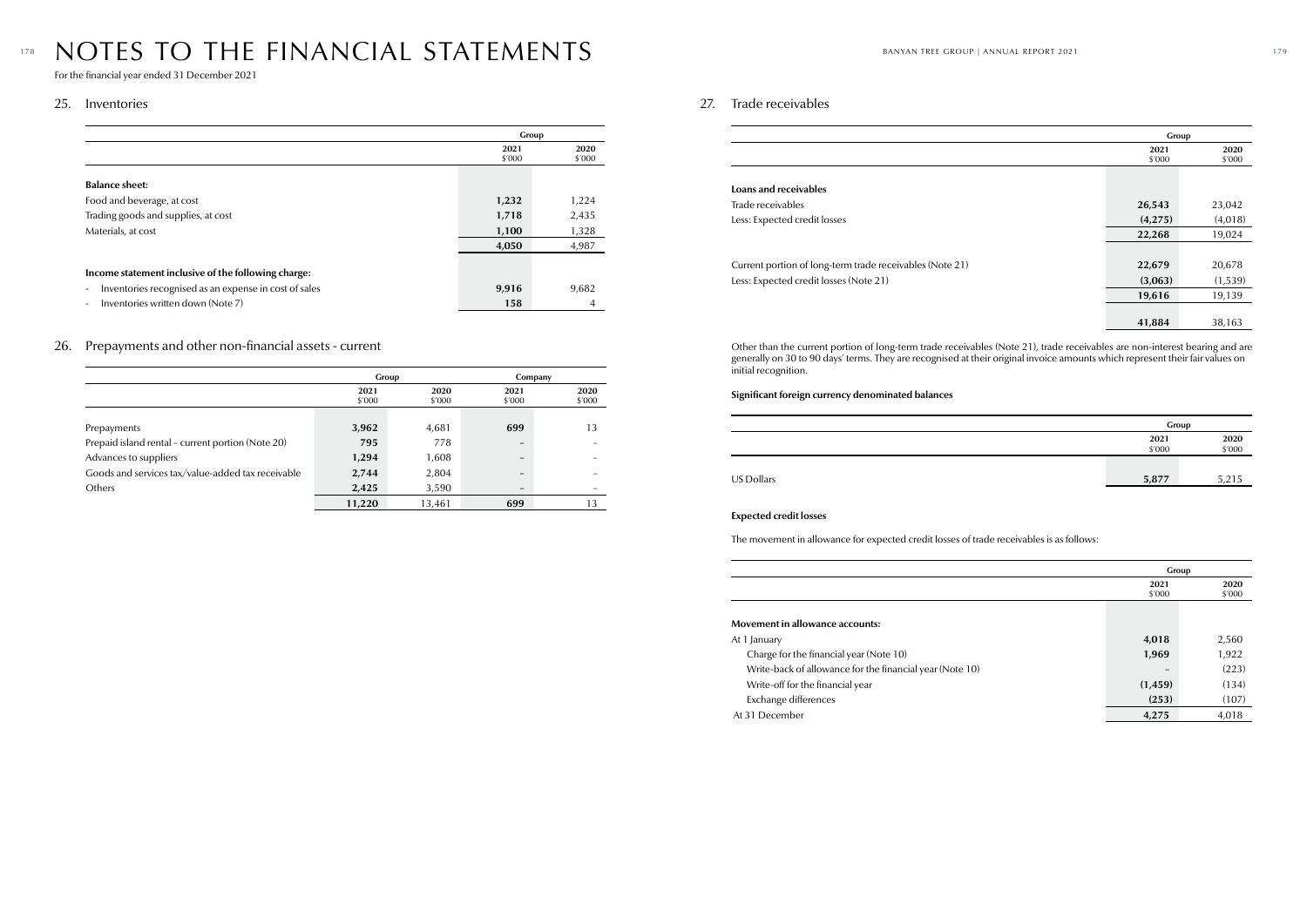# NOTES TO THE FINANCIAL STATEMENTS

For the financial year ended 31 December 2021

## 25. Inventories

| | Group | |
|---|---|---|
| | 2021 $'000 | 2020 $'000 |
| **Balance sheet:** | | |
| Food and beverage, at cost | **1,232** | 1,224 |
| Trading goods and supplies, at cost | **1,718** | 2,435 |
| Materials, at cost | **1,100** | 1,328 |
| | **4,050** | 4,987 |
| **Income statement inclusive of the following charge:** | | |
| - Inventories recognised as an expense in cost of sales | **9,916** | 9,682 |
| - Inventories written down (Note 7) | **158** | 4 |

## 26. Prepayments and other non-financial assets - current

| | Group | | Company | |
|---|---|---|---|---|
| | 2021 $'000 | 2020 $'000 | 2021 $'000 | 2020 $'000 |
| Prepayments | **3,962** | 4,681 | **699** | 13 |
| Prepaid island rental – current portion (Note 20) | **795** | 778 | **–** | – |
| Advances to suppliers | **1,294** | 1,608 | **–** | – |
| Goods and services tax/value-added tax receivable | **2,744** | 2,804 | **–** | – |
| Others | **2,425** | 3,590 | **–** | – |
| | **11,220** | 13,461 | **699** | 13 |

## 27. Trade receivables

| | Group | |
|---|---|---|
| | 2021 $'000 | 2020 $'000 |
| **Loans and receivables** | | |
| Trade receivables | **26,543** | 23,042 |
| Less: Expected credit losses | **(4,275)** | (4,018) |
| | **22,268** | 19,024 |
| Current portion of long-term trade receivables (Note 21) | **22,679** | 20,678 |
| Less: Expected credit losses (Note 21) | **(3,063)** | (1,539) |
| | **19,616** | 19,139 |
| | **41,884** | 38,163 |

Other than the current portion of long-term trade receivables (Note 21), trade receivables are non-interest bearing and are generally on 30 to 90 days' terms. They are recognised at their original invoice amounts which represent their fair values on initial recognition.

**Significant foreign currency denominated balances**

| | Group | |
|---|---|---|
| | 2021 $'000 | 2020 $'000 |
| US Dollars | **5,877** | 5,215 |

**Expected credit losses**

The movement in allowance for expected credit losses of trade receivables is as follows:

| | Group | |
|---|---|---|
| | 2021 $'000 | 2020 $'000 |
| **Movement in allowance accounts:** | | |
| At 1 January | **4,018** | 2,560 |
| Charge for the financial year (Note 10) | **1,969** | 1,922 |
| Write-back of allowance for the financial year (Note 10) | **–** | (223) |
| Write-off for the financial year | **(1,459)** | (134) |
| Exchange differences | **(253)** | (107) |
| At 31 December | **4,275** | 4,018 |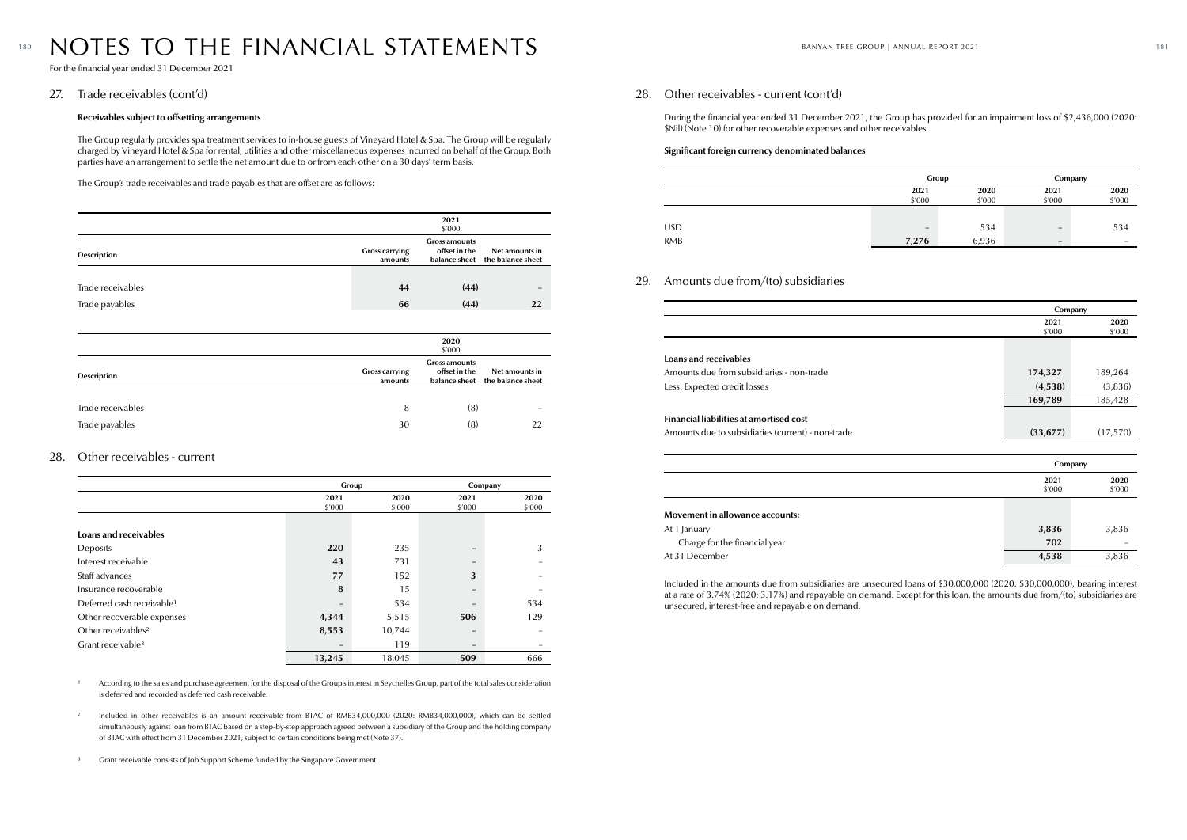# NOTES TO THE FINANCIAL STATEMENTS

For the financial year ended 31 December 2021

## 27. Trade receivables (cont'd)

**Receivables subject to offsetting arrangements**

The Group regularly provides spa treatment services to in-house guests of Vineyard Hotel & Spa. The Group will be regularly charged by Vineyard Hotel & Spa for rental, utilities and other miscellaneous expenses incurred on behalf of the Group. Both parties have an arrangement to settle the net amount due to or from each other on a 30 days' term basis.

The Group's trade receivables and trade payables that are offset are as follows:

| | | 2021<br>$'000 | |
|---|---|---|---|
| **Description** | **Gross carrying amounts** | **Gross amounts offset in the balance sheet** | **Net amounts in the balance sheet** |
| Trade receivables | **44** | **(44)** | **–** |
| Trade payables | **66** | **(44)** | **22** |

| | | 2020<br>$'000 | |
|---|---|---|---|
| **Description** | **Gross carrying amounts** | **Gross amounts offset in the balance sheet** | **Net amounts in the balance sheet** |
| Trade receivables | 8 | (8) | – |
| Trade payables | 30 | (8) | 22 |

## 28. Other receivables - current

| | Group | | Company | |
|---|---|---|---|---|
| | **2021**<br>$'000 | **2020**<br>$'000 | **2021**<br>$'000 | **2020**<br>$'000 |
| **Loans and receivables** | | | | |
| Deposits | **220** | 235 | **–** | 3 |
| Interest receivable | **43** | 731 | **–** | – |
| Staff advances | **77** | 152 | **3** | – |
| Insurance recoverable | **8** | 15 | **–** | – |
| Deferred cash receivable[1] | **–** | 534 | **–** | 534 |
| Other recoverable expenses | **4,344** | 5,515 | **506** | 129 |
| Other receivables[2] | **8,553** | 10,744 | **–** | – |
| Grant receivable[3] | **–** | 119 | **–** | – |
| | **13,245** | 18,045 | **509** | 666 |

[1] According to the sales and purchase agreement for the disposal of the Group's interest in Seychelles Group, part of the total sales consideration is deferred and recorded as deferred cash receivable.

[2] Included in other receivables is an amount receivable from BTAC of RMB34,000,000 (2020: RMB34,000,000), which can be settled simultaneously against loan from BTAC based on a step-by-step approach agreed between a subsidiary of the Group and the holding company of BTAC with effect from 31 December 2021, subject to certain conditions being met (Note 37).

[3] Grant receivable consists of Job Support Scheme funded by the Singapore Government.

## 28. Other receivables - current (cont'd)

During the financial year ended 31 December 2021, the Group has provided for an impairment loss of $2,436,000 (2020: $Nil) (Note 10) for other recoverable expenses and other receivables.

**Significant foreign currency denominated balances**

| | Group | | Company | |
|---|---|---|---|---|
| | **2021**<br>$'000 | **2020**<br>$'000 | **2021**<br>$'000 | **2020**<br>$'000 |
| USD | **–** | 534 | **–** | 534 |
| RMB | **7,276** | 6,936 | **–** | – |

## 29. Amounts due from/(to) subsidiaries

| | Company | |
|---|---|---|
| | **2021**<br>$'000 | **2020**<br>$'000 |
| **Loans and receivables** | | |
| Amounts due from subsidiaries - non-trade | **174,327** | 189,264 |
| Less: Expected credit losses | **(4,538)** | (3,836) |
| | **169,789** | 185,428 |
| **Financial liabilities at amortised cost** | | |
| Amounts due to subsidiaries (current) - non-trade | **(33,677)** | (17,570) |

| | Company | |
|---|---|---|
| | **2021**<br>$'000 | **2020**<br>$'000 |
| **Movement in allowance accounts:** | | |
| At 1 January | **3,836** | 3,836 |
| Charge for the financial year | **702** | – |
| At 31 December | **4,538** | 3,836 |

Included in the amounts due from subsidiaries are unsecured loans of $30,000,000 (2020: $30,000,000), bearing interest at a rate of 3.74% (2020: 3.17%) and repayable on demand. Except for this loan, the amounts due from/(to) subsidiaries are unsecured, interest-free and repayable on demand.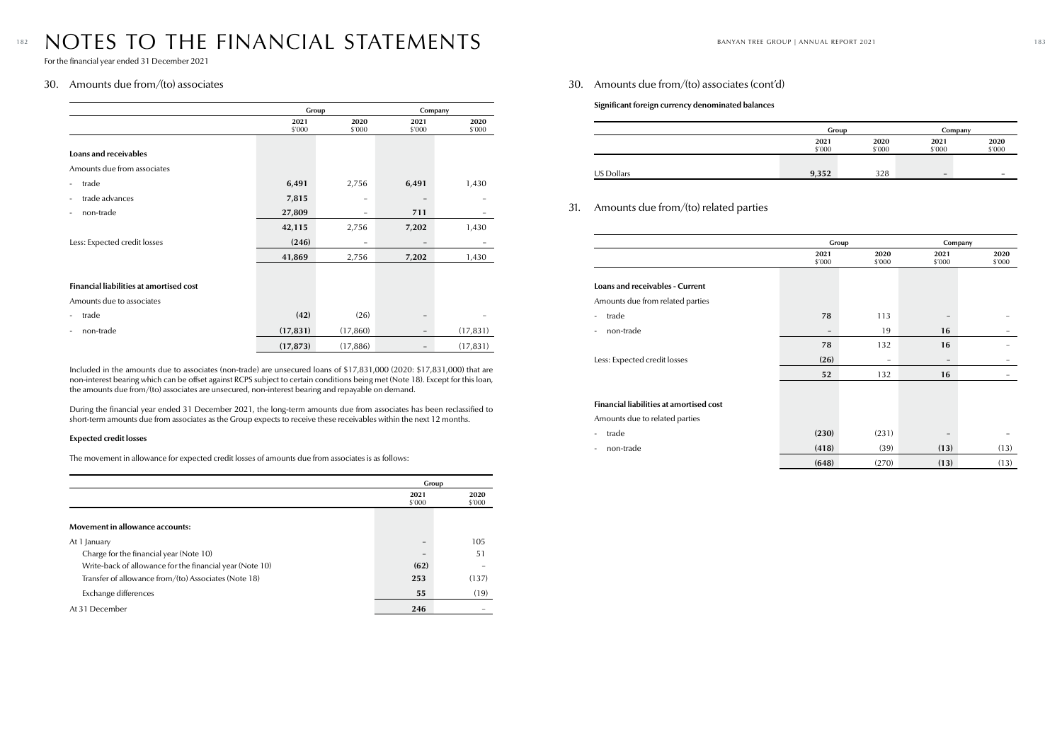# NOTES TO THE FINANCIAL STATEMENTS

For the financial year ended 31 December 2021

## 30. Amounts due from/(to) associates

| | Group | | Company | |
|---|---|---|---|---|
| | 2021 $'000 | 2020 $'000 | 2021 $'000 | 2020 $'000 |
| **Loans and receivables** | | | | |
| Amounts due from associates | | | | |
| - trade | **6,491** | 2,756 | **6,491** | 1,430 |
| - trade advances | **7,815** | – | – | – |
| - non-trade | **27,809** | – | **711** | – |
| | **42,115** | 2,756 | **7,202** | 1,430 |
| Less: Expected credit losses | **(246)** | – | – | – |
| | **41,869** | 2,756 | **7,202** | 1,430 |
| **Financial liabilities at amortised cost** | | | | |
| Amounts due to associates | | | | |
| - trade | **(42)** | (26) | – | – |
| - non-trade | **(17,831)** | (17,860) | – | (17,831) |
| | **(17,873)** | (17,886) | – | (17,831) |

Included in the amounts due to associates (non-trade) are unsecured loans of $17,831,000 (2020: $17,831,000) that are non-interest bearing which can be offset against RCPS subject to certain conditions being met (Note 18). Except for this loan, the amounts due from/(to) associates are unsecured, non-interest bearing and repayable on demand.

During the financial year ended 31 December 2021, the long-term amounts due from associates has been reclassified to short-term amounts due from associates as the Group expects to receive these receivables within the next 12 months.

**Expected credit losses**

The movement in allowance for expected credit losses of amounts due from associates is as follows:

| | Group | |
|---|---|---|
| | 2021 $'000 | 2020 $'000 |
| **Movement in allowance accounts:** | | |
| At 1 January | – | 105 |
| Charge for the financial year (Note 10) | – | 51 |
| Write-back of allowance for the financial year (Note 10) | **(62)** | – |
| Transfer of allowance from/(to) Associates (Note 18) | **253** | (137) |
| Exchange differences | **55** | (19) |
| At 31 December | **246** | – |

## 30. Amounts due from/(to) associates (cont'd)

**Significant foreign currency denominated balances**

| | Group | | Company | |
|---|---|---|---|---|
| | 2021 $'000 | 2020 $'000 | 2021 $'000 | 2020 $'000 |
| US Dollars | **9,352** | 328 | – | – |

## 31. Amounts due from/(to) related parties

| | Group | | Company | |
|---|---|---|---|---|
| | 2021 $'000 | 2020 $'000 | 2021 $'000 | 2020 $'000 |
| **Loans and receivables - Current** | | | | |
| Amounts due from related parties | | | | |
| - trade | **78** | 113 | – | – |
| - non-trade | – | 19 | **16** | – |
| | **78** | 132 | **16** | – |
| Less: Expected credit losses | **(26)** | – | – | – |
| | **52** | 132 | **16** | – |
| **Financial liabilities at amortised cost** | | | | |
| Amounts due to related parties | | | | |
| - trade | **(230)** | (231) | – | – |
| - non-trade | **(418)** | (39) | **(13)** | (13) |
| | **(648)** | (270) | **(13)** | (13) |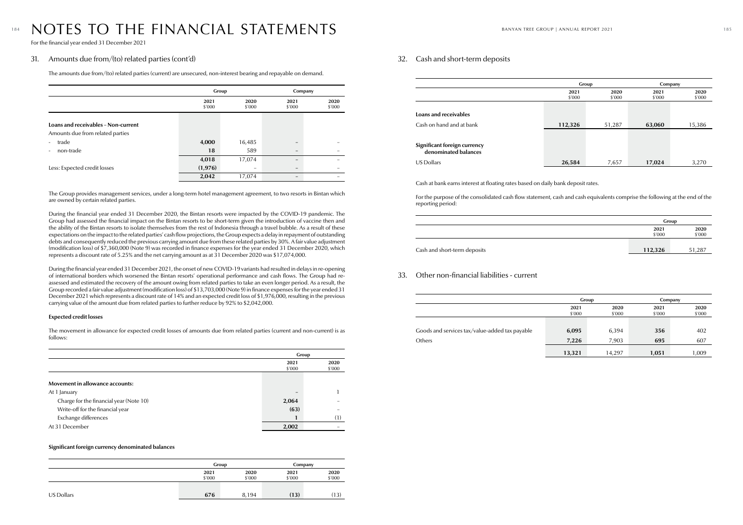# NOTES TO THE FINANCIAL STATEMENTS

For the financial year ended 31 December 2021

## 31. Amounts due from/(to) related parties (cont'd)

The amounts due from/(to) related parties (current) are unsecured, non-interest bearing and repayable on demand.

| | Group | | Company | |
|---|---|---|---|---|
| | 2021 $'000 | 2020 $'000 | 2021 $'000 | 2020 $'000 |
| **Loans and receivables – Non-current** | | | | |
| Amounts due from related parties | | | | |
| - trade | **4,000** | 16,485 | – | – |
| - non-trade | **18** | 589 | – | – |
| | **4,018** | 17,074 | – | – |
| Less: Expected credit losses | **(1,976)** | – | – | – |
| | **2,042** | 17,074 | – | – |

The Group provides management services, under a long-term hotel management agreement, to two resorts in Bintan which are owned by certain related parties.

During the financial year ended 31 December 2020, the Bintan resorts were impacted by the COVID-19 pandemic. The Group had assessed the financial impact on the Bintan resorts to be short-term given the introduction of vaccine then and the ability of the Bintan resorts to isolate themselves from the rest of Indonesia through a travel bubble. As a result of these expectations on the impact to the related parties' cash flow projections, the Group expects a delay in repayment of outstanding debts and consequently reduced the previous carrying amount due from these related parties by 30%. A fair value adjustment (modification loss) of $7,360,000 (Note 9) was recorded in finance expenses for the year ended 31 December 2020, which represents a discount rate of 5.25% and the net carrying amount as at 31 December 2020 was $17,074,000.

During the financial year ended 31 December 2021, the onset of new COVID-19 variants had resulted in delays in re-opening of international borders which worsened the Bintan resorts' operational performance and cash flows. The Group had re-assessed and estimated the recovery of the amount owing from related parties to take an even longer period. As a result, the Group recorded a fair value adjustment (modification loss) of $13,703,000 (Note 9) in finance expenses for the year ended 31 December 2021 which represents a discount rate of 14% and an expected credit loss of $1,976,000, resulting in the previous carrying value of the amount due from related parties to further reduce by 92% to $2,042,000.

**Expected credit losses**

The movement in allowance for expected credit losses of amounts due from related parties (current and non-current) is as follows:

| | Group | |
|---|---|---|
| | 2021 $'000 | 2020 $'000 |
| **Movement in allowance accounts:** | | |
| At 1 January | – | 1 |
| Charge for the financial year (Note 10) | **2,064** | – |
| Write-off for the financial year | **(63)** | – |
| Exchange differences | **1** | (1) |
| At 31 December | **2,002** | – |

**Significant foreign currency denominated balances**

| | Group | | Company | |
|---|---|---|---|---|
| | 2021 $'000 | 2020 $'000 | 2021 $'000 | 2020 $'000 |
| US Dollars | **676** | 8,194 | **(13)** | (13) |

## 32. Cash and short-term deposits

| | Group | | Company | |
|---|---|---|---|---|
| | 2021 $'000 | 2020 $'000 | 2021 $'000 | 2020 $'000 |
| **Loans and receivables** | | | | |
| Cash on hand and at bank | **112,326** | 51,287 | **63,060** | 15,386 |
| **Significant foreign currency denominated balances** | | | | |
| US Dollars | **26,584** | 7,657 | **17,024** | 3,270 |

Cash at bank earns interest at floating rates based on daily bank deposit rates.

For the purpose of the consolidated cash flow statement, cash and cash equivalents comprise the following at the end of the reporting period:

| | Group | |
|---|---|---|
| | 2021 $'000 | 2020 $'000 |
| Cash and short-term deposits | **112,326** | 51,287 |

## 33. Other non-financial liabilities - current

| | Group | | Company | |
|---|---|---|---|---|
| | 2021 $'000 | 2020 $'000 | 2021 $'000 | 2020 $'000 |
| Goods and services tax/value-added tax payable | **6,095** | 6,394 | **356** | 402 |
| Others | **7,226** | 7,903 | **695** | 607 |
| | **13,321** | 14,297 | **1,051** | 1,009 |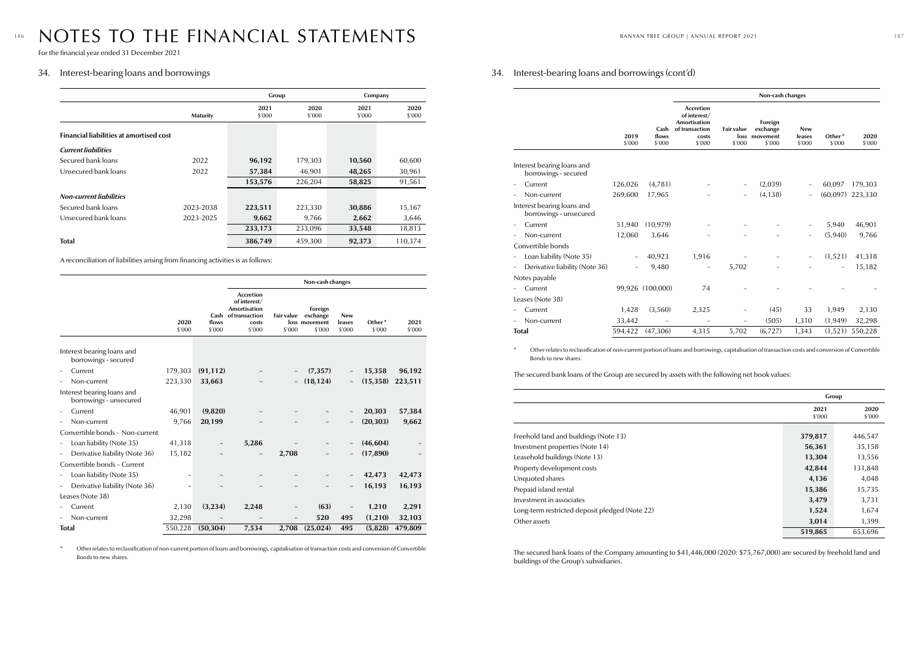# NOTES TO THE FINANCIAL STATEMENTS

For the financial year ended 31 December 2021

## 34. Interest-bearing loans and borrowings

| | Maturity | Group 2021 $'000 | Group 2020 $'000 | Company 2021 $'000 | Company 2020 $'000 |
|---|---|---|---|---|---|
| **Financial liabilities at amortised cost** | | | | | |
| ***Current liabilities*** | | | | | |
| Secured bank loans | 2022 | **96,192** | 179,303 | **10,560** | 60,600 |
| Unsecured bank loans | 2022 | **57,384** | 46,901 | **48,265** | 30,961 |
| | | **153,576** | 226,204 | **58,825** | 91,561 |
| ***Non-current liabilities*** | | | | | |
| Secured bank loans | 2023-2038 | **223,511** | 223,330 | **30,886** | 15,167 |
| Unsecured bank loans | 2023-2025 | **9,662** | 9,766 | **2,662** | 3,646 |
| | | **233,173** | 233,096 | **33,548** | 18,813 |
| **Total** | | **386,749** | 459,300 | **92,373** | 110,374 |

A reconciliation of liabilities arising from financing activities is as follows:

| | 2020 $'000 | Cash flows $'000 | Non-cash changes: Accretion of interest/ Amortisation of transaction costs $'000 | Fair value loss $'000 | Foreign exchange movement $'000 | New leases $'000 | Other* $'000 | 2021 $'000 |
|---|---|---|---|---|---|---|---|---|
| Interest bearing loans and borrowings - secured | | | | | | | | |
| - Current | 179,303 | **(91,112)** | **–** | **–** | **(7,357)** | **–** | **15,358** | **96,192** |
| - Non-current | 223,330 | **33,663** | **–** | **–** | **(18,124)** | **–** | **(15,358)** | **223,511** |
| Interest bearing loans and borrowings - unsecured | | | | | | | | |
| - Current | 46,901 | **(9,820)** | **–** | **–** | **–** | **–** | **20,303** | **57,384** |
| - Non-current | 9,766 | **20,199** | **–** | **–** | **–** | **–** | **(20,303)** | **9,662** |
| Convertible bonds – Non-current | | | | | | | | |
| - Loan liability (Note 35) | 41,318 | **–** | **5,286** | **–** | **–** | **–** | **(46,604)** | **–** |
| - Derivative liability (Note 36) | 15,182 | **–** | **–** | **2,708** | **–** | **–** | **(17,890)** | **–** |
| Convertible bonds – Current | | | | | | | | |
| - Loan liability (Note 35) | – | **–** | **–** | **–** | **–** | **–** | **42,473** | **42,473** |
| - Derivative liability (Note 36) | – | **–** | **–** | **–** | **–** | **–** | **16,193** | **16,193** |
| Leases (Note 38) | | | | | | | | |
| - Current | 2,130 | **(3,234)** | **2,248** | **–** | **(63)** | **–** | **1,210** | **2,291** |
| - Non-current | 32,298 | **–** | **–** | **–** | **520** | **495** | **(1,210)** | **32,103** |
| **Total** | 550,228 | **(50,304)** | **7,534** | **2,708** | **(25,024)** | **495** | **(5,828)** | **479,809** |

\* Other relates to reclassification of non-current portion of loans and borrowings, capitalisation of transaction costs and conversion of Convertible Bonds to new shares.

## 34. Interest-bearing loans and borrowings (cont'd)

| | 2019 $'000 | Cash flows $'000 | Non-cash changes: Accretion of interest/ Amortisation of transaction costs $'000 | Fair value loss $'000 | Foreign exchange movement $'000 | New leases $'000 | Other* $'000 | 2020 $'000 |
|---|---|---|---|---|---|---|---|---|
| Interest bearing loans and borrowings - secured | | | | | | | | |
| - Current | 126,026 | (4,781) | – | – | (2,039) | – | 60,097 | 179,303 |
| - Non-current | 269,600 | 17,965 | – | – | (4,138) | – | (60,097) | 223,330 |
| Interest bearing loans and borrowings - unsecured | | | | | | | | |
| - Current | 51,940 | (10,979) | – | – | – | – | 5,940 | 46,901 |
| - Non-current | 12,060 | 3,646 | – | – | – | – | (5,940) | 9,766 |
| Convertible bonds | | | | | | | | |
| - Loan liability (Note 35) | – | 40,923 | 1,916 | – | – | – | (1,521) | 41,318 |
| - Derivative liability (Note 36) | – | 9,480 | – | 5,702 | – | – | – | 15,182 |
| Notes payable | | | | | | | | |
| - Current | 99,926 | (100,000) | 74 | – | – | – | – | – |
| Leases (Note 38) | | | | | | | | |
| - Current | 1,428 | (3,560) | 2,325 | – | (45) | 33 | 1,949 | 2,130 |
| - Non-current | 33,442 | – | – | – | (505) | 1,310 | (1,949) | 32,298 |
| **Total** | 594,422 | (47,306) | 4,315 | 5,702 | (6,727) | 1,343 | (1,521) | 550,228 |

\* Other relates to reclassification of non-current portion of loans and borrowings, capitalisation of transaction costs and conversion of Convertible Bonds to new shares.

The secured bank loans of the Group are secured by assets with the following net book values:

| | Group 2021 $'000 | Group 2020 $'000 |
|---|---|---|
| Freehold land and buildings (Note 13) | **379,817** | 446,547 |
| Investment properties (Note 14) | **56,361** | 35,158 |
| Leasehold buildings (Note 13) | **13,304** | 13,556 |
| Property development costs | **42,844** | 131,848 |
| Unquoted shares | **4,136** | 4,048 |
| Prepaid island rental | **15,386** | 15,735 |
| Investment in associates | **3,479** | 3,731 |
| Long-term restricted deposit pledged (Note 22) | **1,524** | 1,674 |
| Other assets | **3,014** | 1,399 |
| | **519,865** | 653,696 |

The secured bank loans of the Company amounting to $41,446,000 (2020: $75,767,000) are secured by freehold land and buildings of the Group's subsidiaries.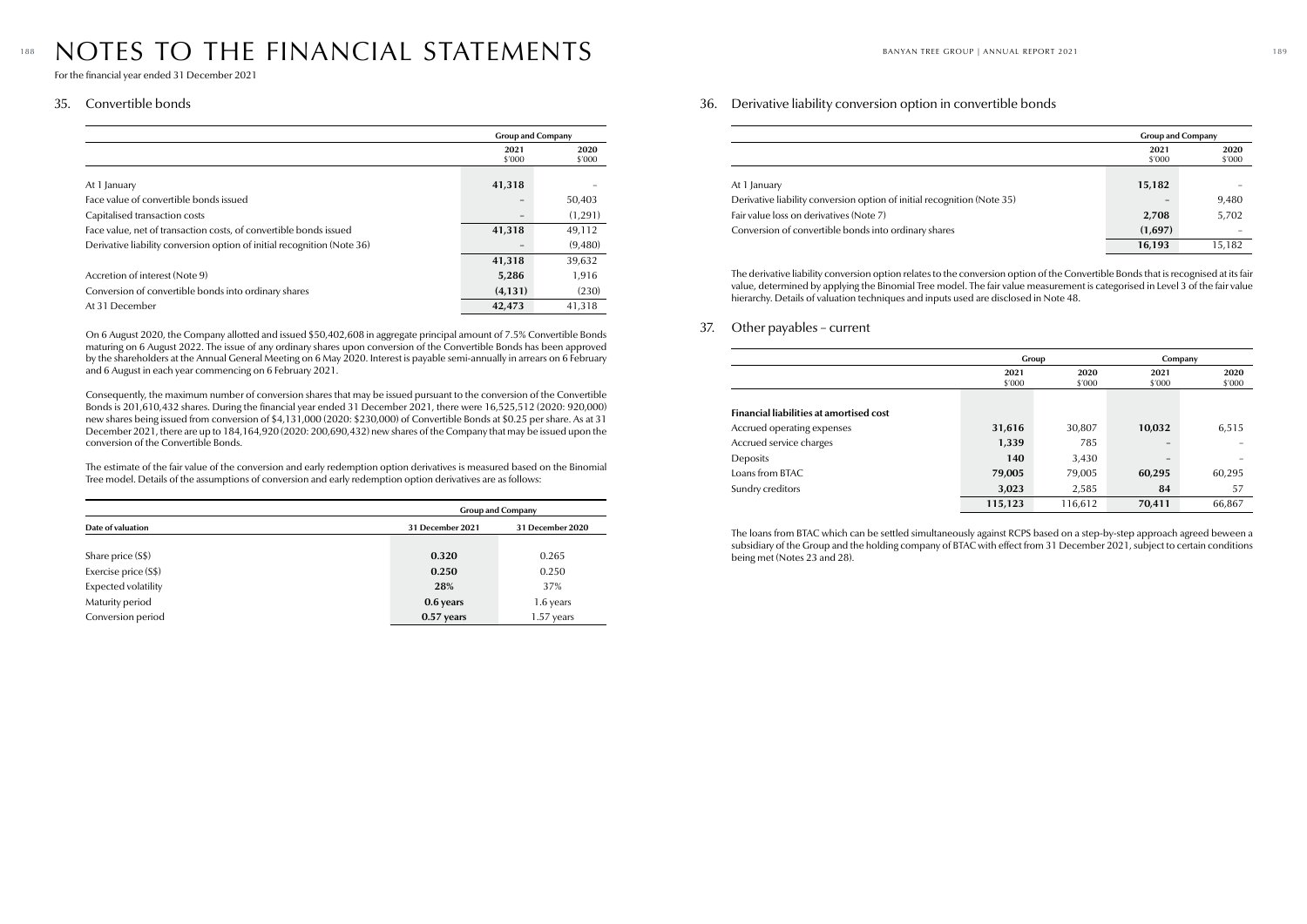# NOTES TO THE FINANCIAL STATEMENTS

For the financial year ended 31 December 2021

## 35. Convertible bonds

| | Group and Company | |
|---|---|---|
| | **2021** $'000 | **2020** $'000 |
| At 1 January | **41,318** | – |
| Face value of convertible bonds issued | – | 50,403 |
| Capitalised transaction costs | – | (1,291) |
| Face value, net of transaction costs, of convertible bonds issued | **41,318** | 49,112 |
| Derivative liability conversion option of initial recognition (Note 36) | – | (9,480) |
| | **41,318** | 39,632 |
| Accretion of interest (Note 9) | **5,286** | 1,916 |
| Conversion of convertible bonds into ordinary shares | **(4,131)** | (230) |
| At 31 December | **42,473** | 41,318 |

On 6 August 2020, the Company allotted and issued $50,402,608 in aggregate principal amount of 7.5% Convertible Bonds maturing on 6 August 2022. The issue of any ordinary shares upon conversion of the Convertible Bonds has been approved by the shareholders at the Annual General Meeting on 6 May 2020. Interest is payable semi-annually in arrears on 6 February and 6 August in each year commencing on 6 February 2021.

Consequently, the maximum number of conversion shares that may be issued pursuant to the conversion of the Convertible Bonds is 201,610,432 shares. During the financial year ended 31 December 2021, there were 16,525,512 (2020: 920,000) new shares being issued from conversion of $4,131,000 (2020: $230,000) of Convertible Bonds at $0.25 per share. As at 31 December 2021, there are up to 184,164,920 (2020: 200,690,432) new shares of the Company that may be issued upon the conversion of the Convertible Bonds.

The estimate of the fair value of the conversion and early redemption option derivatives is measured based on the Binomial Tree model. Details of the assumptions of conversion and early redemption option derivatives are as follows:

| | Group and Company | |
|---|---|---|
| **Date of valuation** | **31 December 2021** | **31 December 2020** |
| Share price (S$) | **0.320** | 0.265 |
| Exercise price (S$) | **0.250** | 0.250 |
| Expected volatility | **28%** | 37% |
| Maturity period | **0.6 years** | 1.6 years |
| Conversion period | **0.57 years** | 1.57 years |

## 36. Derivative liability conversion option in convertible bonds

| | Group and Company | |
|---|---|---|
| | **2021** $'000 | **2020** $'000 |
| At 1 January | **15,182** | – |
| Derivative liability conversion option of initial recognition (Note 35) | – | 9,480 |
| Fair value loss on derivatives (Note 7) | **2,708** | 5,702 |
| Conversion of convertible bonds into ordinary shares | **(1,697)** | – |
| | **16,193** | 15,182 |

The derivative liability conversion option relates to the conversion option of the Convertible Bonds that is recognised at its fair value, determined by applying the Binomial Tree model. The fair value measurement is categorised in Level 3 of the fair value hierarchy. Details of valuation techniques and inputs used are disclosed in Note 48.

## 37. Other payables – current

| | Group | | Company | |
|---|---|---|---|---|
| | **2021** $'000 | **2020** $'000 | **2021** $'000 | **2020** $'000 |
| **Financial liabilities at amortised cost** | | | | |
| Accrued operating expenses | **31,616** | 30,807 | **10,032** | 6,515 |
| Accrued service charges | **1,339** | 785 | – | – |
| Deposits | **140** | 3,430 | – | – |
| Loans from BTAC | **79,005** | 79,005 | **60,295** | 60,295 |
| Sundry creditors | **3,023** | 2,585 | **84** | 57 |
| | **115,123** | 116,612 | **70,411** | 66,867 |

The loans from BTAC which can be settled simultaneously against RCPS based on a step-by-step approach agreed beween a subsidiary of the Group and the holding company of BTAC with effect from 31 December 2021, subject to certain conditions being met (Notes 23 and 28).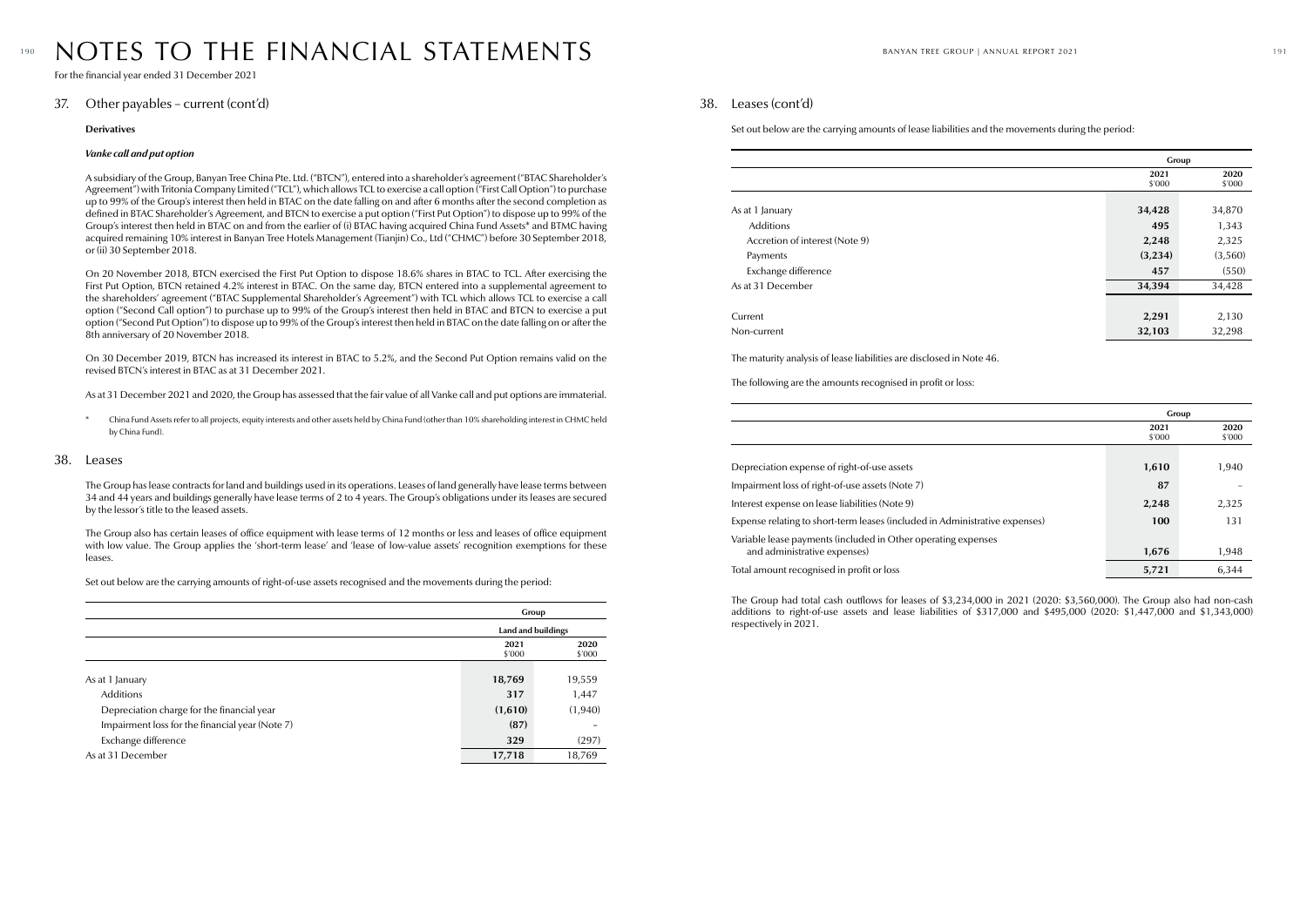# NOTES TO THE FINANCIAL STATEMENTS

For the financial year ended 31 December 2021

## 37. Other payables – current (cont'd)

**Derivatives**

***Vanke call and put option***

A subsidiary of the Group, Banyan Tree China Pte. Ltd. ("BTCN"), entered into a shareholder's agreement ("BTAC Shareholder's Agreement") with Tritonia Company Limited ("TCL"), which allows TCL to exercise a call option ("First Call Option") to purchase up to 99% of the Group's interest then held in BTAC on the date falling on and after 6 months after the second completion as defined in BTAC Shareholder's Agreement, and BTCN to exercise a put option ("First Put Option") to dispose up to 99% of the Group's interest then held in BTAC on and from the earlier of (i) BTAC having acquired China Fund Assets* and BTMC having acquired remaining 10% interest in Banyan Tree Hotels Management (Tianjin) Co., Ltd ("CHMC") before 30 September 2018, or (ii) 30 September 2018.

On 20 November 2018, BTCN exercised the First Put Option to dispose 18.6% shares in BTAC to TCL. After exercising the First Put Option, BTCN retained 4.2% interest in BTAC. On the same day, BTCN entered into a supplemental agreement to the shareholders' agreement ("BTAC Supplemental Shareholder's Agreement") with TCL which allows TCL to exercise a call option ("Second Call option") to purchase up to 99% of the Group's interest then held in BTAC and BTCN to exercise a put option ("Second Put Option") to dispose up to 99% of the Group's interest then held in BTAC on the date falling on or after the 8th anniversary of 20 November 2018.

On 30 December 2019, BTCN has increased its interest in BTAC to 5.2%, and the Second Put Option remains valid on the revised BTCN's interest in BTAC as at 31 December 2021.

As at 31 December 2021 and 2020, the Group has assessed that the fair value of all Vanke call and put options are immaterial.

\* China Fund Assets refer to all projects, equity interests and other assets held by China Fund (other than 10% shareholding interest in CHMC held by China Fund).

## 38. Leases

The Group has lease contracts for land and buildings used in its operations. Leases of land generally have lease terms between 34 and 44 years and buildings generally have lease terms of 2 to 4 years. The Group's obligations under its leases are secured by the lessor's title to the leased assets.

The Group also has certain leases of office equipment with lease terms of 12 months or less and leases of office equipment with low value. The Group applies the 'short-term lease' and 'lease of low-value assets' recognition exemptions for these leases.

Set out below are the carrying amounts of right-of-use assets recognised and the movements during the period:

| | Group | |
|---|---|---|
| | Land and buildings | |
| | 2021<br>$'000 | 2020<br>$'000 |
| As at 1 January | **18,769** | 19,559 |
| Additions | **317** | 1,447 |
| Depreciation charge for the financial year | **(1,610)** | (1,940) |
| Impairment loss for the financial year (Note 7) | **(87)** | – |
| Exchange difference | **329** | (297) |
| As at 31 December | **17,718** | 18,769 |

## 38. Leases (cont'd)

Set out below are the carrying amounts of lease liabilities and the movements during the period:

| | Group | |
|---|---|---|
| | 2021<br>$'000 | 2020<br>$'000 |
| As at 1 January | **34,428** | 34,870 |
| Additions | **495** | 1,343 |
| Accretion of interest (Note 9) | **2,248** | 2,325 |
| Payments | **(3,234)** | (3,560) |
| Exchange difference | **457** | (550) |
| As at 31 December | **34,394** | 34,428 |
| | | |
| Current | **2,291** | 2,130 |
| Non-current | **32,103** | 32,298 |

The maturity analysis of lease liabilities are disclosed in Note 46.

The following are the amounts recognised in profit or loss:

| | Group | |
|---|---|---|
| | 2021<br>$'000 | 2020<br>$'000 |
| Depreciation expense of right-of-use assets | **1,610** | 1,940 |
| Impairment loss of right-of-use assets (Note 7) | **87** | – |
| Interest expense on lease liabilities (Note 9) | **2,248** | 2,325 |
| Expense relating to short-term leases (included in Administrative expenses) | **100** | 131 |
| Variable lease payments (included in Other operating expenses and administrative expenses) | **1,676** | 1,948 |
| Total amount recognised in profit or loss | **5,721** | 6,344 |

The Group had total cash outflows for leases of $3,234,000 in 2021 (2020: $3,560,000). The Group also had non-cash additions to right-of-use assets and lease liabilities of $317,000 and $495,000 (2020: $1,447,000 and $1,343,000) respectively in 2021.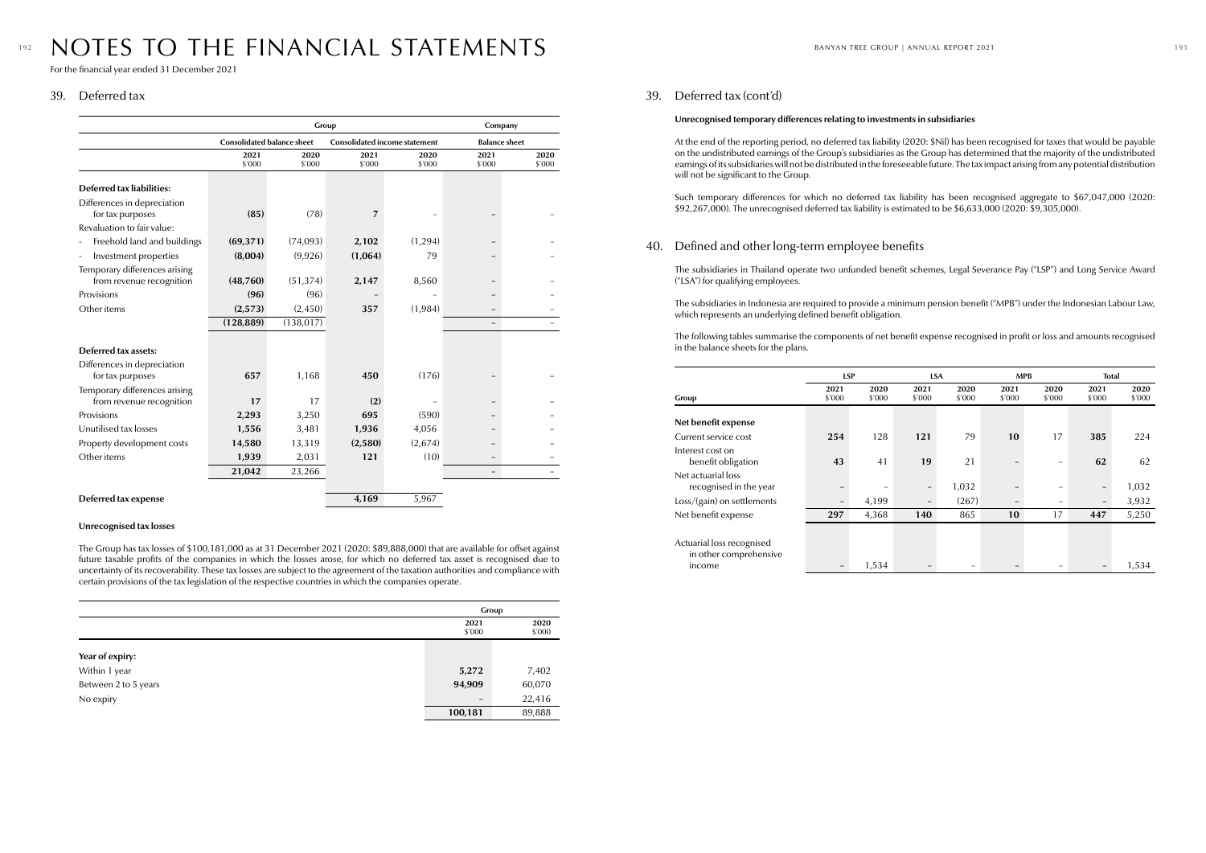# NOTES TO THE FINANCIAL STATEMENTS

For the financial year ended 31 December 2021

## 39. Deferred tax

| | Group | | | | Company | |
|---|---|---|---|---|---|---|
| | Consolidated balance sheet | | Consolidated income statement | | Balance sheet | |
| | 2021 $'000 | 2020 $'000 | 2021 $'000 | 2020 $'000 | 2021 $'000 | 2020 $'000 |
| **Deferred tax liabilities:** | | | | | | |
| Differences in depreciation for tax purposes | **(85)** | (78) | **7** | – | – | – |
| Revaluation to fair value: | | | | | | |
| - Freehold land and buildings | **(69,371)** | (74,093) | **2,102** | (1,294) | – | – |
| - Investment properties | **(8,004)** | (9,926) | **(1,064)** | 79 | – | – |
| Temporary differences arising from revenue recognition | **(48,760)** | (51,374) | **2,147** | 8,560 | – | – |
| Provisions | **(96)** | (96) | – | – | – | – |
| Other items | **(2,573)** | (2,450) | **357** | (1,984) | – | – |
| | **(128,889)** | (138,017) | | | – | – |
| **Deferred tax assets:** | | | | | | |
| Differences in depreciation for tax purposes | **657** | 1,168 | **450** | (176) | – | – |
| Temporary differences arising from revenue recognition | **17** | 17 | **(2)** | – | – | – |
| Provisions | **2,293** | 3,250 | **695** | (590) | – | – |
| Unutilised tax losses | **1,556** | 3,481 | **1,936** | 4,056 | – | – |
| Property development costs | **14,580** | 13,319 | **(2,580)** | (2,674) | – | – |
| Other items | **1,939** | 2,031 | **121** | (10) | – | – |
| | **21,042** | 23,266 | | | – | – |
| **Deferred tax expense** | | | **4,169** | 5,967 | | |

### Unrecognised tax losses

The Group has tax losses of $100,181,000 as at 31 December 2021 (2020: $89,888,000) that are available for offset against future taxable profits of the companies in which the losses arose, for which no deferred tax asset is recognised due to uncertainty of its recoverability. These tax losses are subject to the agreement of the taxation authorities and compliance with certain provisions of the tax legislation of the respective countries in which the companies operate.

| | Group | |
|---|---|---|
| | 2021 $'000 | 2020 $'000 |
| **Year of expiry:** | | |
| Within 1 year | **5,272** | 7,402 |
| Between 2 to 5 years | **94,909** | 60,070 |
| No expiry | – | 22,416 |
| | **100,181** | 89,888 |

## 39. Deferred tax (cont'd)

### Unrecognised temporary differences relating to investments in subsidiaries

At the end of the reporting period, no deferred tax liability (2020: $Nil) has been recognised for taxes that would be payable on the undistributed earnings of the Group's subsidiaries as the Group has determined that the majority of the undistributed earnings of its subsidiaries will not be distributed in the foreseeable future. The tax impact arising from any potential distribution will not be significant to the Group.

Such temporary differences for which no deferred tax liability has been recognised aggregate to $67,047,000 (2020: $92,267,000). The unrecognised deferred tax liability is estimated to be $6,633,000 (2020: $9,305,000).

## 40. Defined and other long-term employee benefits

The subsidiaries in Thailand operate two unfunded benefit schemes, Legal Severance Pay ("LSP") and Long Service Award ("LSA") for qualifying employees.

The subsidiaries in Indonesia are required to provide a minimum pension benefit ("MPB") under the Indonesian Labour Law, which represents an underlying defined benefit obligation.

The following tables summarise the components of net benefit expense recognised in profit or loss and amounts recognised in the balance sheets for the plans.

| | LSP | | LSA | | MPB | | Total | |
|---|---|---|---|---|---|---|---|---|
| Group | 2021 $'000 | 2020 $'000 | 2021 $'000 | 2020 $'000 | 2021 $'000 | 2020 $'000 | 2021 $'000 | 2020 $'000 |
| **Net benefit expense** | | | | | | | | |
| Current service cost | **254** | 128 | **121** | 79 | **10** | 17 | **385** | 224 |
| Interest cost on benefit obligation | **43** | 41 | **19** | 21 | – | – | **62** | 62 |
| Net actuarial loss recognised in the year | – | – | – | 1,032 | – | – | – | 1,032 |
| Loss/(gain) on settlements | – | 4,199 | – | (267) | – | – | – | 3,932 |
| Net benefit expense | **297** | 4,368 | **140** | 865 | **10** | 17 | **447** | 5,250 |
| Actuarial loss recognised in other comprehensive income | – | 1,534 | – | – | – | – | – | 1,534 |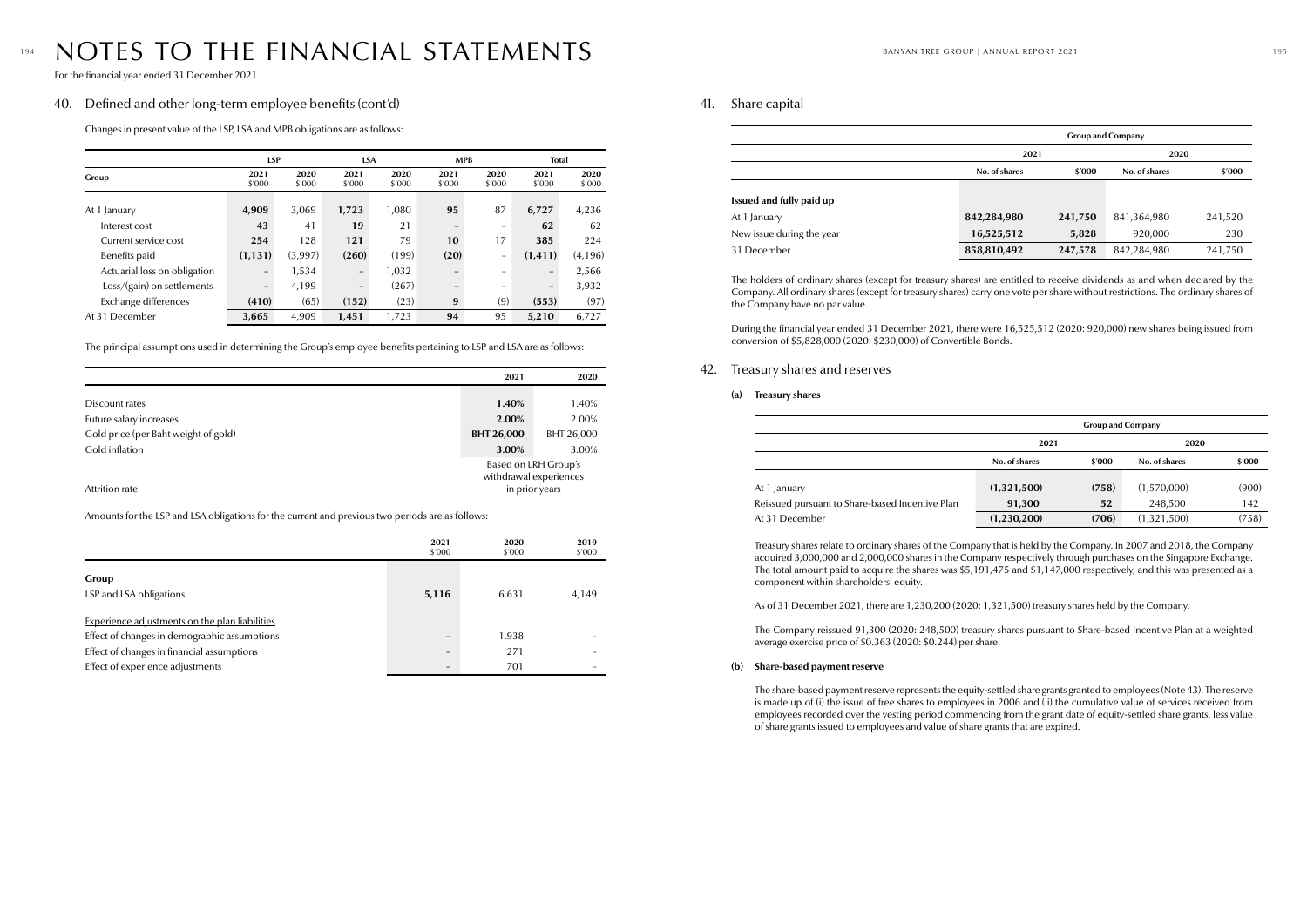# NOTES TO THE FINANCIAL STATEMENTS

For the financial year ended 31 December 2021

## 40. Defined and other long-term employee benefits (cont'd)

Changes in present value of the LSP, LSA and MPB obligations are as follows:

| Group | LSP | | LSA | | MPB | | Total | |
|---|---|---|---|---|---|---|---|---|
| | 2021 $'000 | 2020 $'000 | 2021 $'000 | 2020 $'000 | 2021 $'000 | 2020 $'000 | 2021 $'000 | 2020 $'000 |
| At 1 January | **4,909** | 3,069 | **1,723** | 1,080 | **95** | 87 | **6,727** | 4,236 |
| Interest cost | **43** | 41 | **19** | 21 | **–** | – | **62** | 62 |
| Current service cost | **254** | 128 | **121** | 79 | **10** | 17 | **385** | 224 |
| Benefits paid | **(1,131)** | (3,997) | **(260)** | (199) | **(20)** | – | **(1,411)** | (4,196) |
| Actuarial loss on obligation | **–** | 1,534 | **–** | 1,032 | **–** | – | **–** | 2,566 |
| Loss/(gain) on settlements | **–** | 4,199 | **–** | (267) | **–** | – | **–** | 3,932 |
| Exchange differences | **(410)** | (65) | **(152)** | (23) | **9** | (9) | **(553)** | (97) |
| At 31 December | **3,665** | 4,909 | **1,451** | 1,723 | **94** | 95 | **5,210** | 6,727 |

The principal assumptions used in determining the Group's employee benefits pertaining to LSP and LSA are as follows:

| | 2021 | 2020 |
|---|---|---|
| Discount rates | **1.40%** | 1.40% |
| Future salary increases | **2.00%** | 2.00% |
| Gold price (per Baht weight of gold) | **BHT 26,000** | BHT 26,000 |
| Gold inflation | **3.00%** | 3.00% |
| Attrition rate | Based on LRH Group's withdrawal experiences in prior years | |

Amounts for the LSP and LSA obligations for the current and previous two periods are as follows:

| | 2021 $'000 | 2020 $'000 | 2019 $'000 |
|---|---|---|---|
| **Group** | | | |
| LSP and LSA obligations | **5,116** | 6,631 | 4,149 |
| Experience adjustments on the plan liabilities | | | |
| Effect of changes in demographic assumptions | **–** | 1,938 | – |
| Effect of changes in financial assumptions | **–** | 271 | – |
| Effect of experience adjustments | **–** | 701 | – |

## 41. Share capital

| | Group and Company | | | |
|---|---|---|---|---|
| | 2021 | | 2020 | |
| | No. of shares | $'000 | No. of shares | $'000 |
| **Issued and fully paid up** | | | | |
| At 1 January | **842,284,980** | **241,750** | 841,364,980 | 241,520 |
| New issue during the year | **16,525,512** | **5,828** | 920,000 | 230 |
| 31 December | **858,810,492** | **247,578** | 842,284,980 | 241,750 |

The holders of ordinary shares (except for treasury shares) are entitled to receive dividends as and when declared by the Company. All ordinary shares (except for treasury shares) carry one vote per share without restrictions. The ordinary shares of the Company have no par value.

During the financial year ended 31 December 2021, there were 16,525,512 (2020: 920,000) new shares being issued from conversion of $5,828,000 (2020: $230,000) of Convertible Bonds.

## 42. Treasury shares and reserves

### (a) Treasury shares

| | Group and Company | | | |
|---|---|---|---|---|
| | 2021 | | 2020 | |
| | No. of shares | $'000 | No. of shares | $'000 |
| At 1 January | **(1,321,500)** | **(758)** | (1,570,000) | (900) |
| Reissued pursuant to Share-based Incentive Plan | **91,300** | **52** | 248,500 | 142 |
| At 31 December | **(1,230,200)** | **(706)** | (1,321,500) | (758) |

Treasury shares relate to ordinary shares of the Company that is held by the Company. In 2007 and 2018, the Company acquired 3,000,000 and 2,000,000 shares in the Company respectively through purchases on the Singapore Exchange. The total amount paid to acquire the shares was $5,191,475 and $1,147,000 respectively, and this was presented as a component within shareholders' equity.

As of 31 December 2021, there are 1,230,200 (2020: 1,321,500) treasury shares held by the Company.

The Company reissued 91,300 (2020: 248,500) treasury shares pursuant to Share-based Incentive Plan at a weighted average exercise price of $0.363 (2020: $0.244) per share.

### (b) Share-based payment reserve

The share-based payment reserve represents the equity-settled share grants granted to employees (Note 43). The reserve is made up of (i) the issue of free shares to employees in 2006 and (ii) the cumulative value of services received from employees recorded over the vesting period commencing from the grant date of equity-settled share grants, less value of share grants issued to employees and value of share grants that are expired.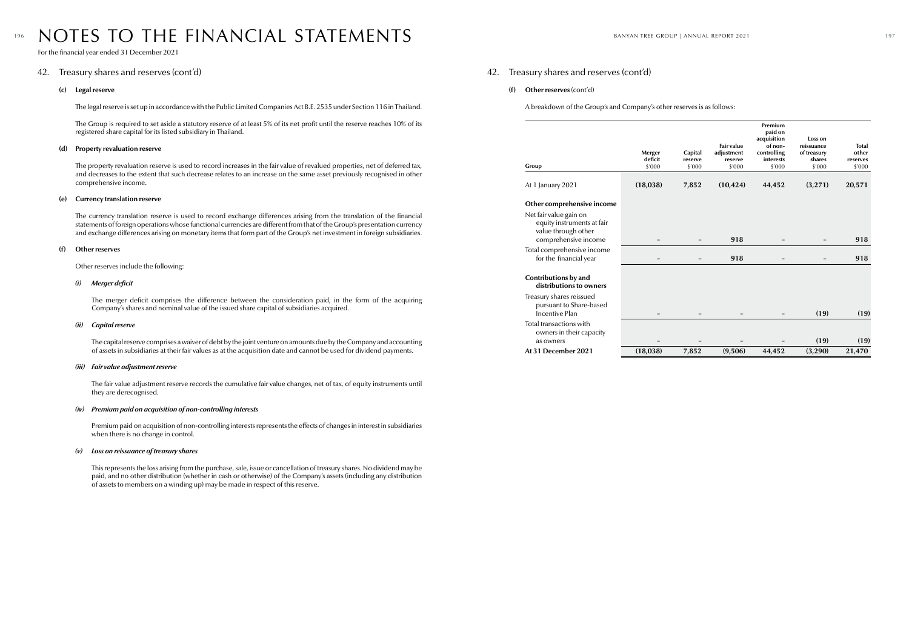# NOTES TO THE FINANCIAL STATEMENTS

For the financial year ended 31 December 2021

## 42. Treasury shares and reserves (cont'd)

### (c) Legal reserve

The legal reserve is set up in accordance with the Public Limited Companies Act B.E. 2535 under Section 116 in Thailand.

The Group is required to set aside a statutory reserve of at least 5% of its net profit until the reserve reaches 10% of its registered share capital for its listed subsidiary in Thailand.

### (d) Property revaluation reserve

The property revaluation reserve is used to record increases in the fair value of revalued properties, net of deferred tax, and decreases to the extent that such decrease relates to an increase on the same asset previously recognised in other comprehensive income.

### (e) Currency translation reserve

The currency translation reserve is used to record exchange differences arising from the translation of the financial statements of foreign operations whose functional currencies are different from that of the Group's presentation currency and exchange differences arising on monetary items that form part of the Group's net investment in foreign subsidiaries.

### (f) Other reserves

Other reserves include the following:

*(i) Merger deficit*

The merger deficit comprises the difference between the consideration paid, in the form of the acquiring Company's shares and nominal value of the issued share capital of subsidiaries acquired.

*(ii) Capital reserve*

The capital reserve comprises a waiver of debt by the joint venture on amounts due by the Company and accounting of assets in subsidiaries at their fair values as at the acquisition date and cannot be used for dividend payments.

*(iii) Fair value adjustment reserve*

The fair value adjustment reserve records the cumulative fair value changes, net of tax, of equity instruments until they are derecognised.

*(iv) Premium paid on acquisition of non-controlling interests*

Premium paid on acquisition of non-controlling interests represents the effects of changes in interest in subsidiaries when there is no change in control.

*(v) Loss on reissuance of treasury shares*

This represents the loss arising from the purchase, sale, issue or cancellation of treasury shares. No dividend may be paid, and no other distribution (whether in cash or otherwise) of the Company's assets (including any distribution of assets to members on a winding up) may be made in respect of this reserve.

## 42. Treasury shares and reserves (cont'd)

### (f) Other reserves (cont'd)

A breakdown of the Group's and Company's other reserves is as follows:

| Group | Merger deficit $'000 | Capital reserve $'000 | Fair value adjustment reserve $'000 | Premium paid on acquisition of non-controlling interests $'000 | Loss on reissuance of treasury shares $'000 | Total other reserves $'000 |
|---|---|---|---|---|---|---|
| At 1 January 2021 | **(18,038)** | **7,852** | **(10,424)** | **44,452** | **(3,271)** | **20,571** |
| **Other comprehensive income** | | | | | | |
| Net fair value gain on equity instruments at fair value through other comprehensive income | – | – | **918** | – | – | **918** |
| Total comprehensive income for the financial year | – | – | **918** | – | – | **918** |
| **Contributions by and distributions to owners** | | | | | | |
| Treasury shares reissued pursuant to Share-based Incentive Plan | – | – | – | – | **(19)** | **(19)** |
| Total transactions with owners in their capacity as owners | – | – | – | – | **(19)** | **(19)** |
| **At 31 December 2021** | **(18,038)** | **7,852** | **(9,506)** | **44,452** | **(3,290)** | **21,470** |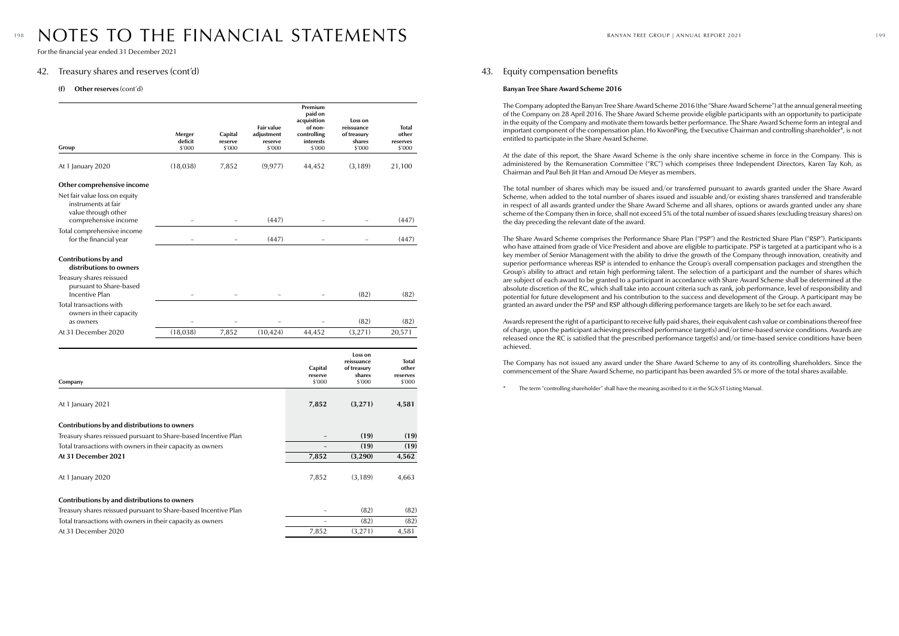# NOTES TO THE FINANCIAL STATEMENTS

For the financial year ended 31 December 2021

## 42. Treasury shares and reserves (cont'd)

### (f) Other reserves (cont'd)

| Group | Merger deficit $'000 | Capital reserve $'000 | Fair value adjustment reserve $'000 | Premium paid on acquisition of non-controlling interests $'000 | Loss on reissuance of treasury shares $'000 | Total other reserves $'000 |
|---|---|---|---|---|---|---|
| At 1 January 2020 | (18,038) | 7,852 | (9,977) | 44,452 | (3,189) | 21,100 |
| **Other comprehensive income** | | | | | | |
| Net fair value loss on equity instruments at fair value through other comprehensive income | – | – | (447) | – | – | (447) |
| Total comprehensive income for the financial year | – | – | (447) | – | – | (447) |
| **Contributions by and distributions to owners** | | | | | | |
| Treasury shares reissued pursuant to Share-based Incentive Plan | – | – | – | – | (82) | (82) |
| Total transactions with owners in their capacity as owners | – | – | – | – | (82) | (82) |
| At 31 December 2020 | (18,038) | 7,852 | (10,424) | 44,452 | (3,271) | 20,571 |

| Company | Capital reserve $'000 | Loss on reissuance of treasury shares $'000 | Total other reserves $'000 |
|---|---|---|---|
| At 1 January 2021 | **7,852** | **(3,271)** | **4,581** |
| **Contributions by and distributions to owners** | | | |
| Treasury shares reissued pursuant to Share-based Incentive Plan | **–** | **(19)** | **(19)** |
| Total transactions with owners in their capacity as owners | **–** | **(19)** | **(19)** |
| **At 31 December 2021** | **7,852** | **(3,290)** | **4,562** |
| At 1 January 2020 | 7,852 | (3,189) | 4,663 |
| **Contributions by and distributions to owners** | | | |
| Treasury shares reissued pursuant to Share-based Incentive Plan | – | (82) | (82) |
| Total transactions with owners in their capacity as owners | – | (82) | (82) |
| At 31 December 2020 | 7,852 | (3,271) | 4,581 |

## 43. Equity compensation benefits

**Banyan Tree Share Award Scheme 2016**

The Company adopted the Banyan Tree Share Award Scheme 2016 (the "Share Award Scheme") at the annual general meeting of the Company on 28 April 2016. The Share Award Scheme provide eligible participants with an opportunity to participate in the equity of the Company and motivate them towards better performance. The Share Award Scheme form an integral and important component of the compensation plan. Ho KwonPing, the Executive Chairman and controlling shareholder*, is not entitled to participate in the Share Award Scheme.

At the date of this report, the Share Award Scheme is the only share incentive scheme in force in the Company. This is administered by the Remuneration Committee ("RC") which comprises three Independent Directors, Karen Tay Koh, as Chairman and Paul Beh Jit Han and Arnoud De Meyer as members.

The total number of shares which may be issued and/or transferred pursuant to awards granted under the Share Award Scheme, when added to the total number of shares issued and issuable and/or existing shares transferred and transferable in respect of all awards granted under the Share Award Scheme and all shares, options or awards granted under any share scheme of the Company then in force, shall not exceed 5% of the total number of issued shares (excluding treasury shares) on the day preceding the relevant date of the award.

The Share Award Scheme comprises the Performance Share Plan ("PSP") and the Restricted Share Plan ("RSP"). Participants who have attained from grade of Vice President and above are eligible to participate. PSP is targeted at a participant who is a key member of Senior Management with the ability to drive the growth of the Company through innovation, creativity and superior performance whereas RSP is intended to enhance the Group's overall compensation packages and strengthen the Group's ability to attract and retain high performing talent. The selection of a participant and the number of shares which are subject of each award to be granted to a participant in accordance with Share Award Scheme shall be determined at the absolute discretion of the RC, which shall take into account criteria such as rank, job performance, level of responsibility and potential for future development and his contribution to the success and development of the Group. A participant may be granted an award under the PSP and RSP although differing performance targets are likely to be set for each award.

Awards represent the right of a participant to receive fully paid shares, their equivalent cash value or combinations thereof free of charge, upon the participant achieving prescribed performance target(s) and/or time-based service conditions. Awards are released once the RC is satisfied that the prescribed performance target(s) and/or time-based service conditions have been achieved.

The Company has not issued any award under the Share Award Scheme to any of its controlling shareholders. Since the commencement of the Share Award Scheme, no participant has been awarded 5% or more of the total shares available.

\* The term "controlling shareholder" shall have the meaning ascribed to it in the SGX-ST Listing Manual.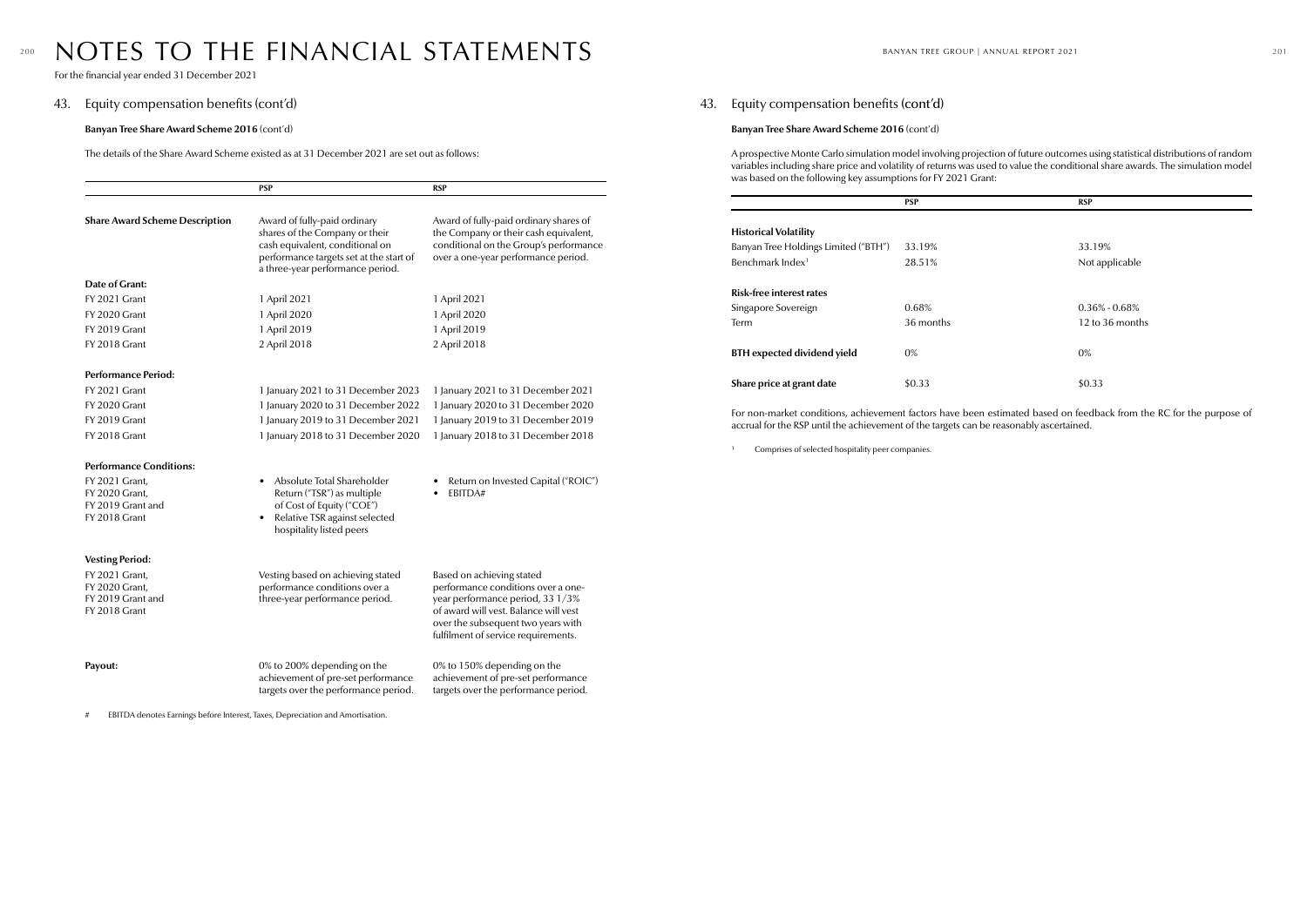# NOTES TO THE FINANCIAL STATEMENTS

For the financial year ended 31 December 2021

## 43. Equity compensation benefits (cont'd)

**Banyan Tree Share Award Scheme 2016** (cont'd)

The details of the Share Award Scheme existed as at 31 December 2021 are set out as follows:

| | PSP | RSP |
|---|---|---|
| **Share Award Scheme Description** | Award of fully-paid ordinary shares of the Company or their cash equivalent, conditional on performance targets set at the start of a three-year performance period. | Award of fully-paid ordinary shares of the Company or their cash equivalent, conditional on the Group's performance over a one-year performance period. |
| **Date of Grant:** | | |
| FY 2021 Grant | 1 April 2021 | 1 April 2021 |
| FY 2020 Grant | 1 April 2020 | 1 April 2020 |
| FY 2019 Grant | 1 April 2019 | 1 April 2019 |
| FY 2018 Grant | 2 April 2018 | 2 April 2018 |
| **Performance Period:** | | |
| FY 2021 Grant | 1 January 2021 to 31 December 2023 | 1 January 2021 to 31 December 2021 |
| FY 2020 Grant | 1 January 2020 to 31 December 2022 | 1 January 2020 to 31 December 2020 |
| FY 2019 Grant | 1 January 2019 to 31 December 2021 | 1 January 2019 to 31 December 2019 |
| FY 2018 Grant | 1 January 2018 to 31 December 2020 | 1 January 2018 to 31 December 2018 |
| **Performance Conditions:** | | |
| FY 2021 Grant, FY 2020 Grant, FY 2019 Grant and FY 2018 Grant | • Absolute Total Shareholder Return ("TSR") as multiple of Cost of Equity ("COE")<br>• Relative TSR against selected hospitality listed peers | • Return on Invested Capital ("ROIC")<br>• EBITDA# |
| **Vesting Period:** | | |
| FY 2021 Grant, FY 2020 Grant, FY 2019 Grant and FY 2018 Grant | Vesting based on achieving stated performance conditions over a three-year performance period. | Based on achieving stated performance conditions over a one-year performance period, 33 1/3% of award will vest. Balance will vest over the subsequent two years with fulfilment of service requirements. |
| **Payout:** | 0% to 200% depending on the achievement of pre-set performance targets over the performance period. | 0% to 150% depending on the achievement of pre-set performance targets over the performance period. |

\# EBITDA denotes Earnings before Interest, Taxes, Depreciation and Amortisation.

## 43. Equity compensation benefits (cont'd)

**Banyan Tree Share Award Scheme 2016** (cont'd)

A prospective Monte Carlo simulation model involving projection of future outcomes using statistical distributions of random variables including share price and volatility of returns was used to value the conditional share awards. The simulation model was based on the following key assumptions for FY 2021 Grant:

| | PSP | RSP |
|---|---|---|
| **Historical Volatility** | | |
| Banyan Tree Holdings Limited ("BTH") | 33.19% | 33.19% |
| Benchmark Index[1] | 28.51% | Not applicable |
| **Risk-free interest rates** | | |
| Singapore Sovereign | 0.68% | 0.36% - 0.68% |
| Term | 36 months | 12 to 36 months |
| **BTH expected dividend yield** | 0% | 0% |
| **Share price at grant date** | $0.33 | $0.33 |

For non-market conditions, achievement factors have been estimated based on feedback from the RC for the purpose of accrual for the RSP until the achievement of the targets can be reasonably ascertained.

[1] Comprises of selected hospitality peer companies.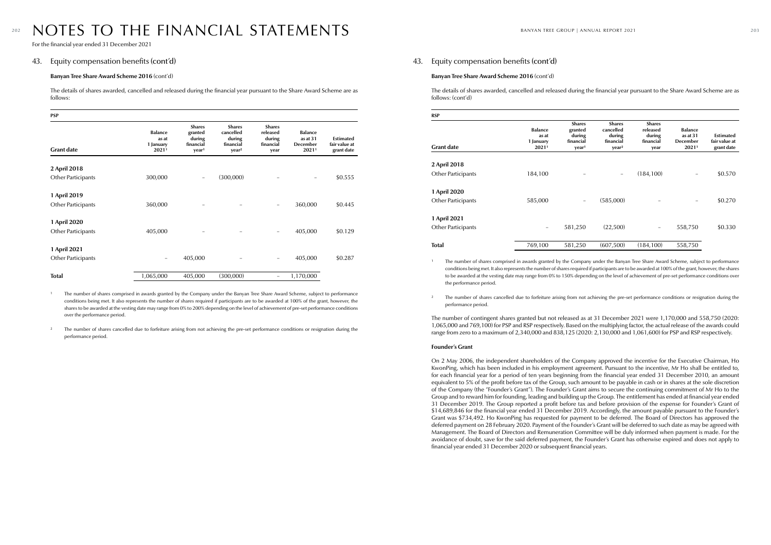# NOTES TO THE FINANCIAL STATEMENTS

For the financial year ended 31 December 2021

## 43. Equity compensation benefits (cont'd)

**Banyan Tree Share Award Scheme 2016** (cont'd)

The details of shares awarded, cancelled and released during the financial year pursuant to the Share Award Scheme are as follows:

**PSP**

| Grant date | Balance as at 1 January 2021[1] | Shares granted during financial year[1] | Shares cancelled during financial year[2] | Shares released during financial year | Balance as at 31 December 2021[1] | Estimated fair value at grant date |
|---|---|---|---|---|---|---|
| **2 April 2018** | | | | | | |
| Other Participants | 300,000 | – | (300,000) | – | – | $0.555 |
| **1 April 2019** | | | | | | |
| Other Participants | 360,000 | – | – | – | 360,000 | $0.445 |
| **1 April 2020** | | | | | | |
| Other Participants | 405,000 | – | – | – | 405,000 | $0.129 |
| **1 April 2021** | | | | | | |
| Other Participants | – | 405,000 | – | – | 405,000 | $0.287 |
| **Total** | 1,065,000 | 405,000 | (300,000) | – | 1,170,000 | |

[1] The number of shares comprised in awards granted by the Company under the Banyan Tree Share Award Scheme, subject to performance conditions being met. It also represents the number of shares required if participants are to be awarded at 100% of the grant, however, the shares to be awarded at the vesting date may range from 0% to 200% depending on the level of achievement of pre-set performance conditions over the performance period.

[2] The number of shares cancelled due to forfeiture arising from not achieving the pre-set performance conditions or resignation during the performance period.

## 43. Equity compensation benefits (cont'd)

**Banyan Tree Share Award Scheme 2016** (cont'd)

The details of shares awarded, cancelled and released during the financial year pursuant to the Share Award Scheme are as follows: (cont'd)

**RSP**

| Grant date | Balance as at 1 January 2021[1] | Shares granted during financial year[1] | Shares cancelled during financial year[2] | Shares released during financial year | Balance as at 31 December 2021[1] | Estimated fair value at grant date |
|---|---|---|---|---|---|---|
| **2 April 2018** | | | | | | |
| Other Participants | 184,100 | – | – | (184,100) | – | $0.570 |
| **1 April 2020** | | | | | | |
| Other Participants | 585,000 | – | (585,000) | – | – | $0.270 |
| **1 April 2021** | | | | | | |
| Other Participants | – | 581,250 | (22,500) | – | 558,750 | $0.330 |
| **Total** | 769,100 | 581,250 | (607,500) | (184,100) | 558,750 | |

[1] The number of shares comprised in awards granted by the Company under the Banyan Tree Share Award Scheme, subject to performance conditions being met. It also represents the number of shares required if participants are to be awarded at 100% of the grant, however, the shares to be awarded at the vesting date may range from 0% to 150% depending on the level of achievement of pre-set performance conditions over the performance period.

[2] The number of shares cancelled due to forfeiture arising from not achieving the pre-set performance conditions or resignation during the performance period.

The number of contingent shares granted but not released as at 31 December 2021 were 1,170,000 and 558,750 (2020: 1,065,000 and 769,100) for PSP and RSP respectively. Based on the multiplying factor, the actual release of the awards could range from zero to a maximum of 2,340,000 and 838,125 (2020: 2,130,000 and 1,061,600) for PSP and RSP respectively.

**Founder's Grant**

On 2 May 2006, the independent shareholders of the Company approved the incentive for the Executive Chairman, Ho KwonPing, which has been included in his employment agreement. Pursuant to the incentive, Mr Ho shall be entitled to, for each financial year for a period of ten years beginning from the financial year ended 31 December 2010, an amount equivalent to 5% of the profit before tax of the Group, such amount to be payable in cash or in shares at the sole discretion of the Company (the "Founder's Grant"). The Founder's Grant aims to secure the continuing commitment of Mr Ho to the Group and to reward him for founding, leading and building up the Group. The entitlement has ended at financial year ended 31 December 2019. The Group reported a profit before tax and before provision of the expense for Founder's Grant of $14,689,846 for the financial year ended 31 December 2019. Accordingly, the amount payable pursuant to the Founder's Grant was $734,492. Ho KwonPing has requested for payment to be deferred. The Board of Directors has approved the deferred payment on 28 February 2020. Payment of the Founder's Grant will be deferred to such date as may be agreed with Management. The Board of Directors and Remuneration Committee will be duly informed when payment is made. For the avoidance of doubt, save for the said deferred payment, the Founder's Grant has otherwise expired and does not apply to financial year ended 31 December 2020 or subsequent financial years.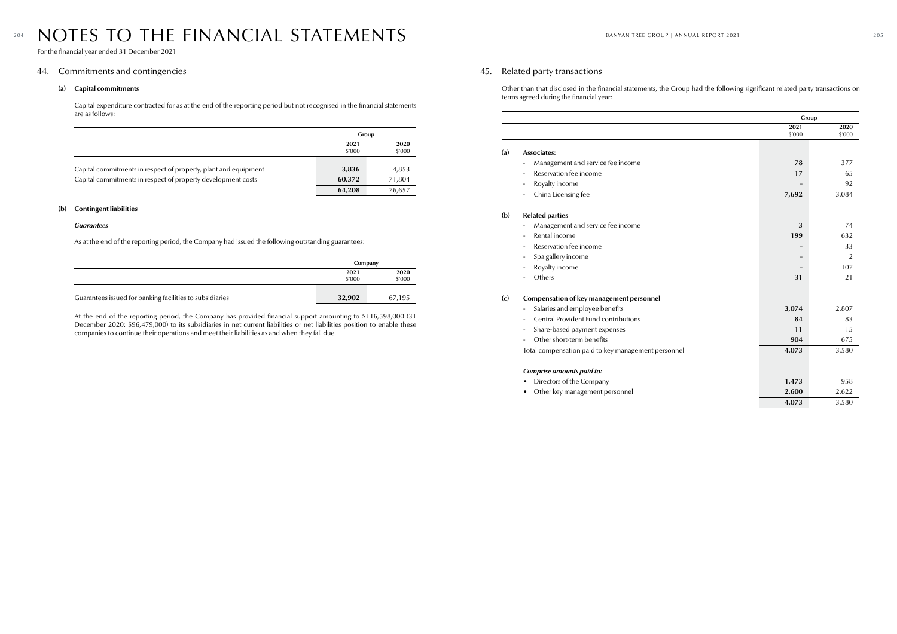# NOTES TO THE FINANCIAL STATEMENTS

For the financial year ended 31 December 2021

## 44. Commitments and contingencies

### (a) Capital commitments

Capital expenditure contracted for as at the end of the reporting period but not recognised in the financial statements are as follows:

| | Group | |
|---|---|---|
| | **2021** \$'000 | **2020** \$'000 |
| Capital commitments in respect of property, plant and equipment | **3,836** | 4,853 |
| Capital commitments in respect of property development costs | **60,372** | 71,804 |
| | **64,208** | 76,657 |

### (b) Contingent liabilities

***Guarantees***

As at the end of the reporting period, the Company had issued the following outstanding guarantees:

| | Company | |
|---|---|---|
| | **2021** \$'000 | **2020** \$'000 |
| Guarantees issued for banking facilities to subsidiaries | **32,902** | 67,195 |

At the end of the reporting period, the Company has provided financial support amounting to \$116,598,000 (31 December 2020: \$96,479,000) to its subsidiaries in net current liabilities or net liabilities position to enable these companies to continue their operations and meet their liabilities as and when they fall due.

## 45. Related party transactions

Other than that disclosed in the financial statements, the Group had the following significant related party transactions on terms agreed during the financial year:

| | | Group | |
|---|---|---|---|
| | | **2021** \$'000 | **2020** \$'000 |
| **(a)** | **Associates:** | | |
| | - Management and service fee income | **78** | 377 |
| | - Reservation fee income | **17** | 65 |
| | - Royalty income | **–** | 92 |
| | - China Licensing fee | **7,692** | 3,084 |
| **(b)** | **Related parties** | | |
| | - Management and service fee income | **3** | 74 |
| | - Rental income | **199** | 632 |
| | - Reservation fee income | **–** | 33 |
| | - Spa gallery income | **–** | 2 |
| | - Royalty income | **–** | 107 |
| | - Others | **31** | 21 |
| **(c)** | **Compensation of key management personnel** | | |
| | - Salaries and employee benefits | **3,074** | 2,807 |
| | - Central Provident Fund contributions | **84** | 83 |
| | - Share-based payment expenses | **11** | 15 |
| | - Other short-term benefits | **904** | 675 |
| | Total compensation paid to key management personnel | **4,073** | 3,580 |
| | ***Comprise amounts paid to:*** | | |
| | • Directors of the Company | **1,473** | 958 |
| | • Other key management personnel | **2,600** | 2,622 |
| | | **4,073** | 3,580 |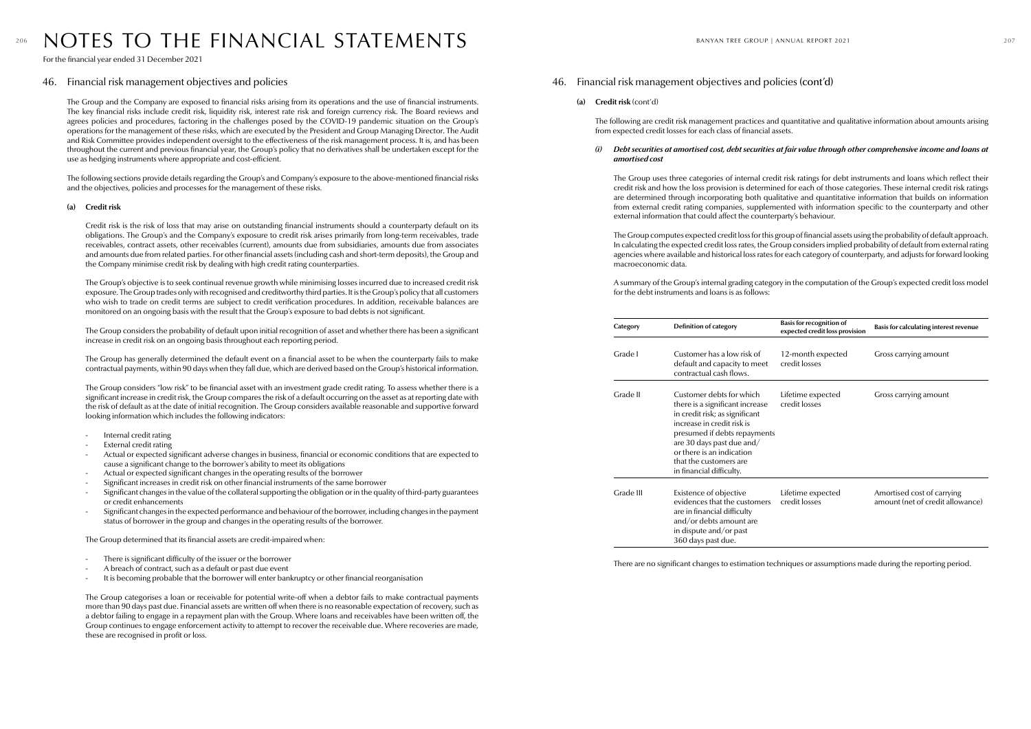# NOTES TO THE FINANCIAL STATEMENTS

For the financial year ended 31 December 2021

## 46. Financial risk management objectives and policies

The Group and the Company are exposed to financial risks arising from its operations and the use of financial instruments. The key financial risks include credit risk, liquidity risk, interest rate risk and foreign currency risk. The Board reviews and agrees policies and procedures, factoring in the challenges posed by the COVID-19 pandemic situation on the Group's operations for the management of these risks, which are executed by the President and Group Managing Director. The Audit and Risk Committee provides independent oversight to the effectiveness of the risk management process. It is, and has been throughout the current and previous financial year, the Group's policy that no derivatives shall be undertaken except for the use as hedging instruments where appropriate and cost-efficient.

The following sections provide details regarding the Group's and Company's exposure to the above-mentioned financial risks and the objectives, policies and processes for the management of these risks.

### (a) Credit risk

Credit risk is the risk of loss that may arise on outstanding financial instruments should a counterparty default on its obligations. The Group's and the Company's exposure to credit risk arises primarily from long-term receivables, trade receivables, contract assets, other receivables (current), amounts due from subsidiaries, amounts due from associates and amounts due from related parties. For other financial assets (including cash and short-term deposits), the Group and the Company minimise credit risk by dealing with high credit rating counterparties.

The Group's objective is to seek continual revenue growth while minimising losses incurred due to increased credit risk exposure. The Group trades only with recognised and creditworthy third parties. It is the Group's policy that all customers who wish to trade on credit terms are subject to credit verification procedures. In addition, receivable balances are monitored on an ongoing basis with the result that the Group's exposure to bad debts is not significant.

The Group considers the probability of default upon initial recognition of asset and whether there has been a significant increase in credit risk on an ongoing basis throughout each reporting period.

The Group has generally determined the default event on a financial asset to be when the counterparty fails to make contractual payments, within 90 days when they fall due, which are derived based on the Group's historical information.

The Group considers "low risk" to be financial asset with an investment grade credit rating. To assess whether there is a significant increase in credit risk, the Group compares the risk of a default occurring on the asset as at reporting date with the risk of default as at the date of initial recognition. The Group considers available reasonable and supportive forward looking information which includes the following indicators:

- Internal credit rating
- External credit rating
- Actual or expected significant adverse changes in business, financial or economic conditions that are expected to cause a significant change to the borrower's ability to meet its obligations
- Actual or expected significant changes in the operating results of the borrower
- Significant increases in credit risk on other financial instruments of the same borrower
- Significant changes in the value of the collateral supporting the obligation or in the quality of third-party guarantees or credit enhancements
- Significant changes in the expected performance and behaviour of the borrower, including changes in the payment status of borrower in the group and changes in the operating results of the borrower.

The Group determined that its financial assets are credit-impaired when:

- There is significant difficulty of the issuer or the borrower
- A breach of contract, such as a default or past due event
- It is becoming probable that the borrower will enter bankruptcy or other financial reorganisation

The Group categorises a loan or receivable for potential write-off when a debtor fails to make contractual payments more than 90 days past due. Financial assets are written off when there is no reasonable expectation of recovery, such as a debtor failing to engage in a repayment plan with the Group. Where loans and receivables have been written off, the Group continues to engage enforcement activity to attempt to recover the receivable due. Where recoveries are made, these are recognised in profit or loss.

## 46. Financial risk management objectives and policies (cont'd)

### (a) Credit risk (cont'd)

The following are credit risk management practices and quantitative and qualitative information about amounts arising from expected credit losses for each class of financial assets.

#### *(i) Debt securities at amortised cost, debt securities at fair value through other comprehensive income and loans at amortised cost*

The Group uses three categories of internal credit risk ratings for debt instruments and loans which reflect their credit risk and how the loss provision is determined for each of those categories. These internal credit risk ratings are determined through incorporating both qualitative and quantitative information that builds on information from external credit rating companies, supplemented with information specific to the counterparty and other external information that could affect the counterparty's behaviour.

The Group computes expected credit loss for this group of financial assets using the probability of default approach. In calculating the expected credit loss rates, the Group considers implied probability of default from external rating agencies where available and historical loss rates for each category of counterparty, and adjusts for forward looking macroeconomic data.

A summary of the Group's internal grading category in the computation of the Group's expected credit loss model for the debt instruments and loans is as follows:

| Category | Definition of category | Basis for recognition of expected credit loss provision | Basis for calculating interest revenue |
|---|---|---|---|
| Grade I | Customer has a low risk of default and capacity to meet contractual cash flows. | 12-month expected credit losses | Gross carrying amount |
| Grade II | Customer debts for which there is a significant increase in credit risk; as significant increase in credit risk is presumed if debts repayments are 30 days past due and/or there is an indication that the customers are in financial difficulty. | Lifetime expected credit losses | Gross carrying amount |
| Grade III | Existence of objective evidences that the customers are in financial difficulty and/or debts amount are in dispute and/or past 360 days past due. | Lifetime expected credit losses | Amortised cost of carrying amount (net of credit allowance) |

There are no significant changes to estimation techniques or assumptions made during the reporting period.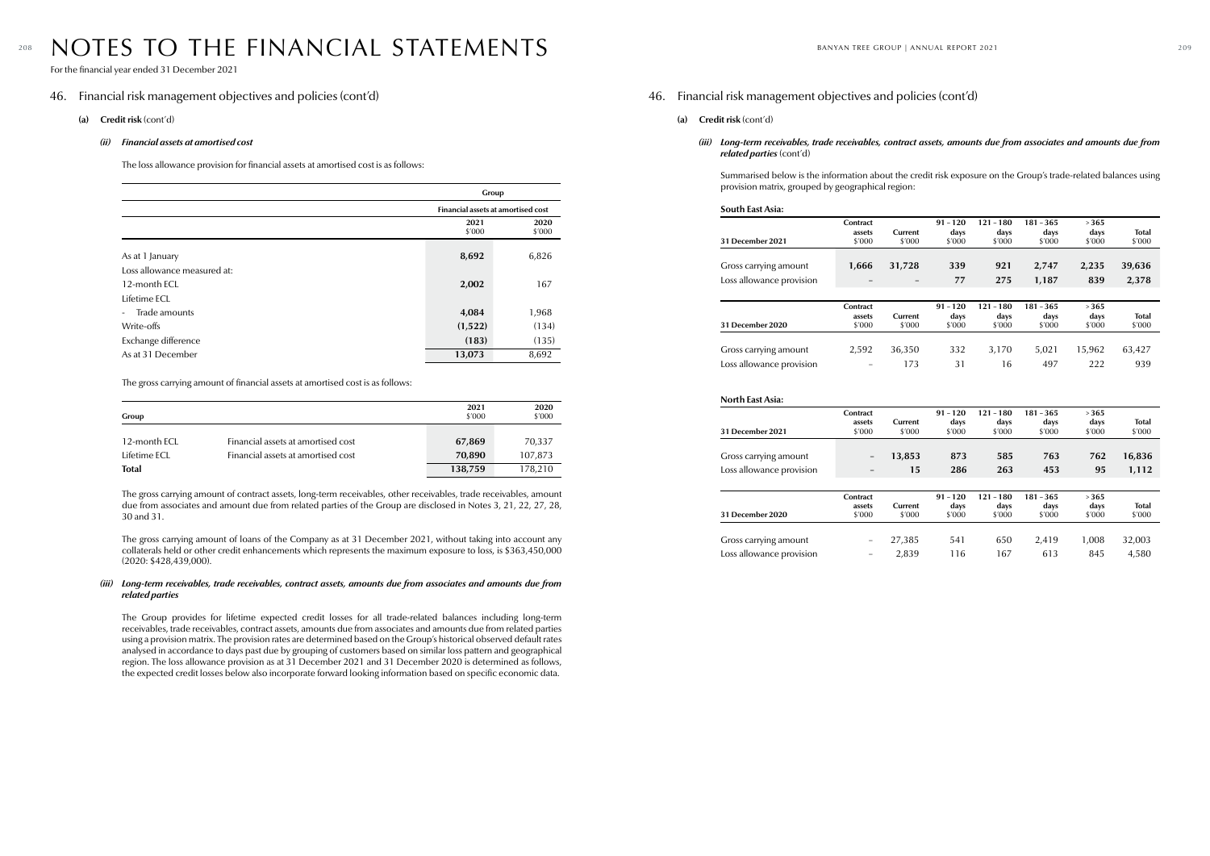# NOTES TO THE FINANCIAL STATEMENTS

For the financial year ended 31 December 2021

## 46. Financial risk management objectives and policies (cont'd)

**(a) Credit risk** (cont'd)

***(ii) Financial assets at amortised cost***

The loss allowance provision for financial assets at amortised cost is as follows:

| | Group | |
|---|---|---|
| | Financial assets at amortised cost | |
| | 2021 $'000 | 2020 $'000 |
| As at 1 January | **8,692** | 6,826 |
| Loss allowance measured at: | | |
| 12-month ECL | **2,002** | 167 |
| Lifetime ECL | | |
| - Trade amounts | **4,084** | 1,968 |
| Write-offs | **(1,522)** | (134) |
| Exchange difference | **(183)** | (135) |
| As at 31 December | **13,073** | 8,692 |

The gross carrying amount of financial assets at amortised cost is as follows:

| Group | | 2021 $'000 | 2020 $'000 |
|---|---|---|---|
| 12-month ECL | Financial assets at amortised cost | **67,869** | 70,337 |
| Lifetime ECL | Financial assets at amortised cost | **70,890** | 107,873 |
| **Total** | | **138,759** | 178,210 |

The gross carrying amount of contract assets, long-term receivables, other receivables, trade receivables, amount due from associates and amount due from related parties of the Group are disclosed in Notes 3, 21, 22, 27, 28, 30 and 31.

The gross carrying amount of loans of the Company as at 31 December 2021, without taking into account any collaterals held or other credit enhancements which represents the maximum exposure to loss, is $363,450,000 (2020: $428,439,000).

***(iii) Long-term receivables, trade receivables, contract assets, amounts due from associates and amounts due from related parties***

The Group provides for lifetime expected credit losses for all trade-related balances including long-term receivables, trade receivables, contract assets, amounts due from associates and amounts due from related parties using a provision matrix. The provision rates are determined based on the Group's historical observed default rates analysed in accordance to days past due by grouping of customers based on similar loss pattern and geographical region. The loss allowance provision as at 31 December 2021 and 31 December 2020 is determined as follows, the expected credit losses below also incorporate forward looking information based on specific economic data.

## 46. Financial risk management objectives and policies (cont'd)

**(a) Credit risk** (cont'd)

***(iii) Long-term receivables, trade receivables, contract assets, amounts due from associates and amounts due from related parties*** (cont'd)

Summarised below is the information about the credit risk exposure on the Group's trade-related balances using provision matrix, grouped by geographical region:

**South East Asia:**

| 31 December 2021 | Contract assets $'000 | Current $'000 | 91 – 120 days $'000 | 121 – 180 days $'000 | 181 – 365 days $'000 | > 365 days $'000 | Total $'000 |
|---|---|---|---|---|---|---|---|
| Gross carrying amount | **1,666** | **31,728** | **339** | **921** | **2,747** | **2,235** | **39,636** |
| Loss allowance provision | **–** | **–** | **77** | **275** | **1,187** | **839** | **2,378** |

| 31 December 2020 | Contract assets $'000 | Current $'000 | 91 – 120 days $'000 | 121 – 180 days $'000 | 181 – 365 days $'000 | > 365 days $'000 | Total $'000 |
|---|---|---|---|---|---|---|---|
| Gross carrying amount | 2,592 | 36,350 | 332 | 3,170 | 5,021 | 15,962 | 63,427 |
| Loss allowance provision | – | 173 | 31 | 16 | 497 | 222 | 939 |

**North East Asia:**

| 31 December 2021 | Contract assets $'000 | Current $'000 | 91 – 120 days $'000 | 121 – 180 days $'000 | 181 – 365 days $'000 | > 365 days $'000 | Total $'000 |
|---|---|---|---|---|---|---|---|
| Gross carrying amount | **–** | **13,853** | **873** | **585** | **763** | **762** | **16,836** |
| Loss allowance provision | **–** | **15** | **286** | **263** | **453** | **95** | **1,112** |

| 31 December 2020 | Contract assets $'000 | Current $'000 | 91 – 120 days $'000 | 121 – 180 days $'000 | 181 – 365 days $'000 | > 365 days $'000 | Total $'000 |
|---|---|---|---|---|---|---|---|
| Gross carrying amount | – | 27,385 | 541 | 650 | 2,419 | 1,008 | 32,003 |
| Loss allowance provision | – | 2,839 | 116 | 167 | 613 | 845 | 4,580 |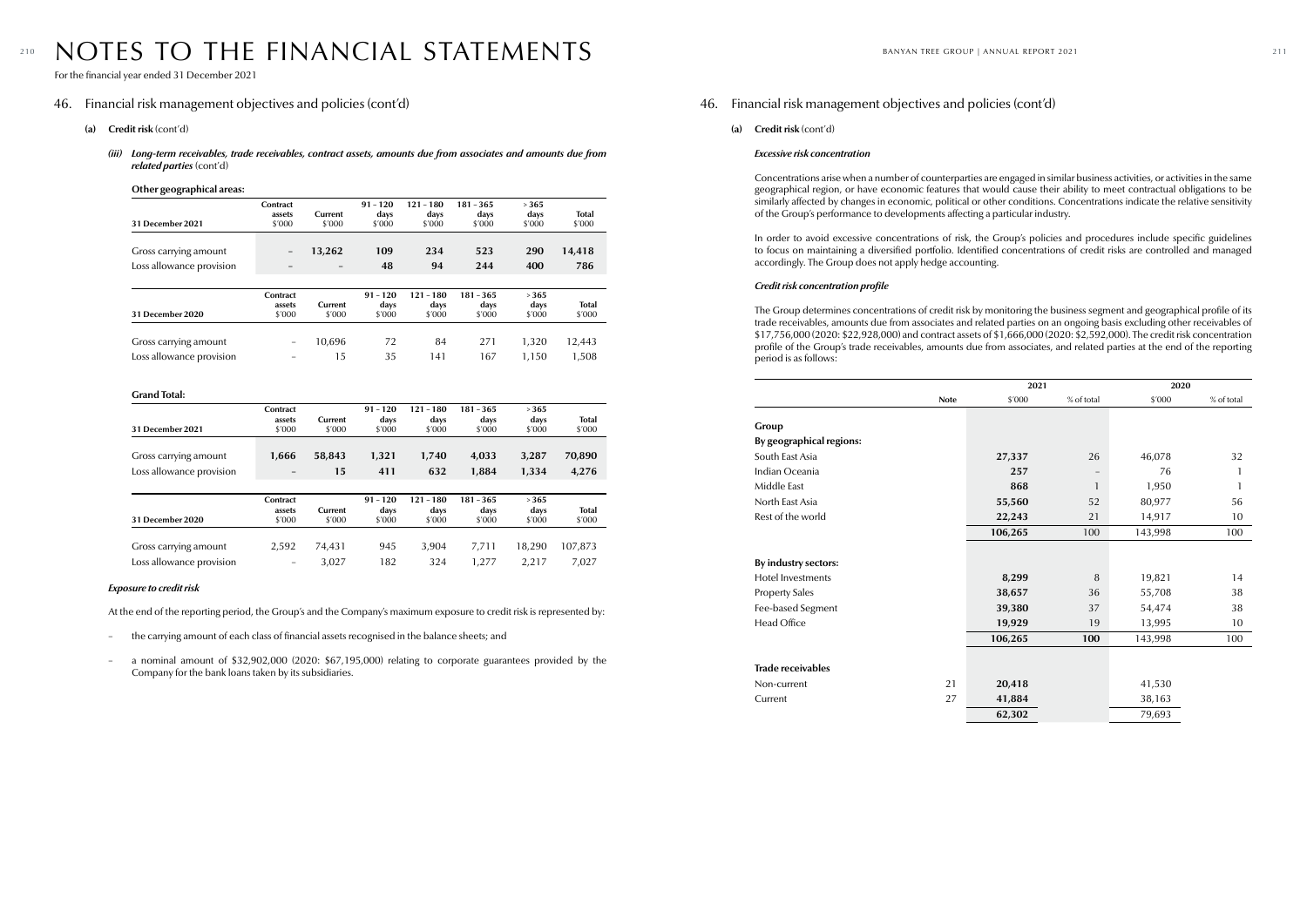# NOTES TO THE FINANCIAL STATEMENTS

For the financial year ended 31 December 2021

## 46. Financial risk management objectives and policies (cont'd)

### (a) Credit risk (cont'd)

#### *(iii) Long-term receivables, trade receivables, contract assets, amounts due from associates and amounts due from related parties* (cont'd)

**Other geographical areas:**

| 31 December 2021 | Contract assets $'000 | Current $'000 | 91 – 120 days $'000 | 121 – 180 days $'000 | 181 – 365 days $'000 | > 365 days $'000 | Total $'000 |
|---|---|---|---|---|---|---|---|
| Gross carrying amount | – | **13,262** | **109** | **234** | **523** | **290** | **14,418** |
| Loss allowance provision | – | – | **48** | **94** | **244** | **400** | **786** |

| 31 December 2020 | Contract assets $'000 | Current $'000 | 91 – 120 days $'000 | 121 – 180 days $'000 | 181 – 365 days $'000 | > 365 days $'000 | Total $'000 |
|---|---|---|---|---|---|---|---|
| Gross carrying amount | – | 10,696 | 72 | 84 | 271 | 1,320 | 12,443 |
| Loss allowance provision | – | 15 | 35 | 141 | 167 | 1,150 | 1,508 |

**Grand Total:**

| 31 December 2021 | Contract assets $'000 | Current $'000 | 91 – 120 days $'000 | 121 – 180 days $'000 | 181 – 365 days $'000 | > 365 days $'000 | Total $'000 |
|---|---|---|---|---|---|---|---|
| Gross carrying amount | **1,666** | **58,843** | **1,321** | **1,740** | **4,033** | **3,287** | **70,890** |
| Loss allowance provision | – | **15** | **411** | **632** | **1,884** | **1,334** | **4,276** |

| 31 December 2020 | Contract assets $'000 | Current $'000 | 91 – 120 days $'000 | 121 – 180 days $'000 | 181 – 365 days $'000 | > 365 days $'000 | Total $'000 |
|---|---|---|---|---|---|---|---|
| Gross carrying amount | 2,592 | 74,431 | 945 | 3,904 | 7,711 | 18,290 | 107,873 |
| Loss allowance provision | – | 3,027 | 182 | 324 | 1,277 | 2,217 | 7,027 |

***Exposure to credit risk***

At the end of the reporting period, the Group's and the Company's maximum exposure to credit risk is represented by:

- the carrying amount of each class of financial assets recognised in the balance sheets; and
- a nominal amount of $32,902,000 (2020: $67,195,000) relating to corporate guarantees provided by the Company for the bank loans taken by its subsidiaries.

## 46. Financial risk management objectives and policies (cont'd)

### (a) Credit risk (cont'd)

***Excessive risk concentration***

Concentrations arise when a number of counterparties are engaged in similar business activities, or activities in the same geographical region, or have economic features that would cause their ability to meet contractual obligations to be similarly affected by changes in economic, political or other conditions. Concentrations indicate the relative sensitivity of the Group's performance to developments affecting a particular industry.

In order to avoid excessive concentrations of risk, the Group's policies and procedures include specific guidelines to focus on maintaining a diversified portfolio. Identified concentrations of credit risks are controlled and managed accordingly. The Group does not apply hedge accounting.

***Credit risk concentration profile***

The Group determines concentrations of credit risk by monitoring the business segment and geographical profile of its trade receivables, amounts due from associates and related parties on an ongoing basis excluding other receivables of $17,756,000 (2020: $22,928,000) and contract assets of $1,666,000 (2020: $2,592,000). The credit risk concentration profile of the Group's trade receivables, amounts due from associates, and related parties at the end of the reporting period is as follows:

| | Note | 2021 $'000 | 2021 % of total | 2020 $'000 | 2020 % of total |
|---|---|---|---|---|---|
| **Group** | | | | | |
| **By geographical regions:** | | | | | |
| South East Asia | | **27,337** | 26 | 46,078 | 32 |
| Indian Oceania | | **257** | – | 76 | 1 |
| Middle East | | **868** | 1 | 1,950 | 1 |
| North East Asia | | **55,560** | 52 | 80,977 | 56 |
| Rest of the world | | **22,243** | 21 | 14,917 | 10 |
| | | **106,265** | 100 | 143,998 | 100 |
| **By industry sectors:** | | | | | |
| Hotel Investments | | **8,299** | 8 | 19,821 | 14 |
| Property Sales | | **38,657** | 36 | 55,708 | 38 |
| Fee-based Segment | | **39,380** | 37 | 54,474 | 38 |
| Head Office | | **19,929** | 19 | 13,995 | 10 |
| | | **106,265** | **100** | 143,998 | 100 |
| **Trade receivables** | | | | | |
| Non-current | 21 | **20,418** | | 41,530 | |
| Current | 27 | **41,884** | | 38,163 | |
| | | **62,302** | | 79,693 | |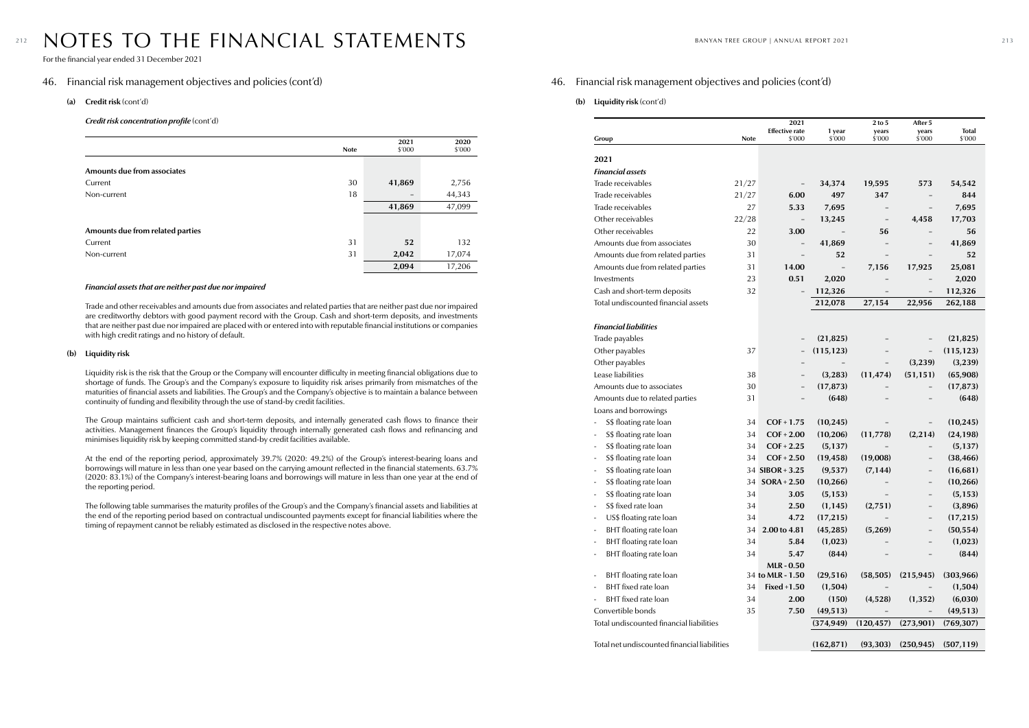# NOTES TO THE FINANCIAL STATEMENTS

For the financial year ended 31 December 2021

## 46. Financial risk management objectives and policies (cont'd)

### (a) Credit risk (cont'd)

***Credit risk concentration profile*** *(cont'd)*

| | Note | 2021 $'000 | 2020 $'000 |
|---|---|---|---|
| **Amounts due from associates** | | | |
| Current | 30 | **41,869** | 2,756 |
| Non-current | 18 | **–** | 44,343 |
| | | **41,869** | 47,099 |
| **Amounts due from related parties** | | | |
| Current | 31 | **52** | 132 |
| Non-current | 31 | **2,042** | 17,074 |
| | | **2,094** | 17,206 |

***Financial assets that are neither past due nor impaired***

Trade and other receivables and amounts due from associates and related parties that are neither past due nor impaired are creditworthy debtors with good payment record with the Group. Cash and short-term deposits, and investments that are neither past due nor impaired are placed with or entered into with reputable financial institutions or companies with high credit ratings and no history of default.

### (b) Liquidity risk

Liquidity risk is the risk that the Group or the Company will encounter difficulty in meeting financial obligations due to shortage of funds. The Group's and the Company's exposure to liquidity risk arises primarily from mismatches of the maturities of financial assets and liabilities. The Group's and the Company's objective is to maintain a balance between continuity of funding and flexibility through the use of stand-by credit facilities.

The Group maintains sufficient cash and short-term deposits, and internally generated cash flows to finance their activities. Management finances the Group's liquidity through internally generated cash flows and refinancing and minimises liquidity risk by keeping committed stand-by credit facilities available.

At the end of the reporting period, approximately 39.7% (2020: 49.2%) of the Group's interest-bearing loans and borrowings will mature in less than one year based on the carrying amount reflected in the financial statements. 63.7% (2020: 83.1%) of the Company's interest-bearing loans and borrowings will mature in less than one year at the end of the reporting period.

The following table summarises the maturity profiles of the Group's and the Company's financial assets and liabilities at the end of the reporting period based on contractual undiscounted payments except for financial liabilities where the timing of repayment cannot be reliably estimated as disclosed in the respective notes above.

## 46. Financial risk management objectives and policies (cont'd)

### (b) Liquidity risk (cont'd)

| Group | Note | 2021 Effective rate $'000 | 1 year $'000 | 2 to 5 years $'000 | After 5 years $'000 | Total $'000 |
|---|---|---|---|---|---|---|
| **2021** | | | | | | |
| ***Financial assets*** | | | | | | |
| Trade receivables | 21/27 | – | **34,374** | **19,595** | **573** | **54,542** |
| Trade receivables | 21/27 | **6.00** | **497** | **347** | – | **844** |
| Trade receivables | 27 | **5.33** | **7,695** | – | – | **7,695** |
| Other receivables | 22/28 | – | **13,245** | – | **4,458** | **17,703** |
| Other receivables | 22 | **3.00** | – | **56** | – | **56** |
| Amounts due from associates | 30 | – | **41,869** | – | – | **41,869** |
| Amounts due from related parties | 31 | – | **52** | – | – | **52** |
| Amounts due from related parties | 31 | **14.00** | – | **7,156** | **17,925** | **25,081** |
| Investments | 23 | **0.51** | **2,020** | – | – | **2,020** |
| Cash and short-term deposits | 32 | – | **112,326** | – | – | **112,326** |
| Total undiscounted financial assets | | | **212,078** | **27,154** | **22,956** | **262,188** |
| ***Financial liabilities*** | | | | | | |
| Trade payables | | – | **(21,825)** | – | – | **(21,825)** |
| Other payables | 37 | – | **(115,123)** | – | – | **(115,123)** |
| Other payables | | – | – | – | **(3,239)** | **(3,239)** |
| Lease liabilities | 38 | – | **(3,283)** | **(11,474)** | **(51,151)** | **(65,908)** |
| Amounts due to associates | 30 | – | **(17,873)** | – | – | **(17,873)** |
| Amounts due to related parties | 31 | – | **(648)** | – | – | **(648)** |
| Loans and borrowings | | | | | | |
| - S$ floating rate loan | 34 | **COF + 1.75** | **(10,245)** | – | – | **(10,245)** |
| - S$ floating rate loan | 34 | **COF + 2.00** | **(10,206)** | **(11,778)** | **(2,214)** | **(24,198)** |
| - S$ floating rate loan | 34 | **COF + 2.25** | **(5,137)** | – | – | **(5,137)** |
| - S$ floating rate loan | 34 | **COF + 2.50** | **(19,458)** | **(19,008)** | – | **(38,466)** |
| - S$ floating rate loan | 34 | **SIBOR + 3.25** | **(9,537)** | **(7,144)** | – | **(16,681)** |
| - S$ floating rate loan | 34 | **SORA + 2.50** | **(10,266)** | – | – | **(10,266)** |
| - S$ floating rate loan | 34 | **3.05** | **(5,153)** | – | – | **(5,153)** |
| - S$ fixed rate loan | 34 | **2.50** | **(1,145)** | **(2,751)** | – | **(3,896)** |
| - US$ floating rate loan | 34 | **4.72** | **(17,215)** | – | – | **(17,215)** |
| - BHT floating rate loan | 34 | **2.00 to 4.81** | **(45,285)** | **(5,269)** | – | **(50,554)** |
| - BHT floating rate loan | 34 | **5.84** | **(1,023)** | – | – | **(1,023)** |
| - BHT floating rate loan | 34 | **5.47** | **(844)** | – | – | **(844)** |
| - BHT floating rate loan | 34 | **MLR - 0.50 to MLR - 1.50** | **(29,516)** | **(58,505)** | **(215,945)** | **(303,966)** |
| - BHT fixed rate loan | 34 | **Fixed +1.50** | **(1,504)** | – | – | **(1,504)** |
| - BHT fixed rate loan | 34 | **2.00** | **(150)** | **(4,528)** | **(1,352)** | **(6,030)** |
| Convertible bonds | 35 | **7.50** | **(49,513)** | – | – | **(49,513)** |
| Total undiscounted financial liabilities | | | **(374,949)** | **(120,457)** | **(273,901)** | **(769,307)** |
| Total net undiscounted financial liabilities | | | **(162,871)** | **(93,303)** | **(250,945)** | **(507,119)** |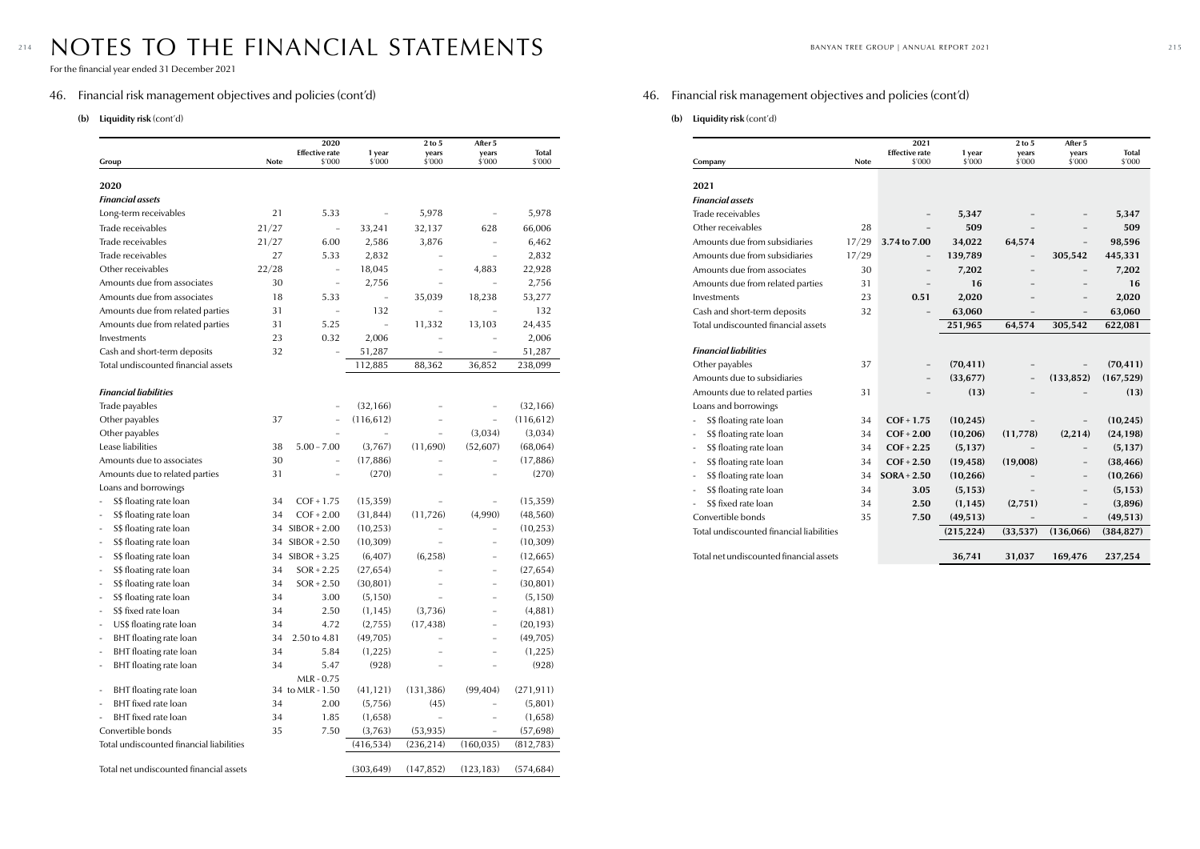# NOTES TO THE FINANCIAL STATEMENTS

For the financial year ended 31 December 2021

## 46. Financial risk management objectives and policies (cont'd)

### (b) Liquidity risk (cont'd)

| Group | Note | 2020 Effective rate $'000 | 1 year $'000 | 2 to 5 years $'000 | After 5 years $'000 | Total $'000 |
|---|---|---|---|---|---|---|
| **2020** | | | | | | |
| ***Financial assets*** | | | | | | |
| Long-term receivables | 21 | 5.33 | – | 5,978 | – | 5,978 |
| Trade receivables | 21/27 | – | 33,241 | 32,137 | 628 | 66,006 |
| Trade receivables | 21/27 | 6.00 | 2,586 | 3,876 | – | 6,462 |
| Trade receivables | 27 | 5.33 | 2,832 | – | – | 2,832 |
| Other receivables | 22/28 | – | 18,045 | – | 4,883 | 22,928 |
| Amounts due from associates | 30 | – | 2,756 | – | – | 2,756 |
| Amounts due from associates | 18 | 5.33 | – | 35,039 | 18,238 | 53,277 |
| Amounts due from related parties | 31 | – | 132 | – | – | 132 |
| Amounts due from related parties | 31 | 5.25 | – | 11,332 | 13,103 | 24,435 |
| Investments | 23 | 0.32 | 2,006 | – | – | 2,006 |
| Cash and short-term deposits | 32 | – | 51,287 | – | – | 51,287 |
| Total undiscounted financial assets | | | 112,885 | 88,362 | 36,852 | 238,099 |
| | | | | | | |
| ***Financial liabilities*** | | | | | | |
| Trade payables | | – | (32,166) | – | – | (32,166) |
| Other payables | 37 | – | (116,612) | – | – | (116,612) |
| Other payables | | – | – | – | (3,034) | (3,034) |
| Lease liabilities | 38 | 5.00 – 7.00 | (3,767) | (11,690) | (52,607) | (68,064) |
| Amounts due to associates | 30 | – | (17,886) | – | – | (17,886) |
| Amounts due to related parties | 31 | – | (270) | – | – | (270) |
| Loans and borrowings | | | | | | |
| - S$ floating rate loan | 34 | COF + 1.75 | (15,359) | – | – | (15,359) |
| - S$ floating rate loan | 34 | COF + 2.00 | (31,844) | (11,726) | (4,990) | (48,560) |
| - S$ floating rate loan | 34 | SIBOR + 2.00 | (10,253) | – | – | (10,253) |
| - S$ floating rate loan | 34 | SIBOR + 2.50 | (10,309) | – | – | (10,309) |
| - S$ floating rate loan | 34 | SIBOR + 3.25 | (6,407) | (6,258) | – | (12,665) |
| - S$ floating rate loan | 34 | SOR + 2.25 | (27,654) | – | – | (27,654) |
| - S$ floating rate loan | 34 | SOR + 2.50 | (30,801) | – | – | (30,801) |
| - S$ floating rate loan | 34 | 3.00 | (5,150) | – | – | (5,150) |
| - S$ fixed rate loan | 34 | 2.50 | (1,145) | (3,736) | – | (4,881) |
| - US$ floating rate loan | 34 | 4.72 | (2,755) | (17,438) | – | (20,193) |
| - BHT floating rate loan | 34 | 2.50 to 4.81 | (49,705) | – | – | (49,705) |
| - BHT floating rate loan | 34 | 5.84 | (1,225) | – | – | (1,225) |
| - BHT floating rate loan | 34 | 5.47 | (928) | – | – | (928) |
| - BHT floating rate loan | 34 | MLR - 0.75 to MLR - 1.50 | (41,121) | (131,386) | (99,404) | (271,911) |
| - BHT fixed rate loan | 34 | 2.00 | (5,756) | (45) | – | (5,801) |
| - BHT fixed rate loan | 34 | 1.85 | (1,658) | – | – | (1,658) |
| Convertible bonds | 35 | 7.50 | (3,763) | (53,935) | – | (57,698) |
| Total undiscounted financial liabilities | | | (416,534) | (236,214) | (160,035) | (812,783) |
| | | | | | | |
| Total net undiscounted financial assets | | | (303,649) | (147,852) | (123,183) | (574,684) |

## 46. Financial risk management objectives and policies (cont'd)

### (b) Liquidity risk (cont'd)

| Company | Note | 2021 Effective rate $'000 | 1 year $'000 | 2 to 5 years $'000 | After 5 years $'000 | Total $'000 |
|---|---|---|---|---|---|---|
| **2021** | | | | | | |
| ***Financial assets*** | | | | | | |
| Trade receivables | | – | **5,347** | – | – | **5,347** |
| Other receivables | 28 | – | **509** | – | – | **509** |
| Amounts due from subsidiaries | 17/29 | **3.74 to 7.00** | **34,022** | **64,574** | – | **98,596** |
| Amounts due from subsidiaries | 17/29 | – | **139,789** | – | **305,542** | **445,331** |
| Amounts due from associates | 30 | – | **7,202** | – | – | **7,202** |
| Amounts due from related parties | 31 | – | **16** | – | – | **16** |
| Investments | 23 | **0.51** | **2,020** | – | – | **2,020** |
| Cash and short-term deposits | 32 | – | **63,060** | – | – | **63,060** |
| Total undiscounted financial assets | | | **251,965** | **64,574** | **305,542** | **622,081** |
| | | | | | | |
| ***Financial liabilities*** | | | | | | |
| Other payables | 37 | – | **(70,411)** | – | – | **(70,411)** |
| Amounts due to subsidiaries | | – | **(33,677)** | – | **(133,852)** | **(167,529)** |
| Amounts due to related parties | 31 | – | **(13)** | – | – | **(13)** |
| Loans and borrowings | | | | | | |
| - S$ floating rate loan | 34 | **COF + 1.75** | **(10,245)** | – | – | **(10,245)** |
| - S$ floating rate loan | 34 | **COF + 2.00** | **(10,206)** | **(11,778)** | **(2,214)** | **(24,198)** |
| - S$ floating rate loan | 34 | **COF + 2.25** | **(5,137)** | – | – | **(5,137)** |
| - S$ floating rate loan | 34 | **COF + 2.50** | **(19,458)** | **(19,008)** | – | **(38,466)** |
| - S$ floating rate loan | 34 | **SORA + 2.50** | **(10,266)** | – | – | **(10,266)** |
| - S$ floating rate loan | 34 | **3.05** | **(5,153)** | – | – | **(5,153)** |
| - S$ fixed rate loan | 34 | **2.50** | **(1,145)** | **(2,751)** | – | **(3,896)** |
| Convertible bonds | 35 | **7.50** | **(49,513)** | – | – | **(49,513)** |
| Total undiscounted financial liabilities | | | **(215,224)** | **(33,537)** | **(136,066)** | **(384,827)** |
| | | | | | | |
| Total net undiscounted financial assets | | | **36,741** | **31,037** | **169,476** | **237,254** |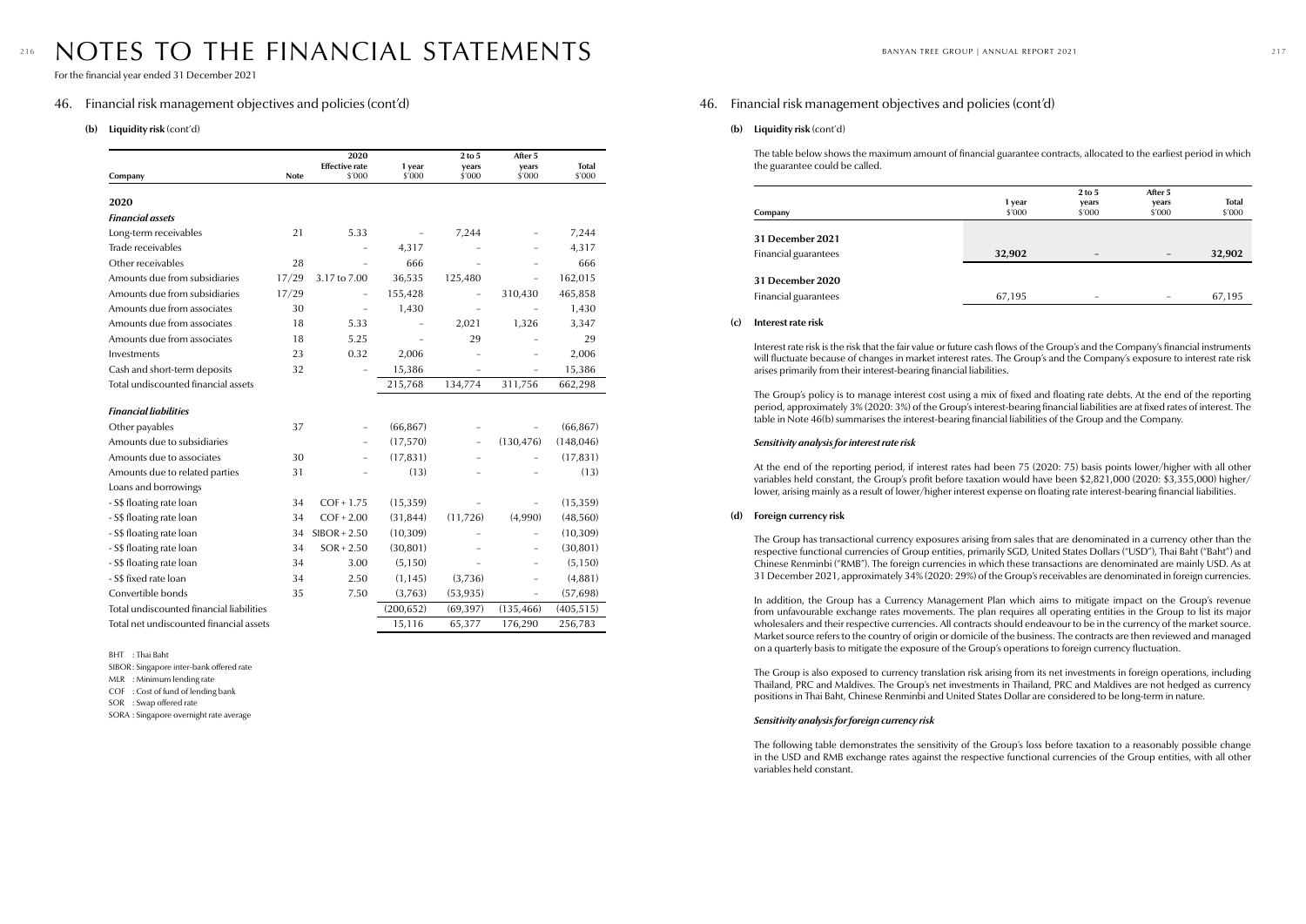# NOTES TO THE FINANCIAL STATEMENTS

For the financial year ended 31 December 2021

## 46. Financial risk management objectives and policies (cont'd)

### (b) Liquidity risk (cont'd)

| Company | Note | 2020 Effective rate $'000 | 1 year $'000 | 2 to 5 years $'000 | After 5 years $'000 | Total $'000 |
|---|---|---|---|---|---|---|
| **2020** | | | | | | |
| ***Financial assets*** | | | | | | |
| Long-term receivables | 21 | 5.33 | – | 7,244 | – | 7,244 |
| Trade receivables | | – | 4,317 | – | – | 4,317 |
| Other receivables | 28 | – | 666 | – | – | 666 |
| Amounts due from subsidiaries | 17/29 | 3.17 to 7.00 | 36,535 | 125,480 | – | 162,015 |
| Amounts due from subsidiaries | 17/29 | – | 155,428 | – | 310,430 | 465,858 |
| Amounts due from associates | 30 | – | 1,430 | – | – | 1,430 |
| Amounts due from associates | 18 | 5.33 | – | 2,021 | 1,326 | 3,347 |
| Amounts due from associates | 18 | 5.25 | – | 29 | – | 29 |
| Investments | 23 | 0.32 | 2,006 | – | – | 2,006 |
| Cash and short-term deposits | 32 | – | 15,386 | – | – | 15,386 |
| Total undiscounted financial assets | | | 215,768 | 134,774 | 311,756 | 662,298 |
| ***Financial liabilities*** | | | | | | |
| Other payables | 37 | – | (66,867) | – | – | (66,867) |
| Amounts due to subsidiaries | | – | (17,570) | – | (130,476) | (148,046) |
| Amounts due to associates | 30 | – | (17,831) | – | – | (17,831) |
| Amounts due to related parties | 31 | – | (13) | – | – | (13) |
| Loans and borrowings | | | | | | |
| - S$ floating rate loan | 34 | COF + 1.75 | (15,359) | – | – | (15,359) |
| - S$ floating rate loan | 34 | COF + 2.00 | (31,844) | (11,726) | (4,990) | (48,560) |
| - S$ floating rate loan | 34 | SIBOR + 2.50 | (10,309) | – | – | (10,309) |
| - S$ floating rate loan | 34 | SOR + 2.50 | (30,801) | – | – | (30,801) |
| - S$ floating rate loan | 34 | 3.00 | (5,150) | – | – | (5,150) |
| - S$ fixed rate loan | 34 | 2.50 | (1,145) | (3,736) | – | (4,881) |
| Convertible bonds | 35 | 7.50 | (3,763) | (53,935) | – | (57,698) |
| Total undiscounted financial liabilities | | | (200,652) | (69,397) | (135,466) | (405,515) |
| Total net undiscounted financial assets | | | 15,116 | 65,377 | 176,290 | 256,783 |

BHT : Thai Baht
SIBOR : Singapore inter-bank offered rate
MLR : Minimum lending rate
COF : Cost of fund of lending bank
SOR : Swap offered rate
SORA : Singapore overnight rate average

## 46. Financial risk management objectives and policies (cont'd)

### (b) Liquidity risk (cont'd)

The table below shows the maximum amount of financial guarantee contracts, allocated to the earliest period in which the guarantee could be called.

| Company | 1 year $'000 | 2 to 5 years $'000 | After 5 years $'000 | Total $'000 |
|---|---|---|---|---|
| **31 December 2021** | | | | |
| Financial guarantees | **32,902** | – | – | **32,902** |
| **31 December 2020** | | | | |
| Financial guarantees | 67,195 | – | – | 67,195 |

### (c) Interest rate risk

Interest rate risk is the risk that the fair value or future cash flows of the Group's and the Company's financial instruments will fluctuate because of changes in market interest rates. The Group's and the Company's exposure to interest rate risk arises primarily from their interest-bearing financial liabilities.

The Group's policy is to manage interest cost using a mix of fixed and floating rate debts. At the end of the reporting period, approximately 3% (2020: 3%) of the Group's interest-bearing financial liabilities are at fixed rates of interest. The table in Note 46(b) summarises the interest-bearing financial liabilities of the Group and the Company.

#### *Sensitivity analysis for interest rate risk*

At the end of the reporting period, if interest rates had been 75 (2020: 75) basis points lower/higher with all other variables held constant, the Group's profit before taxation would have been $2,821,000 (2020: $3,355,000) higher/lower, arising mainly as a result of lower/higher interest expense on floating rate interest-bearing financial liabilities.

### (d) Foreign currency risk

The Group has transactional currency exposures arising from sales that are denominated in a currency other than the respective functional currencies of Group entities, primarily SGD, United States Dollars ("USD"), Thai Baht ("Baht") and Chinese Renminbi ("RMB"). The foreign currencies in which these transactions are denominated are mainly USD. As at 31 December 2021, approximately 34% (2020: 29%) of the Group's receivables are denominated in foreign currencies.

In addition, the Group has a Currency Management Plan which aims to mitigate impact on the Group's revenue from unfavourable exchange rates movements. The plan requires all operating entities in the Group to list its major wholesalers and their respective currencies. All contracts should endeavour to be in the currency of the market source. Market source refers to the country of origin or domicile of the business. The contracts are then reviewed and managed on a quarterly basis to mitigate the exposure of the Group's operations to foreign currency fluctuation.

The Group is also exposed to currency translation risk arising from its net investments in foreign operations, including Thailand, PRC and Maldives. The Group's net investments in Thailand, PRC and Maldives are not hedged as currency positions in Thai Baht, Chinese Renminbi and United States Dollar are considered to be long-term in nature.

#### *Sensitivity analysis for foreign currency risk*

The following table demonstrates the sensitivity of the Group's loss before taxation to a reasonably possible change in the USD and RMB exchange rates against the respective functional currencies of the Group entities, with all other variables held constant.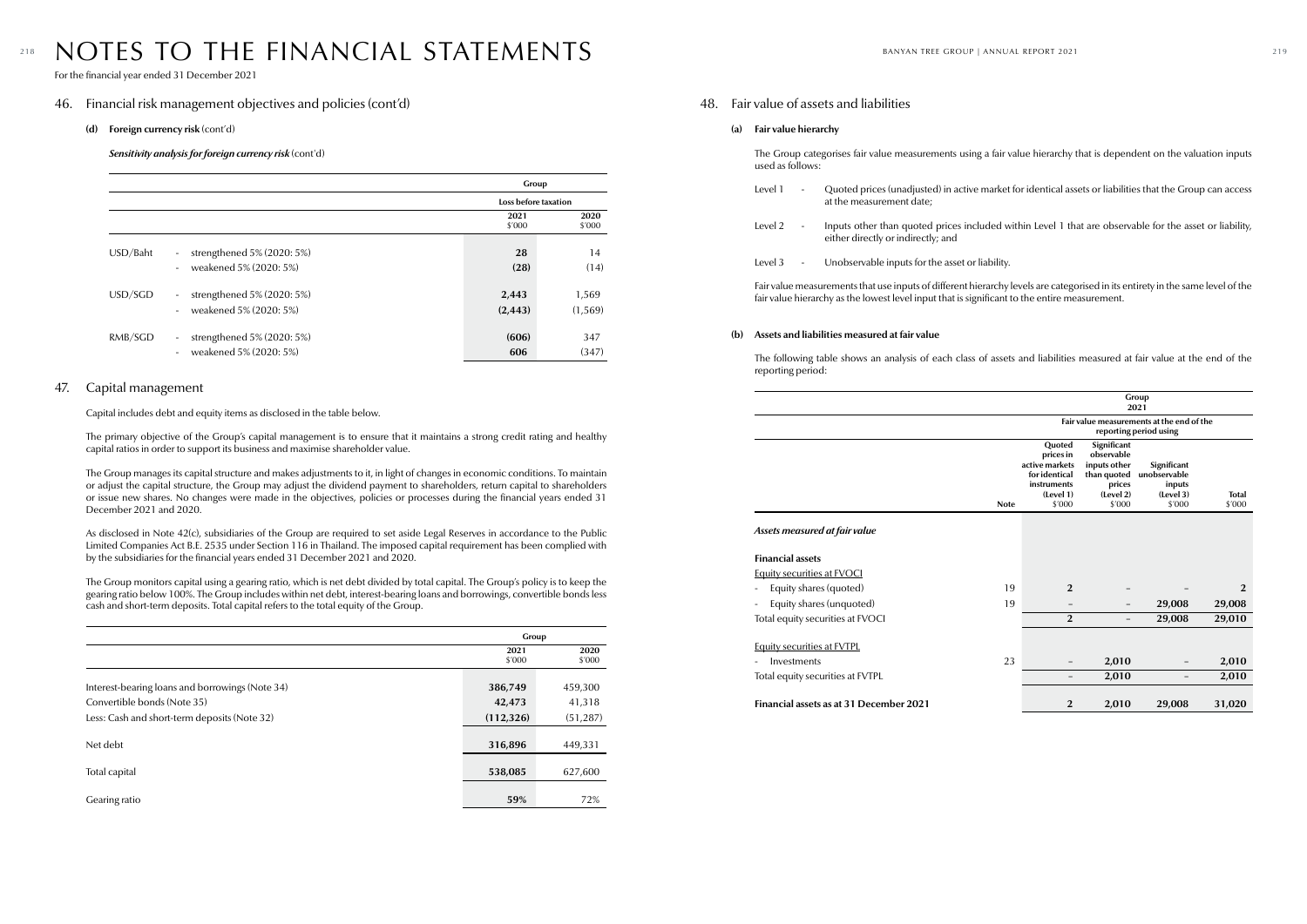# NOTES TO THE FINANCIAL STATEMENTS

For the financial year ended 31 December 2021

## 46. Financial risk management objectives and policies (cont'd)

### (d) Foreign currency risk (cont'd)

***Sensitivity analysis for foreign currency risk*** (cont'd)

| | | Group | |
|---|---|---|---|
| | | Loss before taxation | |
| | | 2021 $'000 | 2020 $'000 |
| USD/Baht | - strengthened 5% (2020: 5%) | **28** | 14 |
| | - weakened 5% (2020: 5%) | **(28)** | (14) |
| USD/SGD | - strengthened 5% (2020: 5%) | **2,443** | 1,569 |
| | - weakened 5% (2020: 5%) | **(2,443)** | (1,569) |
| RMB/SGD | - strengthened 5% (2020: 5%) | **(606)** | 347 |
| | - weakened 5% (2020: 5%) | **606** | (347) |

## 47. Capital management

Capital includes debt and equity items as disclosed in the table below.

The primary objective of the Group's capital management is to ensure that it maintains a strong credit rating and healthy capital ratios in order to support its business and maximise shareholder value.

The Group manages its capital structure and makes adjustments to it, in light of changes in economic conditions. To maintain or adjust the capital structure, the Group may adjust the dividend payment to shareholders, return capital to shareholders or issue new shares. No changes were made in the objectives, policies or processes during the financial years ended 31 December 2021 and 2020.

As disclosed in Note 42(c), subsidiaries of the Group are required to set aside Legal Reserves in accordance to the Public Limited Companies Act B.E. 2535 under Section 116 in Thailand. The imposed capital requirement has been complied with by the subsidiaries for the financial years ended 31 December 2021 and 2020.

The Group monitors capital using a gearing ratio, which is net debt divided by total capital. The Group's policy is to keep the gearing ratio below 100%. The Group includes within net debt, interest-bearing loans and borrowings, convertible bonds less cash and short-term deposits. Total capital refers to the total equity of the Group.

| | Group | |
|---|---|---|
| | 2021 $'000 | 2020 $'000 |
| Interest-bearing loans and borrowings (Note 34) | **386,749** | 459,300 |
| Convertible bonds (Note 35) | **42,473** | 41,318 |
| Less: Cash and short-term deposits (Note 32) | **(112,326)** | (51,287) |
| Net debt | **316,896** | 449,331 |
| Total capital | **538,085** | 627,600 |
| Gearing ratio | **59%** | 72% |

## 48. Fair value of assets and liabilities

### (a) Fair value hierarchy

The Group categorises fair value measurements using a fair value hierarchy that is dependent on the valuation inputs used as follows:

- Level 1 - Quoted prices (unadjusted) in active market for identical assets or liabilities that the Group can access at the measurement date;
- Level 2 - Inputs other than quoted prices included within Level 1 that are observable for the asset or liability, either directly or indirectly; and
- Level 3 - Unobservable inputs for the asset or liability.

Fair value measurements that use inputs of different hierarchy levels are categorised in its entirety in the same level of the fair value hierarchy as the lowest level input that is significant to the entire measurement.

### (b) Assets and liabilities measured at fair value

The following table shows an analysis of each class of assets and liabilities measured at fair value at the end of the reporting period:

| | | Group 2021 | | | |
|---|---|---|---|---|---|
| | | Fair value measurements at the end of the reporting period using | | | |
| | Note | Quoted prices in active markets for identical instruments (Level 1) $'000 | Significant observable inputs other than quoted prices (Level 2) $'000 | Significant unobservable inputs (Level 3) $'000 | Total $'000 |
| ***Assets measured at fair value*** | | | | | |
| **Financial assets** | | | | | |
| Equity securities at FVOCI | | | | | |
| - Equity shares (quoted) | 19 | **2** | **–** | **–** | **2** |
| - Equity shares (unquoted) | 19 | **–** | **–** | **29,008** | **29,008** |
| Total equity securities at FVOCI | | **2** | **–** | **29,008** | **29,010** |
| Equity securities at FVTPL | | | | | |
| - Investments | 23 | **–** | **2,010** | **–** | **2,010** |
| Total equity securities at FVTPL | | **–** | **2,010** | **–** | **2,010** |
| **Financial assets as at 31 December 2021** | | **2** | **2,010** | **29,008** | **31,020** |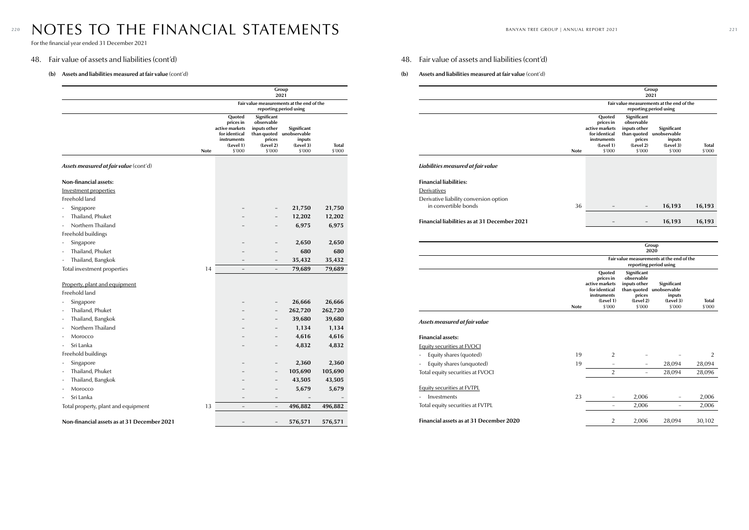# NOTES TO THE FINANCIAL STATEMENTS

For the financial year ended 31 December 2021

## 48. Fair value of assets and liabilities (cont'd)

### (b) Assets and liabilities measured at fair value (cont'd)

| | Note | Group 2021 Fair value measurements at the end of the reporting period using | | | |
|---|---|---|---|---|---|
| | | Quoted prices in active markets for identical instruments (Level 1) $'000 | Significant observable inputs other than quoted prices (Level 2) $'000 | Significant unobservable inputs (Level 3) $'000 | Total $'000 |
| ***Assets measured at fair value*** (cont'd) | | | | | |
| **Non-financial assets:** | | | | | |
| Investment properties | | | | | |
| Freehold land | | | | | |
| - Singapore | | – | – | **21,750** | **21,750** |
| - Thailand, Phuket | | – | – | **12,202** | **12,202** |
| - Northern Thailand | | – | – | **6,975** | **6,975** |
| Freehold buildings | | | | | |
| - Singapore | | – | – | **2,650** | **2,650** |
| - Thailand, Phuket | | – | – | **680** | **680** |
| - Thailand, Bangkok | | – | – | **35,432** | **35,432** |
| Total investment properties | 14 | – | – | **79,689** | **79,689** |
| Property, plant and equipment | | | | | |
| Freehold land | | | | | |
| - Singapore | | – | – | **26,666** | **26,666** |
| - Thailand, Phuket | | – | – | **262,720** | **262,720** |
| - Thailand, Bangkok | | – | – | **39,680** | **39,680** |
| - Northern Thailand | | – | – | **1,134** | **1,134** |
| - Morocco | | – | – | **4,616** | **4,616** |
| - Sri Lanka | | – | – | **4,832** | **4,832** |
| Freehold buildings | | | | | |
| - Singapore | | – | – | **2,360** | **2,360** |
| - Thailand, Phuket | | – | – | **105,690** | **105,690** |
| - Thailand, Bangkok | | – | – | **43,505** | **43,505** |
| - Morocco | | – | – | **5,679** | **5,679** |
| - Sri Lanka | | – | – | – | – |
| Total property, plant and equipment | 13 | – | – | **496,882** | **496,882** |
| **Non-financial assets as at 31 December 2021** | | – | – | **576,571** | **576,571** |

## 48. Fair value of assets and liabilities (cont'd)

### (b) Assets and liabilities measured at fair value (cont'd)

| | Note | Group 2021 Fair value measurements at the end of the reporting period using | | | |
|---|---|---|---|---|---|
| | | Quoted prices in active markets for identical instruments (Level 1) $'000 | Significant observable inputs other than quoted prices (Level 2) $'000 | Significant unobservable inputs (Level 3) $'000 | Total $'000 |
| ***Liabilities measured at fair value*** | | | | | |
| **Financial liabilities:** | | | | | |
| Derivatives | | | | | |
| Derivative liability conversion option in convertible bonds | 36 | – | – | **16,193** | **16,193** |
| **Financial liabilities as at 31 December 2021** | | – | – | **16,193** | **16,193** |

| | Note | Group 2020 Fair value measurements at the end of the reporting period using | | | |
|---|---|---|---|---|---|
| | | Quoted prices in active markets for identical instruments (Level 1) $'000 | Significant observable inputs other than quoted prices (Level 2) $'000 | Significant unobservable inputs (Level 3) $'000 | Total $'000 |
| ***Assets measured at fair value*** | | | | | |
| **Financial assets:** | | | | | |
| Equity securities at FVOCI | | | | | |
| - Equity shares (quoted) | 19 | 2 | – | – | 2 |
| - Equity shares (unquoted) | 19 | – | – | 28,094 | 28,094 |
| Total equity securities at FVOCI | | 2 | – | 28,094 | 28,096 |
| Equity securities at FVTPL | | | | | |
| - Investments | 23 | – | 2,006 | – | 2,006 |
| Total equity securities at FVTPL | | – | 2,006 | – | 2,006 |
| **Financial assets as at 31 December 2020** | | 2 | 2,006 | 28,094 | 30,102 |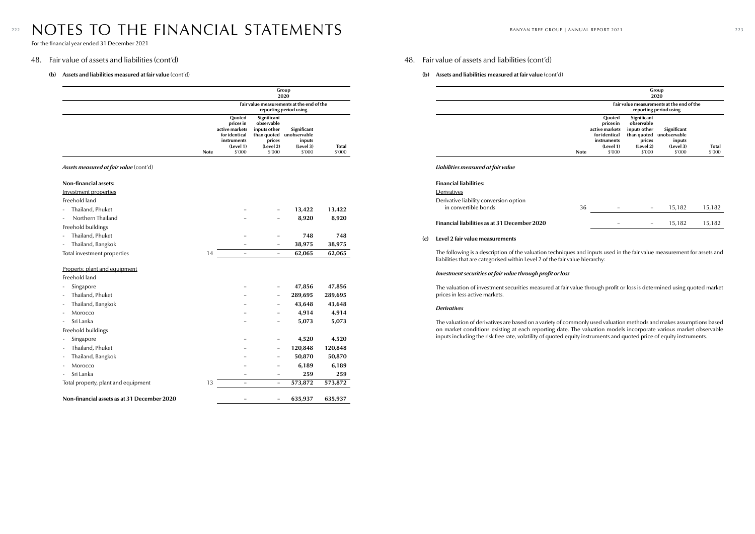# NOTES TO THE FINANCIAL STATEMENTS

For the financial year ended 31 December 2021

## 48. Fair value of assets and liabilities (cont'd)

### (b) Assets and liabilities measured at fair value (cont'd)

| | | Group 2020 | | | |
|---|---|---|---|---|---|
| | | Fair value measurements at the end of the reporting period using | | | |
| | Note | Quoted prices in active markets for identical instruments (Level 1) $'000 | Significant observable inputs other than quoted prices (Level 2) $'000 | Significant unobservable inputs (Level 3) $'000 | Total $'000 |
| ***Assets measured at fair value*** (cont'd) | | | | | |
| **Non-financial assets:** | | | | | |
| Investment properties | | | | | |
| Freehold land | | | | | |
| - Thailand, Phuket | | – | – | **13,422** | **13,422** |
| - Northern Thailand | | – | – | **8,920** | **8,920** |
| Freehold buildings | | | | | |
| - Thailand, Phuket | | – | – | **748** | **748** |
| - Thailand, Bangkok | | – | – | **38,975** | **38,975** |
| Total investment properties | 14 | – | – | **62,065** | **62,065** |
| Property, plant and equipment | | | | | |
| Freehold land | | | | | |
| - Singapore | | – | – | **47,856** | **47,856** |
| - Thailand, Phuket | | – | – | **289,695** | **289,695** |
| - Thailand, Bangkok | | – | – | **43,648** | **43,648** |
| - Morocco | | – | – | **4,914** | **4,914** |
| - Sri Lanka | | – | – | **5,073** | **5,073** |
| Freehold buildings | | | | | |
| - Singapore | | – | – | **4,520** | **4,520** |
| - Thailand, Phuket | | – | – | **120,848** | **120,848** |
| - Thailand, Bangkok | | – | – | **50,870** | **50,870** |
| - Morocco | | – | – | **6,189** | **6,189** |
| - Sri Lanka | | – | – | **259** | **259** |
| Total property, plant and equipment | 13 | – | – | **573,872** | **573,872** |
| **Non-financial assets as at 31 December 2020** | | – | – | **635,937** | **635,937** |

## 48. Fair value of assets and liabilities (cont'd)

### (b) Assets and liabilities measured at fair value (cont'd)

| | | Group 2020 | | | |
|---|---|---|---|---|---|
| | | Fair value measurements at the end of the reporting period using | | | |
| | Note | Quoted prices in active markets for identical instruments (Level 1) $'000 | Significant observable inputs other than quoted prices (Level 2) $'000 | Significant unobservable inputs (Level 3) $'000 | Total $'000 |
| ***Liabilities measured at fair value*** | | | | | |
| **Financial liabilities:** | | | | | |
| Derivatives | | | | | |
| Derivative liability conversion option in convertible bonds | 36 | – | – | 15,182 | 15,182 |
| **Financial liabilities as at 31 December 2020** | | – | – | 15,182 | 15,182 |

### (c) Level 2 fair value measurements

The following is a description of the valuation techniques and inputs used in the fair value measurement for assets and liabilities that are categorised within Level 2 of the fair value hierarchy:

***Investment securities at fair value through profit or loss***

The valuation of investment securities measured at fair value through profit or loss is determined using quoted market prices in less active markets.

***Derivatives***

The valuation of derivatives are based on a variety of commonly used valuation methods and makes assumptions based on market conditions existing at each reporting date. The valuation models incorporate various market observable inputs including the risk free rate, volatility of quoted equity instruments and quoted price of equity instruments.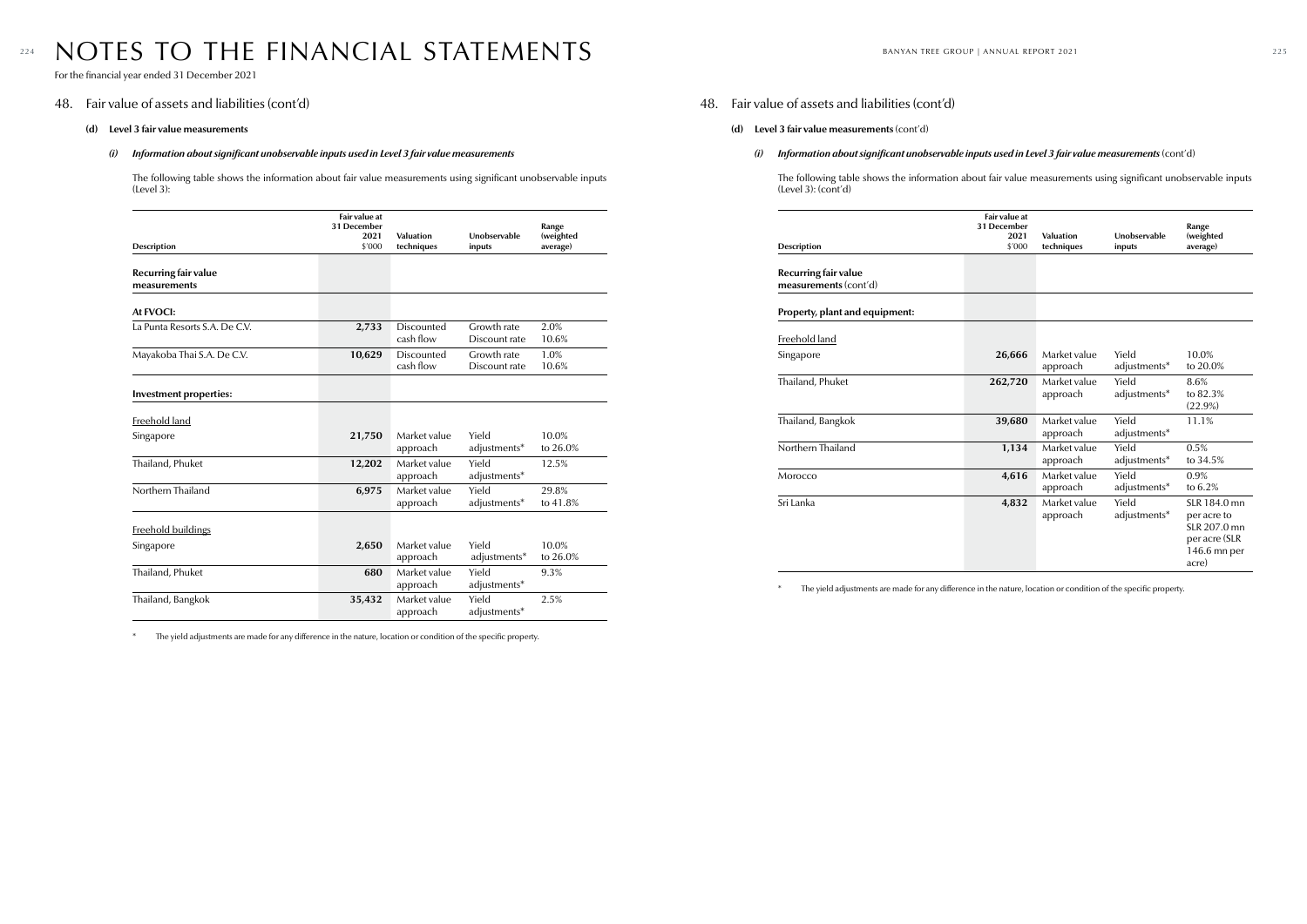# NOTES TO THE FINANCIAL STATEMENTS

For the financial year ended 31 December 2021

## 48. Fair value of assets and liabilities (cont'd)

### (d) Level 3 fair value measurements

#### *(i) Information about significant unobservable inputs used in Level 3 fair value measurements*

The following table shows the information about fair value measurements using significant unobservable inputs (Level 3):

| Description | Fair value at 31 December 2021 $'000 | Valuation techniques | Unobservable inputs | Range (weighted average) |
|---|---|---|---|---|
| **Recurring fair value measurements** | | | | |
| **At FVOCI:** | | | | |
| La Punta Resorts S.A. De C.V. | **2,733** | Discounted cash flow | Growth rate<br>Discount rate | 2.0%<br>10.6% |
| Mayakoba Thai S.A. De C.V. | **10,629** | Discounted cash flow | Growth rate<br>Discount rate | 1.0%<br>10.6% |
| **Investment properties:** | | | | |
| Freehold land | | | | |
| Singapore | **21,750** | Market value approach | Yield adjustments* | 10.0% to 26.0% |
| Thailand, Phuket | **12,202** | Market value approach | Yield adjustments* | 12.5% |
| Northern Thailand | **6,975** | Market value approach | Yield adjustments* | 29.8% to 41.8% |
| Freehold buildings | | | | |
| Singapore | **2,650** | Market value approach | Yield adjustments* | 10.0% to 26.0% |
| Thailand, Phuket | **680** | Market value approach | Yield adjustments* | 9.3% |
| Thailand, Bangkok | **35,432** | Market value approach | Yield adjustments* | 2.5% |

\* The yield adjustments are made for any difference in the nature, location or condition of the specific property.

## 48. Fair value of assets and liabilities (cont'd)

### (d) Level 3 fair value measurements (cont'd)

#### *(i) Information about significant unobservable inputs used in Level 3 fair value measurements* (cont'd)

The following table shows the information about fair value measurements using significant unobservable inputs (Level 3): (cont'd)

| Description | Fair value at 31 December 2021 $'000 | Valuation techniques | Unobservable inputs | Range (weighted average) |
|---|---|---|---|---|
| **Recurring fair value measurements** (cont'd) | | | | |
| **Property, plant and equipment:** | | | | |
| Freehold land | | | | |
| Singapore | **26,666** | Market value approach | Yield adjustments* | 10.0% to 20.0% |
| Thailand, Phuket | **262,720** | Market value approach | Yield adjustments* | 8.6% to 82.3% (22.9%) |
| Thailand, Bangkok | **39,680** | Market value approach | Yield adjustments* | 11.1% |
| Northern Thailand | **1,134** | Market value approach | Yield adjustments* | 0.5% to 34.5% |
| Morocco | **4,616** | Market value approach | Yield adjustments* | 0.9% to 6.2% |
| Sri Lanka | **4,832** | Market value approach | Yield adjustments* | SLR 184.0 mn per acre to SLR 207.0 mn per acre (SLR 146.6 mn per acre) |

\* The yield adjustments are made for any difference in the nature, location or condition of the specific property.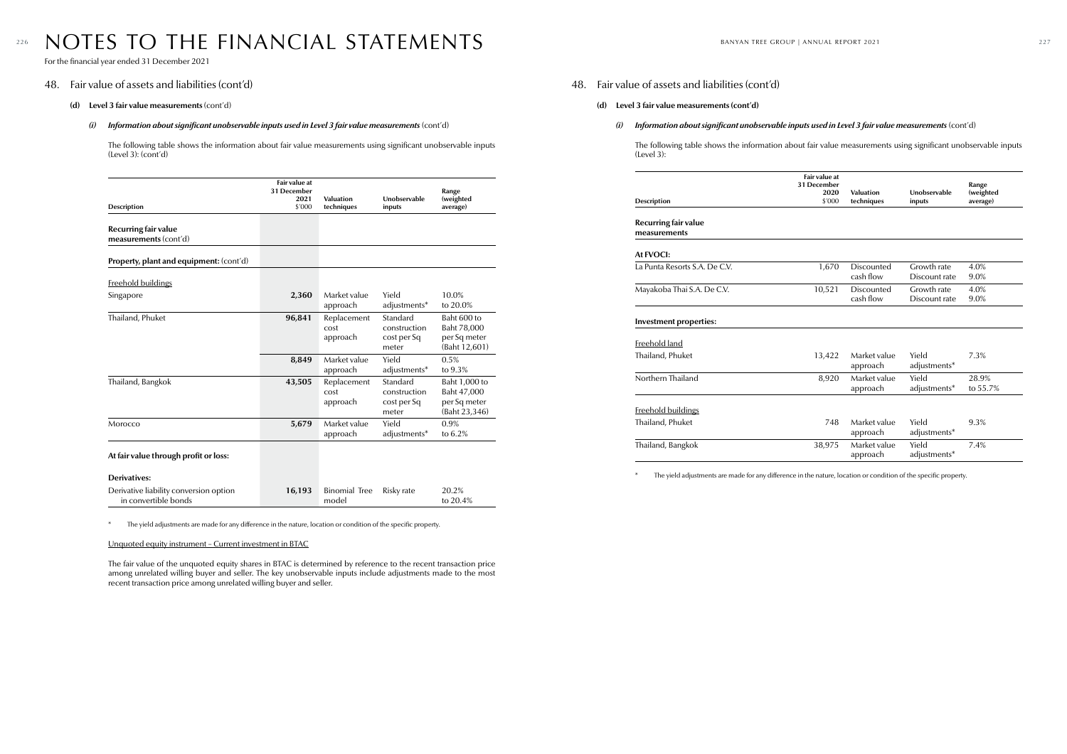# NOTES TO THE FINANCIAL STATEMENTS

For the financial year ended 31 December 2021

## 48. Fair value of assets and liabilities (cont'd)

### (d) Level 3 fair value measurements (cont'd)

#### *(i) Information about significant unobservable inputs used in Level 3 fair value measurements* (cont'd)

The following table shows the information about fair value measurements using significant unobservable inputs (Level 3): (cont'd)

| Description | Fair value at 31 December 2021 $'000 | Valuation techniques | Unobservable inputs | Range (weighted average) |
|---|---|---|---|---|
| **Recurring fair value measurements** (cont'd) | | | | |
| **Property, plant and equipment:** (cont'd) | | | | |
| Freehold buildings | | | | |
| Singapore | **2,360** | Market value approach | Yield adjustments* | 10.0% to 20.0% |
| Thailand, Phuket | **96,841** | Replacement cost approach | Standard construction cost per Sq meter | Baht 600 to Baht 78,000 per Sq meter (Baht 12,601) |
| | **8,849** | Market value approach | Yield adjustments* | 0.5% to 9.3% |
| Thailand, Bangkok | **43,505** | Replacement cost approach | Standard construction cost per Sq meter | Baht 1,000 to Baht 47,000 per Sq meter (Baht 23,346) |
| Morocco | **5,679** | Market value approach | Yield adjustments* | 0.9% to 6.2% |
| **At fair value through profit or loss:** | | | | |
| **Derivatives:** | | | | |
| Derivative liability conversion option in convertible bonds | **16,193** | Binomial Tree model | Risky rate | 20.2% to 20.4% |

\* The yield adjustments are made for any difference in the nature, location or condition of the specific property.

Unquoted equity instrument – Current investment in BTAC

The fair value of the unquoted equity shares in BTAC is determined by reference to the recent transaction price among unrelated willing buyer and seller. The key unobservable inputs include adjustments made to the most recent transaction price among unrelated willing buyer and seller.

## 48. Fair value of assets and liabilities (cont'd)

### (d) Level 3 fair value measurements (cont'd)

#### *(i) Information about significant unobservable inputs used in Level 3 fair value measurements* (cont'd)

The following table shows the information about fair value measurements using significant unobservable inputs (Level 3):

| Description | Fair value at 31 December 2020 $'000 | Valuation techniques | Unobservable inputs | Range (weighted average) |
|---|---|---|---|---|
| **Recurring fair value measurements** | | | | |
| **At FVOCI:** | | | | |
| La Punta Resorts S.A. De C.V. | 1,670 | Discounted cash flow | Growth rate<br>Discount rate | 4.0%<br>9.0% |
| Mayakoba Thai S.A. De C.V. | 10,521 | Discounted cash flow | Growth rate<br>Discount rate | 4.0%<br>9.0% |
| **Investment properties:** | | | | |
| Freehold land | | | | |
| Thailand, Phuket | 13,422 | Market value approach | Yield adjustments* | 7.3% |
| Northern Thailand | 8,920 | Market value approach | Yield adjustments* | 28.9% to 55.7% |
| Freehold buildings | | | | |
| Thailand, Phuket | 748 | Market value approach | Yield adjustments* | 9.3% |
| Thailand, Bangkok | 38,975 | Market value approach | Yield adjustments* | 7.4% |

\* The yield adjustments are made for any difference in the nature, location or condition of the specific property.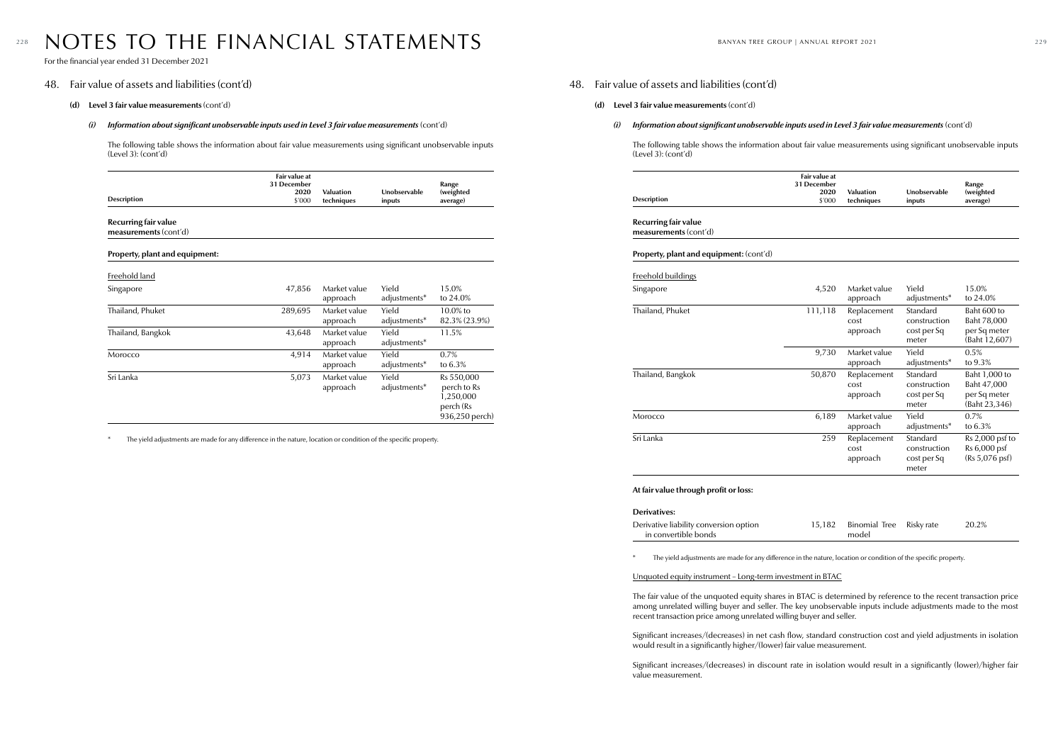# NOTES TO THE FINANCIAL STATEMENTS

For the financial year ended 31 December 2021

## 48. Fair value of assets and liabilities (cont'd)

### (d) Level 3 fair value measurements (cont'd)

#### *(i) Information about significant unobservable inputs used in Level 3 fair value measurements* (cont'd)

The following table shows the information about fair value measurements using significant unobservable inputs (Level 3): (cont'd)

| Description | Fair value at 31 December 2020 $'000 | Valuation techniques | Unobservable inputs | Range (weighted average) |
|---|---|---|---|---|
| **Recurring fair value measurements** (cont'd) | | | | |
| **Property, plant and equipment:** | | | | |
| Freehold land | | | | |
| Singapore | 47,856 | Market value approach | Yield adjustments* | 15.0% to 24.0% |
| Thailand, Phuket | 289,695 | Market value approach | Yield adjustments* | 10.0% to 82.3% (23.9%) |
| Thailand, Bangkok | 43,648 | Market value approach | Yield adjustments* | 11.5% |
| Morocco | 4,914 | Market value approach | Yield adjustments* | 0.7% to 6.3% |
| Sri Lanka | 5,073 | Market value approach | Yield adjustments* | Rs 550,000 perch to Rs 1,250,000 perch (Rs 936,250 perch) |

\* The yield adjustments are made for any difference in the nature, location or condition of the specific property.

## 48. Fair value of assets and liabilities (cont'd)

### (d) Level 3 fair value measurements (cont'd)

#### *(i) Information about significant unobservable inputs used in Level 3 fair value measurements* (cont'd)

The following table shows the information about fair value measurements using significant unobservable inputs (Level 3): (cont'd)

| Description | Fair value at 31 December 2020 $'000 | Valuation techniques | Unobservable inputs | Range (weighted average) |
|---|---|---|---|---|
| **Recurring fair value measurements** (cont'd) | | | | |
| **Property, plant and equipment:** (cont'd) | | | | |
| Freehold buildings | | | | |
| Singapore | 4,520 | Market value approach | Yield adjustments* | 15.0% to 24.0% |
| Thailand, Phuket | 111,118 | Replacement cost approach | Standard construction cost per Sq meter | Baht 600 to Baht 78,000 per Sq meter (Baht 12,607) |
| | 9,730 | Market value approach | Yield adjustments* | 0.5% to 9.3% |
| Thailand, Bangkok | 50,870 | Replacement cost approach | Standard construction cost per Sq meter | Baht 1,000 to Baht 47,000 per Sq meter (Baht 23,346) |
| Morocco | 6,189 | Market value approach | Yield adjustments* | 0.7% to 6.3% |
| Sri Lanka | 259 | Replacement cost approach | Standard construction cost per Sq meter | Rs 2,000 psf to Rs 6,000 psf (Rs 5,076 psf) |
| **At fair value through profit or loss:** | | | | |
| **Derivatives:** | | | | |
| Derivative liability conversion option in convertible bonds | 15,182 | Binomial Tree model | Risky rate | 20.2% |

\* The yield adjustments are made for any difference in the nature, location or condition of the specific property.

Unquoted equity instrument – Long-term investment in BTAC

The fair value of the unquoted equity shares in BTAC is determined by reference to the recent transaction price among unrelated willing buyer and seller. The key unobservable inputs include adjustments made to the most recent transaction price among unrelated willing buyer and seller.

Significant increases/(decreases) in net cash flow, standard construction cost and yield adjustments in isolation would result in a significantly higher/(lower) fair value measurement.

Significant increases/(decreases) in discount rate in isolation would result in a significantly (lower)/higher fair value measurement.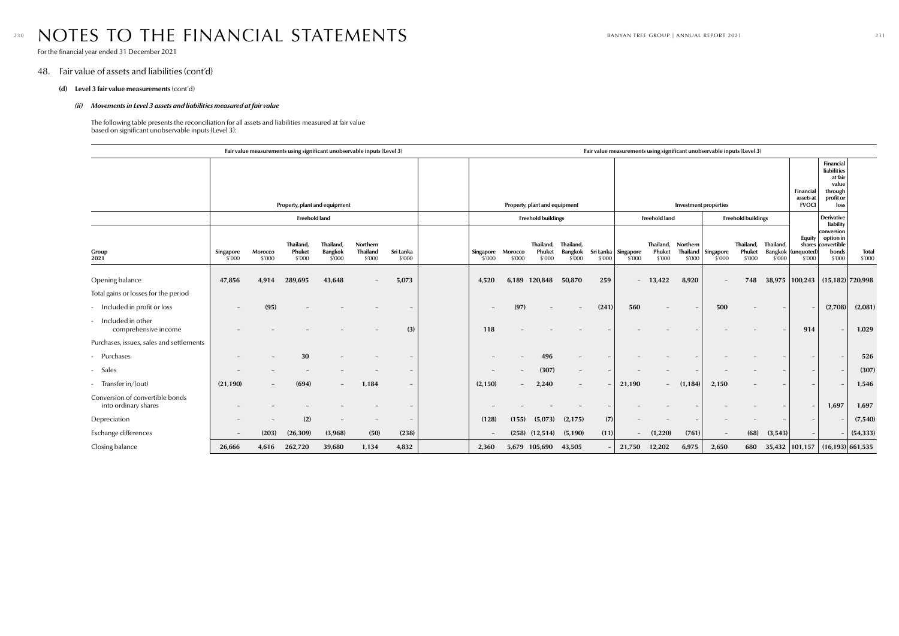# NOTES TO THE FINANCIAL STATEMENTS

For the financial year ended 31 December 2021

## 48. Fair value of assets and liabilities (cont'd)

### (d) Level 3 fair value measurements (cont'd)

#### *(ii) Movements in Level 3 assets and liabilities measured at fair value*

The following table presents the reconciliation for all assets and liabilities measured at fair value based on significant unobservable inputs (Level 3):

| | Fair value measurements using significant unobservable inputs (Level 3) | | | | | | | | | | | Fair value measurements using significant unobservable inputs (Level 3) | | | | | | | | |
|---|---|---|---|---|---|---|---|---|---|---|---|---|---|---|---|---|---|---|---|---|
| | Property, plant and equipment | | | | | | Property, plant and equipment | | | | | Investment properties | | | | | | Financial assets at FVOCI | Financial liabilities at fair value through profit or loss | |
| | Freehold land | | | | | | Freehold buildings | | | | | Freehold land | | | Freehold buildings | | | | Derivative liability | |
| **Group 2021** | **Singapore** $'000 | **Morocco** $'000 | **Thailand, Phuket** $'000 | **Thailand, Bangkok** $'000 | **Northern Thailand** $'000 | **Sri Lanka** $'000 | **Singapore** $'000 | **Morocco** $'000 | **Thailand, Phuket** $'000 | **Thailand, Bangkok** $'000 | **Sri Lanka** $'000 | **Singapore** $'000 | **Thailand, Phuket** $'000 | **Northern Thailand** $'000 | **Singapore** $'000 | **Thailand, Phuket** $'000 | **Thailand, Bangkok** $'000 | **Equity shares (unquoted)** $'000 | **conversion option in convertible bonds** $'000 | **Total** $'000 |
| Opening balance | 47,856 | 4,914 | 289,695 | 43,648 | – | 5,073 | 4,520 | 6,189 | 120,848 | 50,870 | 259 | – | 13,422 | 8,920 | – | 748 | 38,975 | 100,243 | (15,182) | 720,998 |
| Total gains or losses for the period | | | | | | | | | | | | | | | | | | | | |
| - Included in profit or loss | – | (95) | – | – | – | – | – | (97) | – | – | (241) | 560 | – | – | 500 | – | – | – | (2,708) | (2,081) |
| - Included in other comprehensive income | – | – | – | – | – | (3) | 118 | – | – | – | – | – | – | – | – | – | – | 914 | – | 1,029 |
| Purchases, issues, sales and settlements | | | | | | | | | | | | | | | | | | | | |
| - Purchases | – | – | 30 | – | – | – | – | – | 496 | – | – | – | – | – | – | – | – | – | – | 526 |
| - Sales | – | – | – | – | – | – | – | – | (307) | – | – | – | – | – | – | – | – | – | – | (307) |
| - Transfer in/(out) | (21,190) | – | (694) | – | 1,184 | – | (2,150) | – | 2,240 | – | – | 21,190 | – | (1,184) | 2,150 | – | – | – | – | 1,546 |
| Conversion of convertible bonds into ordinary shares | – | – | – | – | – | – | – | – | – | – | – | – | – | – | – | – | – | – | 1,697 | 1,697 |
| Depreciation | – | – | (2) | – | – | – | (128) | (155) | (5,073) | (2,175) | (7) | – | – | – | – | – | – | – | – | (7,540) |
| Exchange differences | – | (203) | (26,309) | (3,968) | (50) | (238) | – | (258) | (12,514) | (5,190) | (11) | – | (1,220) | (761) | – | (68) | (3,543) | – | – | (54,333) |
| Closing balance | 26,666 | 4,616 | 262,720 | 39,680 | 1,134 | 4,832 | 2,360 | 5,679 | 105,690 | 43,505 | – | 21,750 | 12,202 | 6,975 | 2,650 | 680 | 35,432 | 101,157 | (16,193) | 661,535 |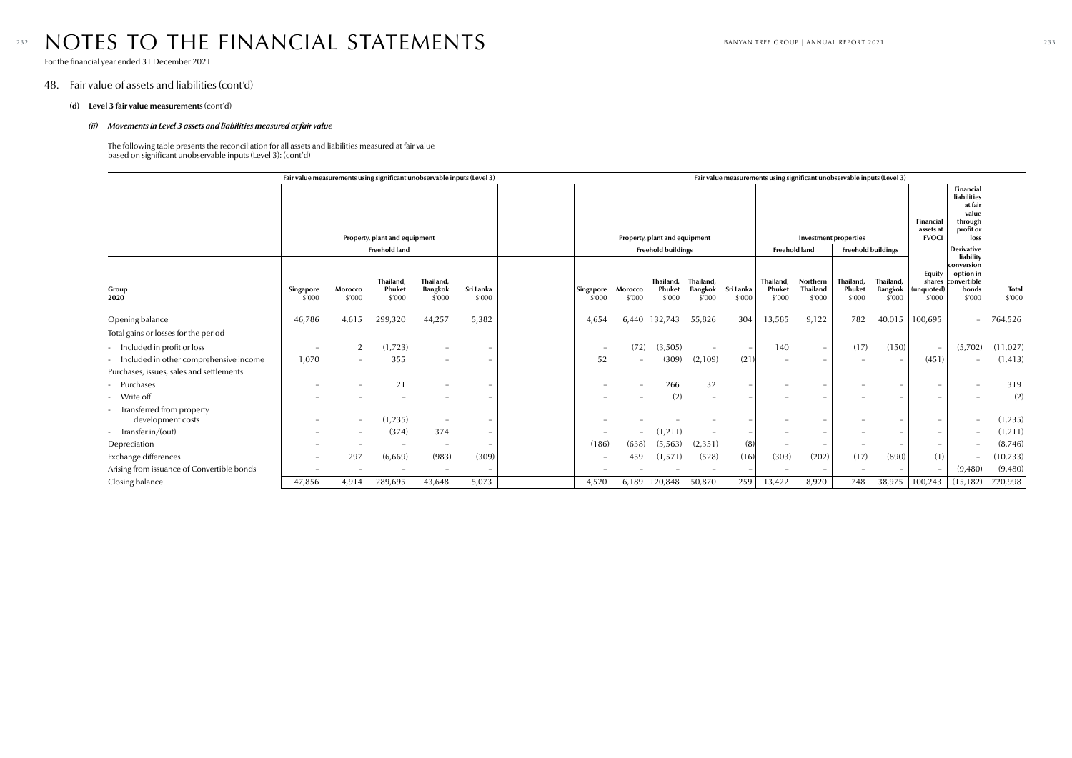# NOTES TO THE FINANCIAL STATEMENTS

For the financial year ended 31 December 2021

## 48. Fair value of assets and liabilities (cont'd)

### (d) Level 3 fair value measurements (cont'd)

#### *(ii) Movements in Level 3 assets and liabilities measured at fair value*

The following table presents the reconciliation for all assets and liabilities measured at fair value based on significant unobservable inputs (Level 3): (cont'd)

| | Fair value measurements using significant unobservable inputs (Level 3) | | | | | Fair value measurements using significant unobservable inputs (Level 3) | | | | | | | | | | | |
|---|---|---|---|---|---|---|---|---|---|---|---|---|---|---|---|---|---|
| | Property, plant and equipment | | | | | Property, plant and equipment | | | | | Investment properties | | | | Financial assets at FVOCI | Financial liabilities at fair value through profit or loss | |
| | Freehold land | | | | | Freehold buildings | | | | | Freehold land | | Freehold buildings | | | Derivative liability | |
| **Group 2020** | **Singapore \$'000** | **Morocco \$'000** | **Thailand, Phuket \$'000** | **Thailand, Bangkok \$'000** | **Sri Lanka \$'000** | **Singapore \$'000** | **Morocco \$'000** | **Thailand, Phuket \$'000** | **Thailand, Bangkok \$'000** | **Sri Lanka \$'000** | **Thailand, Phuket \$'000** | **Northern Thailand \$'000** | **Thailand, Phuket \$'000** | **Thailand, Bangkok \$'000** | **Equity shares (unquoted) \$'000** | **conversion option in convertible bonds \$'000** | **Total \$'000** |
| Opening balance | 46,786 | 4,615 | 299,320 | 44,257 | 5,382 | 4,654 | 6,440 | 132,743 | 55,826 | 304 | 13,585 | 9,122 | 782 | 40,015 | 100,695 | – | 764,526 |
| Total gains or losses for the period | | | | | | | | | | | | | | | | | |
| - Included in profit or loss | – | 2 | (1,723) | – | – | – | (72) | (3,505) | – | – | 140 | – | (17) | (150) | – | (5,702) | (11,027) |
| - Included in other comprehensive income | 1,070 | – | 355 | – | – | 52 | – | (309) | (2,109) | (21) | – | – | – | – | (451) | – | (1,413) |
| Purchases, issues, sales and settlements | | | | | | | | | | | | | | | | | |
| - Purchases | – | – | 21 | – | – | – | – | 266 | 32 | – | – | – | – | – | – | – | 319 |
| - Write off | – | – | – | – | – | – | – | (2) | – | – | – | – | – | – | – | – | (2) |
| - Transferred from property development costs | – | – | (1,235) | – | – | – | – | – | – | – | – | – | – | – | – | – | (1,235) |
| - Transfer in/(out) | – | – | (374) | 374 | – | – | – | (1,211) | – | – | – | – | – | – | – | – | (1,211) |
| Depreciation | – | – | – | – | – | (186) | (638) | (5,563) | (2,351) | (8) | – | – | – | – | – | – | (8,746) |
| Exchange differences | – | 297 | (6,669) | (983) | (309) | – | 459 | (1,571) | (528) | (16) | (303) | (202) | (17) | (890) | (1) | – | (10,733) |
| Arising from issuance of Convertible bonds | – | – | – | – | – | – | – | – | – | – | – | – | – | – | – | (9,480) | (9,480) |
| Closing balance | 47,856 | 4,914 | 289,695 | 43,648 | 5,073 | 4,520 | 6,189 | 120,848 | 50,870 | 259 | 13,422 | 8,920 | 748 | 38,975 | 100,243 | (15,182) | 720,998 |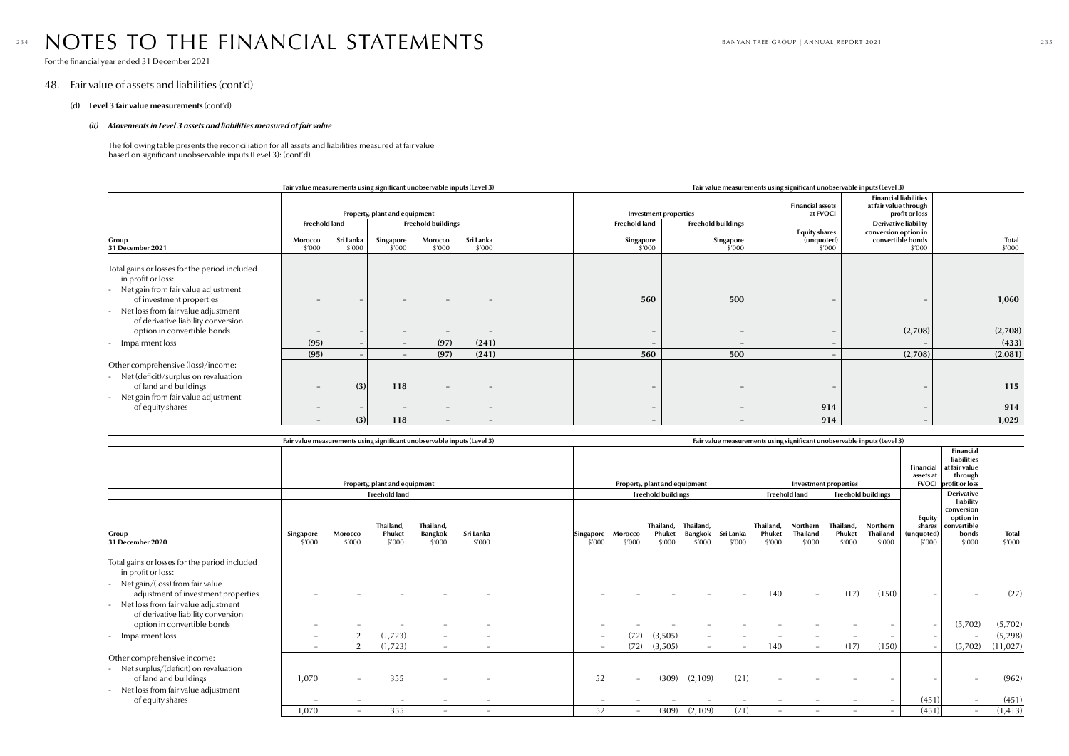# NOTES TO THE FINANCIAL STATEMENTS

For the financial year ended 31 December 2021

## 48. Fair value of assets and liabilities (cont'd)

### (d) Level 3 fair value measurements (cont'd)

#### *(ii) Movements in Level 3 assets and liabilities measured at fair value*

The following table presents the reconciliation for all assets and liabilities measured at fair value based on significant unobservable inputs (Level 3): (cont'd)

| | Fair value measurements using significant unobservable inputs (Level 3) | | | | | Fair value measurements using significant unobservable inputs (Level 3) | | | | |
|---|---|---|---|---|---|---|---|---|---|---|
| | Property, plant and equipment | | | | | Investment properties | | Financial assets at FVOCI | Financial liabilities at fair value through profit or loss | |
| | Freehold land | | Freehold buildings | | | Freehold land | Freehold buildings | | Derivative liability | |
| **Group 31 December 2021** | Morocco $'000 | Sri Lanka $'000 | Singapore $'000 | Morocco $'000 | Sri Lanka $'000 | Singapore $'000 | Singapore $'000 | Equity shares (unquoted) $'000 | conversion option in convertible bonds $'000 | Total $'000 |
| Total gains or losses for the period included in profit or loss: | | | | | | | | | | |
| - Net gain from fair value adjustment of investment properties | – | – | – | – | – | 560 | 500 | – | – | 1,060 |
| - Net loss from fair value adjustment of derivative liability conversion option in convertible bonds | – | – | – | – | – | – | – | – | (2,708) | (2,708) |
| - Impairment loss | (95) | – | – | (97) | (241) | – | – | – | – | (433) |
| | (95) | – | – | (97) | (241) | 560 | 500 | – | (2,708) | (2,081) |
| Other comprehensive (loss)/income: | | | | | | | | | | |
| - Net (deficit)/surplus on revaluation of land and buildings | – | (3) | 118 | – | – | – | – | – | – | 115 |
| - Net gain from fair value adjustment of equity shares | – | – | – | – | – | – | – | 914 | – | 914 |
| | – | (3) | 118 | – | – | – | – | 914 | – | 1,029 |

| | Fair value measurements using significant unobservable inputs (Level 3) | | | | | Fair value measurements using significant unobservable inputs (Level 3) | | | | | | | | | | | |
|---|---|---|---|---|---|---|---|---|---|---|---|---|---|---|---|---|---|
| | Property, plant and equipment | | | | | Property, plant and equipment | | | | | Investment properties | | | | Financial assets at FVOCI | Financial liabilities at fair value through profit or loss | |
| | Freehold land | | | | | Freehold buildings | | | | | Freehold land | | Freehold buildings | | | Derivative liability | |
| **Group 31 December 2020** | Singapore $'000 | Morocco $'000 | Thailand, Phuket $'000 | Thailand, Bangkok $'000 | Sri Lanka $'000 | Singapore $'000 | Morocco $'000 | Thailand, Phuket $'000 | Thailand, Bangkok $'000 | Sri Lanka $'000 | Thailand, Phuket $'000 | Northern Thailand $'000 | Thailand, Phuket $'000 | Northern Thailand $'000 | Equity shares (unquoted) $'000 | conversion option in convertible bonds $'000 | Total $'000 |
| Total gains or losses for the period included in profit or loss: | | | | | | | | | | | | | | | | | |
| - Net gain/(loss) from fair value adjustment of investment properties | – | – | – | – | – | – | – | – | – | – | 140 | – | (17) | (150) | – | – | (27) |
| - Net loss from fair value adjustment of derivative liability conversion option in convertible bonds | – | – | – | – | – | – | – | – | – | – | – | – | – | – | – | (5,702) | (5,702) |
| - Impairment loss | – | 2 | (1,723) | – | – | – | (72) | (3,505) | – | – | – | – | – | – | – | – | (5,298) |
| | – | 2 | (1,723) | – | – | – | (72) | (3,505) | – | – | 140 | – | (17) | (150) | – | (5,702) | (11,027) |
| Other comprehensive income: | | | | | | | | | | | | | | | | | |
| - Net surplus/(deficit) on revaluation of land and buildings | 1,070 | – | 355 | – | – | 52 | – | (309) | (2,109) | (21) | – | – | – | – | – | – | (962) |
| - Net loss from fair value adjustment of equity shares | – | – | – | – | – | – | – | – | – | – | – | – | – | – | (451) | – | (451) |
| | 1,070 | – | 355 | – | – | 52 | – | (309) | (2,109) | (21) | – | – | – | – | (451) | – | (1,413) |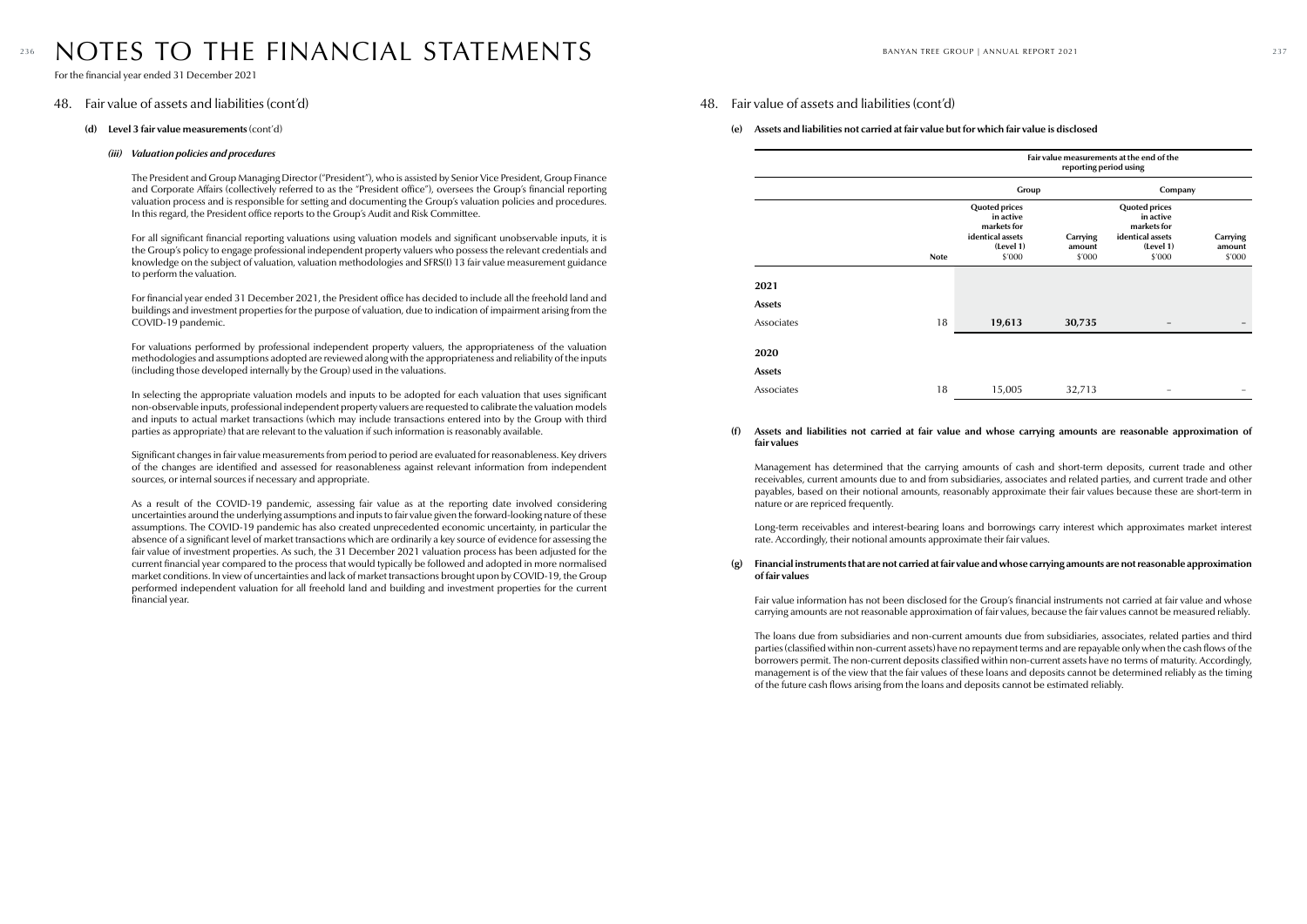# NOTES TO THE FINANCIAL STATEMENTS

For the financial year ended 31 December 2021

## 48. Fair value of assets and liabilities (cont'd)

### (d) Level 3 fair value measurements (cont'd)

#### *(iii) Valuation policies and procedures*

The President and Group Managing Director ("President"), who is assisted by Senior Vice President, Group Finance and Corporate Affairs (collectively referred to as the "President office"), oversees the Group's financial reporting valuation process and is responsible for setting and documenting the Group's valuation policies and procedures. In this regard, the President office reports to the Group's Audit and Risk Committee.

For all significant financial reporting valuations using valuation models and significant unobservable inputs, it is the Group's policy to engage professional independent property valuers who possess the relevant credentials and knowledge on the subject of valuation, valuation methodologies and SFRS(I) 13 fair value measurement guidance to perform the valuation.

For financial year ended 31 December 2021, the President office has decided to include all the freehold land and buildings and investment properties for the purpose of valuation, due to indication of impairment arising from the COVID-19 pandemic.

For valuations performed by professional independent property valuers, the appropriateness of the valuation methodologies and assumptions adopted are reviewed along with the appropriateness and reliability of the inputs (including those developed internally by the Group) used in the valuations.

In selecting the appropriate valuation models and inputs to be adopted for each valuation that uses significant non-observable inputs, professional independent property valuers are requested to calibrate the valuation models and inputs to actual market transactions (which may include transactions entered into by the Group with third parties as appropriate) that are relevant to the valuation if such information is reasonably available.

Significant changes in fair value measurements from period to period are evaluated for reasonableness. Key drivers of the changes are identified and assessed for reasonableness against relevant information from independent sources, or internal sources if necessary and appropriate.

As a result of the COVID-19 pandemic, assessing fair value as at the reporting date involved considering uncertainties around the underlying assumptions and inputs to fair value given the forward-looking nature of these assumptions. The COVID-19 pandemic has also created unprecedented economic uncertainty, in particular the absence of a significant level of market transactions which are ordinarily a key source of evidence for assessing the fair value of investment properties. As such, the 31 December 2021 valuation process has been adjusted for the current financial year compared to the process that would typically be followed and adopted in more normalised market conditions. In view of uncertainties and lack of market transactions brought upon by COVID-19, the Group performed independent valuation for all freehold land and building and investment properties for the current financial year.

## 48. Fair value of assets and liabilities (cont'd)

### (e) Assets and liabilities not carried at fair value but for which fair value is disclosed

| | | Fair value measurements at the end of the reporting period using | | | |
|---|---|---|---|---|---|
| | | Group | | Company | |
| | Note | Quoted prices in active markets for identical assets (Level 1) $'000 | Carrying amount $'000 | Quoted prices in active markets for identical assets (Level 1) $'000 | Carrying amount $'000 |
| **2021** | | | | | |
| **Assets** | | | | | |
| Associates | 18 | **19,613** | **30,735** | **–** | **–** |
| **2020** | | | | | |
| **Assets** | | | | | |
| Associates | 18 | 15,005 | 32,713 | – | – |

### (f) Assets and liabilities not carried at fair value and whose carrying amounts are reasonable approximation of fair values

Management has determined that the carrying amounts of cash and short-term deposits, current trade and other receivables, current amounts due to and from subsidiaries, associates and related parties, and current trade and other payables, based on their notional amounts, reasonably approximate their fair values because these are short-term in nature or are repriced frequently.

Long-term receivables and interest-bearing loans and borrowings carry interest which approximates market interest rate. Accordingly, their notional amounts approximate their fair values.

### (g) Financial instruments that are not carried at fair value and whose carrying amounts are not reasonable approximation of fair values

Fair value information has not been disclosed for the Group's financial instruments not carried at fair value and whose carrying amounts are not reasonable approximation of fair values, because the fair values cannot be measured reliably.

The loans due from subsidiaries and non-current amounts due from subsidiaries, associates, related parties and third parties (classified within non-current assets) have no repayment terms and are repayable only when the cash flows of the borrowers permit. The non-current deposits classified within non-current assets have no terms of maturity. Accordingly, management is of the view that the fair values of these loans and deposits cannot be determined reliably as the timing of the future cash flows arising from the loans and deposits cannot be estimated reliably.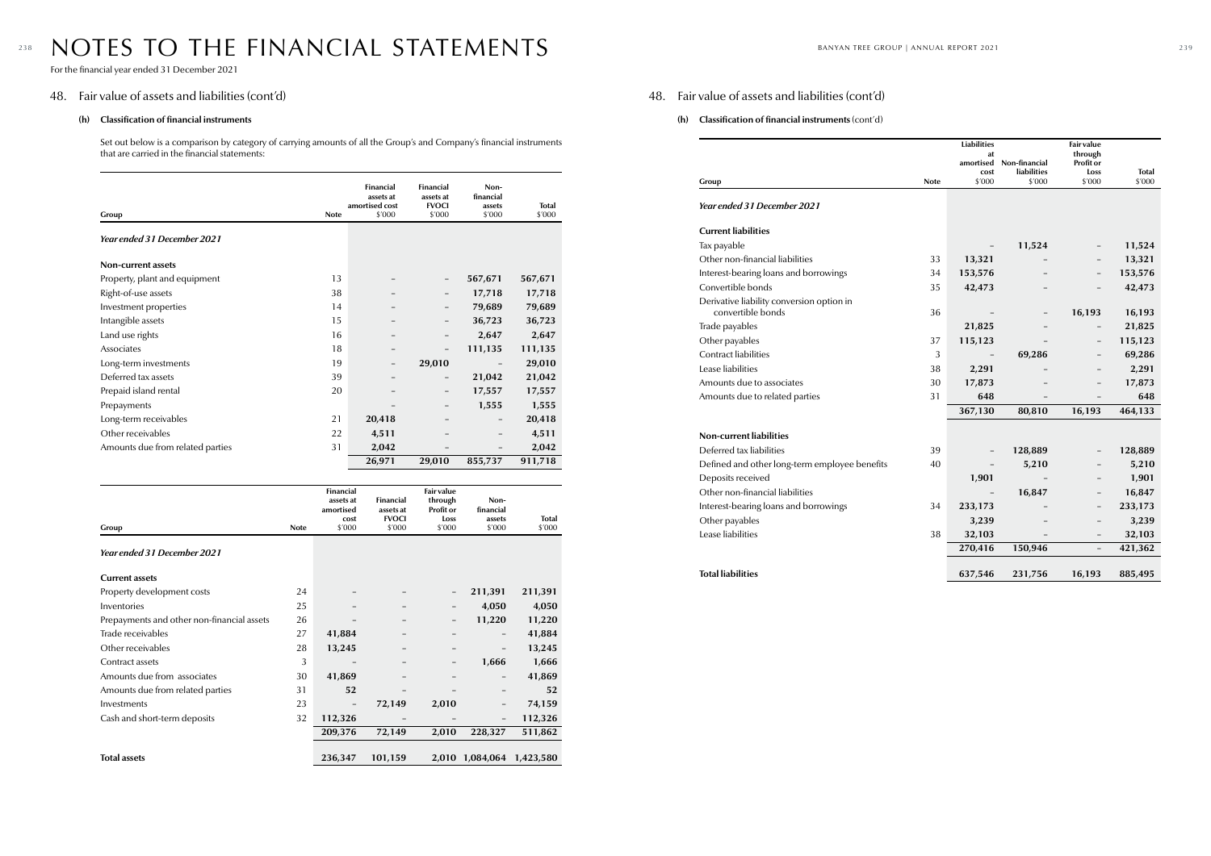# NOTES TO THE FINANCIAL STATEMENTS

For the financial year ended 31 December 2021

## 48. Fair value of assets and liabilities (cont'd)

### (h) Classification of financial instruments

Set out below is a comparison by category of carrying amounts of all the Group's and Company's financial instruments that are carried in the financial statements:

| Group | Note | Financial assets at amortised cost $'000 | Financial assets at FVOCI $'000 | Non-financial assets $'000 | Total $'000 |
|---|---|---|---|---|---|
| ***Year ended 31 December 2021*** | | | | | |
| **Non-current assets** | | | | | |
| Property, plant and equipment | 13 | – | – | **567,671** | **567,671** |
| Right-of-use assets | 38 | – | – | **17,718** | **17,718** |
| Investment properties | 14 | – | – | **79,689** | **79,689** |
| Intangible assets | 15 | – | – | **36,723** | **36,723** |
| Land use rights | 16 | – | – | **2,647** | **2,647** |
| Associates | 18 | – | – | **111,135** | **111,135** |
| Long-term investments | 19 | – | **29,010** | – | **29,010** |
| Deferred tax assets | 39 | – | – | **21,042** | **21,042** |
| Prepaid island rental | 20 | – | – | **17,557** | **17,557** |
| Prepayments | | – | – | **1,555** | **1,555** |
| Long-term receivables | 21 | **20,418** | – | – | **20,418** |
| Other receivables | 22 | **4,511** | – | – | **4,511** |
| Amounts due from related parties | 31 | **2,042** | – | – | **2,042** |
| | | **26,971** | **29,010** | **855,737** | **911,718** |

| Group | Note | Financial assets at amortised cost $'000 | Financial assets at FVOCI $'000 | Fair value through Profit or Loss $'000 | Non-financial assets $'000 | Total $'000 |
|---|---|---|---|---|---|---|
| ***Year ended 31 December 2021*** | | | | | | |
| **Current assets** | | | | | | |
| Property development costs | 24 | – | – | – | **211,391** | **211,391** |
| Inventories | 25 | – | – | – | **4,050** | **4,050** |
| Prepayments and other non-financial assets | 26 | – | – | – | **11,220** | **11,220** |
| Trade receivables | 27 | **41,884** | – | – | – | **41,884** |
| Other receivables | 28 | **13,245** | – | – | – | **13,245** |
| Contract assets | 3 | – | – | – | **1,666** | **1,666** |
| Amounts due from associates | 30 | **41,869** | – | – | – | **41,869** |
| Amounts due from related parties | 31 | **52** | – | – | – | **52** |
| Investments | 23 | – | **72,149** | **2,010** | – | **74,159** |
| Cash and short-term deposits | 32 | **112,326** | – | – | – | **112,326** |
| | | **209,376** | **72,149** | **2,010** | **228,327** | **511,862** |
| **Total assets** | | **236,347** | **101,159** | **2,010** | **1,084,064** | **1,423,580** |

## 48. Fair value of assets and liabilities (cont'd)

### (h) Classification of financial instruments (cont'd)

| Group | Note | Liabilities at amortised cost $'000 | Non-financial liabilities $'000 | Fair value through Profit or Loss $'000 | Total $'000 |
|---|---|---|---|---|---|
| ***Year ended 31 December 2021*** | | | | | |
| **Current liabilities** | | | | | |
| Tax payable | | – | **11,524** | – | **11,524** |
| Other non-financial liabilities | 33 | **13,321** | – | – | **13,321** |
| Interest-bearing loans and borrowings | 34 | **153,576** | – | – | **153,576** |
| Convertible bonds | 35 | **42,473** | – | – | **42,473** |
| Derivative liability conversion option in convertible bonds | 36 | – | – | **16,193** | **16,193** |
| Trade payables | | **21,825** | – | – | **21,825** |
| Other payables | 37 | **115,123** | – | – | **115,123** |
| Contract liabilities | 3 | – | **69,286** | – | **69,286** |
| Lease liabilities | 38 | **2,291** | – | – | **2,291** |
| Amounts due to associates | 30 | **17,873** | – | – | **17,873** |
| Amounts due to related parties | 31 | **648** | – | – | **648** |
| | | **367,130** | **80,810** | **16,193** | **464,133** |
| **Non-current liabilities** | | | | | |
| Deferred tax liabilities | 39 | – | **128,889** | – | **128,889** |
| Defined and other long-term employee benefits | 40 | – | **5,210** | – | **5,210** |
| Deposits received | | **1,901** | – | – | **1,901** |
| Other non-financial liabilities | | – | **16,847** | – | **16,847** |
| Interest-bearing loans and borrowings | 34 | **233,173** | – | – | **233,173** |
| Other payables | | **3,239** | – | – | **3,239** |
| Lease liabilities | 38 | **32,103** | – | – | **32,103** |
| | | **270,416** | **150,946** | – | **421,362** |
| **Total liabilities** | | **637,546** | **231,756** | **16,193** | **885,495** |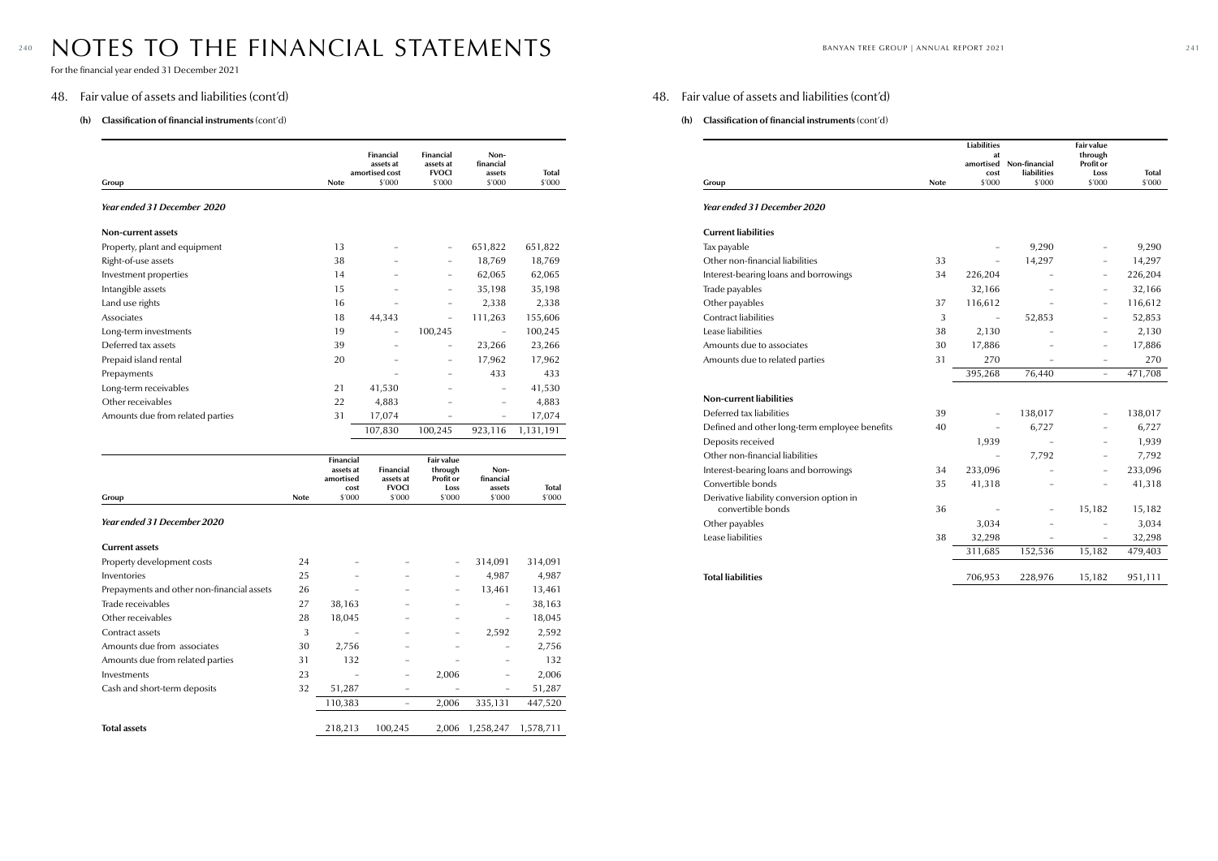# NOTES TO THE FINANCIAL STATEMENTS

For the financial year ended 31 December 2021

## 48. Fair value of assets and liabilities (cont'd)

### (h) Classification of financial instruments (cont'd)

| Group | Note | Financial assets at amortised cost $'000 | Financial assets at FVOCI $'000 | Non-financial assets $'000 | Total $'000 |
|---|---|---|---|---|---|
| *Year ended 31 December 2020* | | | | | |
| **Non-current assets** | | | | | |
| Property, plant and equipment | 13 | – | – | 651,822 | 651,822 |
| Right-of-use assets | 38 | – | – | 18,769 | 18,769 |
| Investment properties | 14 | – | – | 62,065 | 62,065 |
| Intangible assets | 15 | – | – | 35,198 | 35,198 |
| Land use rights | 16 | – | – | 2,338 | 2,338 |
| Associates | 18 | 44,343 | – | 111,263 | 155,606 |
| Long-term investments | 19 | – | 100,245 | – | 100,245 |
| Deferred tax assets | 39 | – | – | 23,266 | 23,266 |
| Prepaid island rental | 20 | – | – | 17,962 | 17,962 |
| Prepayments | | – | – | 433 | 433 |
| Long-term receivables | 21 | 41,530 | – | – | 41,530 |
| Other receivables | 22 | 4,883 | – | – | 4,883 |
| Amounts due from related parties | 31 | 17,074 | – | – | 17,074 |
| | | 107,830 | 100,245 | 923,116 | 1,131,191 |

| Group | Note | Financial assets at amortised cost $'000 | Financial assets at FVOCI $'000 | Fair value through Profit or Loss $'000 | Non-financial assets $'000 | Total $'000 |
|---|---|---|---|---|---|---|
| *Year ended 31 December 2020* | | | | | | |
| **Current assets** | | | | | | |
| Property development costs | 24 | – | – | – | 314,091 | 314,091 |
| Inventories | 25 | – | – | – | 4,987 | 4,987 |
| Prepayments and other non-financial assets | 26 | – | – | – | 13,461 | 13,461 |
| Trade receivables | 27 | 38,163 | – | – | – | 38,163 |
| Other receivables | 28 | 18,045 | – | – | – | 18,045 |
| Contract assets | 3 | – | – | – | 2,592 | 2,592 |
| Amounts due from associates | 30 | 2,756 | – | – | – | 2,756 |
| Amounts due from related parties | 31 | 132 | – | – | – | 132 |
| Investments | 23 | – | – | 2,006 | – | 2,006 |
| Cash and short-term deposits | 32 | 51,287 | – | – | – | 51,287 |
| | | 110,383 | – | 2,006 | 335,131 | 447,520 |
| **Total assets** | | 218,213 | 100,245 | 2,006 | 1,258,247 | 1,578,711 |

| Group | Note | Liabilities at amortised cost $'000 | Non-financial liabilities $'000 | Fair value through Profit or Loss $'000 | Total $'000 |
|---|---|---|---|---|---|
| *Year ended 31 December 2020* | | | | | |
| **Current liabilities** | | | | | |
| Tax payable | | – | 9,290 | – | 9,290 |
| Other non-financial liabilities | 33 | – | 14,297 | – | 14,297 |
| Interest-bearing loans and borrowings | 34 | 226,204 | – | – | 226,204 |
| Trade payables | | 32,166 | – | – | 32,166 |
| Other payables | 37 | 116,612 | – | – | 116,612 |
| Contract liabilities | 3 | – | 52,853 | – | 52,853 |
| Lease liabilities | 38 | 2,130 | – | – | 2,130 |
| Amounts due to associates | 30 | 17,886 | – | – | 17,886 |
| Amounts due to related parties | 31 | 270 | – | – | 270 |
| | | 395,268 | 76,440 | – | 471,708 |
| **Non-current liabilities** | | | | | |
| Deferred tax liabilities | 39 | – | 138,017 | – | 138,017 |
| Defined and other long-term employee benefits | 40 | – | 6,727 | – | 6,727 |
| Deposits received | | 1,939 | – | – | 1,939 |
| Other non-financial liabilities | | – | 7,792 | – | 7,792 |
| Interest-bearing loans and borrowings | 34 | 233,096 | – | – | 233,096 |
| Convertible bonds | 35 | 41,318 | – | – | 41,318 |
| Derivative liability conversion option in convertible bonds | 36 | – | – | 15,182 | 15,182 |
| Other payables | | 3,034 | – | – | 3,034 |
| Lease liabilities | 38 | 32,298 | – | – | 32,298 |
| | | 311,685 | 152,536 | 15,182 | 479,403 |
| **Total liabilities** | | 706,953 | 228,976 | 15,182 | 951,111 |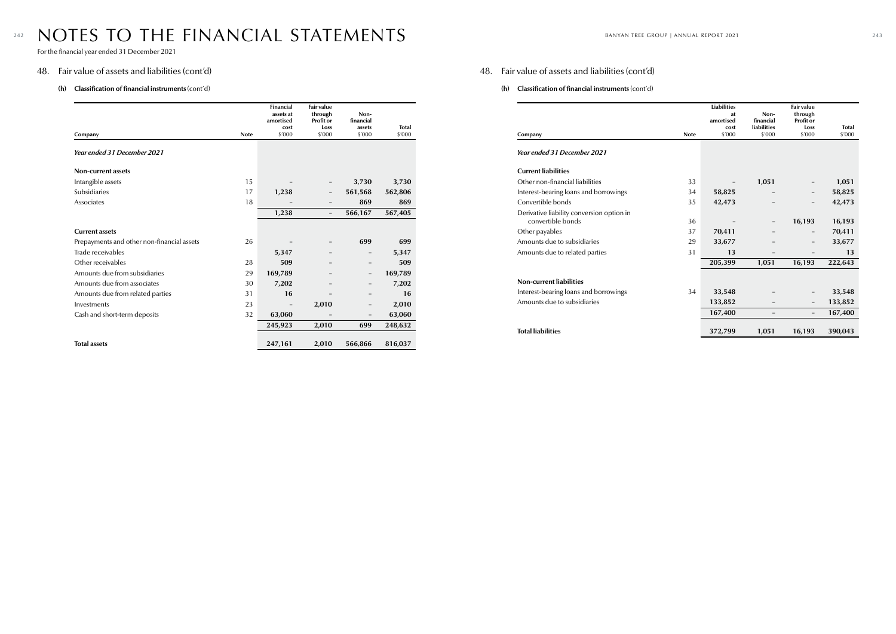# NOTES TO THE FINANCIAL STATEMENTS

For the financial year ended 31 December 2021

## 48. Fair value of assets and liabilities (cont'd)

### (h) Classification of financial instruments (cont'd)

| Company | Note | Financial assets at amortised cost $'000 | Fair value through Profit or Loss $'000 | Non-financial assets $'000 | Total $'000 |
|---|---|---|---|---|---|
| ***Year ended 31 December 2021*** | | | | | |
| **Non-current assets** | | | | | |
| Intangible assets | 15 | – | – | **3,730** | **3,730** |
| Subsidiaries | 17 | **1,238** | – | **561,568** | **562,806** |
| Associates | 18 | – | – | **869** | **869** |
| | | **1,238** | – | **566,167** | **567,405** |
| **Current assets** | | | | | |
| Prepayments and other non-financial assets | 26 | – | – | **699** | **699** |
| Trade receivables | | **5,347** | – | – | **5,347** |
| Other receivables | 28 | **509** | – | – | **509** |
| Amounts due from subsidiaries | 29 | **169,789** | – | – | **169,789** |
| Amounts due from associates | 30 | **7,202** | – | – | **7,202** |
| Amounts due from related parties | 31 | **16** | – | – | **16** |
| Investments | 23 | – | **2,010** | – | **2,010** |
| Cash and short-term deposits | 32 | **63,060** | – | – | **63,060** |
| | | **245,923** | **2,010** | **699** | **248,632** |
| **Total assets** | | **247,161** | **2,010** | **566,866** | **816,037** |

## 48. Fair value of assets and liabilities (cont'd)

### (h) Classification of financial instruments (cont'd)

| Company | Note | Liabilities at amortised cost $'000 | Non-financial liabilities $'000 | Fair value through Profit or Loss $'000 | Total $'000 |
|---|---|---|---|---|---|
| ***Year ended 31 December 2021*** | | | | | |
| **Current liabilities** | | | | | |
| Other non-financial liabilities | 33 | – | **1,051** | – | **1,051** |
| Interest-bearing loans and borrowings | 34 | **58,825** | – | – | **58,825** |
| Convertible bonds | 35 | **42,473** | – | – | **42,473** |
| Derivative liability conversion option in convertible bonds | 36 | – | – | **16,193** | **16,193** |
| Other payables | 37 | **70,411** | – | – | **70,411** |
| Amounts due to subsidiaries | 29 | **33,677** | – | – | **33,677** |
| Amounts due to related parties | 31 | **13** | – | – | **13** |
| | | **205,399** | **1,051** | **16,193** | **222,643** |
| **Non-current liabilities** | | | | | |
| Interest-bearing loans and borrowings | 34 | **33,548** | – | – | **33,548** |
| Amounts due to subsidiaries | | **133,852** | – | – | **133,852** |
| | | **167,400** | – | – | **167,400** |
| **Total liabilities** | | **372,799** | **1,051** | **16,193** | **390,043** |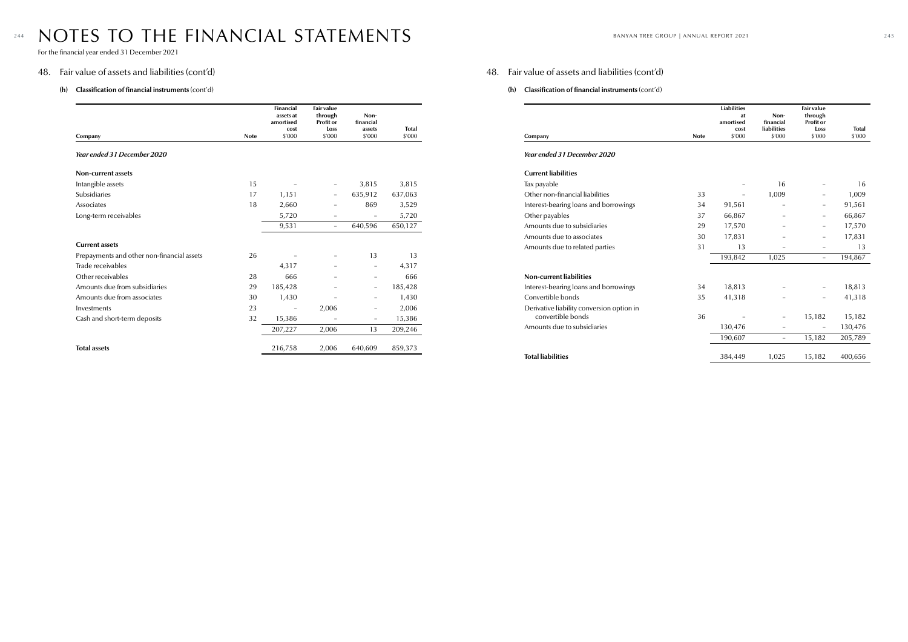# NOTES TO THE FINANCIAL STATEMENTS

For the financial year ended 31 December 2021

## 48. Fair value of assets and liabilities (cont'd)

### (h) Classification of financial instruments (cont'd)

| Company | Note | Financial assets at amortised cost $'000 | Fair value through Profit or Loss $'000 | Non-financial assets $'000 | Total $'000 |
|---|---|---|---|---|---|
| ***Year ended 31 December 2020*** | | | | | |
| **Non-current assets** | | | | | |
| Intangible assets | 15 | – | – | 3,815 | 3,815 |
| Subsidiaries | 17 | 1,151 | – | 635,912 | 637,063 |
| Associates | 18 | 2,660 | – | 869 | 3,529 |
| Long-term receivables | | 5,720 | – | – | 5,720 |
| | | 9,531 | – | 640,596 | 650,127 |
| **Current assets** | | | | | |
| Prepayments and other non-financial assets | 26 | – | – | 13 | 13 |
| Trade receivables | | 4,317 | – | – | 4,317 |
| Other receivables | 28 | 666 | – | – | 666 |
| Amounts due from subsidiaries | 29 | 185,428 | – | – | 185,428 |
| Amounts due from associates | 30 | 1,430 | – | – | 1,430 |
| Investments | 23 | – | 2,006 | – | 2,006 |
| Cash and short-term deposits | 32 | 15,386 | – | – | 15,386 |
| | | 207,227 | 2,006 | 13 | 209,246 |
| **Total assets** | | 216,758 | 2,006 | 640,609 | 859,373 |

## 48. Fair value of assets and liabilities (cont'd)

### (h) Classification of financial instruments (cont'd)

| Company | Note | Liabilities at amortised cost $'000 | Non-financial liabilities $'000 | Fair value through Profit or Loss $'000 | Total $'000 |
|---|---|---|---|---|---|
| ***Year ended 31 December 2020*** | | | | | |
| **Current liabilities** | | | | | |
| Tax payable | | – | 16 | – | 16 |
| Other non-financial liabilities | 33 | – | 1,009 | – | 1,009 |
| Interest-bearing loans and borrowings | 34 | 91,561 | – | – | 91,561 |
| Other payables | 37 | 66,867 | – | – | 66,867 |
| Amounts due to subsidiaries | 29 | 17,570 | – | – | 17,570 |
| Amounts due to associates | 30 | 17,831 | – | – | 17,831 |
| Amounts due to related parties | 31 | 13 | – | – | 13 |
| | | 193,842 | 1,025 | – | 194,867 |
| **Non-current liabilities** | | | | | |
| Interest-bearing loans and borrowings | 34 | 18,813 | – | – | 18,813 |
| Convertible bonds | 35 | 41,318 | – | – | 41,318 |
| Derivative liability conversion option in convertible bonds | 36 | – | – | 15,182 | 15,182 |
| Amounts due to subsidiaries | | 130,476 | – | – | 130,476 |
| | | 190,607 | – | 15,182 | 205,789 |
| **Total liabilities** | | 384,449 | 1,025 | 15,182 | 400,656 |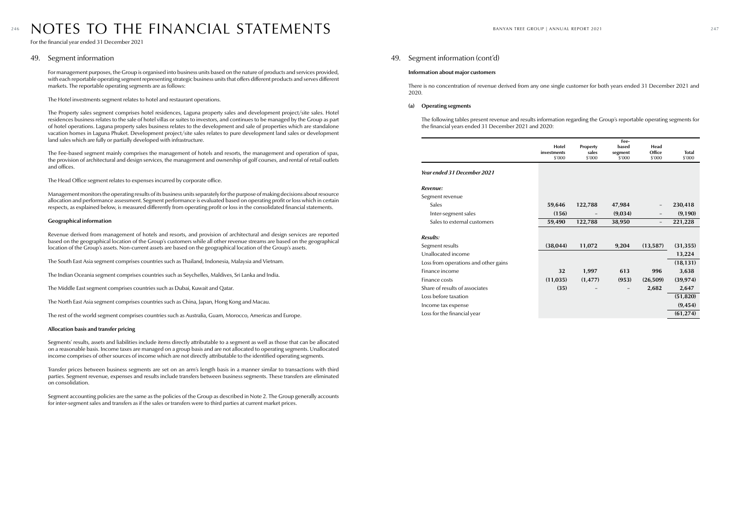# NOTES TO THE FINANCIAL STATEMENTS

For the financial year ended 31 December 2021

## 49. Segment information

For management purposes, the Group is organised into business units based on the nature of products and services provided, with each reportable operating segment representing strategic business units that offers different products and serves different markets. The reportable operating segments are as follows:

The Hotel investments segment relates to hotel and restaurant operations.

The Property sales segment comprises hotel residences, Laguna property sales and development project/site sales. Hotel residences business relates to the sale of hotel villas or suites to investors, and continues to be managed by the Group as part of hotel operations. Laguna property sales business relates to the development and sale of properties which are standalone vacation homes in Laguna Phuket. Development project/site sales relates to pure development land sales or development land sales which are fully or partially developed with infrastructure.

The Fee-based segment mainly comprises the management of hotels and resorts, the management and operation of spas, the provision of architectural and design services, the management and ownership of golf courses, and rental of retail outlets and offices.

The Head Office segment relates to expenses incurred by corporate office.

Management monitors the operating results of its business units separately for the purpose of making decisions about resource allocation and performance assessment. Segment performance is evaluated based on operating profit or loss which in certain respects, as explained below, is measured differently from operating profit or loss in the consolidated financial statements.

**Geographical information**

Revenue derived from management of hotels and resorts, and provision of architectural and design services are reported based on the geographical location of the Group's customers while all other revenue streams are based on the geographical location of the Group's assets. Non-current assets are based on the geographical location of the Group's assets.

The South East Asia segment comprises countries such as Thailand, Indonesia, Malaysia and Vietnam.

The Indian Oceania segment comprises countries such as Seychelles, Maldives, Sri Lanka and India.

The Middle East segment comprises countries such as Dubai, Kuwait and Qatar.

The North East Asia segment comprises countries such as China, Japan, Hong Kong and Macau.

The rest of the world segment comprises countries such as Australia, Guam, Morocco, Americas and Europe.

**Allocation basis and transfer pricing**

Segments' results, assets and liabilities include items directly attributable to a segment as well as those that can be allocated on a reasonable basis. Income taxes are managed on a group basis and are not allocated to operating segments. Unallocated income comprises of other sources of income which are not directly attributable to the identified operating segments.

Transfer prices between business segments are set on an arm's length basis in a manner similar to transactions with third parties. Segment revenue, expenses and results include transfers between business segments. These transfers are eliminated on consolidation.

Segment accounting policies are the same as the policies of the Group as described in Note 2. The Group generally accounts for inter-segment sales and transfers as if the sales or transfers were to third parties at current market prices.

## 49. Segment information (cont'd)

**Information about major customers**

There is no concentration of revenue derived from any one single customer for both years ended 31 December 2021 and 2020.

**(a) Operating segments**

The following tables present revenue and results information regarding the Group's reportable operating segments for the financial years ended 31 December 2021 and 2020:

| | Hotel investments $'000 | Property sales $'000 | Fee-based segment $'000 | Head Office $'000 | Total $'000 |
|---|---|---|---|---|---|
| ***Year ended 31 December 2021*** | | | | | |
| ***Revenue:*** | | | | | |
| Segment revenue | | | | | |
| Sales | **59,646** | **122,788** | **47,984** | – | **230,418** |
| Inter-segment sales | **(156)** | – | **(9,034)** | – | **(9,190)** |
| Sales to external customers | **59,490** | **122,788** | **38,950** | – | **221,228** |
| ***Results:*** | | | | | |
| Segment results | **(38,044)** | **11,072** | **9,204** | **(13,587)** | **(31,355)** |
| Unallocated income | | | | | **13,224** |
| Loss from operations and other gains | | | | | **(18,131)** |
| Finance income | **32** | **1,997** | **613** | **996** | **3,638** |
| Finance costs | **(11,035)** | **(1,477)** | **(953)** | **(26,509)** | **(39,974)** |
| Share of results of associates | **(35)** | – | – | **2,682** | **2,647** |
| Loss before taxation | | | | | **(51,820)** |
| Income tax expense | | | | | **(9,454)** |
| Loss for the financial year | | | | | **(61,274)** |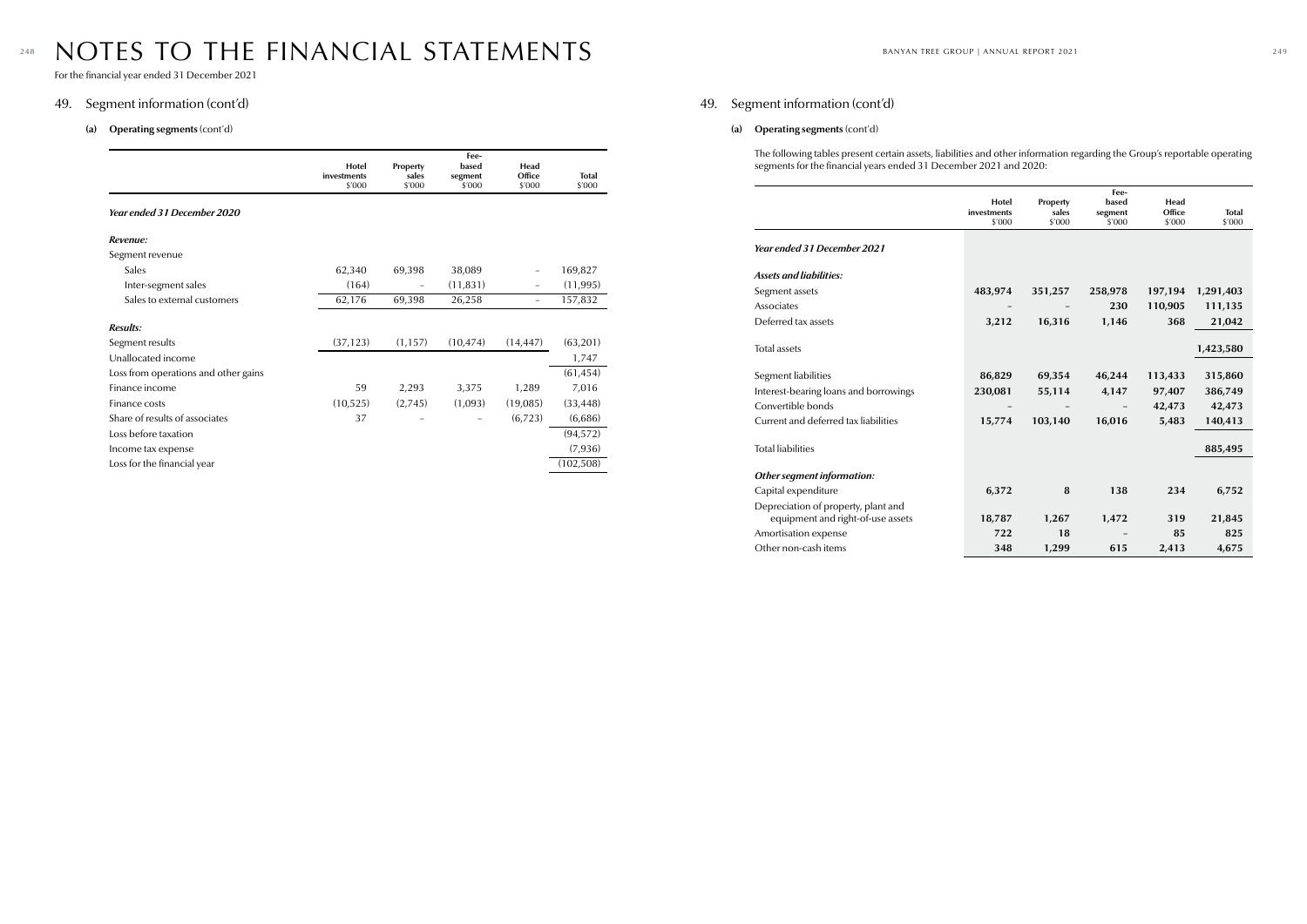# NOTES TO THE FINANCIAL STATEMENTS

For the financial year ended 31 December 2021

## 49. Segment information (cont'd)

### (a) Operating segments (cont'd)

| | Hotel investments $'000 | Property sales $'000 | Fee-based segment $'000 | Head Office $'000 | Total $'000 |
|---|---|---|---|---|---|
| ***Year ended 31 December 2020*** | | | | | |
| ***Revenue:*** | | | | | |
| Segment revenue | | | | | |
| Sales | 62,340 | 69,398 | 38,089 | – | 169,827 |
| Inter-segment sales | (164) | – | (11,831) | – | (11,995) |
| Sales to external customers | 62,176 | 69,398 | 26,258 | – | 157,832 |
| ***Results:*** | | | | | |
| Segment results | (37,123) | (1,157) | (10,474) | (14,447) | (63,201) |
| Unallocated income | | | | | 1,747 |
| Loss from operations and other gains | | | | | (61,454) |
| Finance income | 59 | 2,293 | 3,375 | 1,289 | 7,016 |
| Finance costs | (10,525) | (2,745) | (1,093) | (19,085) | (33,448) |
| Share of results of associates | 37 | – | – | (6,723) | (6,686) |
| Loss before taxation | | | | | (94,572) |
| Income tax expense | | | | | (7,936) |
| Loss for the financial year | | | | | (102,508) |

## 49. Segment information (cont'd)

### (a) Operating segments (cont'd)

The following tables present certain assets, liabilities and other information regarding the Group's reportable operating segments for the financial years ended 31 December 2021 and 2020:

| | Hotel investments $'000 | Property sales $'000 | Fee-based segment $'000 | Head Office $'000 | Total $'000 |
|---|---|---|---|---|---|
| ***Year ended 31 December 2021*** | | | | | |
| ***Assets and liabilities:*** | | | | | |
| Segment assets | **483,974** | **351,257** | **258,978** | **197,194** | **1,291,403** |
| Associates | – | – | **230** | **110,905** | **111,135** |
| Deferred tax assets | **3,212** | **16,316** | **1,146** | **368** | **21,042** |
| Total assets | | | | | **1,423,580** |
| Segment liabilities | **86,829** | **69,354** | **46,244** | **113,433** | **315,860** |
| Interest-bearing loans and borrowings | **230,081** | **55,114** | **4,147** | **97,407** | **386,749** |
| Convertible bonds | – | – | – | **42,473** | **42,473** |
| Current and deferred tax liabilities | **15,774** | **103,140** | **16,016** | **5,483** | **140,413** |
| Total liabilities | | | | | **885,495** |
| ***Other segment information:*** | | | | | |
| Capital expenditure | **6,372** | **8** | **138** | **234** | **6,752** |
| Depreciation of property, plant and equipment and right-of-use assets | **18,787** | **1,267** | **1,472** | **319** | **21,845** |
| Amortisation expense | **722** | **18** | – | **85** | **825** |
| Other non-cash items | **348** | **1,299** | **615** | **2,413** | **4,675** |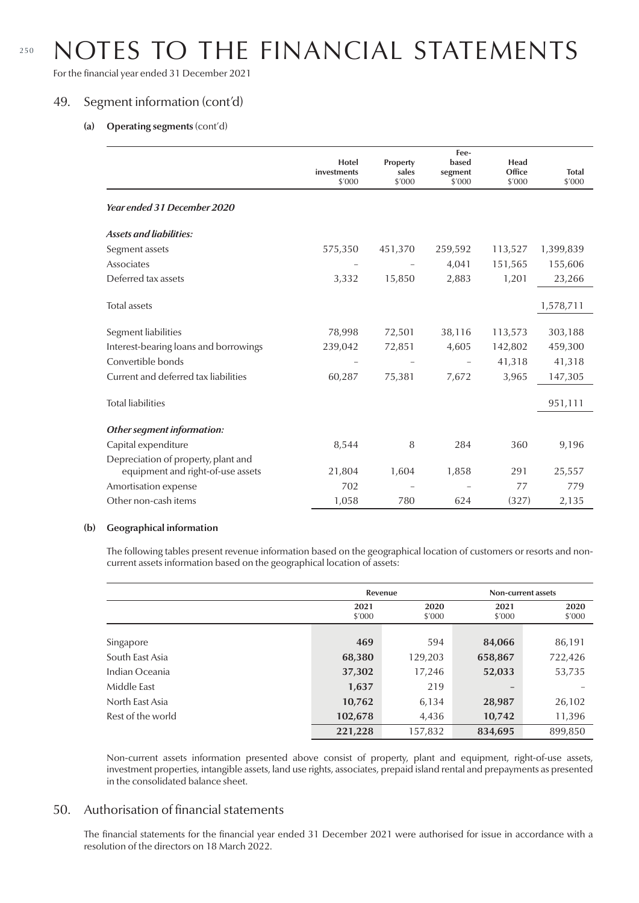# NOTES TO THE FINANCIAL STATEMENTS

For the financial year ended 31 December 2021

## 49. Segment information (cont'd)

### (a) Operating segments (cont'd)

| | Hotel investments $'000 | Property sales $'000 | Fee-based segment $'000 | Head Office $'000 | Total $'000 |
|---|---|---|---|---|---|
| ***Year ended 31 December 2020*** | | | | | |
| ***Assets and liabilities:*** | | | | | |
| Segment assets | 575,350 | 451,370 | 259,592 | 113,527 | 1,399,839 |
| Associates | – | – | 4,041 | 151,565 | 155,606 |
| Deferred tax assets | 3,332 | 15,850 | 2,883 | 1,201 | 23,266 |
| Total assets | | | | | 1,578,711 |
| Segment liabilities | 78,998 | 72,501 | 38,116 | 113,573 | 303,188 |
| Interest-bearing loans and borrowings | 239,042 | 72,851 | 4,605 | 142,802 | 459,300 |
| Convertible bonds | – | – | – | 41,318 | 41,318 |
| Current and deferred tax liabilities | 60,287 | 75,381 | 7,672 | 3,965 | 147,305 |
| Total liabilities | | | | | 951,111 |
| ***Other segment information:*** | | | | | |
| Capital expenditure | 8,544 | 8 | 284 | 360 | 9,196 |
| Depreciation of property, plant and equipment and right-of-use assets | 21,804 | 1,604 | 1,858 | 291 | 25,557 |
| Amortisation expense | 702 | – | – | 77 | 779 |
| Other non-cash items | 1,058 | 780 | 624 | (327) | 2,135 |

### (b) Geographical information

The following tables present revenue information based on the geographical location of customers or resorts and non-current assets information based on the geographical location of assets:

| | Revenue | | Non-current assets | |
|---|---|---|---|---|
| | 2021 $'000 | 2020 $'000 | 2021 $'000 | 2020 $'000 |
| Singapore | **469** | 594 | **84,066** | 86,191 |
| South East Asia | **68,380** | 129,203 | **658,867** | 722,426 |
| Indian Oceania | **37,302** | 17,246 | **52,033** | 53,735 |
| Middle East | **1,637** | 219 | **–** | – |
| North East Asia | **10,762** | 6,134 | **28,987** | 26,102 |
| Rest of the world | **102,678** | 4,436 | **10,742** | 11,396 |
| | **221,228** | 157,832 | **834,695** | 899,850 |

Non-current assets information presented above consist of property, plant and equipment, right-of-use assets, investment properties, intangible assets, land use rights, associates, prepaid island rental and prepayments as presented in the consolidated balance sheet.

## 50. Authorisation of financial statements

The financial statements for the financial year ended 31 December 2021 were authorised for issue in accordance with a resolution of the directors on 18 March 2022.